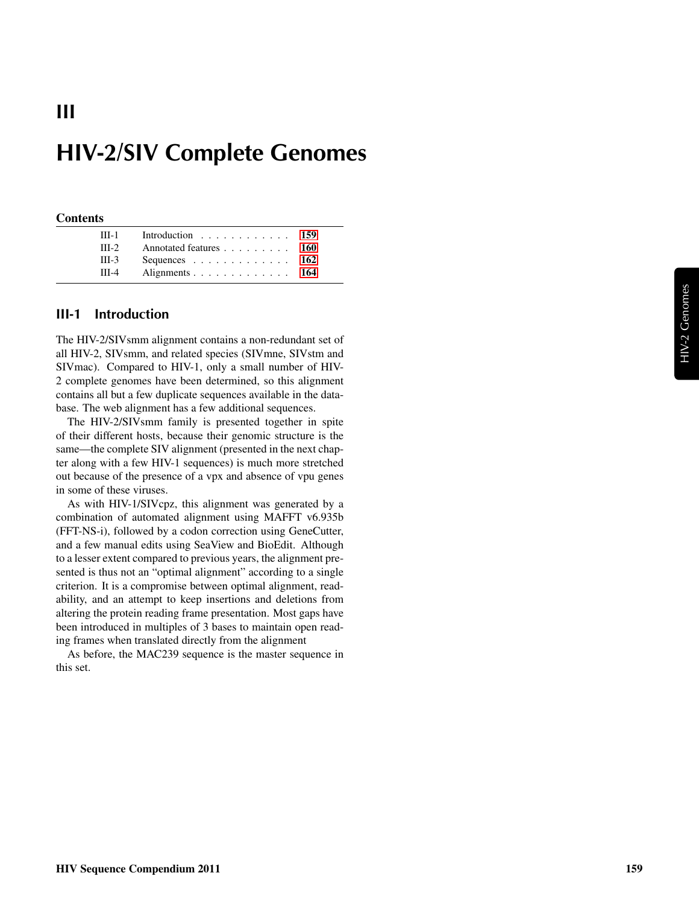# III

# HIV-2/SIV Complete Genomes

**Contents**

| | | |
|---|---|---|
| III-1 | Introduction | 159 |
| III-2 | Annotated features | 160 |
| III-3 | Sequences | 162 |
| III-4 | Alignments | 164 |

## III-1 Introduction

The HIV-2/SIVsmm alignment contains a non-redundant set of all HIV-2, SIVsmm, and related species (SIVmne, SIVstm and SIVmac). Compared to HIV-1, only a small number of HIV-2 complete genomes have been determined, so this alignment contains all but a few duplicate sequences available in the database. The web alignment has a few additional sequences.

The HIV-2/SIVsmm family is presented together in spite of their different hosts, because their genomic structure is the same—the complete SIV alignment (presented in the next chapter along with a few HIV-1 sequences) is much more stretched out because of the presence of a vpx and absence of vpu genes in some of these viruses.

As with HIV-1/SIVcpz, this alignment was generated by a combination of automated alignment using MAFFT v6.935b (FFT-NS-i), followed by a codon correction using GeneCutter, and a few manual edits using SeaView and BioEdit. Although to a lesser extent compared to previous years, the alignment presented is thus not an "optimal alignment" according to a single criterion. It is a compromise between optimal alignment, readability, and an attempt to keep insertions and deletions from altering the protein reading frame presentation. Most gaps have been introduced in multiples of 3 bases to maintain open reading frames when translated directly from the alignment

As before, the MAC239 sequence is the master sequence in this set.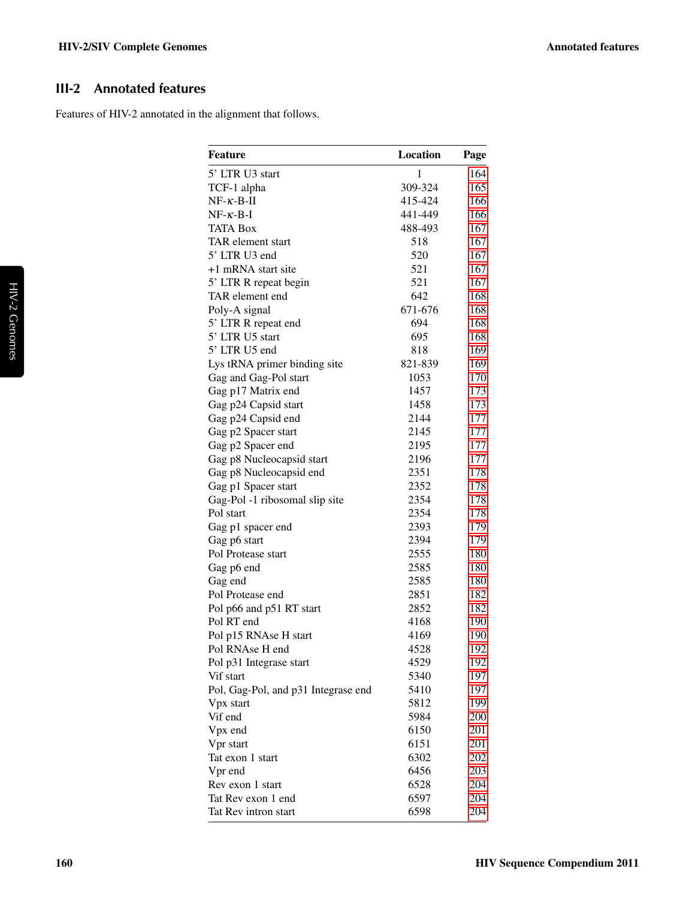## III-2 Annotated features

Features of HIV-2 annotated in the alignment that follows.

| Feature | Location | Page |
|---|---|---|
| 5’ LTR U3 start | 1 | 164 |
| TCF-1 alpha | 309-324 | 165 |
| NF-κ-B-II | 415-424 | 166 |
| NF-κ-B-I | 441-449 | 166 |
| TATA Box | 488-493 | 167 |
| TAR element start | 518 | 167 |
| 5’ LTR U3 end | 520 | 167 |
| +1 mRNA start site | 521 | 167 |
| 5’ LTR R repeat begin | 521 | 167 |
| TAR element end | 642 | 168 |
| Poly-A signal | 671-676 | 168 |
| 5’ LTR R repeat end | 694 | 168 |
| 5’ LTR U5 start | 695 | 168 |
| 5’ LTR U5 end | 818 | 169 |
| Lys tRNA primer binding site | 821-839 | 169 |
| Gag and Gag-Pol start | 1053 | 170 |
| Gag p17 Matrix end | 1457 | 173 |
| Gag p24 Capsid start | 1458 | 173 |
| Gag p24 Capsid end | 2144 | 177 |
| Gag p2 Spacer start | 2145 | 177 |
| Gag p2 Spacer end | 2195 | 177 |
| Gag p8 Nucleocapsid start | 2196 | 177 |
| Gag p8 Nucleocapsid end | 2351 | 178 |
| Gag p1 Spacer start | 2352 | 178 |
| Gag-Pol -1 ribosomal slip site | 2354 | 178 |
| Pol start | 2354 | 178 |
| Gag p1 spacer end | 2393 | 179 |
| Gag p6 start | 2394 | 179 |
| Pol Protease start | 2555 | 180 |
| Gag p6 end | 2585 | 180 |
| Gag end | 2585 | 180 |
| Pol Protease end | 2851 | 182 |
| Pol p66 and p51 RT start | 2852 | 182 |
| Pol RT end | 4168 | 190 |
| Pol p15 RNAse H start | 4169 | 190 |
| Pol RNAse H end | 4528 | 192 |
| Pol p31 Integrase start | 4529 | 192 |
| Vif start | 5340 | 197 |
| Pol, Gag-Pol, and p31 Integrase end | 5410 | 197 |
| Vpx start | 5812 | 199 |
| Vif end | 5984 | 200 |
| Vpx end | 6150 | 201 |
| Vpr start | 6151 | 201 |
| Tat exon 1 start | 6302 | 202 |
| Vpr end | 6456 | 203 |
| Rev exon 1 start | 6528 | 204 |
| Tat Rev exon 1 end | 6597 | 204 |
| Tat Rev intron start | 6598 | 204 |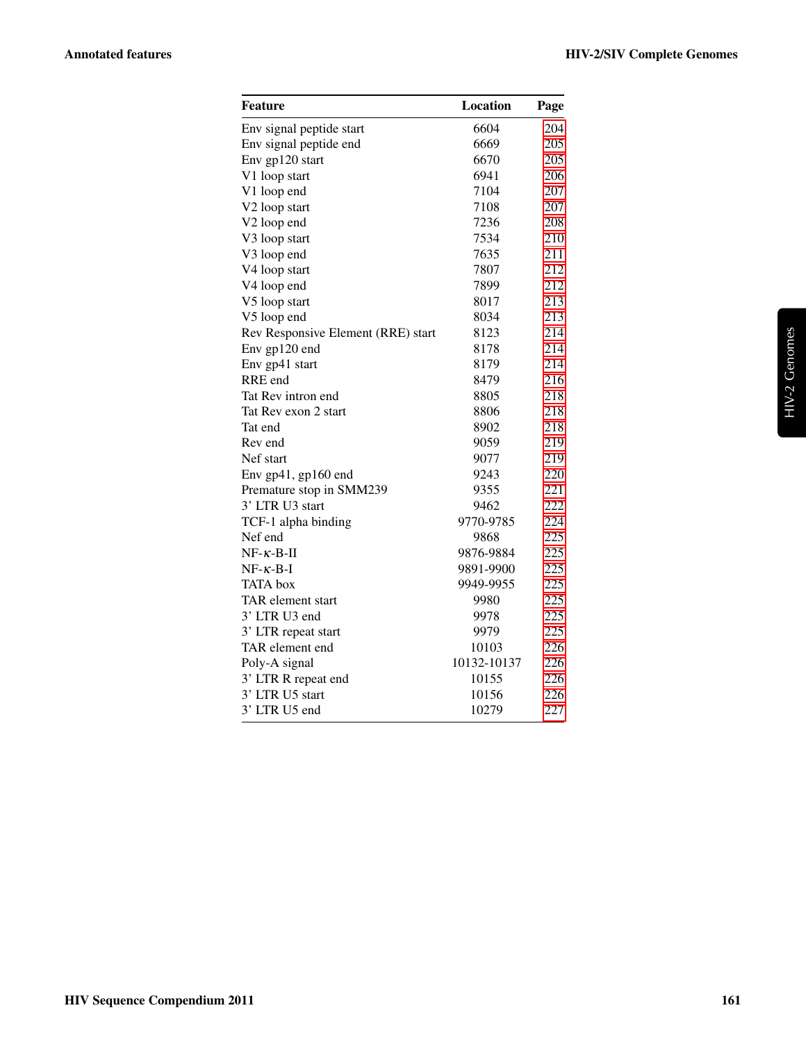| Feature | Location | Page |
|---|---|---|
| Env signal peptide start | 6604 | 204 |
| Env signal peptide end | 6669 | 205 |
| Env gp120 start | 6670 | 205 |
| V1 loop start | 6941 | 206 |
| V1 loop end | 7104 | 207 |
| V2 loop start | 7108 | 207 |
| V2 loop end | 7236 | 208 |
| V3 loop start | 7534 | 210 |
| V3 loop end | 7635 | 211 |
| V4 loop start | 7807 | 212 |
| V4 loop end | 7899 | 212 |
| V5 loop start | 8017 | 213 |
| V5 loop end | 8034 | 213 |
| Rev Responsive Element (RRE) start | 8123 | 214 |
| Env gp120 end | 8178 | 214 |
| Env gp41 start | 8179 | 214 |
| RRE end | 8479 | 216 |
| Tat Rev intron end | 8805 | 218 |
| Tat Rev exon 2 start | 8806 | 218 |
| Tat end | 8902 | 218 |
| Rev end | 9059 | 219 |
| Nef start | 9077 | 219 |
| Env gp41, gp160 end | 9243 | 220 |
| Premature stop in SMM239 | 9355 | 221 |
| 3' LTR U3 start | 9462 | 222 |
| TCF-1 alpha binding | 9770-9785 | 224 |
| Nef end | 9868 | 225 |
| NF-$\kappa$-B-II | 9876-9884 | 225 |
| NF-$\kappa$-B-I | 9891-9900 | 225 |
| TATA box | 9949-9955 | 225 |
| TAR element start | 9980 | 225 |
| 3' LTR U3 end | 9978 | 225 |
| 3' LTR repeat start | 9979 | 225 |
| TAR element end | 10103 | 226 |
| Poly-A signal | 10132-10137 | 226 |
| 3' LTR R repeat end | 10155 | 226 |
| 3' LTR U5 start | 10156 | 226 |
| 3' LTR U5 end | 10279 | 227 |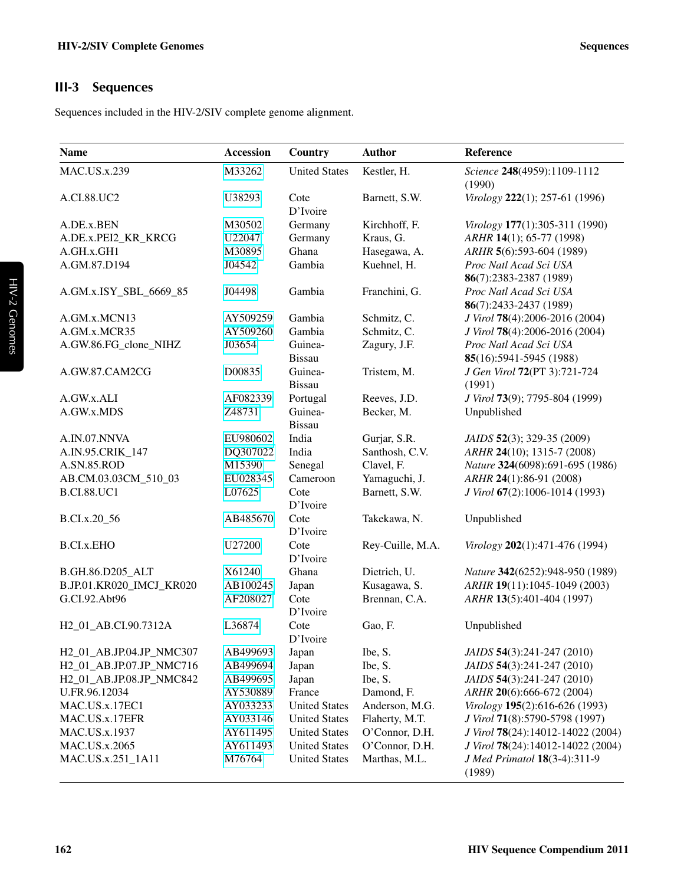## III-3 Sequences

Sequences included in the HIV-2/SIV complete genome alignment.

| Name | Accession | Country | Author | Reference |
|---|---|---|---|---|
| MAC.US.x.239 | M33262 | United States | Kestler, H. | *Science* **248**(4959):1109-1112 (1990) |
| A.CI.88.UC2 | U38293 | Cote D'Ivoire | Barnett, S.W. | *Virology* **222**(1); 257-61 (1996) |
| A.DE.x.BEN | M30502 | Germany | Kirchhoff, F. | *Virology* **177**(1):305-311 (1990) |
| A.DE.x.PEI2_KR_KRCG | U22047 | Germany | Kraus, G. | *ARHR* **14**(1); 65-77 (1998) |
| A.GH.x.GH1 | M30895 | Ghana | Hasegawa, A. | *ARHR* **5**(6):593-604 (1989) |
| A.GM.87.D194 | J04542 | Gambia | Kuehnel, H. | *Proc Natl Acad Sci USA* **86**(7):2383-2387 (1989) |
| A.GM.x.ISY_SBL_6669_85 | J04498 | Gambia | Franchini, G. | *Proc Natl Acad Sci USA* **86**(7):2433-2437 (1989) |
| A.GM.x.MCN13 | AY509259 | Gambia | Schmitz, C. | *J Virol* **78**(4):2006-2016 (2004) |
| A.GM.x.MCR35 | AY509260 | Gambia | Schmitz, C. | *J Virol* **78**(4):2006-2016 (2004) |
| A.GW.86.FG_clone_NIHZ | J03654 | Guinea-Bissau | Zagury, J.F. | *Proc Natl Acad Sci USA* **85**(16):5941-5945 (1988) |
| A.GW.87.CAM2CG | D00835 | Guinea-Bissau | Tristem, M. | *J Gen Virol* **72**(PT 3):721-724 (1991) |
| A.GW.x.ALI | AF082339 | Portugal | Reeves, J.D. | *J Virol* **73**(9); 7795-804 (1999) |
| A.GW.x.MDS | Z48731 | Guinea-Bissau | Becker, M. | Unpublished |
| A.IN.07.NNVA | EU980602 | India | Gurjar, S.R. | *JAIDS* **52**(3); 329-35 (2009) |
| A.IN.95.CRIK_147 | DQ307022 | India | Santhosh, C.V. | *ARHR* **24**(10); 1315-7 (2008) |
| A.SN.85.ROD | M15390 | Senegal | Clavel, F. | *Nature* **324**(6098):691-695 (1986) |
| AB.CM.03.03CM_510_03 | EU028345 | Cameroon | Yamaguchi, J. | *ARHR* **24**(1):86-91 (2008) |
| B.CI.88.UC1 | L07625 | Cote D'Ivoire | Barnett, S.W. | *J Virol* **67**(2):1006-1014 (1993) |
| B.CI.x.20_56 | AB485670 | Cote D'Ivoire | Takekawa, N. | Unpublished |
| B.CI.x.EHO | U27200 | Cote D'Ivoire | Rey-Cuille, M.A. | *Virology* **202**(1):471-476 (1994) |
| B.GH.86.D205_ALT | X61240 | Ghana | Dietrich, U. | *Nature* **342**(6252):948-950 (1989) |
| B.JP.01.KR020_IMCJ_KR020 | AB100245 | Japan | Kusagawa, S. | *ARHR* **19**(11):1045-1049 (2003) |
| G.CI.92.Abt96 | AF208027 | Cote D'Ivoire | Brennan, C.A. | *ARHR* **13**(5):401-404 (1997) |
| H2_01_AB.CI.90.7312A | L36874 | Cote D'Ivoire | Gao, F. | Unpublished |
| H2_01_AB.JP.04.JP_NMC307 | AB499693 | Japan | Ibe, S. | *JAIDS* **54**(3):241-247 (2010) |
| H2_01_AB.JP.07.JP_NMC716 | AB499694 | Japan | Ibe, S. | *JAIDS* **54**(3):241-247 (2010) |
| H2_01_AB.JP.08.JP_NMC842 | AB499695 | Japan | Ibe, S. | *JAIDS* **54**(3):241-247 (2010) |
| U.FR.96.12034 | AY530889 | France | Damond, F. | *ARHR* **20**(6):666-672 (2004) |
| MAC.US.x.17EC1 | AY033233 | United States | Anderson, M.G. | *Virology* **195**(2):616-626 (1993) |
| MAC.US.x.17EFR | AY033146 | United States | Flaherty, M.T. | *J Virol* **71**(8):5790-5798 (1997) |
| MAC.US.x.1937 | AY611495 | United States | O'Connor, D.H. | *J Virol* **78**(24):14012-14022 (2004) |
| MAC.US.x.2065 | AY611493 | United States | O'Connor, D.H. | *J Virol* **78**(24):14012-14022 (2004) |
| MAC.US.x.251_1A11 | M76764 | United States | Marthas, M.L. | *J Med Primatol* **18**(3-4):311-9 (1989) |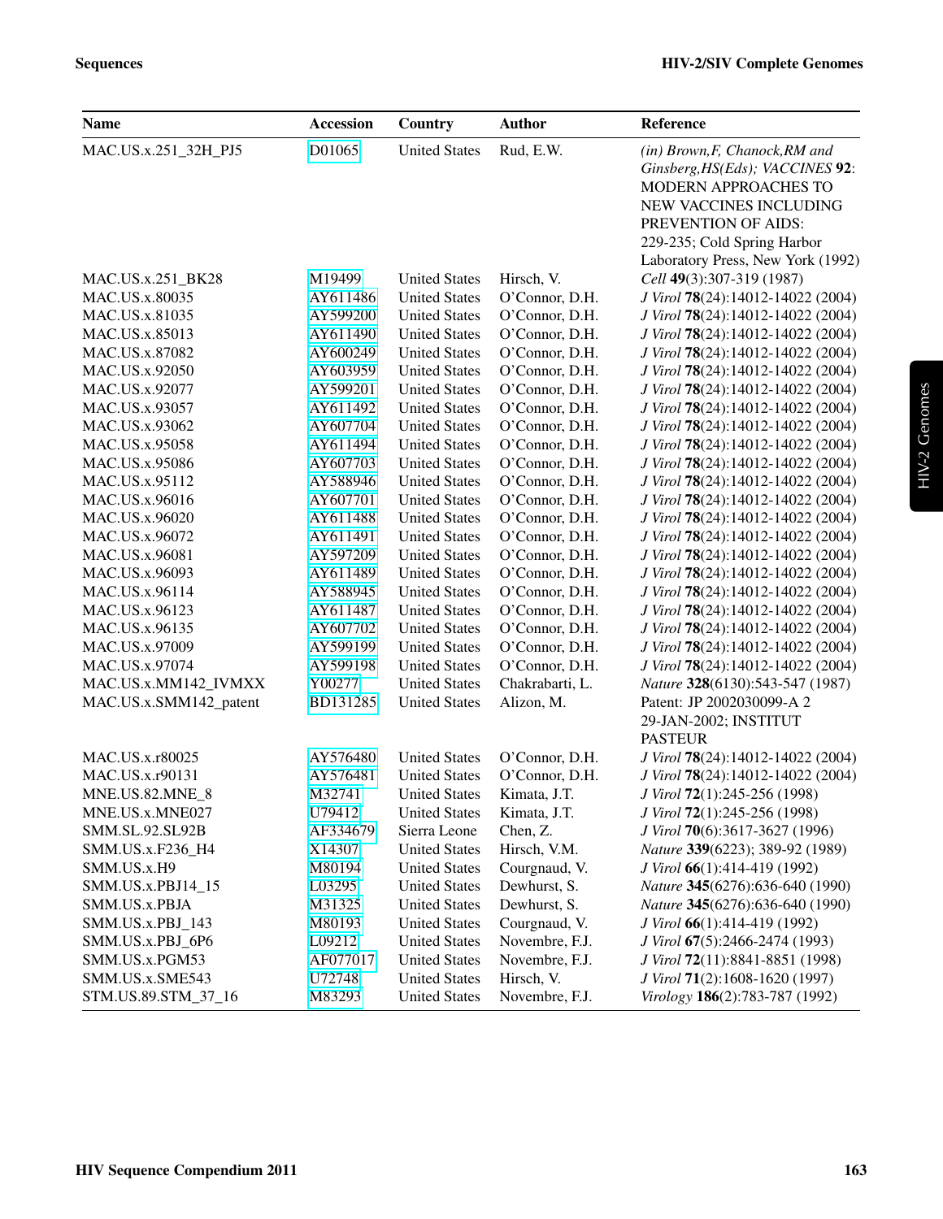| Name | Accession | Country | Author | Reference |
|---|---|---|---|---|
| MAC.US.x.251_32H_PJ5 | D01065 | United States | Rud, E.W. | *(in) Brown,F, Chanock,RM and Ginsberg,HS(Eds); VACCINES* **92**: MODERN APPROACHES TO NEW VACCINES INCLUDING PREVENTION OF AIDS: 229-235; Cold Spring Harbor Laboratory Press, New York (1992) |
| MAC.US.x.251_BK28 | M19499 | United States | Hirsch, V. | *Cell* **49**(3):307-319 (1987) |
| MAC.US.x.80035 | AY611486 | United States | O'Connor, D.H. | *J Virol* **78**(24):14012-14022 (2004) |
| MAC.US.x.81035 | AY599200 | United States | O'Connor, D.H. | *J Virol* **78**(24):14012-14022 (2004) |
| MAC.US.x.85013 | AY611490 | United States | O'Connor, D.H. | *J Virol* **78**(24):14012-14022 (2004) |
| MAC.US.x.87082 | AY600249 | United States | O'Connor, D.H. | *J Virol* **78**(24):14012-14022 (2004) |
| MAC.US.x.92050 | AY603959 | United States | O'Connor, D.H. | *J Virol* **78**(24):14012-14022 (2004) |
| MAC.US.x.92077 | AY599201 | United States | O'Connor, D.H. | *J Virol* **78**(24):14012-14022 (2004) |
| MAC.US.x.93057 | AY611492 | United States | O'Connor, D.H. | *J Virol* **78**(24):14012-14022 (2004) |
| MAC.US.x.93062 | AY607704 | United States | O'Connor, D.H. | *J Virol* **78**(24):14012-14022 (2004) |
| MAC.US.x.95058 | AY611494 | United States | O'Connor, D.H. | *J Virol* **78**(24):14012-14022 (2004) |
| MAC.US.x.95086 | AY607703 | United States | O'Connor, D.H. | *J Virol* **78**(24):14012-14022 (2004) |
| MAC.US.x.95112 | AY588946 | United States | O'Connor, D.H. | *J Virol* **78**(24):14012-14022 (2004) |
| MAC.US.x.96016 | AY607701 | United States | O'Connor, D.H. | *J Virol* **78**(24):14012-14022 (2004) |
| MAC.US.x.96020 | AY611488 | United States | O'Connor, D.H. | *J Virol* **78**(24):14012-14022 (2004) |
| MAC.US.x.96072 | AY611491 | United States | O'Connor, D.H. | *J Virol* **78**(24):14012-14022 (2004) |
| MAC.US.x.96081 | AY597209 | United States | O'Connor, D.H. | *J Virol* **78**(24):14012-14022 (2004) |
| MAC.US.x.96093 | AY611489 | United States | O'Connor, D.H. | *J Virol* **78**(24):14012-14022 (2004) |
| MAC.US.x.96114 | AY588945 | United States | O'Connor, D.H. | *J Virol* **78**(24):14012-14022 (2004) |
| MAC.US.x.96123 | AY611487 | United States | O'Connor, D.H. | *J Virol* **78**(24):14012-14022 (2004) |
| MAC.US.x.96135 | AY607702 | United States | O'Connor, D.H. | *J Virol* **78**(24):14012-14022 (2004) |
| MAC.US.x.97009 | AY599199 | United States | O'Connor, D.H. | *J Virol* **78**(24):14012-14022 (2004) |
| MAC.US.x.97074 | AY599198 | United States | O'Connor, D.H. | *J Virol* **78**(24):14012-14022 (2004) |
| MAC.US.x.MM142_IVMXX | Y00277 | United States | Chakrabarti, L. | *Nature* **328**(6130):543-547 (1987) |
| MAC.US.x.SMM142_patent | BD131285 | United States | Alizon, M. | Patent: JP 2002030099-A 2 29-JAN-2002; INSTITUT PASTEUR |
| MAC.US.x.r80025 | AY576480 | United States | O'Connor, D.H. | *J Virol* **78**(24):14012-14022 (2004) |
| MAC.US.x.r90131 | AY576481 | United States | O'Connor, D.H. | *J Virol* **78**(24):14012-14022 (2004) |
| MNE.US.82.MNE_8 | M32741 | United States | Kimata, J.T. | *J Virol* **72**(1):245-256 (1998) |
| MNE.US.x.MNE027 | U79412 | United States | Kimata, J.T. | *J Virol* **72**(1):245-256 (1998) |
| SMM.SL.92.SL92B | AF334679 | Sierra Leone | Chen, Z. | *J Virol* **70**(6):3617-3627 (1996) |
| SMM.US.x.F236_H4 | X14307 | United States | Hirsch, V.M. | *Nature* **339**(6223); 389-92 (1989) |
| SMM.US.x.H9 | M80194 | United States | Courgnaud, V. | *J Virol* **66**(1):414-419 (1992) |
| SMM.US.x.PBJ14_15 | L03295 | United States | Dewhurst, S. | *Nature* **345**(6276):636-640 (1990) |
| SMM.US.x.PBJA | M31325 | United States | Dewhurst, S. | *Nature* **345**(6276):636-640 (1990) |
| SMM.US.x.PBJ_143 | M80193 | United States | Courgnaud, V. | *J Virol* **66**(1):414-419 (1992) |
| SMM.US.x.PBJ_6P6 | L09212 | United States | Novembre, F.J. | *J Virol* **67**(5):2466-2474 (1993) |
| SMM.US.x.PGM53 | AF077017 | United States | Novembre, F.J. | *J Virol* **72**(11):8841-8851 (1998) |
| SMM.US.x.SME543 | U72748 | United States | Hirsch, V. | *J Virol* **71**(2):1608-1620 (1997) |
| STM.US.89.STM_37_16 | M83293 | United States | Novembre, F.J. | *Virology* **186**(2):783-787 (1992) |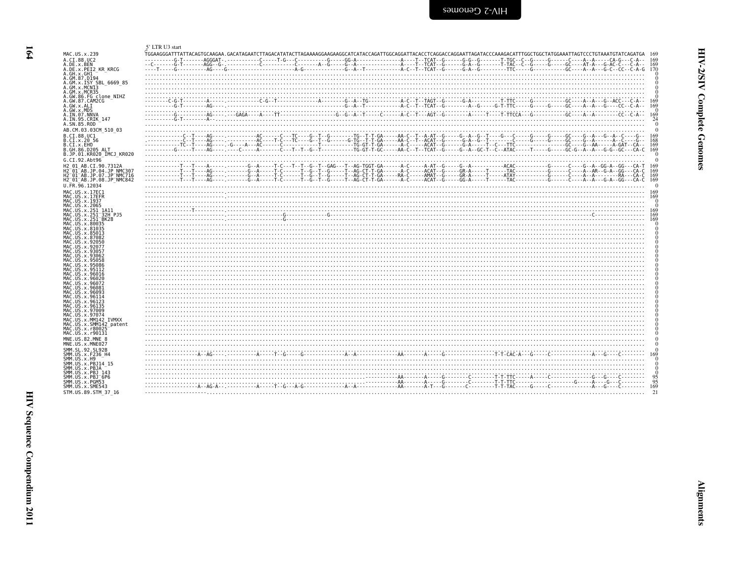5' LTR U3 start

```
MAC.US.x.239              TGGAAGGGATTTATTACAGTGCAAGAA.GACATAGAATCTTAGACATATACTTAGAAAAGGAAGAAGGCATCATACCAGATTGGCAGGATTACACCTCAGGACCAGGAATTAGATACCCAAAGACATTTGGCTGGCTATGGAAATTAGTCCCTGTAAATGTATCAGATGA 169
A.CI.88.UC2               ----------G-T-------AGGGAT-.-----------C-----T-G---C---------G-----GG-A---------------A----T--TCAT--G------G-G--G-------T-TGC--C--G------G------C----A--A-----CA-G---C-A-- 169
A.DE.x.BEN                --C-------G-T-------AGG--G-.-----------C-----------C-------A--G-----G--A---------------A----T--TCAT--G------G-A--G-------T-TAC--C--G------G-----GC----AT-A---G-AC-C---C-A-- 169
A.DE.x.PEI2_KR_KRCG       ----T-----G----------AG---G--------------------A-G-------------G--A--T-----------A-C--T--TCAT--G------G-A--G---------TTC-----G----------GC----A--A---G-C--CC--C-A-G 170
A.GH.x.GH1                ........................................................................................................................................................................ 0
A.GM.87.D194              ........................................................................................................................................................................ 0
A.GM.x.ISY_SBL_6669_85    ........................................................................................................................................................................ 0
A.GM.x.MCN13              ........................................................................................................................................................................ 0
A.GM.x.MCR35              ........................................................................................................................................................................ 0
A.GW.86.FG_clone_NIHZ     ........................................................................................................................................................................ 0
A.GW.87.CAM2CG            --------C-G-T-------A----.----------C-G--T-----------A---------G--A--TG-----------A-C--T--TAGT--G------G-A---------T-TTC-----G-----------GC----A--A---G--ACC---C-A-- 169
A.GW.x.ALI                ----------G-T--------AG---.------------------------------------G--A--T-----------A-C--T--TCAT--G--------A--G-----G-T-TTC-----G-----G-----GC----A--A---G----CC--C-A-- 169
A.GW.x.MDS                ........................................................................................................................................................................ 0
A.IN.07.NNVA              ----------G----------AG---.---GAGA----A----TT-----------------G--G--A--T-----C-----A-C--T---AGT--G--------A-----T----T-TTCCA---G-----------GC----A--A---------CC--C-A-- 169
A.IN.95.CRIK_147          ----------G-T--------A--................................................................................................................................... 24
A.SN.85.ROD               ........................................................................................................................................................................ 0
AB.CM.03.03CM_510_03      ........................................................................................................................................................................ 0
B.CI.88.UC1               ------------C--T----AG----.----------AC------C---TC----G--T--G--------TG--T-T-GA-----AA-C--T--A-AT--G------G--A--G--T----G----C------G------G------GC----G--A---G--A--C----G-- 169
B.CI.x.20_56              .-----------C--T----AG----.----------AC-----T-C---TC----G--T--G------G-TG--T-T-GA-----AA-C--T--ACAT--G------G-A--G--T-------C------G------G------GC----G--A-------A--C----G-- 168
B.CI.x.EHO                ------------TC--T----AG---.-G-----A---AC------C-----------T--------TG-GT-T-GA-------A-C-----ACAT--G------G-A-----T---C--TTC-----------------GC----G--AA-----A-GAT--CA-- 169
B.GH.86.D205_ALT          ----------G-----T----AG---.-----C-----A-------C---T--T--G--T----------TG-GT-T-GC------AA-C--T--TCAT--G------G--A--GC-T--C--ATAC-----T-----G------GC-G--A--A---G-G--GC--CA-C 169
B.JP.01.KR020_IMCJ_KR020  ........................................................................................................................................................................ 0
G.CI.92.Abt96             ........................................................................................................................................................................ 0
H2_01_AB.CI.90.7312A      -----------T---T----A-----.-------G--A-----T-C---T--T--G--T--GAG---T--AG-TGGT-GA------A-C------A-AT--G------G--A-----------ACAC-----------G------C----G--A--GG-A--GG---CA-T 169
H2_01_AB.JP.04.JP_NMC307  -----------T---T----AG----.-------G--A-----T-C------T--G--T--G-----T--AG-CT-T-GA------A-C-----ACAT--G------GR-A------T------TAC-----------G------C----A--AR--G-A--GG---CA-C 169
H2_01_AB.JP.07.JP_NMC716  -----------T---T----AG----.-------G--A-----T-C------T--G--T--G-----T--AG-CT-T-GA-----RA-C-----AMAT--G------GR-A------T------ATAY----------G------C----A--A---------RA---CA-C 169
H2_01_AB.JP.08.JP_NMC842  -----------T---T----AG----.-------G--A-----T-C------T--G--T--G-----T--AG-CT-T-GA------A-C-----ACAT--G------GG-A------T------TAC-----------G------C----A--A---G-A--GG---CA-C 169
U.FR.96.12034             ........................................................................................................................................................................ 0
MAC.US.x.17EC1            --------------------------.-------------------------------------------------------------------------------------------------------------------------------------------------- 169
MAC.US.x.17EFR            --------------------------.-------------------------------------------------------------------------------------------------------------------------------------------------- 169
MAC.US.x.1937             ........................................................................................................................................................................ 0
MAC.US.x.2065             ........................................................................................................................................................................ 0
MAC.US.x.251_1A11         ---------------T----------.-------------------------------------------------------------------------------------------------------------------------------------------------- 169
MAC.US.x.251_32H_PJ5      --------------------------.------------------G-------------G--------------------------------------------------------------------------------------------C-------------------- 169
MAC.US.x.251_BK28         --------------------------.------------------G------------------------------------------------------------------------------------------------------------------------------ 169
MAC.US.x.80035            ........................................................................................................................................................................ 0
MAC.US.x.81035            ........................................................................................................................................................................ 0
MAC.US.x.85013            ........................................................................................................................................................................ 0
MAC.US.x.87082            ........................................................................................................................................................................ 0
MAC.US.x.92050            ........................................................................................................................................................................ 0
MAC.US.x.92077            ........................................................................................................................................................................ 0
MAC.US.x.93057            ........................................................................................................................................................................ 0
MAC.US.x.93062            ........................................................................................................................................................................ 0
MAC.US.x.95058            ........................................................................................................................................................................ 0
MAC.US.x.95086            ........................................................................................................................................................................ 0
MAC.US.x.95112            ........................................................................................................................................................................ 0
MAC.US.x.96016            ........................................................................................................................................................................ 0
MAC.US.x.96020            ........................................................................................................................................................................ 0
MAC.US.x.96072            ........................................................................................................................................................................ 0
MAC.US.x.96081            ........................................................................................................................................................................ 0
MAC.US.x.96093            ........................................................................................................................................................................ 0
MAC.US.x.96114            ........................................................................................................................................................................ 0
MAC.US.x.96123            ........................................................................................................................................................................ 0
MAC.US.x.96135            ........................................................................................................................................................................ 0
MAC.US.x.97009            ........................................................................................................................................................................ 0
MAC.US.x.97074            ........................................................................................................................................................................ 0
MAC.US.x.MM142_IVMXX      ........................................................................................................................................................................ 0
MAC.US.x.SMM142_patent    ........................................................................................................................................................................ 0
MAC.US.x.r80025           ........................................................................................................................................................................ 0
MAC.US.x.r90131           ........................................................................................................................................................................ 0
MNE.US.82.MNE_8           ........................................................................................................................................................................ 0
MNE.US.x.MNE027           ........................................................................................................................................................................ 0
SMM.SL.92.SL92B           ........................................................................................................................................................................ 0
SMM.US.x.F236_H4          ----------------A--AG----.-----------A-----T--G-----G-------------A--A-------------AA-------A-----G----------------T-T-CAC-A---G-----C-------------A---G----C-------- 169
SMM.US.x.H9               ........................................................................................................................................................................ 0
SMM.US.x.PBJ14_15         ........................................................................................................................................................................ 0
SMM.US.x.PBJA             ........................................................................................................................................................................ 0
SMM.US.x.PBJ_143          ........................................................................................................................................................................ 0
SMM.US.x.PBJ_6P6          .............................................................................AA-------A-----G--------C--------T-T-TTC-----A-----C-------------G---G----C-------- 95
SMM.US.x.PGM53            .............................................................................AA-------A-----G--------C--------T-T-TTC-------------------G-----A----G---C-------- 95
SMM.US.x.SME543           ----------------A--AG-A--.-----------A-----T--G---A-G-------------A--A-------------AA-------A-T---G--------C---------T-T-TAC-----G-----C-------------A---G----C-------- 169
STM.US.89.STM_37_16       --------------------................................................................................................................................... 21
```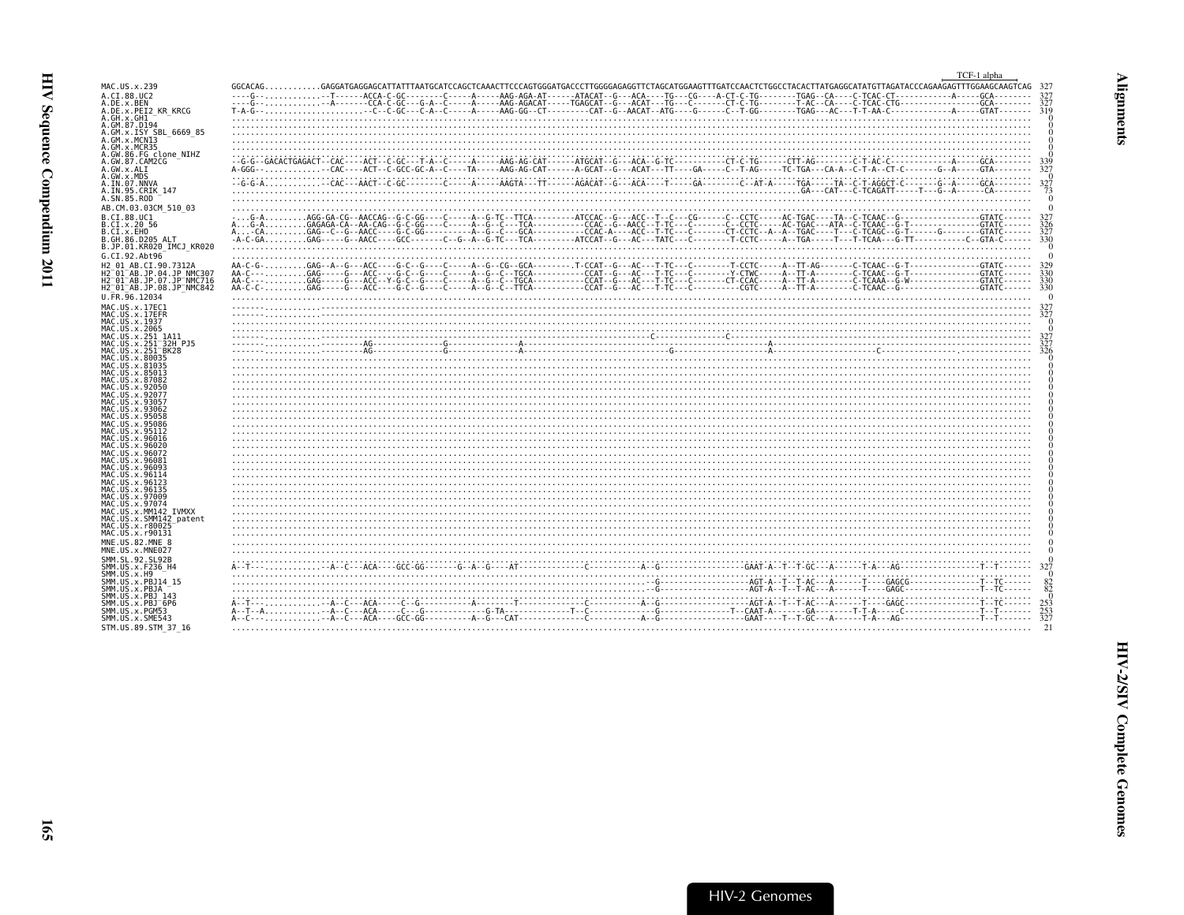TCF-1 alpha

```
MAC.US.x.239              GGCACAG...........GAGGATGAGGAGCATTATTTAATGCATCCAGCTCAAACTTCCCAGTGGGATGACCCTTGGGGAGAGGTTCTAGCATGGAAGTTTGATCCAACTCTGGCCTACACTTATGAGGCATATGTTAGATACCCAGAAGAGTTTGGAAGCAAGTCAG  327
A.CI.88.UC2               ----G--..............-T------ACCA-C-GC--------C-----A-----AAG-AGA-AT------ATACAT--G---ACA----TG---CG----A-CT-C-TG--------TGAG--CA----C-TCAC-CT------------A-----GCA--------  327
A.DE.x.BEN                ----G-...............A-------CCA-C-GC---G-A--C-----A-----AAG-AGACAT-----TGAGCAT--G---ACAT---TG---C-------CT-C-TG--------T-AC--CA----C-TCAC-CTG-----------------GCA--------  327
A.DE.x.PEI2_KR_KRCG       T-A-G-.................-C--C-GC---C-A--C-----A-----AAG-GG--CT---------CAT--G--AACAT--ATG----G-----C--T-GG--------TGAG---AC---T-T-AA-C------------A-----GTAT-------  319
A.GH.x.GH1                ......................................................................................................................................................................  0
A.GM.87.D194              ......................................................................................................................................................................  0
A.GM.x.ISY_SBL_6669_85    ......................................................................................................................................................................  0
A.GM.x.MCN13              ......................................................................................................................................................................  0
A.GM.x.MCR35              ......................................................................................................................................................................  0
A.GW.86.FG_clone_NIHZ     ......................................................................................................................................................................  0
A.GW.87.CAM2CG            --G-G--GACACTGAGACT--CAC----ACT--C-GC---T-A--C-----A-----AAG-AG-CAT------ATGCAT--G---ACA--G-TC-----------CT-C-TG------CTT-AG--------C-T-AC-C------------A-----GCA--------  339
A.GW.x.ALI                A-GGG-...............-CAC----ACT--C-GCC-GC-A--C----TA-----AAG-AG-CAT------A-GCAT--G---ACAT---TT----GA-----C--T-AG-----TC-TGA---CA-A--C-T-A--CT-C-------G--A-----GTA--------  327
A.GW.x.MDS                ......................................................................................................................................................................  0
A.IN.07.NNVA              --G-G-A..............CAC---AACT--C-GC--------C-----A-----AAGTA---TT------AGACAT--G---ACA----T-----GA-------C--AT-A-----TGA-----TA--C-T-AGGCT-C-------G--A-----GCA--------  327
A.IN.95.CRIK_147          .........................................................................................................GA---CAT---C-TCAGATT-----T---G--A------CA--------  73
A.SN.85.ROD               ......................................................................................................................................................................  0
AB.CM.03.03CM_510_03      ......................................................................................................................................................................  0
B.CI.88.UC1               -...G-A.........AGG-GA-CG--AACCAG--G-C-GG----C-----A--G-TC--TTCA---------ATCCAC--G---ACC--T--C---CG------C--CCTC-----AC-TGAC----TA--C-TCAAC--G----------------GTATC------  327
B.CI.x.20_56              A...G-A.........GAGAGA-CA--AA-CAG--G-C-GG----C-----A--G--C---TCA----------CCAC--G--AACC--T-TC----C-------C--CCTC-----AC-TGAC----ATA--C-TCAAC--G-T---------------GTATC------  326
B.CI.x.EHO                A...-CA.........GAG--C--G--AACC----G-C-GG-----------A--G--C---GCA----------CCAC-A----ACC--T-TC----C-------CT-CCTC--A--A--TGAC----T----C-TCAGC--G-T--------G-------GTATC------  327
B.GH.86.D205_ALT          -A-C-GA.........GAG-----G--AACC----GCC-------C--G--A--G-TC---TCA---------ATCCAT--G---AC---TATC---C-------T-CCTC-----A--TGA-----T---T-TCAA---G-TT-----------C--GTA-C-------  330
B.JP.01.KR020_IMCJ_KR020  ......................................................................................................................................................................  0
G.CI.92.Abt96             ......................................................................................................................................................................  0
H2_01_AB.CI.90.7312A      AA-C-G-.........GAG--A--G---ACC----G-C--G----C-----A--G--CG--GCA---------.T-CCAT--G---AC---T-TC---C-------T-CCTC-----A--TT-AG-------C-TCAAC--G-T----------------GTATC------  329
H2_01_AB.JP.04.JP_NMC307  AA-C-...........GAG-----G---ACC----G-C--G----C-----A--G--C--TGCA----------CCAT--G---AC---T-TC---C-------Y-CTWC-----A--TT-A--------C-TCAAC--G-T----------------GTATC------  330
H2_01_AB.JP.07.JP_NMC716  AA-C-...........GAG-----G---ACC--Y-G-C--G----C-----A--G--C--TGCA----------CCAT--G---AC---T-TC---C-------CT-CCAC-----A--TT-A--------C-TCAAA--G-W----------------GTATC------  330
H2_01_AB.JP.08.JP_NMC842  AA-C-C-.........GAG-----G---ACC----G-C--G----C-----A--G--C--TTCA----------CCAT--G---AC---T-TC---C-------CGTC-------A--TT-A--------C-TCAAC--G------------------GTATC------  330
U.FR.96.12034             ......................................................................................................................................................................  0
MAC.US.x.17EC1            ......................................................................................................................................................................  327
MAC.US.x.17EFR            ......................................................................................................................................................................  327
MAC.US.x.1937             ......................................................................................................................................................................  0
MAC.US.x.2065             ......................................................................................................................................................................  0
MAC.US.x.251_1A11         ..........................................................................................-C-------------C-------------------------------------------------------  327
MAC.US.x.251_32H_PJ5      ----------------------AG--------------G--------------A------------------------------------------------------A--------------------------------------------------  327
MAC.US.x.251_BK28         ----------------------AG--------------G--------------A------------------------------G---------------------A----------------------C-------------------------  326
MAC.US.x.80035            ......................................................................................................................................................................  0
MAC.US.x.81035            ......................................................................................................................................................................  0
MAC.US.x.85013            ......................................................................................................................................................................  0
MAC.US.x.87082            ......................................................................................................................................................................  0
MAC.US.x.92050            ......................................................................................................................................................................  0
MAC.US.x.92077            ......................................................................................................................................................................  0
MAC.US.x.93057            ......................................................................................................................................................................  0
MAC.US.x.93062            ......................................................................................................................................................................  0
MAC.US.x.95058            ......................................................................................................................................................................  0
MAC.US.x.95086            ......................................................................................................................................................................  0
MAC.US.x.95112            ......................................................................................................................................................................  0
MAC.US.x.96016            ......................................................................................................................................................................  0
MAC.US.x.96020            ......................................................................................................................................................................  0
MAC.US.x.96072            ......................................................................................................................................................................  0
MAC.US.x.96081            ......................................................................................................................................................................  0
MAC.US.x.96093            ......................................................................................................................................................................  0
MAC.US.x.96114            ......................................................................................................................................................................  0
MAC.US.x.96123            ......................................................................................................................................................................  0
MAC.US.x.96135            ......................................................................................................................................................................  0
MAC.US.x.97009            ......................................................................................................................................................................  0
MAC.US.x.97074            ......................................................................................................................................................................  0
MAC.US.x.MM142_IVMXX      ......................................................................................................................................................................  0
MAC.US.x.SMM142_patent    ......................................................................................................................................................................  0
MAC.US.x.r80025           ......................................................................................................................................................................  0
MAC.US.x.r90131           ......................................................................................................................................................................  0
MNE.US.82.MNE_8           ......................................................................................................................................................................  0
MNE.US.x.MNE027           ......................................................................................................................................................................  0
SMM.SL.92.SL92B           ......................................................................................................................................................................  0
SMM.US.x.F236_H4          A--T--...............-A--C---ACA----GCC-GG-------G--A--G----AT-------------C-----------A--G-------------GAAT-A--T--T-GC---A------T-A---AG----------------T--T-------  327
SMM.US.x.H9               ......................................................................................................................................................................  0
SMM.US.x.PBJ14_15         ...........................................................................-G---------------AGT-A--T--T-AC---A------T----GAGCG-------------T--TC------  82
SMM.US.x.PBJA             ...........................................................................-G---------------AGT-A--T--T-AC---A------T----GAGC--------------T--TC------  82
SMM.US.x.PBJ_143          ......................................................................................................................................................................  0
SMM.US.x.PBJ_6P6          A--T--...............-A--C---ACA-----C--G-----------A--------T-------------C-----------A--G-------------AGT-A--T--T-AC---A------T----GAGC--------------T--TC------  253
SMM.US.x.PGM53            A--T--A..............-A--C---ACA-----C---G------------G-TA-------------T--C-----------------G-------------T--CAAT-A-------GA--------T-T-A-----C---------------T--T-------  253
SMM.US.x.SME543           A--C--...............-A--C---ACA----GCC-GG----------A--G---CAT-------------C-----------A--G-------------GAAT----T--T-GC---A------T-A---AG----------------T--T-------  327
STM.US.89.STM_37_16       ......................................................................................................................................................................  21
```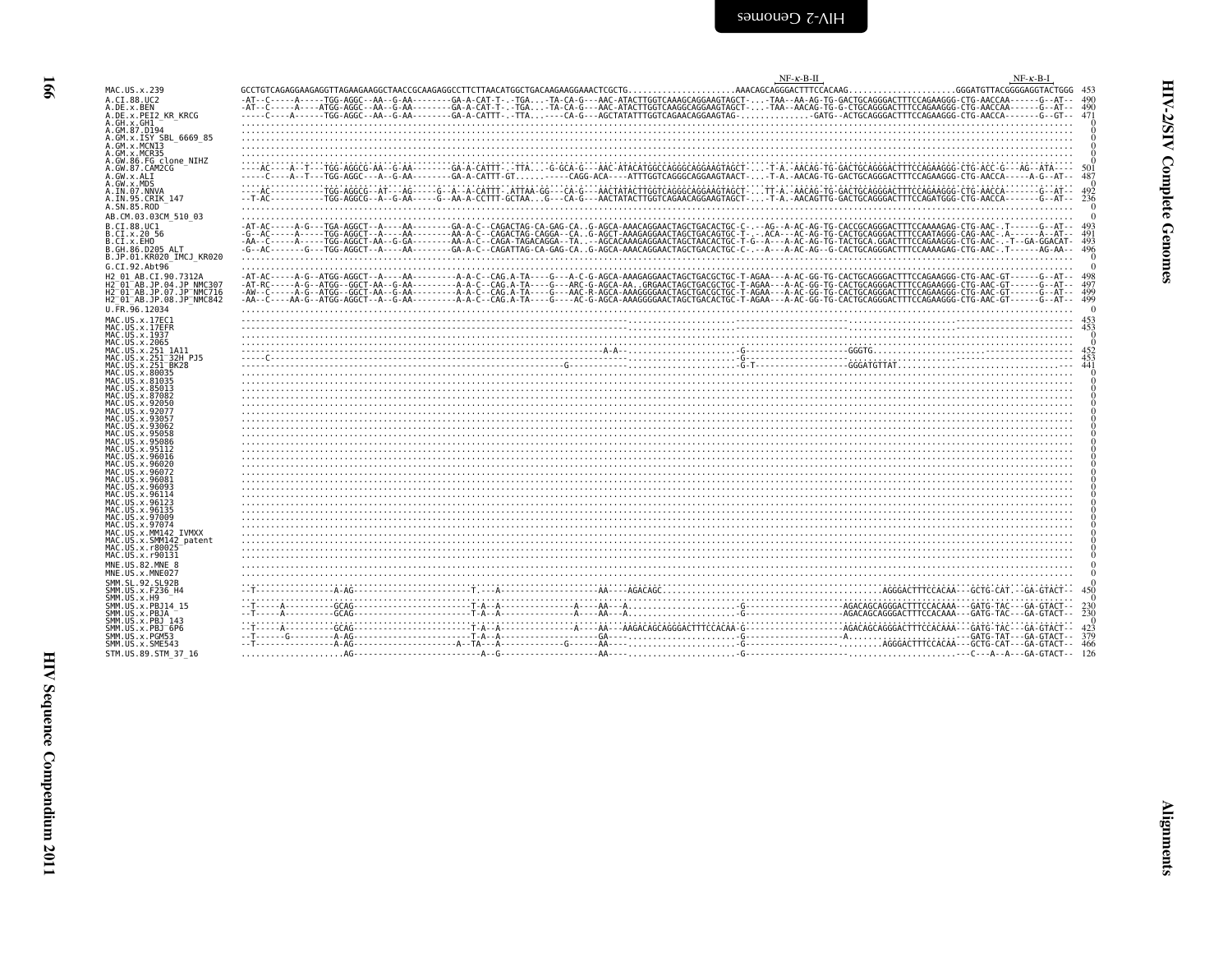```
                                                                                                                                                                    NF-κ-B-II                               NF-κ-B-I
MAC.US.x.239              GCCTGTCAGAGGAAGAGGTTAGAAGAAGGCTAACCGCAAGAGGCCTTCTTAACATGGCTGACAAGAAGGAAACTCGCTG.....................AAACAGCAGGGACTTTCCACAAG.....................GGGATGTTACGGGGAGGTACTGGG  453
A.CI.88.UC2               -AT--C-----A-----TGG-AGGC--AA--G-AA--------GA-A-CAT-T-.-TGA...-TA-CA-G---AAC-ATACTTGGTCAAAGCAGGAAGTAGCT-...-TAA--AA-AG-TG-GACTGCAGGGACTTTCCAGAAGGG-CTG-AACCAA------G--AT--  490
A.DE.x.BEN                -AT--C-----A----ATGG-AGGC--AA--G-AA--------GA-A-CAT-T-.-TGA...-TA-CA-G---AAC-ATACTTGGTCAAGGCAGGAAGTAGCT-...-TAA--AACAG-TG-G-CTGCAGGGACTTTCCAGAAGGG-CTG-AACCAA------G--AT--  490
A.DE.x.PEI2_KR_KRCG       -----C-----A-----TGG-AGGC--AA--G-AA--------GA-A-CATTT-.-TTA...----CA-G---AGCTATATTTGGTCAGAACAGGAAGTAG-...............-GATG--ACTGCAGGGACTTTCCAGAAGGG-CTG-AACCA-------G--GT--  471
A.GH.x.GH1                .........................................................................................................................................................  0
A.GM.87.D194              .........................................................................................................................................................  0
A.GM.x.ISY_SBL_6669_85    .........................................................................................................................................................  0
A.GM.x.MCN13              .........................................................................................................................................................  0
A.GM.x.MCR35              .........................................................................................................................................................  0
A.GW.86.FG_clone_NIHZ     .........................................................................................................................................................  0
A.GW.87.CAM2CG            ----AC----A--T---TGG-AGGCG-AA--G-AA--------GA-A-CATTT-.-TTA...-G-GCA-G---AAC-ATACATGGCCAGGGCAGGAAGTAGCT-...-T-A.-AACAG-TG-GACTGCAGGGACTTTCCAGAAGGG-CTG-ACC-G---AG--ATA----  501
A.GW.x.ALI                -----C----A--T---TGG-AGGC---A--G-AA--------GA-A-CATTT-GT......-----CAGG-ACA----ATTTGGTCAGGGCAGGAAGTAACT-...-T-A.-AACAG-TG-GACTGCAGGGACTTTCCAGAAGGG-CTG-AACCA-----A-G--AT--  487
A.GW.x.MDS                .........................................................................................................................................................  0
A.IN.07.NNVA              ----AC-----------TGG-AGGCG--AT---AG-----G--A--A-CATTT-.ATTAA-GG---CA-G---AACTATACTTGGTCAGGGCAGGAAGTAGCT-...TT-A.-AACAG-TG-GACTGCAGGGACTTTCCAGAAGGG-CTG-AACCA------G--AT--  492
A.IN.95.CRIK_147          --T-AC-----------TGG-AGGCG--A--G-AA-----G--AA-A-CCTTT-GCTAA...G---CA-G---AACTATACTTGGTCAGAACAGGAAGTAGCT-...-T-A.-AACAGTTG-GACTGCAGGGACTTTCCAGATGGG-CTG-AACCA-------G--AT--  236
A.SN.85.ROD               .........................................................................................................................................................  0
AB.CM.03.03CM_510_03      .........................................................................................................................................................  0
B.CI.88.UC1               -AT-AC-----A-G---TGA-AGGCT--A-----AA--------GA-A-C--CAGACTAG-CA-GAG-CA..G-AGCA-AAACAGGAACTAGCTGACACTGC-C-.--AG--A-AC-AG-TG-CACCGCAGGGACTTTCCAAAAGAG-CTG-AAC-.T------G--AT--  493
B.CI.x.20_56              -G--AC-----A-----TGG-AGGCT--A-----AA--------AA-A-C--CAGACTAG-CAGGA--CA..G-AGCT-AAAGAGGAACTAGCTGACAGTGC-T-.-.ACA---AC-AG-TG-CACTGCAGGGACTTTCCAATAGGG-CAG-AAC-.A------A--AT--  491
B.CI.x.EHO                -AA--C-----A-----TGG-AGGCT-AA--G-GA--------AA-A-C--CAGA-TAGACAGGA--TA..-AGCACAAAGAGGAACTAGCTAACACTGC-T-G--A---A-AC-AG-TG-TACTGCA.GGACTTTCCAGAAGGG-CTG-AAC-..T--GA-GGACAT-  493
B.GH.86.D205_ALT          -G--AC-------G---TGG-AGGCT--A-----AA--------GA-A-C--CAGATTAG-CA-GAG-CA..G-AGCA-AAACAGGAACTAGCTGACACTGC-C-.--A---A-AC-AG--G-CACTGCAGGGACTTTCCAAAAGAG-CTG-AAC-.T------AG-AA--  496
B.JP.01.KR020_IMCJ_KR020  .........................................................................................................................................................  0
G.CI.92.Abt96             .........................................................................................................................................................  0
H2_01_AB.CI.90.7312A      -AT-AC-----A-G--ATGG-AGGCT--A-----AA---------A-A-C--CAG.A-TA----G---A-C-G-AGCA-AAAGAGGAACTAGCTGACGCTGC-T-AGAA---A-AC-GG-TG-CACTGCAGGGACTTTCCAGAAGGG-CTG-AAC-GT------G--AT--  498
H2_01_AB.JP.04.JP_NMC307  -AT-RC-----A-G--ATGG--GGCT-AA--G-AA---------A-A-C--CAG.A-TA----G---ARC-G-AGCA-AA..GRGAACTAGCTGACGCTGC-T-AGAA---A-AC-GG-TG-CACTGCAGGGACTTTCCAGAAGGG-CTG-AAC-GT------G--AT--  497
H2_01_AB.JP.07.JP_NMC716  -AW--C-----A-G--ATGG--GGCT-AA--G-AA---------A-A-C--CAG.A-TA----G---AAC-R-AGCA-AAAGGGGAACTAGCTGACGCTGC-T-AGAA---A-AC-GG-TG-CACTGCAGGGACTTTCCAGAAGGG-CTG-AAC-GT------G--AT--  499
H2_01_AB.JP.08.JP_NMC842  -AA--C----AA-G--ATGG-AGGCT--A--G-AA---------A-A-C--CAG.A-TA----G----AC-G-AGCA-AAAGGGGAACTAGCTGACACTGC-T-AGAA---A-AC-GG-TG-CACTGCAGGGACTTTCCAGAAGGG-CTG-AAC-GT------G--AT--  499
U.FR.96.12034             .........................................................................................................................................................  0
MAC.US.x.17EC1            ------------------------------------------------------------------------------------------------------.-----------------------------.-----------------------  453
MAC.US.x.17EFR            ------------------------------------------------------------------------------------------------------.-----------------------------.-----------------------  453
MAC.US.x.1937             .........................................................................................................................................................  0
MAC.US.x.2065             .........................................................................................................................................................  0
MAC.US.x.251_1A11         -----------------------------------------------------------------------A-A--.....................-G-----------------------GGGTG.....................-------------------  452
MAC.US.x.251_32H_PJ5      -----C----------------------------------------------------------------------.....................-G-----------------------------.....................-------------------  453
MAC.US.x.251_BK28         ------------------------------------------------------G--------------------.....................-G-T----------------------GGGATGTTAT.....................-------------------  441
MAC.US.x.80035            .........................................................................................................................................................  0
MAC.US.x.81035            .........................................................................................................................................................  0
MAC.US.x.85013            .........................................................................................................................................................  0
MAC.US.x.87082            .........................................................................................................................................................  0
MAC.US.x.92050            .........................................................................................................................................................  0
MAC.US.x.92077            .........................................................................................................................................................  0
MAC.US.x.93057            .........................................................................................................................................................  0
MAC.US.x.93062            .........................................................................................................................................................  0
MAC.US.x.95058            .........................................................................................................................................................  0
MAC.US.x.95086            .........................................................................................................................................................  0
MAC.US.x.95112            .........................................................................................................................................................  0
MAC.US.x.96016            .........................................................................................................................................................  0
MAC.US.x.96020            .........................................................................................................................................................  0
MAC.US.x.96072            .........................................................................................................................................................  0
MAC.US.x.96081            .........................................................................................................................................................  0
MAC.US.x.96093            .........................................................................................................................................................  0
MAC.US.x.96114            .........................................................................................................................................................  0
MAC.US.x.96123            .........................................................................................................................................................  0
MAC.US.x.96135            .........................................................................................................................................................  0
MAC.US.x.97009            .........................................................................................................................................................  0
MAC.US.x.97074            .........................................................................................................................................................  0
MAC.US.x.MM142_IVMXX      .........................................................................................................................................................  0
MAC.US.x.SMM142_patent    .........................................................................................................................................................  0
MAC.US.x.r80025           .........................................................................................................................................................  0
MAC.US.x.r90131           .........................................................................................................................................................  0
MNE.US.82.MNE_8           .........................................................................................................................................................  0
MNE.US.x.MNE027           .........................................................................................................................................................  0
SMM.SL.92.SL92B           .........................................................................................................................................................  0
SMM.US.x.F236_H4          --T--------------A-AG-------------------T.---A-------------------AA----AGACAGC..........................................AGGGACTTTCCACAA---GCTG-CAT.--GA-GTACT--  450
SMM.US.x.H9               .........................................................................................................................................................  0
SMM.US.x.PBJ14_15         --T----A---------GCAG-------------------T-A--A--------------A----AA---A.....................-G--------------------AGACAGCAGGGACTTTCCACAAA---GATG-TAC---GA-GTACT--  230
SMM.US.x.PBJA             --T----A---------GCAG-------------------T-A--A--------------A----AA---A.....................-G--------------------AGACAGCAGGGACTTTCCACAAA---GATG-TAC---GA-GTACT--  230
SMM.US.x.PBJ_143          .........................................................................................................................................................  0
SMM.US.x.PBJ_6P6          --T----A---------GCAG-------------------T-A--A--------------A----AA---AAGACAGCAGGGACTTTCCACAA-G--------------------AGACAGCAGGGACTTTCCACAAA---GATG-TAC---GA-GTACT--  423
SMM.US.x.PGM53            --T------G-------A-AG-------------------T-A--A---------------GA----.....................-G--------------------A.....................-GATG-TAT---GA-GTACT--  379
SMM.US.x.SME543           --T--------------A-AG------------------A--TA---A----------G------AA----.....................-G--------------------.........AGGGACTTTCCACAA---GCTG-CAT---GA-GTACT--  466
STM.US.89.STM_37_16       ..................AG-------------------A--G------------------AA----.....................-G--------------------.....................--C---A--A---GA-GTACT--  126
```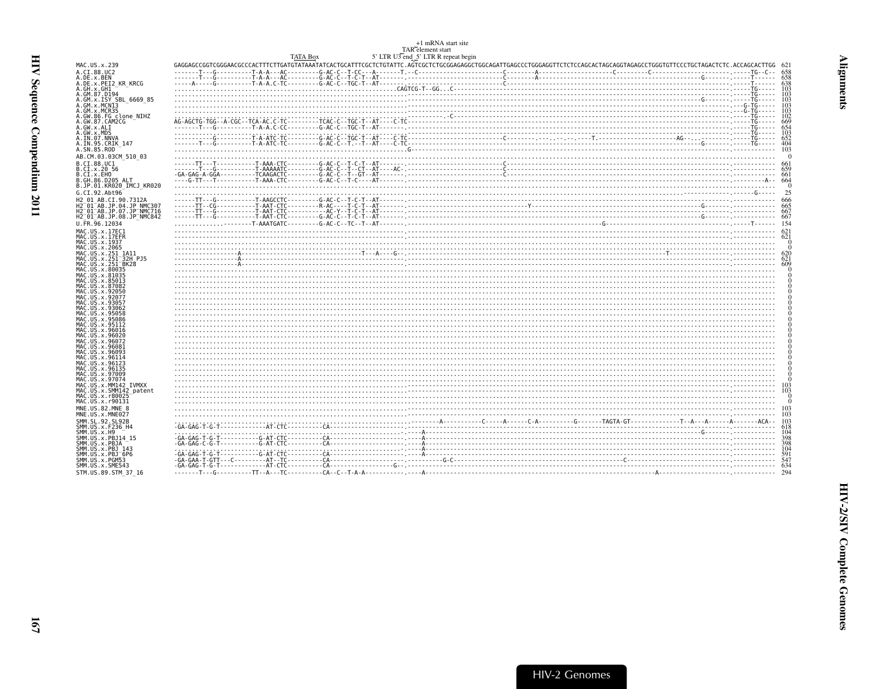```
                                                                          +1 mRNA start site
                                                                         TAR element start
                                               TATA Box            5' LTR U3 end  5' LTR R repeat begin
MAC.US.x.239              GAGGAGCCGGTCGGGAACGCCCACTTTCTTGATGTATAAATATCACTGCATTTCGCTCTGTATTC.AGTCGCTCTGCGGAGAGGCTGGCAGATTGAGCCCTGGGAGGTTCTCTCCAGCACTAGCAGGTAGAGCCTGGGTGTTCCCTGCTAGACTCTC.ACCAGCACTTGG  621
A.CI.88.UC2               -------T---G----------T-A-A---AC---------G-AC-C--T-CC---A-------T.--C------------------------C--------A---------------------C---------C----------------------.------TG--C--  658
A.DE.x.BEN                -------T---G----------T-A-A---AC---------G-AC-C--T-C-T--AT-------.----------------------------C--------A----------------------------------------------G--------.------T------  658
A.DE.x.PEI2_KR_KRCG       -----A-----G----------T-A-A.C-TC---------G-AC-C--TGC-T--AT-------.----------------------------C-------------------------------------------------------------------.------T------  638
A.GH.x.GH1                .........................................................CAGTCG-T--GG...C-----------------------------------------------------------------------------------------.------TG-----  103
A.GM.87.D194              .................................................................----------------------------------------------------------------------------------------------.------TG-----  103
A.GM.x.ISY_SBL_6669_85    .................................................................-----------------------------------------------------------------------------G--------.------TG-----  103
A.GM.x.MCN13              .................................................................----------------------------------------------------------------------------------------------.---G-TG-----  103
A.GM.x.MCR35              .................................................................----------------------------------------------------------------------------------------------.--G-TG-----  103
A.GW.86.FG_clone_NIHZ     .................................................................C-------------------------------------------------------------------------------------------.------TG-----  102
A.GW.87.CAM2CG            AG-AGCTG-TGG--A-CGC--TCA-AC.C-TC---------TCAC-C--TGC-T--AT----C-TC-------------------------------------------------------------------------------------------.------TG-----  669
A.GW.x.ALI                -------T---G----------T-A-A.C-CC---------G-AC-C--TGC-T--AT-------.---------------------------------------------------------------------------------------------.------TG-----  654
A.GW.x.MDS                .................................................................----------------------------------------------------------------------------------------------.------TG-----  103
A.IN.07.NNVA              -----------G----------T-A-ATC-TC---------G-AC-C--TGC-T--AT----C-TC-----------------------C-------.----.---.----T.---------------------AG-----.-----.-----.------TG-----  652
A.IN.95.CRIK_147          -------T---G----------T-A-ATC-TC---------G-AC-C--T.--T--AT----C-TC-------------------------------------------------------------------------------G--------.------TG-----  404
A.SN.85.ROD               ..........................................................G-------------------------------------------------------------------------------------------------.-----------  103
AB.CM.03.03CM_510_03      ...........................................................................................................................................................  0
B.CI.88.UC1               ------TT---T----------T-AAA-CTC---------G-AC-C--T-C-T--AT-------.----------------------------C----------------------------------------------------------------.-----------  661
B.CI.x.20_56              -------T---G----------T-AAAAATC---------G-AC-C--T--CT--AT----AC-.----------------------------C----------------------------------------------------------------.-----------  659
B.CI.x.EHO                -GA-GAG-A-GGA---------TCAAGACTC---------G-AC-C--T--GT--AT-------.----------------------------C----------------------------------------------------------------.-----------  661
B.GH.86.D205_ALT          ----G-TT---T----------T-AAA-CTC---------G-AC-C--T-C----AT-------.------------------------------------------------------------------------------------------------------A--  664
B.JP.01.KR020_IMCJ_KR020  ...........................................................................................................................................................  0
G.CI.92.Abt96             ...........................................................................................................................-----------.------G-----  25
H2_01_AB.CI.90.7312A      ------TT---G----------T-AAGCCTC---------G-AC-C--T-C-T--AT-------.---------------------------------------------------------------------------------------------.-----------  666
H2_01_AB.JP.04.JP_NMC307  ------TT--CG----------T-AAT-CTC---------R-AC----T-C-T--AT-------.-------------------Y-----------------------------------------------------------G--------.-----------  665
H2_01_AB.JP.07.JP_NMC716  ------TT---G----------T-AAT-CTC-----------AC-Y--T-C-T--AT-------.---------------------------------------------------------------------------------------------.-----------  667
H2_01_AB.JP.08.JP_NMC842  ------TT---G----------T-AAT-CTC---------G-AC-C--T-C-T--AT-------.-----------------------------------------------------------------------------G--------.-----------  667
U.FR.96.12034             ......................T-AAATGATC---------G-AC-C--TC--T--AT-------.------------------------------------------G----------------------------------------------.------T-----  154
MAC.US.x.17EC1            .................................................................----------------------------------------------------------------------------------------------.-----------  621
MAC.US.x.17EFR            .................................................................----------------------------------------------------------------------------------------------.-----------  621
MAC.US.x.1937             ...........................................................................................................................................................  0
MAC.US.x.2065             ...........................................................................................................................................................  0
MAC.US.x.251_1A11         -----------------A-----------------------------------T---A---G--.----------------------------------------------------------------T---------------------.-----------  620
MAC.US.x.251_32H_PJ5      -----------------A----------------------------------------------.---------------------------------------------------------------------------------------------.-----------  621
MAC.US.x.251_BK28         -----------------A----------------------------------------------.---------------------------------------------------------------------------------------------.-----------  609
MAC.US.x.80035            ...........................................................................................................................................................  0
MAC.US.x.81035            ...........................................................................................................................................................  0
MAC.US.x.85013            ...........................................................................................................................................................  0
MAC.US.x.87082            ...........................................................................................................................................................  0
MAC.US.x.92050            ...........................................................................................................................................................  0
MAC.US.x.92077            ...........................................................................................................................................................  0
MAC.US.x.93057            ...........................................................................................................................................................  0
MAC.US.x.93062            ...........................................................................................................................................................  0
MAC.US.x.95058            ...........................................................................................................................................................  0
MAC.US.x.95086            ...........................................................................................................................................................  0
MAC.US.x.95112            ...........................................................................................................................................................  0
MAC.US.x.96016            ...........................................................................................................................................................  0
MAC.US.x.96020            ...........................................................................................................................................................  0
MAC.US.x.96072            ...........................................................................................................................................................  0
MAC.US.x.96081            ...........................................................................................................................................................  0
MAC.US.x.96093            ...........................................................................................................................................................  0
MAC.US.x.96114            ...........................................................................................................................................................  0
MAC.US.x.96123            ...........................................................................................................................................................  0
MAC.US.x.96135            ...........................................................................................................................................................  0
MAC.US.x.97009            ...........................................................................................................................................................  0
MAC.US.x.97074            ...........................................................................................................................................................  0
MAC.US.x.MM142_IVMXX      .................................................................----------------------------------------------------------------------------------------------.-----------  103
MAC.US.x.SMM142_patent    .................................................................----------------------------------------------------------------------------------------------.-----------  103
MAC.US.x.r80025           ...........................................................................................................................................................  0
MAC.US.x.r90131           ...........................................................................................................................................................  0
MNE.US.82.MNE_8           .................................................................----------------------------------------------------------------------------------------------.-----------  103
MNE.US.x.MNE027           .................................................................----------------------------------------------------------------------------------------------.-----------  103
SMM.SL.92.SL92B           .................................................................--------A-----------C-----A-----C-A----------G-------TAGTA-GT-------------T--A---A------A-------ACA--  103
SMM.US.x.F236_H4          -GA-GAG-T-G-T------------AT-CTC----------CA-----------------------.---------------------------------------------------------------------------------------------.-----------  618
SMM.US.x.H9               .................................................................----------------------------------------------------------------------------G--------.-----------  104
SMM.US.x.PBJ14_15         -GA-GAG-T-G-T-----------G-AT-CTC----------CA--------------------.----A----------------------------------------------------------------------------------------.-----------  398
SMM.US.x.PBJA             -GA-GAG-C-G-T-----------G-AT-CTC----------CA--------------------.----A----------------------------------------------------------------------------------------.-----------  398
SMM.US.x.PBJ_143          .................................................................----A----------------------------------------------------------------------------------------.-----------  104
SMM.US.x.PBJ_6P6          -GA-GAG-T-G-T-----------G-AT-CTC----------CA--------------------.----A----------------------------------------------------------------------------------------.-----------  591
SMM.US.x.PGM53            -GA-GAA-T-GTT---C---------AT--TC----------CA--------------------.-----------G-C-------------------------------------C-----------------------------------.-----------  547
SMM.US.x.SME543           -GA-GAG-T-G-T------------AT-CTC----------CA-------------G-------.---------------------------------------------------------------------------------------------.-----------  634
STM.US.89.STM_37_16       -------T---G----------TT--A---TC----------CA--C--T-A-A----------.----A---------------------------------------------------------A--------------------.-----------  294
```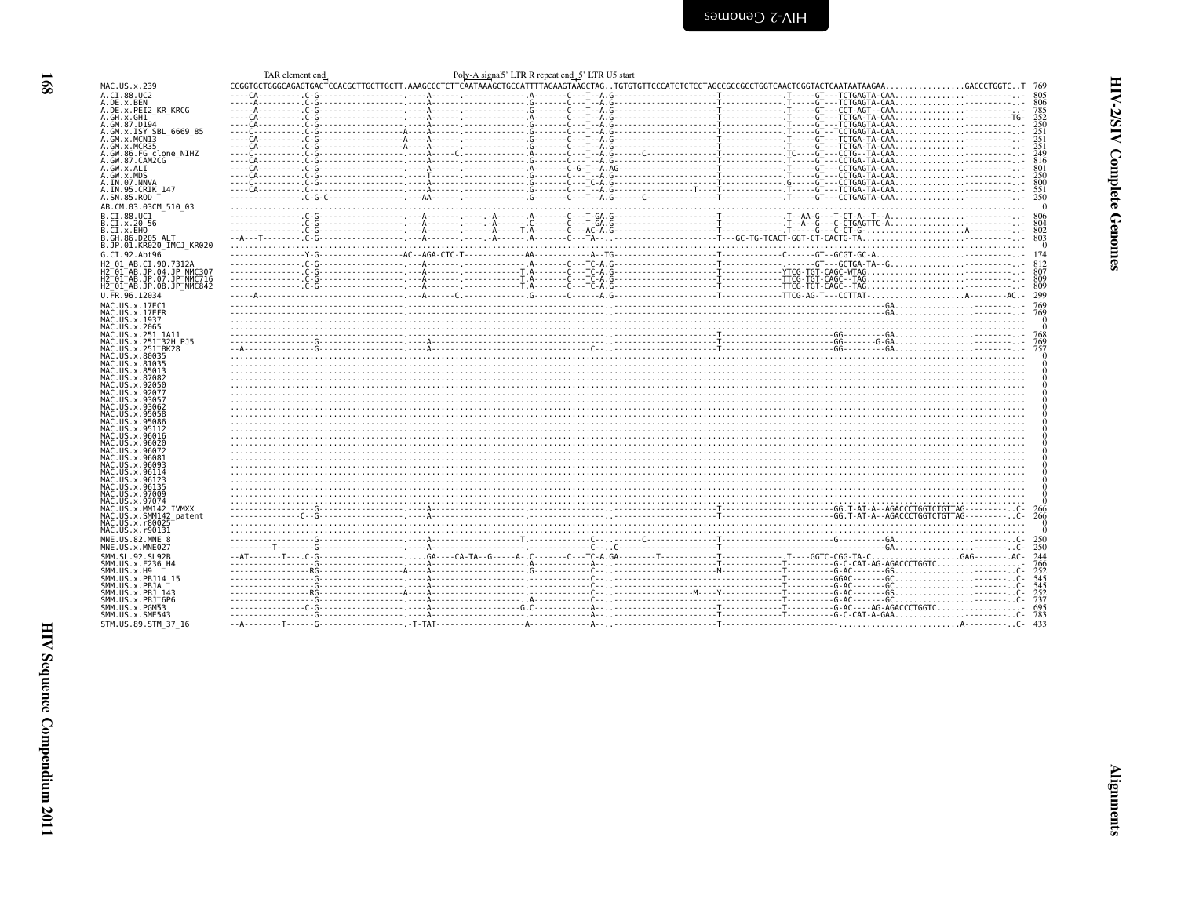```
                              TAR element end                                    Poly-A signal 5' LTR R repeat end 5' LTR U5 start
MAC.US.x.239                  CCGGTGCTGGGCAGAGTGACTCCACGCTTGCTTGCTT.AAAGCCCTCTTCAATAAAGCTGCCATTTTAGAAGTAAGCTAG..TGTGTGTTCCCATCTCTCCTAGCCGCCGCCTGGTCAACTCGGTACTCAATAATAAGAA................GACCCTGGTC..T  769
A.CI.88.UC2                   ----CA---------.C-G------------------.----A------.-------------.A-------C---T--A.G---------------------T-------------.T-----GT---TCTGAGTA-CAA...............-----------  805
A.DE.x.BEN                    -----A---------.C-G------------------.----A------.-------------.G-------C---T--A.G---------------------T-------------.T-----GT---TCTGAGTA-CAA...............-----------  806
A.DE.x.PEI2_KR_KRCG           -----A---------.C-G------------------.----A------.-------------.G-------C---T--A.G---------------------T-------------.T-----GT---CCT-AGT--CAA...............-----------  785
A.GH.x.GH1                    ----CA---------.C-G------------------.----A------.-------------.A-------C---T--A.G---------------------T-------------.T-----GT---TCTGA-TA-CAA..............---------TG-  252
A.GM.87.D194                  ----CA---------.C-G------------------.----A------.-------------.G-------C---T--A.G---------------------T-------------.T-----GT---TCTGAGTA-CAA...............-----------  250
A.GM.x.ISY_SBL_6669_85        ----C----------.C-G------------------A----A------.-------------.G-------C---T--A.G---------------------T-------------.T-----GT---TCCTGAGTA-CAA...............-----------  251
A.GM.x.MCN13                  ----CA---------.C-G------------------A----A------.-------------.G-------C---T--A.G---------------------T-------------.T-----GT---TCTGA-TA-CAA...............-----------  251
A.GM.x.MCR35                  ----CA---------.C-G------------------A----A------.-------------.G-------C---T--A.G---------------------T-------------.T-----GT---TCTGA-TA-CAA...............-----------  251
A.GW.86.FG_clone_NIHZ         ----C----------.C-G------------------.----A-----C.-------------.A-------C---T--A.G------C--------------T-------------.TC----GT---CCTG--TA-CAA...............-----------  249
A.GW.87.CAM2CG                ----CA---------.C-G------------------.----A------.-------------.G-------C---T--A.G---------------------T-------------.T-----GT---CCTGA-TA-CAA...............-----------  816
A.GW.x.ALI                    ----CA---------.C-G------------------.----A------.-------------.A-------C-G-T--A.AG--------------------T-------------.T-----GT---CCTGAGTA-CAA...............-----------  801
A.GW.x.MDS                    ----CA---------.C-G------------------.----T------.-------------.G-------C---T--A.G---------------------T-------------.T-----GT---CCTGA-TA-CAA...............-----------  250
A.IN.07.NNVA                  ----C----------.C-G------------------.----A------.-------------.G-------C---TC-A.G---------------------T-------------.G-----GT---CCTGAGTA-CAA...............-----------  800
A.IN.95.CRIK_147              ----CA---------.C--------------------.----A------.-------------.G-------C---T--A.G---------------T-----T-------------.T-----GT---TCTGA-TA-CAA...............-----------  551
A.SN.85.ROD                   ---------------.C-G-C----------------.---AA------.-------------.G-------C---T--A.G------C--------------T-------------.T-----GT---CCTGAGTA-CAA...............-----------  250
AB.CM.03.03CM_510_03          ...........................................................................................................................................................................  0
B.CI.88.UC1                   ---------------.C-G------------------.----A------.-----A-------.A-------C---T-GA.G---------------------T-------------.T--AA-G---T-CT-A--T--A...............-----------  806
B.CI.x.20_56                  ---------------.C-G------------------.----A------.-----A-------.C-------C---T-GA.G---------------------T-------------.T--A--G---C-CTGAGTTC-A...............-----------  804
B.CI.x.EHO                    ---------------.C-G------------------.----A------.-----A-------T.A-------C---AC-A.G---------------------T-------------.T-----G---C-CT-G....................A-----------  802
B.GH.86.D205_ALT              --A---T--------.C-G------------------.----A------.-----A-------.A-------C---TA-..---------------------T---GC-TG-TCACT-GGT-CT-CACTG-TA...............-----------  803
B.JP.01.KR020_IMCJ_KR020      ...........................................................................................................................................................................  0
G.CI.92.Abt96                 ---------------Y-G-----------------AC--AGA-CTC-T--------------AA-----------A--TG--------------------T-------------C------GT--GCGT-GC-A...............-----------  174
H2_01_AB.CI.90.7312A          ---------------.C-G------------------.----A------.-------------.A-------C---TC-A.G---------------------T-------------.------GT---GCTGA-TA--G...............-----------  812
H2_01_AB.JP.04.JP_NMC307      ---------------.C-G------------------.----A------.-------------T.A-------C---TC-A.G---------------------T-------------TTCG-TGT-CAGC-WTAG...............-----------  807
H2_01_AB.JP.07.JP_NMC716      ---------------.C-G------------------.----A------.-------------T.A-------C---TC-A.G---------------------T-------------TTCG-TGT-CAGC--TAG...............-----------  809
H2_01_AB.JP.08.JP_NMC842      ---------------.C-G------------------.----A------.-------------T.A-------C---TC-A.G---------------------T-------------TTCG-TGT-CAGC--TAG...............-----------  809
U.FR.96.12034                 -----A--------------------------------.----A------C.-------------.G-------C-----A.G---------------------T-------------TTCG-AG-T---CCTTAT-...................A---------AC.-  299
MAC.US.x.17EC1                .........................................................................................................................GA...............-----------  769
MAC.US.x.17EFR                .........................................................................................................................GA...............-----------  769
MAC.US.x.1937                 ...........................................................................................................................................................................  0
MAC.US.x.2065                 ...........................................................................................................................................................................  0
MAC.US.x.251_1A11             -----------------------------------------------------------------------------------------T----------------------GG---------GA...............-----------  768
MAC.US.x.251_32H_PJ5          ---------------G---------------------.----A----------------------------------------------T----------------------GG-------G-GA...............-----------  769
MAC.US.x.251_BK28             --A------------G---------------------.----A-----------------------------C----------------T----------------------GG---------GA...............-----------  757
MAC.US.x.80035                ...........................................................................................................................................................................  0
MAC.US.x.81035                ...........................................................................................................................................................................  0
MAC.US.x.85013                ...........................................................................................................................................................................  0
MAC.US.x.87082                ...........................................................................................................................................................................  0
MAC.US.x.92050                ...........................................................................................................................................................................  0
MAC.US.x.92077                ...........................................................................................................................................................................  0
MAC.US.x.93057                ...........................................................................................................................................................................  0
MAC.US.x.93062                ...........................................................................................................................................................................  0
MAC.US.x.95058                ...........................................................................................................................................................................  0
MAC.US.x.95086                ...........................................................................................................................................................................  0
MAC.US.x.95112                ...........................................................................................................................................................................  0
MAC.US.x.96016                ...........................................................................................................................................................................  0
MAC.US.x.96020                ...........................................................................................................................................................................  0
MAC.US.x.96072                ...........................................................................................................................................................................  0
MAC.US.x.96081                ...........................................................................................................................................................................  0
MAC.US.x.96093                ...........................................................................................................................................................................  0
MAC.US.x.96114                ...........................................................................................................................................................................  0
MAC.US.x.96123                ...........................................................................................................................................................................  0
MAC.US.x.96135                ...........................................................................................................................................................................  0
MAC.US.x.97009                ...........................................................................................................................................................................  0
MAC.US.x.97074                ...........................................................................................................................................................................  0
MAC.US.x.MM142_IVMXX          ---------------G---------------------.----A----------------------------------------------T----------------------GG.T-AT-A--AGACCCTGGTCTGTTAG-----------C-  266
MAC.US.x.SMM142_patent        ------------C--G---------------------.----A----------------------------------------------T----------------------GG.T-AT-A--AGACCCTGGTCTGTTAG-----------C-  266
MAC.US.x.r80025               ...........................................................................................................................................................................  0
MAC.US.x.r90131               ...........................................................................................................................................................................  0
MNE.US.82.MNE_8               ---------------G---------------------.----A---------------T.-------------C------C-----------T----------------------G----------GA...............-----------C-  250
MNE.US.x.MNE027               --------T------G---------------------.----A-----------------------------C.--C-----------T-------------------------------------GA...............-----------C-  250
SMM.SL.92.SL92B               --AT-------T---.C-G------------------.....GA----CA-TA--G-----A-.C-------C---TC-A.GA--------T-----------T-------------.T----GGTC-CGG-TA-C...............GAG-------.AC-  244
SMM.US.x.F236_H4              ---------------G---------------------.----A------------------.A-----------A--..-------------------------T-------------T----------G-C-CAT-AG-AGACCCTGGTC...............-  766
SMM.US.x.H9                   ---------------RG--------------------A----A------------------.G-----------C--..-------------------------M------------T----------G-AC-------GS...............-----------C-  252
SMM.US.x.PBJ14_15             ---------------G---------------------.----A---------------------------------C--..-------------------------T----------GGAC-------GC...............-----------C-  545
SMM.US.x.PBJA                 ---------------G---------------------.----A---------------------------------C--..-------------------------T----------G-AC-------GC...............-----------C-  545
SMM.US.x.PBJ_143              ---------------RG--------------------A----A---------------------------------C--..---------------M-----Y---T----------G-AC-------GS...............-----------C-  252
SMM.US.x.PBJ_6P6              ---------------G---------------------.----A------------------.A-----------C--..-------------------------T----------G-AC-------GC...............-----------C-  737
SMM.US.x.PGM53                ---------------C-G-------------------.----A------------------G.C-----------A--..-------------------------T----------G-AC----AG-AGACCCTGGTC...............-  695
SMM.US.x.SME543               ---------------G---------------------.----A---------------------------------A--..-------------------------T----------G-C-CAT-A-GAA........................C-  783
STM.US.89.STM_37_16           --A--------T------G------------------.-T-TAT----------------A-------------A--..-------------------------T--------------------------.....................A---------.C-  433
```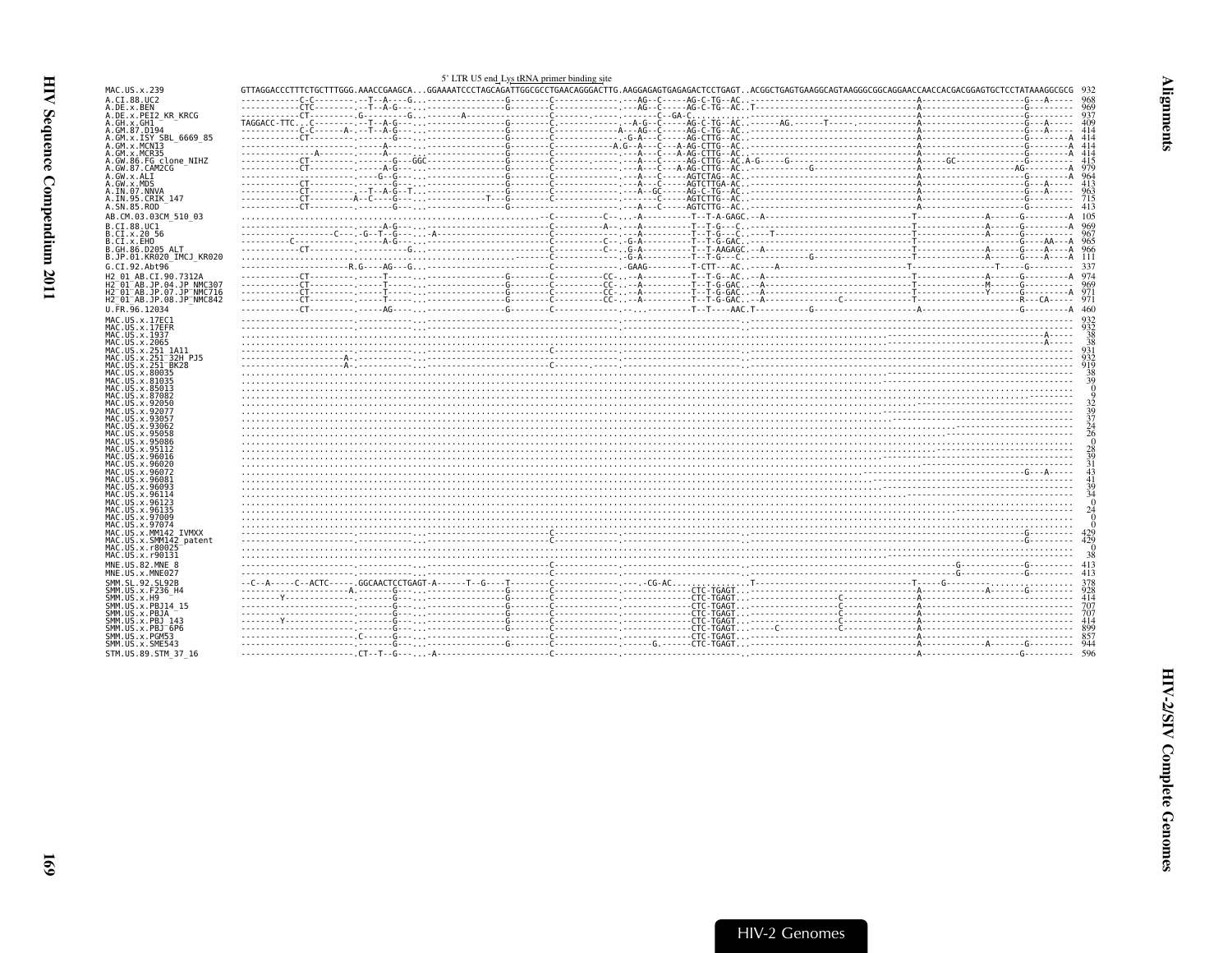5' LTR U5 end Lys tRNA primer binding site

```
MAC.US.x.239            GTTAGGACCCTTTCTGCTTTGGG.AAACCGAAGCA...GGAAAATCCCTAGCAGATTGGCGCCTGAACAGGGACTTG.AAGGAGAGTGAGAGACTCCTGAGT..ACGGCTGAGTGAAGGCAGTAAGGGCGGCAGGAACCAACCACGACGGAGTGCTCCTATAAAGGCGCG  932
A.CI.88.UC2             ------------C-C---------.--T--A----G..------------------G---------C-------------.---AG--C------AG-C-TG--AC..---------------------------------------A---------------------G---A-----  968
A.DE.x.BEN              ------------CTC---------.--T--A-G----..-----------------G---------C-------------.---AG--C------AG-C-TG--AC..T--------------------------------------A---------------------G---------  969
A.DE.x.PEI2_KR_KRCG     ------------CT---------.G--------G..---------A---------G---------C-------.------------C--GA-C-------..--------------------------------------------A---------------------G---------  937
A.GH.x.GH1              TAGGACC-TTC...C---------.--T--A-G----..-----------------G---------C-------------.-A-G--C------AG-C-TG--AC..------AG.-------T-------------------------A---------------------G---A-----  409
A.GM.87.D194            ------------C-C------A---T--A-G----..-----------------G---------C-------------A---AG--C------AG-C-TG--AC..---------------------------------------A---------------------G---A-----  414
A.GM.x.ISY_SBL_6669_85  ------------CT---------.---------G----..---------------G---------C-------------.-G-A---C------AG-CTTG--AC..---------------------------------------A--------------------------------A  414
A.GM.x.MCN13            ----------------------------A--------..----------------G---------C-------------A.G--A---C---A-AG-CTTG--AC..---------------------------------------A---------------------G--------A  414
A.GM.x.MCR35            ----------------A-----.---------------..---------------G---------C-------------.---A---C--A-AG-CTTG--AC..---------------------------------------A---------------------G--------A  414
A.GW.86.FG_clone_NIHZ   ------------CT---------.---------G---GGC..-------------G---------C-------------.---A---C------AG-CTTG--AC.A-G------G---------------------------A-------GC-------------G---------  415
A.GW.87.CAM2CG          ------------CT---------.------A-G----..----------------G---------C-------------.---A---C--A-AG-C-TG--AC..------------G------------------------A------------------AG--------A  979
A.GW.x.ALI              ------------------------.---G--G----..-----------------G---------C-------------.---A---C------AGTCTAG--AC..---------------------------------------A---------------------G--------A  964
A.GW.x.MDS              ------------CT---------.---------G----..---------------G---------C-------------.---A---C------AGTCTTGA-AC..---------------------------------------A---------------------G---A-----  413
A.IN.07.NNVA            ------------CT---------.--T--A-G--T--..---------------G---------C-------------.---A--GC-----AG-C-TG--AC..---------------------------------------A---------------------G---A-----  963
A.IN.95.CRIK_147        ------------CT--------A--C-----G----..-------T----G---------C-----------------C------AGTCTTG--AC..---------------------------------------A---------------------G---------  715
A.SN.85.ROD             ------------CT---------.---------G----..---------------G---------C-------------.---A---C------AGTCTTG--AC..---------------------------------------A---------------------G---------  413
AB.CM.03.03CM_510_03    ..................................................................C-----------C-.---A---------T--T-A-GAGC..-A-------------------------------T--------------A-------G--------A  105
B.CI.88.UC1             ------------------------.----A-G----..-------------------------C-----------A--.---A---------T--T-G---C..----------------------------------T--------------A-------G--------A  969
B.CI.x.20_56            --------------------C----.-G--T--G----..-A-------------------C-----------.-----A---------T--T-G---C..----T---------------------------T--------------A-------G---------  967
B.CI.x.EHO              --------C---------------.----A-G----..-------------------------C-----------.-----A---------T--T-G-GAC..-------------------------------------T---------------------G----AA---A  965
B.GH.86.D205_ALT        ------------CT---------.---------G---..-------------------------C-----------C-..G-A---------T--T-AAGAGC..-A----------------------------T--------------A-------G----A----A  966
B.JP.01.KR020_IMCJ_KR020  ..................................................................G-A---------T--T-G---C..-----------G-------------------------T--------------A-------G----A----A  111
G.CI.92.Abt96           --------------------R.G----AG---G..----------------------------C-------------.GAAG----------T-CTT---AC..-----A-----------------------T-----------------T-------G---------  337
H2_01_AB.CI.90.7312A    ------------CT---------.------T----..------------------G---------C---------CC-..--A----------T--T-G--AC..-A-------------------------------T--------------A-------G--------A  974
H2_01_AB.JP.04.JP_NMC307  ----------CT---------.------T----..------------------G---------C---------CC-..--A----------T--T-G-GAC..-A-------------------------------T--------------M-------G---------  969
H2_01_AB.JP.07.JP_NMC716  ----------CT---------.------T----..------------------G---------C---------CC-..--A----------T--T-G-GAC..-A-------------------------------T--------------Y-------G--------A  971
H2_01_AB.JP.08.JP_NMC842  ----------CT---------.------T----..------------------G---------C---------CC-..--A----------T--T-G-GAC..-A------------C------------------T-------------------R---CA-----  971
U.FR.96.12034           ------------CT---------.-----AG----..------------------G---------C-------------.---.---------T--T----AAC.T--------G-----------------------A---------------------G--------A  460
MAC.US.x.17EC1          ........................................................................................................................................................................  932
MAC.US.x.17EFR          ........................................................................................................................................................................  932
MAC.US.x.1937           ........................................................................................................................................................A-----   38
MAC.US.x.2065           ........................................................................................................................................................A-----   38
MAC.US.x.251_1A11       ..................................................................C.....................................................................................  931
MAC.US.x.251_32H_PJ5    ---------------------A-.....................................................................................................................................  932
MAC.US.x.251_BK28       ---------------------A-..........................................C......................................................................................  919
MAC.US.x.80035          ........................................................................................................................................................   38
MAC.US.x.81035          ........................................................................................................................................................   39
MAC.US.x.85013          ........................................................................................................................................................    0
MAC.US.x.87082          ........................................................................................................................................................    9
MAC.US.x.92050          ........................................................................................................................................................   32
MAC.US.x.92077          ........................................................................................................................................................   39
MAC.US.x.93057          ........................................................................................................................................................   37
MAC.US.x.93062          ........................................................................................................................................................   24
MAC.US.x.95058          ........................................................................................................................................................   26
MAC.US.x.95086          ........................................................................................................................................................    0
MAC.US.x.95112          ........................................................................................................................................................   28
MAC.US.x.96016          ........................................................................................................................................................   39
MAC.US.x.96020          ........................................................................................................................................................   31
MAC.US.x.96072          ...............................................................................................................................................G---A-----   43
MAC.US.x.96081          ........................................................................................................................................................   41
MAC.US.x.96093          ........................................................................................................................................................   39
MAC.US.x.96114          ........................................................................................................................................................   34
MAC.US.x.96123          ........................................................................................................................................................    0
MAC.US.x.96135          ........................................................................................................................................................   24
MAC.US.x.97009          ........................................................................................................................................................    0
MAC.US.x.97074          ........................................................................................................................................................    0
MAC.US.x.MM142_IVMXX    ------------------------..........................................C..................................................................G---------  429
MAC.US.x.SMM142_patent  ------------------------..........................................C..................................................................G---------  429
MAC.US.x.r80025         ........................................................................................................................................................    0
MAC.US.x.r90131         ........................................................................................................................................................   38
MNE.US.82.MNE_8         ------------------------.........................................C...............................................G-------------G---------  413
MNE.US.x.MNE027         ------------------------.........................................C...............................................G-------------G---------  413
SMM.SL.92.SL92B         --C--A-----C--ACTC------.GGCAACTCCTGAGT-A------T--G----T---------C-------------.---.-CG-AC...............T----------------------T------G-----------.........  378
SMM.US.x.F236_H4        ----------------------A.-------G-------------------G---------C-----------------------CTC-TGAGT...-------------------------A--------------A-------G---------  928
SMM.US.x.H9             ----------Y-----------.-------G-------------------G---------C-----------------------CTC-TGAGT...------------------C---------A-------------------------------  414
SMM.US.x.PBJ14_15       ----------------------.-------G-------------------G---------C-----------------------CTC-TGAGT...------------------C---------A-------------------------------  707
SMM.US.x.PBJA           ----------------------.-------G-------------------G---------C-----------------------CTC-TGAGT...------------------C---------A-------------------------------  707
SMM.US.x.PBJ_143        ----------Y-----------.-------G-------------------G---------C-----------------------CTC-TGAGT...------------------C---------A-------------------------------  414
SMM.US.x.PBJ_6P6        ----------------------.-------G-------------------G---------C-----------------------CTC-TGAGT...-----C----------C---------A-------------------------------  899
SMM.US.x.PGM53          ----------------------.C------G-------------------C-----------------------------------CTC-TGAGT...-------------------------A-------------------------------  857
SMM.US.x.SME543         ----------------------.-------G-------------------G---------C--------------G-------CTC-TGAGT...-------------------------A--------------A-------G---------  944
STM.US.89.STM_37_16     ----------------------.CT--T--G-----A--------------------C-----------------------------------------------------------------A---------------G-----------  596
```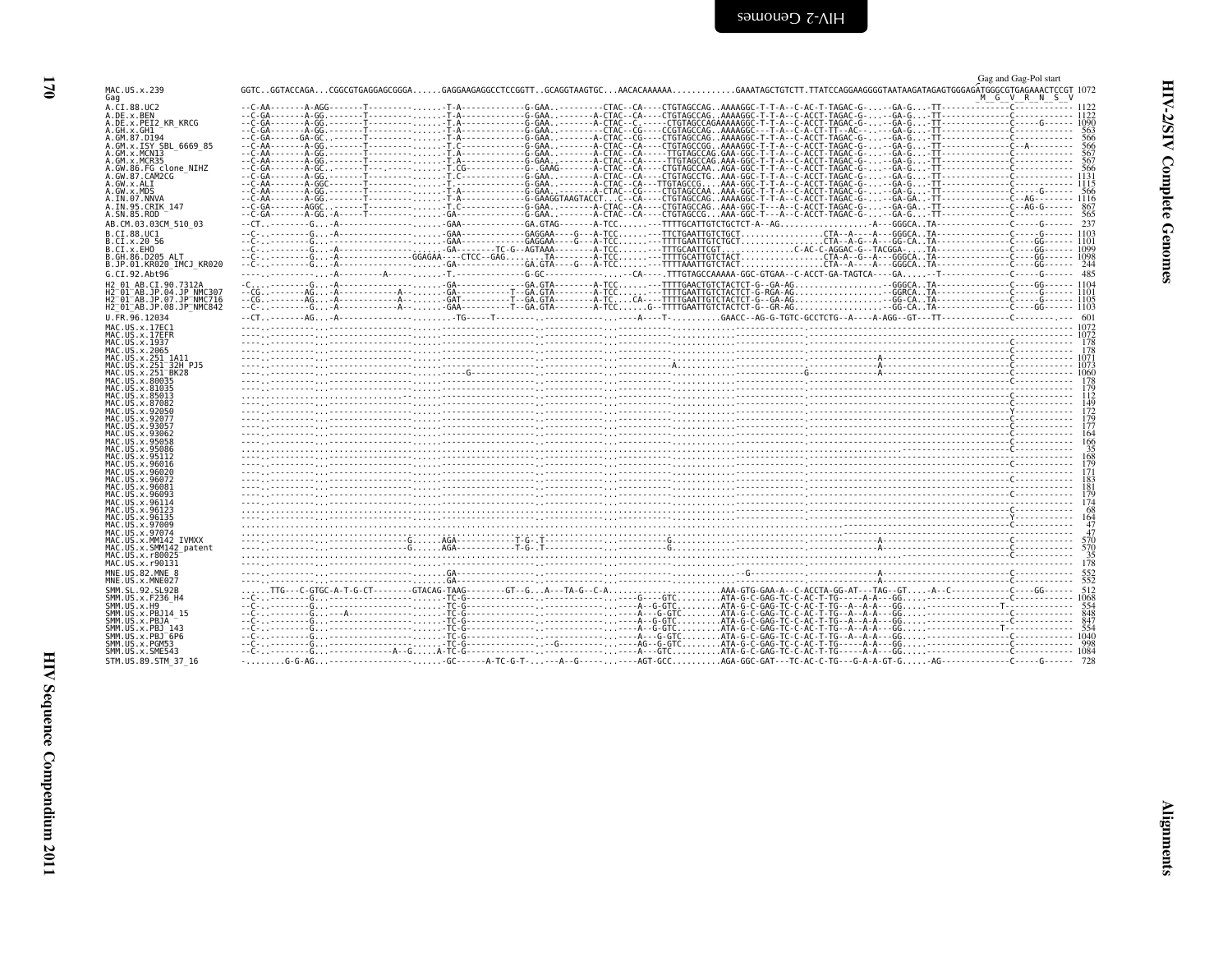Gag and Gag-Pol start

```
MAC.US.x.239              GGTC..GGTACCAGA...CGGCGTGAGGAGCGGGA......GAGGAAGAGGCCTCCGGTT..GCAGGTAAGTGC...AACACAAAAAA............GAAATAGCTGTCTT.TTATCCAGGAAGGGGTAATAAGATAGAGTGGGAGATGGGCGTGAGAAACTCCGT 1072
Gag                                                                                                                                                                                   M  G  V  R  N  S  V
A.CI.88.UC2               --C-AA-------A-AGG-------T--------------.-T-A------------G-GAA..---------CTAC--CA----CTGTAGCCAG..AAAAGGC-T-T-A--C-AC-T-TAGAC-G-..--GA-G...-TT-------------C------------ 1122
A.DE.x.BEN                --C-GA-------A-GG.-------T--------------.-T-A------------G-GAA..-------A-CTAC--CA----CTGTAGCCAG..AAAAGGC-T-T-A--C-ACCT-TAGAC-G-..--GA-G...-TT-------------C------------ 1122
A.DE.x.PEI2_KR_KRCG       --C-GA-------A-GG.-------T--------------.-T-A------------G-GAA..-------A-CTAC--C.-----CTGTAGCCAGAAAAAGGC-T-T-A--C-ACCT-TAGAC-G-..--GA-G...-TT-------------C-------G---- 1090
A.GH.x.GH1                --C-GA-------A-GG.-------T--------------.-T-A------------G-GAA..---------CTAC--CG----CCGTAGCCAG..AAAAGGC---T-A--C-A-CT-TT--AC-..--GA-G...-TT-------------C------------  563
A.GM.87.D194              --C-GA-------GA-GC.------T--------------.-T-A------------G-GAA..-------A-CTAC--CG----CTGTAGCCAG..AAAAGGC-T-T-A--C-ACCT-TAGAC-G-..--GA-G...-TT-------------C------------  566
A.GM.x.ISY_SBL_6669_85    --C-AA-------A-GG.-------T--------------.-T-C------------G-GAA..-------A-CTAC--CA----CTGTAGCCGG..AAAAGGC-T-T-A--C-ACCT-TAGAC-G-..--GA-G...-TT-------------C--A---------  566
A.GM.x.MCN13              --C-AA-------A-GG.-------T--------------.-T-A------------G-GAA..-------A-CTAC--CA-----TTGTAGCCAG.GAA-GGC-T-T-A--C-ACCT-TAGAC-G-..--GA-G...-TT-------------C------------  567
A.GM.x.MCR35              --C-AA-------A-GG.-------T--------------.-T-A------------G-GAA..-------A-CTAC--CA-----TTGTAGCCAG.AAA-GGC-T-T-A--C-ACCT-TAGAC-G-..--GA-G...-TT-------------C------------  567
A.GW.86.FG_clone_NIHZ     --C-GA-------A-GC.-------T---.----------.-T-CG-----------G-.GAAG-------A-CTAC--CA----CTGTAGCCAA..AGA-GGC-T-T-A--C-ACCT-TAGAC-G-..--GA-G...-TT-------------C------------  566
A.GW.87.CAM2CG            --C-GA-------A-GG.-------T--------------.-T-C------------G-GAA..-------A-CTAC--CA----CTGTAGCCTG..AAA-GGC-T-T-A--C-ACCT-TAGAC-G-..--GA-G...-TT-------------C------------ 1131
A.GW.x.ALI                --C-AA-------A-GGC-------T--------------.-T--------------G-GAA..-------A-CTAC--CA---TTGTAGCC....AAA-GGC-T-T-A--C-ACCT-TAGAC-G-..--GA-G...-TT-------------C------------ 1115
A.GW.x.MDS                --C-AA-------A-GG.-------T--------------.-T-A------------G-GAA..-------A-CTAC--CG----CTGTAGCCAA..AAA-GGC-T-T-A--C-ACCT-TAGAC-G-..--GA-G...-TT-------------C-------G----  566
A.IN.07.NNVA              --C-AA-------A-GG.-------T--------------.-T-A------------G-GAAGGTAAGTACCT...C--CA----CTGTAGCCAG..AAAAGGC-T-T-A--C-ACCT-TAGAC-G-..--GA-GA..-TT-------------C--AG-------- 1116
A.IN.95.CRIK_147          --C-GA-------AGGC.-------T--------------.-T-C------------G-GAA..-------A-CTAC--CA----CTGTAGCCAG..AAA-GGC-T---A--C-ACCT-TAGAC-G-..--GA-GA..-TT-------------C--AG-G------  867
A.SN.85.ROD               --C-GA-------A-GG.-A-----T--------------.-T-A------------G-GAA..-------A-CTAC--CA----CTGTAGCCG...AAA-GGC-T---A--C-ACCT-TAGAC-G-..--GA-G...-TT-------------C------------  565
AB.CM.03.03CM_510_03      --CT..-------G...-A-------------------.-GAA-------------GA.GTAG-------A-TCC......---TTTTGCATTGTCTGCTCT-A--AG..................-A---GGGCA..TA--------------C-----G------  237
B.CI.88.UC1               --C-..-------G...-A-------------------.-GAA-------------GAGGAA----G---A-TCC......---TTCTGAATTGTCTGCT.................CTA--A----A---GGGCA..TA--------------C-----G------ 1103
B.CI.x.20_56              --C-..-------G...-A-------------------.-GAA-------------GAGGAA----G---A-TCC......---TTTTGAATTGTCTGCT.................CTA--A-G--A---GG-CA..TA--------------C-----GG----- 1101
B.CI.x.EHO                --C-..-------G...-A-------------------.-GA-------TC-G--AGTAAA---------A-TCC......---TTTGCAATTCGT...........C-AC-C-AGGAC-G--TACGGA-....TA--------------C-----GG----- 1099
B.GH.86.D205_ALT          --C-..-------G...-A-------------GGAGAA----CTCC--GAG.......TA---------A-TCC......---TTTTGCATTGTCTACT.................CTA-A--G--A---GGGCA..TA--------------C-----GG----- 1098
B.JP.01.KR020_IMCJ_KR020  --C-..-------G...-A-------------------.-GA------------GA.GTA------G---A-TCC......---TTTTAAATTGTCTACT.................CTA--A----A---GGGCA..TA--------------C-----GG-----  244
G.CI.92.Abt96             ----..-------.....-A---------A-----------.-T--------------G-GC-------------------------CA-----TTTGTAGCCAAAAA-GGC-GTGAA--C-ACCT-GA-TAGTCA-----GA.....-T------------C-----G------  485
H2_01_AB.CI.90.7312A      -C...--------G...-A-------------------.-GA-------------GA.GTA--------A-TCC......---TTTTGAACTGTCTACTCT-G--GA-AG...................--GGGCA..TA--------------C-----GG----- 1104
H2_01_AB.JP.04.JP_NMC307  --CG..-------AG...-A-------------A----.-GA-----------T--GA.GTA--------A-TCC......---TTTTGAATTGTCTACTCT-G-RGA-AG...................--GGRCA..TA--------------C-----G------ 1101
H2_01_AB.JP.07.JP_NMC716  --CG..-------AG...-A-------------A----.-GAT----------T--GA.GTA--------A-TC...CA...---TTTTGAATTGTCTACTCT-G--GA-AG...................--GG-CA..TA--------------C-----G------ 1105
H2_01_AB.JP.08.JP_NMC842  --C-..-------G...-A-------------A----.-GA-----------T--GA.GTA--------A-TCC.....G---TTTTGAATTGTCTACTCT-G--GR-AG...................--GG-CA..TA--------------C-----GG----- 1103
U.FR.96.12034             --CT..-------AG...-A-------------------.-------TG-----T--------------------------------A----T-........GAACC--AG-G-TGTC-GCCTCTG--A----A-AGG--GT---TT-------------C--------.---  601
MAC.US.x.17EC1            ----..-------...-------------------------------------------.-----------..------------.................................................................................. 1072
MAC.US.x.17EFR            ----..-------...-------------------------------------------.-----------..------------.................................................................................. 1072
MAC.US.x.1937             ----..-------...-------------------------------------------.-----------..------------..............................................................C------------  178
MAC.US.x.2065             ----..-------...-------------------------------------------.-----------..------------..............................................................C------------  178
MAC.US.x.251_1A11         ----..-------...-------------------------------------------.-----------..------------...............................-A..............................C------------ 1071
MAC.US.x.251_32H_PJ5      ----..-------...-------------------------------------------.-----------..---------A-.................................-A...........................................C------------ 1073
MAC.US.x.251_BK28         ----..-------...---------------------------G----------------.-----------..------------...................G...........-A..............................C------------ 1060
MAC.US.x.80035            ----..-------...-------------------------------------------.-----------..------------..............................................................C------------  178
MAC.US.x.81035            ----..-------...-------------------------------------------.-----------..------------..............................................................C------------  179
MAC.US.x.85013            ----..-------...-------------------------------------------.-----------..------------..............................................................C------------  112
MAC.US.x.87082            ----..-------...-------------------------------------------.-----------..------------..............................................................C------------  149
MAC.US.x.92050            ----..-------...-------------------------------------------.-----------..------------..............................................................Y------------  172
MAC.US.x.92077            ----..-------...-------------------------------------------.-----------..------------..............................................................C------------  179
MAC.US.x.93057            ----..-------...-------------------------------------------.-----------..------------..............................................................C------------  177
MAC.US.x.93062            ----..-------...-------------------------------------------.-----------..------------..............................................................C------------  164
MAC.US.x.95058            ----..-------...-------------------------------------------.-----------..------------..............................................................C------------  166
MAC.US.x.95086            ----..-------...-------------------------------------------.-----------..------------..............................................................C------------   35
MAC.US.x.95112            ----..-------...-------------------------------------------.-----------..------------..............................................................C------------  168
MAC.US.x.96016            ----..-------...-------------------------------------------.-----------..------------..............................................................C------------  179
MAC.US.x.96020            ----..-------...-------------------------------------------.-----------..------------..............................................................C------------  171
MAC.US.x.96072            ----..-------...-------------------------------------------.-----------..------------..............................................................C------------  183
MAC.US.x.96081            ----..-------...-------------------------------------------.-----------..------------..............................................................C------------  181
MAC.US.x.96093            ----..-------...-------------------------------------------.-----------..------------..............................................................C------------  179
MAC.US.x.96114            ----..-------...-------------------------------------------.-----------..------------..............................................................C------------  174
MAC.US.x.96123            ----..-------...-------------------------------------------.-----------..------------..............................................................C------------   68
MAC.US.x.96135            ----..-------...-------------------------------------------.-----------..------------..............................................................Y------------  164
MAC.US.x.97009            ----..-------...-------------------------------------------.-----------..------------..............................................................C------------   47
MAC.US.x.97074            ----..-------...-------------------------------------------.-----------..------------..............................................................C------------   47
MAC.US.x.MM142_IVMXX      ----..-------...--------------G.....AGA-----------T-G-.T----------..------------G..........................-A..............................C------------  570
MAC.US.x.SMM142_patent    ----..-------...--------------G.....AGA-----------T-G-.T----------..------------G..........................-A..............................C------------  570
MAC.US.x.r80025           ----..-------...-------------------------------------------.-----------..------------..............................................................C------------   35
MAC.US.x.r90131           ----..-------...-------------------------------------------.-----------..------------..............................................................C------------  178
MNE.US.82.MNE_8           ----..-------...----------------------.-GA-------------.-----------..------------..................G.........-A..............................C------------  552
MNE.US.x.MNE027           ----..-------...----------------------.-GA-------------.-----------..------------...............................-A..............................C------------  552
SMM.SL.92.SL92B           .....TTG---C-GTGC-A-T-G-CT--------GTACAG-TAAG--------GT--G...A---TA-G--C-A..................AAA-GTG-GAA-A--C-ACCTA-GG-AT---TAG--GT.....-A--C-------------C-----GG-----  512
SMM.US.x.F236_H4          --C-..-------G...--------------------.-TC-G-------------.-----------..------G---GTC........ATA-G-C-GAG-TC-C-AC-T-TG-----A-A---GG....--------------C------------ 1068
SMM.US.x.H9               --C-..-------G...--------------------.-TC-G-------------.-----------..----A--G-GTC........ATA-G-C-GAG-TC-C-AC-T-TG--A--A-A---GG....-------------T-------------  554
SMM.US.x.PBJ14_15         --C-..-------G...---A----------------.-TC-G-------------.-----------..----A---G-GTC........ATA-G-C-GAG-TC-C-AC-T-TG--A--A-A---GG....--------------C------------  848
SMM.US.x.PBJA             --C-..-------G...--------------------.-TC-G-------------.-----------..----A--G-GTC........ATA-G-C-GAG-TC-C-AC-T-TG--A--A-A---GG....--------------C------------  847
SMM.US.x.PBJ_143          --C-..-------G...--------------------.-TC-G-------------.-----------..----A--G-GTC........ATA-G-C-GAG-TC-C-AC-T-TG--A--A-A---GG....-------------T-------------  554
SMM.US.x.PBJ_6P6          --C-..-------G...--------------------.-TC-G-------------.-----------..----A---G-GTC........ATA-G-C-GAG-TC-C-AC-T-TG--A--A-A---GG....--------------C------------ 1040
SMM.US.x.PGM53            --C-..-------G...--------------------.-TC-G-------------.--G--------..----AG--G-GTC........ATA-G-C-GAG-TC-C-AC-T-TG-----A-A---GG....--------------C------------  998
SMM.US.x.SME543           --C-..-------G...-----------A--G....A-TC-G-------------.-----------..----GTC........ATA-G-C-GAG-TC-C-AC-T-TG-----A-A---GG....--------------C------------ 1084
STM.US.89.STM_37_16       -........G-G-AG...--------------------.-GC------A-TC-G-T-...---A--G-----..----AGT-GCC..........AGA-GGC-GAT---TC-AC-C-TG---G-A-A-GT-G.....-AG-------------C-----G------  728
```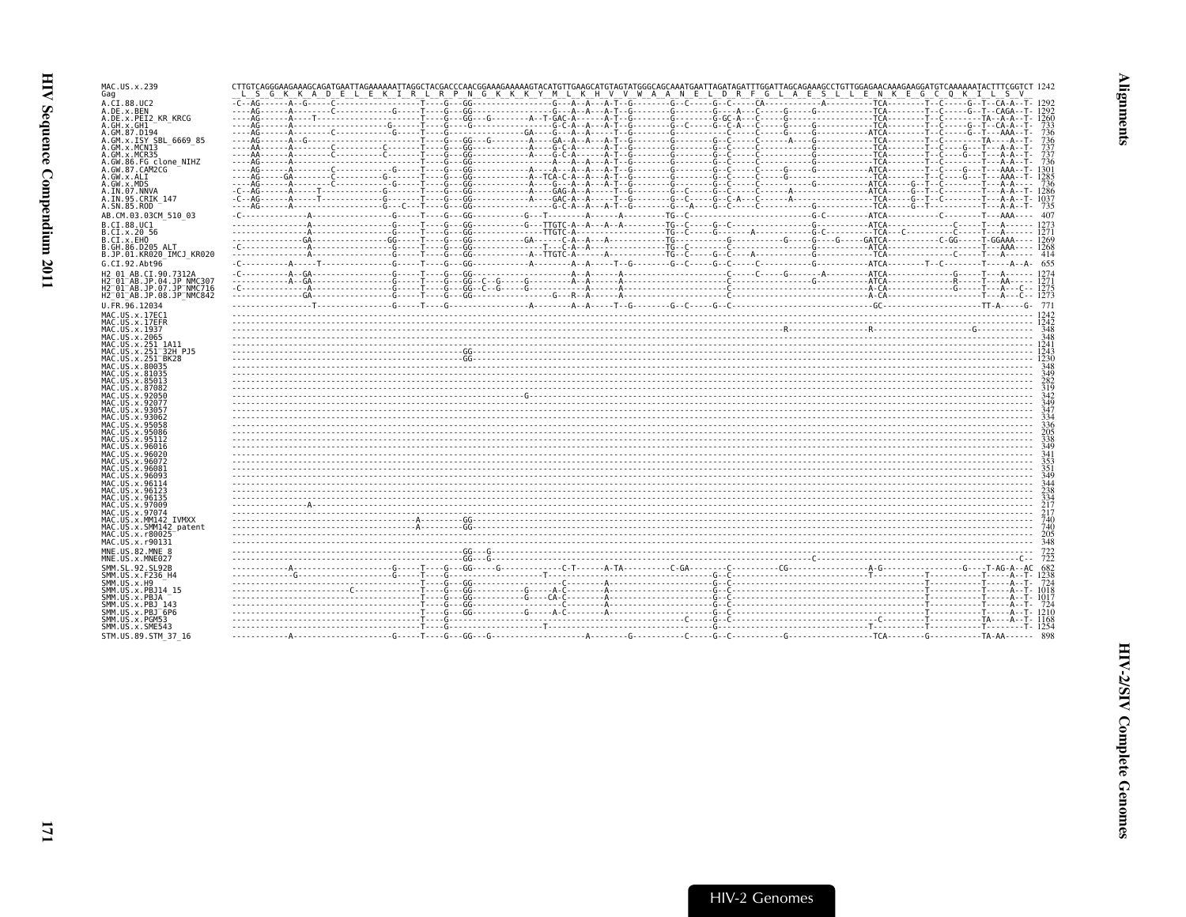```
MAC.US.x.239              CTTGTCAGGGAAGAAAGCAGATGAATTAGAAAAAATTAGGCTACGACCCAACGGAAAGAAAAAGTACATGTTGAAGCATGTAGTATGGGCAGCAAATGAATTAGATAGATTTGGATTAGCAGAAAGCCTGTTGGAGAACAAAGAAGGATGTCAAAAAATACTTTCGGTCT 1242
Gag                        L  S  G  K  K  A  D  E  L  E  K  I  R  L  R  P  N  G  K  K  K  Y  M  L  K  H  V  V  W  A  A  N  E  L  D  R  F  G  L  A  E  S  L  L  E  N  K  E  G  C  Q  K  I  L  S  V
A.CI.88.UC2               -C--AG------A--G-----C------------------T----G---GG----------------G---A--A---A-T--G--------G--C-----G--C-----CA------------A---------TCA--------T--C-----G--T--CA-A--T- 1292
A.DE.x.BEN                ----AG------A--------C------------G-----T----G---GG----------------G---A--A---A-T--G--------G--------G---A---C-----G-----G-----------TCA--------T--C-----G--T--CAGA--T- 1292
A.DE.x.PEI2_KR_KRCG       ----AG------A----T----------------------T----G---GG----G--------A--T-GAC-A------A-T--G--------G--------G-GC-A---C-----G-----------------TCA--------T--C----------TA--A-A--T- 1260
A.GH.x.GH1                ----AG------A-------------------G-------T----G---G-----------------G-C-A--A---A-T--G--------G--C-----G--C-A---C-----G-----G-----------TCA--------T--C-----G--T--CA-A--T-  733
A.GM.87.D194              ----AG------A-------C-------------G-----T----G---------------GA----G---A--A---T--G--------G--------C-----C-----G-----G-----------ATCA--------T--C-----G--T---AAA--T-  736
A.GM.x.ISY_SBL_6669_85    ----AG------A--G------------------------T----G---GG----G--------A----GA--A--A---A-T--G--------G--------G--C-----C-----A----G-----------TCA--------T--C----------TA----A--T-  736
A.GM.x.MCN13              ----AA------A--------C---------C--------T----G---GG--------------A----G-C-A------A-T--G--------G--------G--C-----C-----------G-----------TCA--------T--C----G---T---A-A--T-  737
A.GM.x.MCR35              ----AA------A--------C---------C--------T----G---GG--------------A----G-C-A------A-T--G--------G--------G--C-----C-----------G-----------TCA--------T--C----G---T---A-A--T-  737
A.GW.86.FG_clone_NIHZ     ----AG------A-------------------------T----G---GG-----------------A--A--A---A-T--G--------G--------G--C-----C-----------G-----------TCA--------T--C----------T---A-A--T-  736
A.GW.87.CAM2CG            ----AG------A--------C----------G-----T----G---GG--------------A----A--A--A---A-T--G--------G--------G--C-----C-----G-----G-----------ATCA--------T--C----G---T---AAA--T- 1301
A.GW.x.ALI                ----AG-----GA--------C----------G-----T----G---GG--------------A--TCA-C-A--A---A-T--G--------G--------G--C-----C-----G-----------------TCA--------T--C----G---T---AAA--T- 1285
A.GW.x.MDS                ----AG------A--------C----------G-----T----G---GG--------------A----G--A--A--A---A-T--G--------G--------G--C-----C-----------G-----------ATCA-----G--T--C----------T---A-A--T-  736
A.IN.07.NNVA              -C--AG------A-----T-------------G-----T----G---GG--------------A----GAG-A--A------T--G--------G--C-----G--C-----C------A-----------ATCA-----G--T--C----------T---A-A--T- 1286
A.IN.95.CRIK_147          -C--AG------A-----T-------------G-----T----G---GG--------------A----GAC-A--A------T--G--------G--C-----G--C-----C-A---A-----------TCA-----G--T--C----------T---A-A--T- 1037
A.SN.85.ROD               ----AG------A-------------------G---C---T----G---GG----------------G-C-A--A---A-T--G--------G--A-----G--C-----C-----------G-----------TCA-----G--T--C----------T---A-A--T-  735
AB.CM.03.03CM_510_03      -C-------------A----------------G-----T----G---GG-----------G---T--------A------A---------TG--C-----------------------------G-C--------ATCA-----------C---------T---AAA----  407
B.CI.88.UC1               -----------------A--------------G-----T----G---GG-----------G---TTGTC-A--A---A--A---------TG--C-----G--C-----------------------G-----------ATCA-----------C---------T---A------ 1273
B.CI.x.20_56              -----------------A--------------G-----T----G---GG---------------TTGTC-A-------A-----------TG--C-----G--------A-----------------G-C--------TCA---C----------C---------T---A------ 1271
B.CI.x.EHO                --------------GA---------------GG-----T----G---GG-----------GA------C-A--A---A-----------TG-----------------G-----------G----G--G-----GATCA------------C-GG-----T-GGAAA---- 1269
B.GH.86.D205_ALT          -C---------------A--------------G-----T----G---GG-----------------T---C-A--A------------TG--C-----G-----------------------------G-----------ATCA-----------------------T---AAA---- 1268
B.JP.01.KR020_IMCJ_KR020  -----------------A--------------G-----T----G---GG-----------------A--TTGTC-A-------A-----------TG--C-----G--C---A-----------------G-----------ATCA-----------C---------T---A------  414
G.CI.92.Abt96             -C---------A-----T--------------G-----T----G---GG--------------A---------A--A-----T--G--------G--C-----G--C-----C-----------G-----------ATCA--------T--C----------T-------A--A-  655
H2_01_AB.CI.90.7312A      -C----------A--GA---------------G-----T----G---GG----------------------A--A-----A------------------C-----C-----G-----A---------ATCA--------------G-----T---A------ 1274
H2_01_AB.JP.04.JP_NMC307  ------------A--GA---------------G-----T----G---GG--C--G-----G----------A--A-----A-------------------------------------G-----------ATCA--------------R-----T---AA----- 1271
H2_01_AB.JP.07.JP_NMC716  -C---------------A--------------G-----T----G---GG--C--G-----G----------A--A-----A-------------------C-------------------------A-CA--------------G-----T---A---C- 1275
H2_01_AB.JP.08.JP_NMC842  ---------------GA---------------G-----T----G---GG-------------------G---R--A-----A-------------------C-------------------------A-CA--------------------T---A---C- 1273
U.FR.96.12034             ------------------T-------------G-----T----G-----------------A--------A--A-----T--G--------G--C-----G--C------------------------------------GC-------------------TT-A-----G-  771
MAC.US.x.17EC1            -------------------------------------------------------------------------------------------------------------------------------------------------------------------- 1242
MAC.US.x.17EFR            -------------------------------------------------------------------------------------------------------------------------------------------------------------------- 1242
MAC.US.x.1937             ----------------------------------------------------------------------------------R---------------R-------------------------G--------------------  348
MAC.US.x.2065             --------------------------------------------------------------------------------------------------------------------------------------------------------------------  348
MAC.US.x.251_1A11         -------------------------------------------------------------------------------------------------------------------------------------------------------------------- 1241
MAC.US.x.251_32H_PJ5      ----------------------------------------------GG----------------------------------------------------------------------------------------------------------------------- 1243
MAC.US.x.251_BK28         ----------------------------------------------GG----------------------------------------------------------------------------------------------------------------------- 1230
MAC.US.x.80035            --------------------------------------------------------------------------------------------------------------------------------------------------------------------  348
MAC.US.x.81035            --------------------------------------------------------------------------------------------------------------------------------------------------------------------  349
MAC.US.x.85013            --------------------------------------------------------------------------------------------------------------------------------------------------------------------  282
MAC.US.x.87082            --------------------------------------------------------------------------------------------------------------------------------------------------------------------  319
MAC.US.x.92050            -----------------------------------------------------------G--------------------------------------------------------------------------------------------------------  342
MAC.US.x.92077            --------------------------------------------------------------------------------------------------------------------------------------------------------------------  349
MAC.US.x.93057            --------------------------------------------------------------------------------------------------------------------------------------------------------------------  347
MAC.US.x.93062            --------------------------------------------------------------------------------------------------------------------------------------------------------------------  334
MAC.US.x.95058            --------------------------------------------------------------------------------------------------------------------------------------------------------------------  336
MAC.US.x.95086            --------------------------------------------------------------------------------------------------------------------------------------------------------------------  205
MAC.US.x.95112            --------------------------------------------------------------------------------------------------------------------------------------------------------------------  338
MAC.US.x.96016            --------------------------------------------------------------------------------------------------------------------------------------------------------------------  349
MAC.US.x.96020            --------------------------------------------------------------------------------------------------------------------------------------------------------------------  341
MAC.US.x.96072            --------------------------------------------------------------------------------------------------------------------------------------------------------------------  353
MAC.US.x.96081            --------------------------------------------------------------------------------------------------------------------------------------------------------------------  351
MAC.US.x.96093            --------------------------------------------------------------------------------------------------------------------------------------------------------------------  349
MAC.US.x.96114            --------------------------------------------------------------------------------------------------------------------------------------------------------------------  344
MAC.US.x.96123            --------------------------------------------------------------------------------------------------------------------------------------------------------------------  238
MAC.US.x.96135            --------------------------------------------------------------------------------------------------------------------------------------------------------------------  334
MAC.US.x.97009            ----------------A----------------------------------------------------------------------------------------------------------------------------------------------------  217
MAC.US.x.97074            --------------------------------------------------------------------------------------------------------------------------------------------------------------------  217
MAC.US.x.MM142_IVMXX      ------------------------------------A---------GG-------------------------------------------------------------------------------------------------------------------  740
MAC.US.x.SMM142_patent    ------------------------------------A---------GG-------------------------------------------------------------------------------------------------------------------  740
MAC.US.x.r80025           --------------------------------------------------------------------------------------------------------------------------------------------------------------------  205
MAC.US.x.r90131           --------------------------------------------------------------------------------------------------------------------------------------------------------------------  348
MNE.US.82.MNE_8           ---------------------------------------------GG---G-----------------------------------------------------------------------------------------------------------------  722
MNE.US.x.MNE027           ---------------------------------------------GG---G-------------------------------------------------C-----------------------------------------------------------C--  722
SMM.SL.92.SL92B           -----------A--------------------G-----T----G---GG-----G-----------C-T-------A-TA---------C-GA---------C---------CG-----------------A-G----------------G----T-AG-A--AC  682
SMM.US.x.F236_H4          -------------G------------------G-----T----G---GG--------------------T-------------------------------------------------------T-----------T-----------T-----A--T- 1238
SMM.US.x.H9               ----------------------------------------T----G---GG-----------------C--------A----------------G--C--------------------------------T-----------T-----A--T-  724
SMM.US.x.PBJ14_15         -----------------------C--------------T----G---GG-----------G-----A-C-------A----------------G--C--------------------------------T-----------T-----A--T- 1018
SMM.US.x.PBJA             ----------------------------------------T----G---GG-----------G-----CA-C-------A----------------G--C--------------------------------T-----------T-----A--T- 1017
SMM.US.x.PBJ_143          ----------------------------------------T----G---GG-----------------C--------A----------------G--C--------------------------------T-----------T-----A--T-  724
SMM.US.x.PBJ_6P6          ----------------------------------------T----G---GG-----------G-----A-C-------A----------------G--C--------------------------------T-----------T-----A--T- 1210
SMM.US.x.PGM53            ----------------------------------------T----G------------------------------------------C-----G--C------------------------C-----------T-----------TA----A--T- 1168
SMM.US.x.SME543           ----------------------------------------T----G---------------T-------------------------G--C--------------------------T-----------T-----------T-------T- 1254
STM.US.89.STM_37_16       -----------A--------------------G-----T----G---GG---G---------------------A--------G-----------C-----G--C-----------G------------------TCA--------G-----------TA-AA------  898
```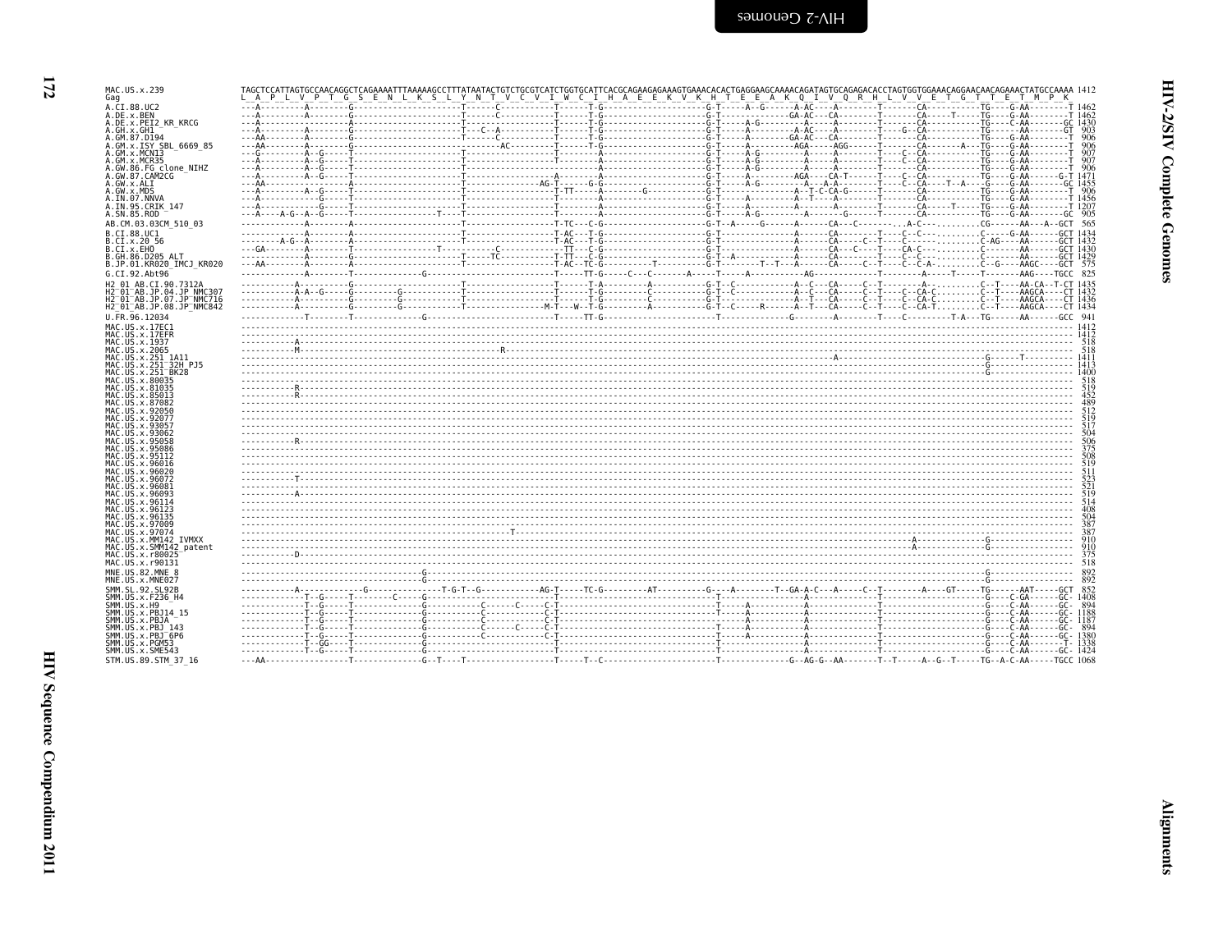```
MAC.US.x.239              TAGCTCCATTAGTGCCAACAGGCTCAGAAAATTTAAAAAGCCTTTATAATACTGTCTGCGTCATCTGGTGCATTCACGCAGAAGAGAAAGTGAAACACACTGAGGAAGCAAAACAGATAGTGCAGAGACACCTAGTGGTGGAAACAGGAACAACAGAAACTATGCCAAAA 1412
Gag                       L  A  P  L  V  P  T  G  S  E  N  L  K  S  L  Y  N  T  V  C  V  I  W  C  I  H  A  E  E  K  V  K  H  T  E  E  A  K  Q  I  V  Q  R  H  L  V  V  E  T  G  T  T  E  T  M  P  K
A.CI.88.UC2               ---A---------A--------G----------------------T------C-----------T------T-G--------------------G-T------A--G------A-AC----A--------T--------CA-----------TG-----G-AA--------T 1462
A.DE.x.BEN                ---A---------A--------G----------------------T------C-----------T------T-G--------------------G-T--------------GA-AC---CA--------T--------CA-----T-----TG-----G-AA--------T 1462
A.DE.x.PEI2_KR_KRCG       ---A------------------A----------------------T------------------T------T-G--------------------G-T------A-G--------A-----A--------T--------CA-----------TG-----C-AA-------GC 1430
A.GH.x.GH1                ---A---------A--------G----------------------T---C--A-----------T------T-G--------------------G-T------A---------A-AC----A--------T----G--CA-----------TG------AA-------GT  903
A.GM.87.D194              ---AA--------A--------G----------------------T------C-----------T------T-G--------------------G-T------A---------GA-AC---CA--------T--------CA-----------TG-----G-AA--------T  906
A.GM.x.ISY_SBL_6669_85    ---AA--------A--------G-----------------------------AC----------T------T-G--------------------G-T------A---------AGA-----AGG-------T--------CA--------A--TG-----G-AA--------T  906
A.GM.x.MCN13              ---G---------A--G-----T----------------------T------------------T---------A-------------------G-T------A-G--------A-----A--------T----C--CA-----------TG-----G-AA--------T  907
A.GM.x.MCR35              ---A---------A--G-----T----------------------T------------------T---------A-------------------G-T------A-G--------A-----A--------T----C--CA-----------TG-----G-AA--------T  907
A.GW.86.FG_clone_NIHZ     ---A---------A--G-----T----------------------T----------------------------A-------------------G-T------A-G--------A-----A--------T--------CA-----------TG-----G-AA--------T  906
A.GW.87.CAM2CG            ---A---------A--G-----T----------------------T-----------------A----------A-------------------G-T------A---------AGA-----CA-T------T----C--CA-----------TG-----G-AA------G-T 1471
A.GW.x.ALI                ---AA-----------------A----------------------T----------------AG-T------G-G-------------------G-T------A-G--------A--A-A--------T----C--CA----T--A----G-----G-AA-------GC 1455
A.GW.x.MDS                ---A---------A--G-----T----------------------T------------------T-TT-----A---------G----------G-T----------------A--T-C-CA-G-----T--------CA-----------TG-----G-AA--------T  906
A.IN.07.NNVA              ---A------------G-----T----------------------T------------------T---------A-------------------G-T-------------------A--------A--------T--------CA-----------TG-----G-AA--------T 1456
A.IN.95.CRIK_147          ---A------------G-----T----------------------T------------------T---------A-------------------G-T------A---------A--T-----A--------T--------CA-----T-----TG-----G-AA--------T 1207
A.SN.85.ROD               ---A----A-G--A--G-----T-------------------T-----T---------------T---------A-------------------G-T------A-G--------A-----------G------T--------CA-----------TG-----G-AA-------GC  905
AB.CM.03.03CM_510_03      -------------A--------A----------------------T------------------T-TC---C-G--------------------G-T--A-----G-------A-------CA---C--------..A-C---.........CG------AA---A--GCT  565
B.CI.88.UC1               -------------A--------A----------------------T------------------T-AC---T-G--------------------G-T-----------------A-------CA-------T----C--C---.........C-----G-AA------GCT 1434
B.CI.x.20_56              --------A-G--A--------A----------------------T------------------T-AC---T-G--------------------G-T-----------------A-------CA---C---T----C--C---.........C-AG----AA------GCT 1432
B.CI.x.EHO                ---GA--------A--------T-------------------T-------------C-------TT---C-G--------------------G-T-----------------A-------CA---C---T----CA-C---.........C-------AA------GCT 1430
B.GH.86.D205_ALT          -------------A--------A----------------------T-----TC-----------T-TT---C-G--------------------G-T--A--------------A-------CA-------T----C--C---.........C-------AA------GCT 1429
B.JP.01.KR020_IMCJ_KR020  ---AA--------A--------A----------------------T------------------T-AC--TC-G-----------T-------G-T-----------T--T--A-------CA---C---T----C--C-A-.........C--G----AAGC----GCT  575
G.CI.92.Abt96             -------------A--------T-------------G------------------------------T------TT-G------C---C---------A-----T-----A-------------AG----------T---------A------T-----T------AAG----TGCC  825
H2_01_AB.CI.90.7312A      -----------A----------G----------------------T------------------T------T-A---------A-----------G-T--C-------------A--C---CA-----C--T----------A-........C--T-----AA-CA--T-CT 1435
H2_01_AB.JP.04.JP_NMC307  -----------A-A--G-----G------------G---------T------------------T------T-G---------C-----------G-T--C-------------A--C---CA-----C--T-----C--CA-C.........C--T-----AAGCA-----CT 1432
H2_01_AB.JP.07.JP_NMC716  -----------A----------G------------G---------T------------------T------T-G---------C-----------G-T--------------A--T---CA-----C--T-----C--CA-C.........C--T-----AAGCA-----CT 1436
H2_01_AB.JP.08.JP_NMC842  -----------A----------G------------G---------T-----------------M-T---W--T-G---------A-----------G-T--C-----R-------A--T---CA-----C--T-----C--CA-T.........C--T-----AAGCA-----CT 1434
U.FR.96.12034             -------------T--------T-------------G------------------------------T------TT-G-------------------------T-------------------G---------A---------T-----C-------------T-A---TG------AA------GCC  941
MAC.US.x.17EC1            ------------------------------------------------------------------------------------------------------------------------------------------------------------------ 1412
MAC.US.x.17EFR            ------------------------------------------------------------------------------------------------------------------------------------------------------------------ 1412
MAC.US.x.1937             -------------A----------------------------------------------------------------------------------------------------------------------------------------------------  518
MAC.US.x.2065             -------------M----------------------------------R-------------------------------------------------------------------------------------------------------------------  518
MAC.US.x.251_1A11         -----------------------------------------------------------------------------------------------A-----------------------------------------G-------T------------ 1411
MAC.US.x.251_32H_PJ5      ------------------------------------------------------------------------------------------------------------------------------------------G------------------- 1413
MAC.US.x.251_BK28         ------------------------------------------------------------------------------------------------------------------------------------------G------------------- 1400
MAC.US.x.80035            ------------------------------------------------------------------------------------------------------------------------------------------------------------------  518
MAC.US.x.81035            -------------R----------------------------------------------------------------------------------------------------------------------------------------------------  519
MAC.US.x.85013            -------------R----------------------------------------------------------------------------------------------------------------------------------------------------  452
MAC.US.x.87082            ------------------------------------------------------------------------------------------------------------------------------------------------------------------  489
MAC.US.x.92050            ------------------------------------------------------------------------------------------------------------------------------------------------------------------  512
MAC.US.x.92077            ------------------------------------------------------------------------------------------------------------------------------------------------------------------  519
MAC.US.x.93057            ------------------------------------------------------------------------------------------------------------------------------------------------------------------  517
MAC.US.x.93062            ------------------------------------------------------------------------------------------------------------------------------------------------------------------  504
MAC.US.x.95058            -------------R----------------------------------------------------------------------------------------------------------------------------------------------------  506
MAC.US.x.95086            ------------------------------------------------------------------------------------------------------------------------------------------------------------------  375
MAC.US.x.95112            ------------------------------------------------------------------------------------------------------------------------------------------------------------------  508
MAC.US.x.96016            ------------------------------------------------------------------------------------------------------------------------------------------------------------------  519
MAC.US.x.96020            ------------------------------------------------------------------------------------------------------------------------------------------------------------------  511
MAC.US.x.96072            -------------T----------------------------------------------------------------------------------------------------------------------------------------------------  523
MAC.US.x.96081            ------------------------------------------------------------------------------------------------------------------------------------------------------------------  521
MAC.US.x.96093            -------------A----------------------------------------------------------------------------------------------------------------------------------------------------  519
MAC.US.x.96114            ------------------------------------------------------------------------------------------------------------------------------------------------------------------  514
MAC.US.x.96123            ------------------------------------------------------------------------------------------------------------------------------------------------------------------  408
MAC.US.x.96135            ------------------------------------------------------------------------------------------------------------------------------------------------------------------  504
MAC.US.x.97009            ------------------------------------------------------------------------------------------------------------------------------------------------------------------  387
MAC.US.x.97074            ----------------------------------------------T-------------------------------------------------------------------------------------------------------------------  387
MAC.US.x.MM142_IVMXX      -------------------------------------------------------------------------------------------------------------------------A-----------------G-------------------  910
MAC.US.x.SMM142_patent    -------------------------------------------------------------------------------------------------------------------------A-----------------G-------------------  910
MAC.US.x.r80025           ------------D-----------------------------------------------------------------------------------------------------------------------------------------------------  375
MAC.US.x.r90131           ------------------------------------------------------------------------------------------------------------------------------------------------------------------  518
MNE.US.82.MNE_8           ------------------------------------G-----------------------------------------------------------------------------------------------------G-------------------  892
MNE.US.x.MNE027           ------------------------------------G-----------------------------------------------------------------------------------------------------G-------------------  892
SMM.SL.92.SL92B           -----------A------------G-------------T-G-T--G-----------AG-T-----TC-G---------AT---------G---A--------T--GA-A-C---A-----C--T---------A----GT-----TG------AAT------GCT  852
SMM.US.x.F236_H4          -------------T--G-----T-------C-----G-----------------------------T-----------------------------T-----------------A-------------T------------------------G-----C-GA-----GC- 1408
SMM.US.x.H9               -------------T--G-----T-------------G------------C------C-----C-T------------------------------T-----A-----------A-------------T------------------------G-----C-AA-----GC-  894
SMM.US.x.PBJ14_15         -------------T--G-----T-------------G------------C--------------C-T------------------------------T-----A-----------A-------------T------------------------G-----C-AA-----GC- 1188
SMM.US.x.PBJA             -------------T--G-----T-------------G------------C--------------C-T------------------------------------A-----------A-------------T------------------------G-----C-AA-----GC- 1187
SMM.US.x.PBJ_143          -------------T--G-----T-------------G------------C------C-----C-T------------------------------T-----A-----------A-------------T------------------------G-----C-AA-----GC-  894
SMM.US.x.PBJ_6P6          -------------T--G-----T-------------G------------C--------------C-T------------------------------T-----A-----------A-------------T------------------------G-----C-AA-----GC- 1380
SMM.US.x.PGM53            -------------T--GG----T-------------G-------------------------------T-----------------------------------------------A-------------T------------------------G-----C-AA------T- 1338
SMM.US.x.SME543           -------------T--G-----T-------------G-------------------------------T-----------------------------------------------A-------------T------------------------G-----C-AA-----GC- 1424
STM.US.89.STM_37_16       ---AA-----------------T-------------G--T----T------------------T------T--C-----------------------T----------------G--AG-G--AA-------T--T------A--G--T-----TG--A-C-AA-----TGCC 1068
```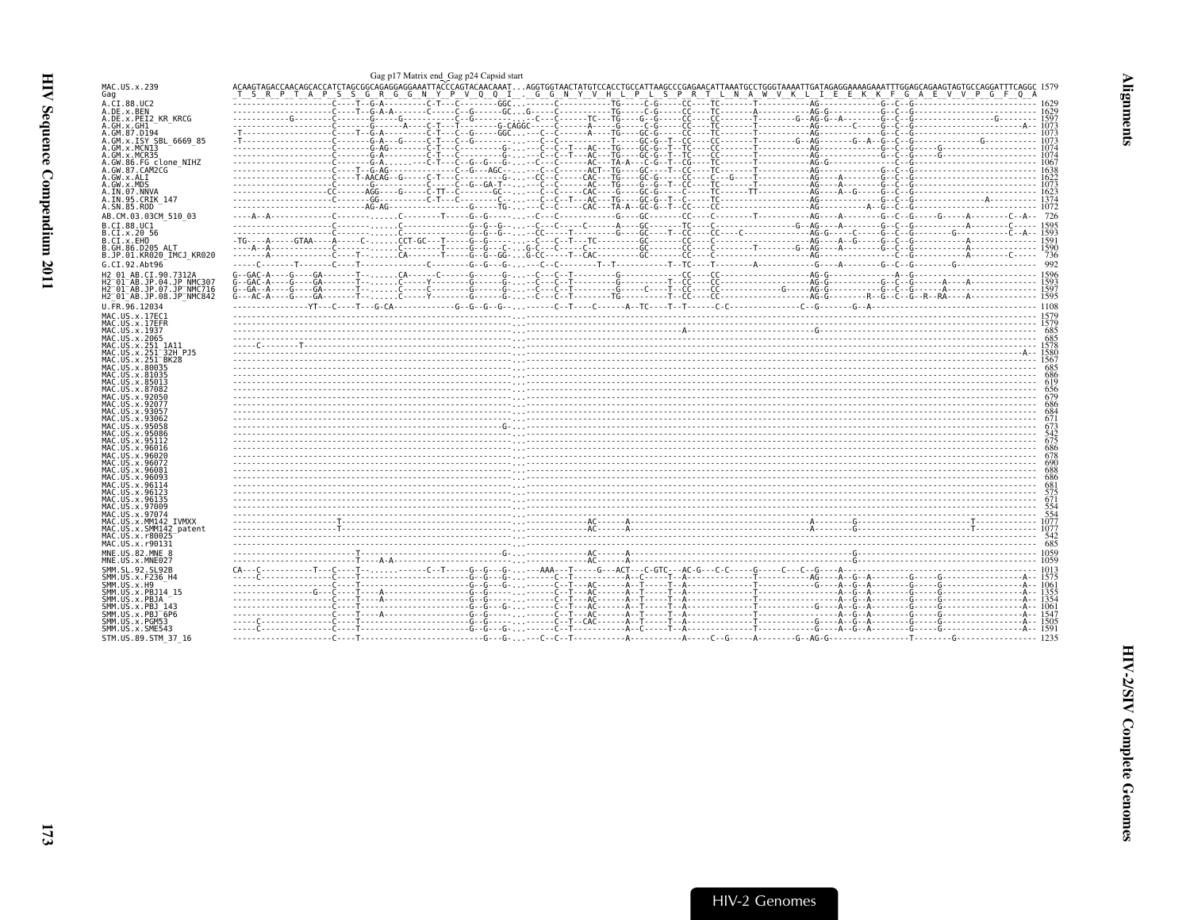Gag p17 Matrix end_Gag p24 Capsid start

```
MAC.US.x.239              ACAAGTAGACCAACAGCACCATCTAGCGGCAGAGGAGGAAATTACCCAGTACAACAAAT...AGGTGGTAACTATGTCCACCTGCCATTAAGCCCGAGAACATTAAATGCCTGGGTAAAATTGATAGAGGAAAAGAAATTTGGAGCAGAAGTAGTGCCAGGATTTCAGGC 1579
Gag                        T  S  R  P  T  A  P  S  S  G  R  G  G  N  Y  P  V  Q  Q  I  .  G  G  N  Y  V  H  L  P  L  S  P  R  T  L  N  A  W  V  K  L  I  E  E  K  K  F  G  A  E  V  V  P  G  F  Q  A
A.CI.88.UC2                                                                                                                                                                                 1629
A.DE.x.BEN                                                                                                                                                                                  1629
A.DE.x.PEI2_KR_KRCG                                                                                                                                                                         1597
A.GH.x.GH1                                                                                                                                                                                  1073
A.GM.87.D194                                                                                                                                                                                1073
A.GM.x.ISY_SBL_6669_85                                                                                                                                                                      1073
A.GM.x.MCN13                                                                                                                                                                                1074
A.GM.x.MCR35                                                                                                                                                                                1074
A.GW.86.FG_clone_NIHZ                                                                                                                                                                       1067
A.GW.87.CAM2CG                                                                                                                                                                              1638
A.GW.x.ALI                                                                                                                                                                                  1622
A.GW.x.MDS                                                                                                                                                                                  1073
A.IN.07.NNVA                                                                                                                                                                                1623
A.IN.95.CRIK_147                                                                                                                                                                            1374
A.SN.85.ROD                                                                                                                                                                                 1072
AB.CM.03.03CM_510_03                                                                                                                                                                         726
B.CI.88.UC1                                                                                                                                                                                 1595
B.CI.x.20_56                                                                                                                                                                                1593
B.CI.x.EHO                                                                                                                                                                                  1591
B.GH.86.D205_ALT                                                                                                                                                                            1590
B.JP.01.KR020_IMCJ_KR020                                                                                                                                                                     736
G.CI.92.Abt96                                                                                                                                                                                992
H2_01_AB.CI.90.7312A                                                                                                                                                                        1596
H2_01_AB.JP.04.JP_NMC307                                                                                                                                                                    1593
H2_01_AB.JP.07.JP_NMC716                                                                                                                                                                    1597
H2_01_AB.JP.08.JP_NMC842                                                                                                                                                                    1595
U.FR.96.12034                                                                                                                                                                               1108
MAC.US.x.17EC1                                                                                                                                                                              1579
MAC.US.x.17EFR                                                                                                                                                                              1579
MAC.US.x.1937                                                                                                                                                                                685
MAC.US.x.2065                                                                                                                                                                                685
MAC.US.x.251_1A11                                                                                                                                                                           1578
MAC.US.x.251_32H_PJ5                                                                                                                                                                        1580
MAC.US.x.251_BK28                                                                                                                                                                           1567
MAC.US.x.80035                                                                                                                                                                               685
MAC.US.x.81035                                                                                                                                                                               686
MAC.US.x.85013                                                                                                                                                                               619
MAC.US.x.87082                                                                                                                                                                               656
MAC.US.x.92050                                                                                                                                                                               679
MAC.US.x.92077                                                                                                                                                                               686
MAC.US.x.93057                                                                                                                                                                               684
MAC.US.x.93062                                                                                                                                                                               671
MAC.US.x.95058                                                                                                                                                                               673
MAC.US.x.95086                                                                                                                                                                               542
MAC.US.x.95112                                                                                                                                                                               675
MAC.US.x.96016                                                                                                                                                                               686
MAC.US.x.96020                                                                                                                                                                               678
MAC.US.x.96072                                                                                                                                                                               690
MAC.US.x.96081                                                                                                                                                                               688
MAC.US.x.96093                                                                                                                                                                               686
MAC.US.x.96114                                                                                                                                                                               681
MAC.US.x.96123                                                                                                                                                                               575
MAC.US.x.96135                                                                                                                                                                               671
MAC.US.x.97009                                                                                                                                                                               554
MAC.US.x.97074                                                                                                                                                                               554
MAC.US.x.MM142_IVMXX                                                                                                                                                                        1077
MAC.US.x.SMM142_patent                                                                                                                                                                      1077
MAC.US.x.r80025                                                                                                                                                                              542
MAC.US.x.r90131                                                                                                                                                                              685
MNE.US.82.MNE_8                                                                                                                                                                             1059
MNE.US.x.MNE027                                                                                                                                                                             1059
SMM.SL.92.SL92B                                                                                                                                                                             1013
SMM.US.x.F236_H4                                                                                                                                                                            1575
SMM.US.x.H9                                                                                                                                                                                 1061
SMM.US.x.PBJ14_15                                                                                                                                                                           1355
SMM.US.x.PBJA                                                                                                                                                                               1354
SMM.US.x.PBJ_143                                                                                                                                                                            1061
SMM.US.x.PBJ_6P6                                                                                                                                                                            1547
SMM.US.x.PGM53                                                                                                                                                                              1505
SMM.US.x.SME543                                                                                                                                                                             1591
STM.US.89.STM_37_16                                                                                                                                                                         1235
```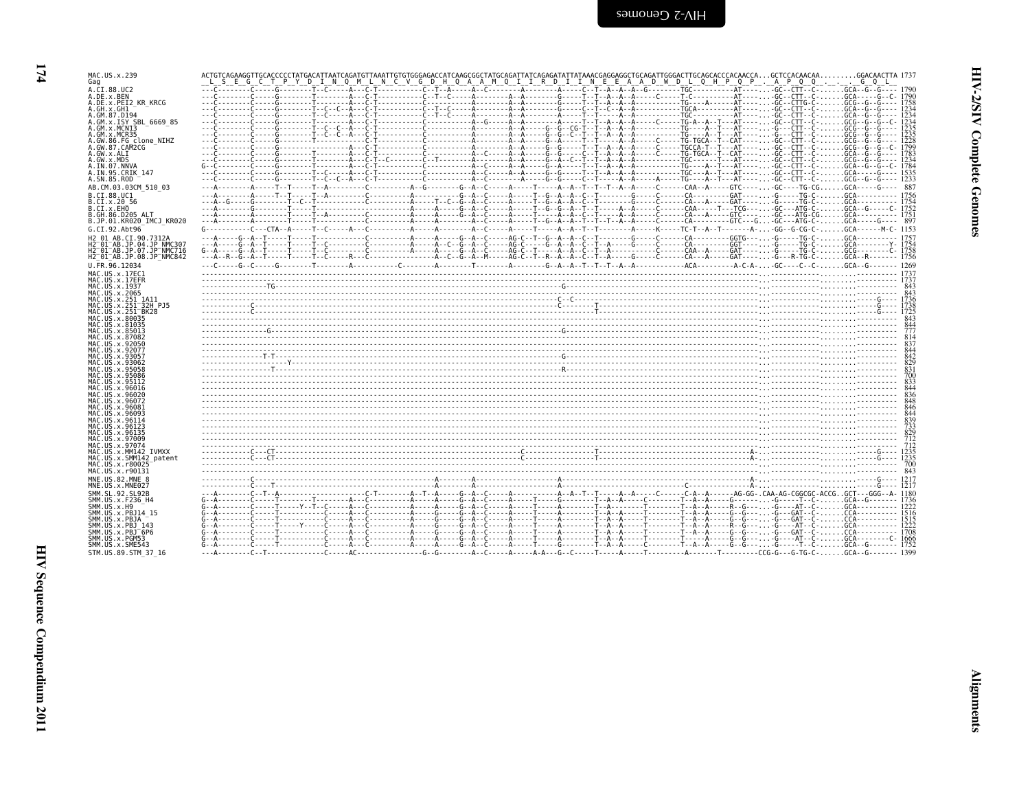```
MAC.US.x.239                  ACTGTCAGAAGGTTGCACCCCCTATGACATTAATCAGATGTTAAATTGTGTGGGAGACCATCAAGCGGCTATGCAGATTATCAGAGATATTATAAACGAGGAGGCTGCAGATTGGGACTTGCAGCACCCACAACCA...GCTCCACAACAA.........GGACAACTTA 1737
Gag                            _L__S__E__G__C__T__P__Y__D__I__N__Q__M__L__N__C__V__G__D__H__Q__A__A__M__Q__I__I__R__D__I__I__N__E__E__A__A__D__W__D__L__Q__H__P__Q__P_._A__P__Q__Q_._._._G__Q__L_
A.CI.88.UC2                   ---C--------C-----G--------T--C-----A---C-T-----------C--T--A-----A--C---------A--------A-----C--T--A--A--A--G--------TGC---------AT-------GC--CTT--C-......GCA--G--G---- 1790
A.DE.x.BEN                    ---C--------C-----G--------T--------A---C-T-----------C--T--C-----A---------A--A--------G-----T--T--A--A--A-----C-----T-C---------AT-------GC--CTT--C-......GCA-----G--C- 1790
A.DE.x.PEI2_KR_KRCG           ---C--------C-----G--------T--------A---C-T-----------C-----------A---------A--A--------G-----T--T--A--A--A-----------TG-----A----AT-------GC--CTTG-C-......GCG--G--G---- 1758
A.GH.x.GH1                    ---C--------C-----G--------T--C--C--A---C-T-----------C--T--C-----A---------A--A--------G-----C--T--C--A--A-----------TGCA--------AT-------GC--CTT--C-......GCA--G--G---- 1234
A.GM.87.D194                  ---C--------C-----G--------T--C-----A---C-T-----------C--T--C-----A---------A--A--------T-----T-----A--A--------------TGC---------AT-------GC--CTT--C-......GCA--G--G---- 1234
A.GM.x.ISY_SBL_6669_85        ---C--------C-----G--------T--------A---C-T-----------C-----------A--G------A--A--------A-----T--T--A--A--A-----C-----TG-A--A--T--AT-------GC--CTT--C-......GCG--G--G--C- 1234
A.GM.x.MCN13                  ---C--------C-----G--------T--C--C--A---C-T-----------C-----------A---------A--A-----G--G--CG-T--T--A--A--A-----------TG-----A--T--AT-------G---CTT--C-......GCG--G--G---- 1235
A.GM.x.MCR35                  ---C--------C-----G--------T--C--C--A---C-T-----------C-----------A---------A--A-----G--G--C--T--T--A--A--A-----------TG-----A--T--AT-------GC--CTT--C-......GCG--G--G---- 1235
A.GW.86.FG_clone_NIHZ         ---C--------C-----G--------T--------A---C-T-----------C-----------A---------A--A-----G--A-----T--T--A--A--A-----C-----TG-TGCA--T--CAT-------GC--CTT--C-......GCG--G--G---- 1228
A.GW.87.CAM2CG                ---C--------C-----G-----------------A---C-T-----------C-----------A---------A--A-----G--G-----T--T--A--A--A-----C-----TGCCA-T--T--AT-------GC--CTT--C-......GCG--G--G--C- 1799
A.GW.x.ALI                    ---C--------C-----G--------T--------A---C-T-----------C-----------A--C------A--A-----G--A-----C--T--A--A--A-----C-----TG-TGCA--T--CAT-------GC--CTT--C-......GCA--G--G---- 1763
A.GW.x.MDS                    ---C--------C-----G--------T--------A---C-T--C--------C--T--------A---------A--A-----G--A--C--T--T--A--A--A-----------TGC-----A--T--AT-------GC--CTT--C-......GCG--G--G---- 1234
A.IN.07.NNVA                  G--C--------C-----G--------T--------A---C-T-----------C-----------A--C------A--A-----G--A-----T--T--A--A--A-----------TG-----A--T--AT-------GC--CTT--C-......GCA--G--G--C- 1784
A.IN.95.CRIK_147              ---C--------C-----G--------T--C-----A---C-T-----------C-----------A--C------A--A-----G--G-----T--T--A--A--A-----------TGC-----A--T--AT-------GC--CTT--C-......GCA-----G---- 1535
A.SN.85.ROD                   ---C--------C-----G--------T--C--C--A---C-T-----------C-----------A--C---------A-----G--G-----C--T-----A--A--A--A-----TG-----A--T--AT-------GC--CTT--C-......GCG--G--G---- 1233
AB.CM.03.03CM_510_03          ---A--------A-----T--T-----T--A-----------C----------A--G--------G--A--C-----A-----T-----A--A--T--T--T--A--A-----C------CAA--A-----GTC--------GC----TG-CG......GCA-----G----  887
B.CI.88.UC1                   ---A--------A-----T--T-----T--A-----------C-----------A-----------G--A--C-----A-----T--G--A--A--C--T--------G-----C------CA---------GAT-------G-----TG-C-......GCA---------- 1756
B.CI.x.20_56                  ---A--G-----G--------T--C--T--------------C-----------A-----T--C--G--A--C-----A-----T--G--A--A--C--T--------G-----C------CA--A-----GAT-------G-----TG-C-......GCA---------- 1754
B.CI.x.EHO                    ---A--------G--------T-----T--------------C-----------A-----A-----G--A--C-----A-----T--G--A--A--T--T-----A--A-----C------CAA-----T--TCG-------GC--ATG-C-......GCA--G-----C- 1752
B.GH.86.D205_ALT              ---A--------A--------T-----T--A-----------C-----------A-----A-----G--A--C-----A-----T-----A--A--C--T-----A--A-----C------CA---A-----GTC-------GC--ATG-CG......GCA---------- 1751
B.JP.01.KR020_IMCJ_KR020      ---A--------A--------T-----T--------------C-----------A-----A-----A--C--C-----A-----T--G--A--A--T--T--A--A--A-----C------CA---A-----GTC--G....GC--ATG-C-......GCA--G------  897
G.CI.92.Abt96                 G-----------C---CTA--A-----T--C-----A---C-----------A-----A-----------A--C-----A-----T-----A--A--T--T-----A-----K-----TC-T--A--T--------A-----GG--G-CG-C-......GCA------M-C- 1153
H2_01_AB.CI.90.7312A          ---A-----G--A--T-----T-----T-----------C-----------A-----A-----G--A--C-----AG-C--T--G--A--A--C--T--------G-----C------CA---------GGTG-------G-----TG-C-......GCA---------- 1757
H2_01_AB.JP.04.JP_NMC307      ---A-----G--A--T-----T-----T--C--------C-----------A-----A--C--G--A--C-----AG-C-----G--A--A--C--T--A-----G-----C------CA---------GGT-------G-----TG-C-......GCA--------Y- 1754
H2_01_AB.JP.07.JP_NMC716      G--A-----G--A--T-----T-----T--C--------C-----------A-----A-----G--A--C-----AG-C--T-----A--A--C--T--A-----G-----C------CAA--A-----GAT-------G-----TG-C-......GCG--------C- 1758
H2_01_AB.JP.08.JP_NMC842      ---A--R--G--A--T-----T-----T--C-----R--C-----------A--C--G--A--M-----AG-C--T--R--A--A--C--T--A-----G-----C------CA---A-----GAT-------G---R-TG-C-......GCA--R------- 1756
U.FR.96.12034                 ---C-----G--C-----G--------T--------A----------C--------A-----------T--------A--------G--A--A--T--T--T--A--A-----------ACA---------A-C-A-....GC----C--C-......GCA--G-------- 1269
MAC.US.x.17EC1                ------------------------------------------------------------------------------------------------------------------------------------------------------------------.......--- 1737
MAC.US.x.17EFR                ------------------------------------------------------------------------------------------------------------------------------------------------------------------.......--- 1737
MAC.US.x.1937                 ----------------TG----------------------------------------------------------G------------------------------------------------------------------------------.......---  843
MAC.US.x.2065                 ------------------------------------------------------------------------------------------------------------------------------------------------------------------.......---  843
MAC.US.x.251_1A11             ------------------------------------------------------------------------C--C-------------------------------------------------------------------------------.......G--- 1736
MAC.US.x.251_32H_PJ5          ------------C-----------------------------------------------------------C--------T------------------------------------------------------------------------.......G--- 1738
MAC.US.x.251_BK28             ------------C---------------------------------------------------------------------T------------------------------------------------------------------------.......G--- 1725
MAC.US.x.80035                ------------------------------------------------------------------------------------------------------------------------------------------------------------------.......---  843
MAC.US.x.81035                ------------------------------------------------------------------------------------------------------------------------------------------------------------------.......---  844
MAC.US.x.85013                ----------------G-----------------------------------------------------------G------------------------------------------------------------------------------.......---  777
MAC.US.x.87082                ------------------------------------------------------------------------------------------------------------------------------------------------------------------.......---  814
MAC.US.x.92050                ------------------------------------------------------------------------------------------------------------------------------------------------------------------.......---  837
MAC.US.x.92077                ------------------------------------------------------------------------------------------------------------------------------------------------------------------.......---  844
MAC.US.x.93057                ---------------T-T----------------------------------------------------------G------------------------------------------------------------------------------.......---  842
MAC.US.x.93062                ------------------Y-----------------------------------------------------------------------------------------------------------------------------------------.......---  829
MAC.US.x.95058                ----------------T-----------------------------------------------------------R------------------------------------------------------------------------------.......---  831
MAC.US.x.95086                ------------------------------------------------------------------------------------------------------------------------------------------------------------------.......---  700
MAC.US.x.95112                ------------------------------------------------------------------------------------------------------------------------------------------------------------------.......---  833
MAC.US.x.96016                ------------------------------------------------------------------------------------------------------------------------------------------------------------------.......---  844
MAC.US.x.96020                ------------------------------------------------------------------------------------------------------------------------------------------------------------------.......---  836
MAC.US.x.96072                ------------------------------------------------------------------------------------------------------------------------------------------------------------------.......---  848
MAC.US.x.96081                ------------------------------------------------------------------------------------------------------------------------------------------------------------------.......---  846
MAC.US.x.96093                ------------------------------------------------------------------------------------------------------------------------------------------------------------------.......---  844
MAC.US.x.96114                ------------------------------------------------------------------------------------------------------------------------------------------------------------------.......---  839
MAC.US.x.96123                ------------------------------------------------------------------------------------------------------------------------------------------------------------------.......---  733
MAC.US.x.96135                ------------------------------------------------------------------------------------------------------------------------------------------------------------------.......---  829
MAC.US.x.97009                ------------------------------------------------------------------------------------------------------------------------------------------------------------------.......---  712
MAC.US.x.97074                ------------------------------------------------------------------------------------------------------------------------------------------------------------------.......---  712
MAC.US.x.MM142_IVMXX          ------------C---CT------------------------------------C-----------------T------------------------------A--------------------------------------------------.......G--- 1235
MAC.US.x.SMM142_patent        ------------C---CT------------------------------------C-----------------T------------------------------A--------------------------------------------------.......G--- 1235
MAC.US.x.r80025               ------------------------------------------------------------------------------------------------------------------------------------------------------------------.......---  700
MAC.US.x.r90131               ------------------------------------------------------------------------------------------------------------------------------------------------------------------.......---  843
MNE.US.82.MNE_8               ------------C-----------------------------------A--------A-------------A------------------------------------------A--------------------------------------.......G--- 1217
MNE.US.x.MNE027               ------------C---T-------------------------------A--------A-------------A---------------------------C-----------A--------------------------------------.......G--- 1217
SMM.SL.92.SL92B               ---A--------C--T--A-----------------C-T-------A--T--A-----G--A--C-----A-----------A--A--T--T-----A--A-----C-----C-A--A-----AG-GG-.CAA-AG-CGGCGC-ACCG..GCT---GGG--A- 1180
SMM.US.x.F236_H4              G--A--------C-----T-------T-----A---C-----------A-----A-----G--A--C-----A-----T-----G--------T--A--A-----C--------T--A--A-----G---------G-----T--C-......GCA--G-------- 1736
SMM.US.x.H9                   G--A--------C-----T-----Y--T--C-----A---C-----------A-----A-----G--A--C-----A-----T-----A--------T--A--------T--------T--A--A-----R--G-------G-----AT--C-......GCA---------- 1222
SMM.US.x.PBJ14_15             G--A--------C-----T-----------C-----A---C-----------A-----G-----G--A--C-----A-----T-----A--------T--A--A-----T--------T--A--A-----G--G-------G---GAT--C-......CCA---------- 1516
SMM.US.x.PBJA                 G--A--------C-----T-----------C-----A---C-----------A-----G-----G--A--C-----A-----T-----A--------T--A--A-----T--------T--A--A-----G--G-------G---GAT--C-......CCA---------- 1515
SMM.US.x.PBJ_143              G--A--------C-----T-----Y-----C-----A---C-----------A-----G-----G--A--C-----A-----T-----A--------T--A--A-----T--------T--A--A-----R--G-------G-----AT--C-......GCA---------- 1222
SMM.US.x.PBJ_6P6              G--A--------C-----T-----------C-----A---C-----------A-----G-----G--A--C-----A-----T-----A--------T--A--A-----T--------T--A--A-----G--G-------G---GAT--C-......CCA---------- 1708
SMM.US.x.PGM53                G--A--------C-----T-----------C-----A---C-----------A-----A-----G--A--C-----A-----T-----A--------T--A--A-----T--------T-----A-----G--G-------G-----AT--C-......GCA---------C- 1666
SMM.US.x.SME543               G--A--------C-----T-----------C-----A---C-----------A-----A-----G--A--C-----A-----T-----G--------T--A--A-----C--------T--A--A-----G--G-------G-----T--C-......GCA--G-------- 1752
STM.US.89.STM_37_16           ---A--------C--T--------------C-----AC---------------G--G--------A--C-----A-----A-A---G--C-----T-----A-----T---------A-------T---------CCG-G---G-TG-C-......GCA--G-------- 1399
```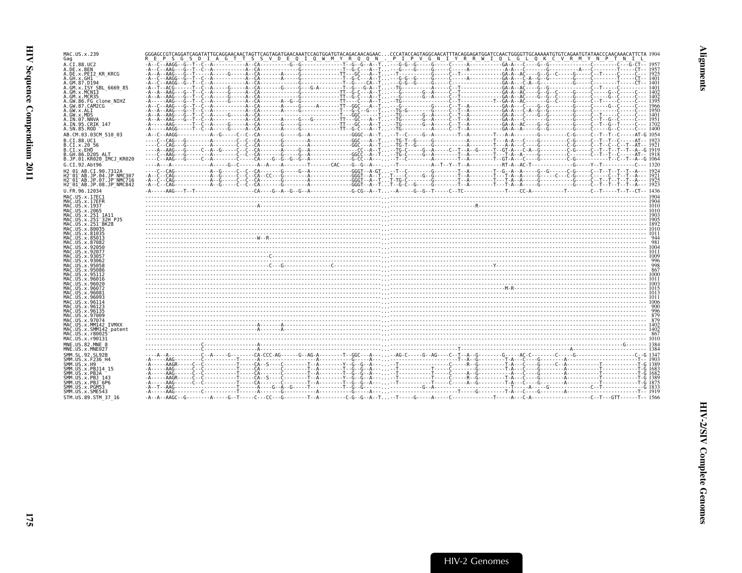```
MAC.US.x.239            GGGAGCCGTCAGGATCAGATATTGCAGGAACAACTAGTTCAGTAGATGAACAAATCCAGTGGATGTACAGACAACAGAAC...CCCATACCAGTAGGCAACATTTACAGGAGATGGATCCAACTGGGGTTGCAAAAATGTGTCAGAATGTATAACCCAACAAACATTCTA 1904
Gag                     R  E  P  S  G  S  D  I  A  G  T  T  S  S  V  D  E  Q  I  Q  W  M  Y  R  Q  Q  N  .  P  I  P  V  G  N  I  Y  R  R  W  I  Q  L  G  L  Q  K  C  V  R  M  Y  N  P  T  N  I  L
A.CI.88.UC2             1957
A.DE.x.BEN              1957
A.DE.x.PEI2_KR_KRCG     1925
A.GH.x.GH1              1401
A.GM.87.D194            1401
A.GM.x.ISY_SBL_6669_85  1401
A.GM.x.MCN13            1402
A.GM.x.MCR35            1405
A.GW.86.FG_clone_NIHZ   1395
A.GW.87.CAM2CG          1966
A.GW.x.ALI              1950
A.GW.x.MDS              1401
A.IN.07.NNVA            1951
A.IN.95.CRIK_147        1702
A.SN.85.ROD             1400
AB.CM.03.03CM_510_03    1054
B.CI.88.UC1             1923
B.CI.x.20_56            1921
B.CI.x.EHO              1919
B.GH.86.D205_ALT        1918
B.JP.01.KR020_IMCJ_KR020 1064
G.CI.92.Abt96           1320
H2_01_AB.CI.90.7312A    1924
H2_01_AB.JP.04.JP_NMC307 1921
H2_01_AB.JP.07.JP_NMC716 1925
H2_01_AB.JP.08.JP_NMC842 1923
U.FR.96.12034           1436
MAC.US.x.17EC1          1904
MAC.US.x.17EFR          1904
MAC.US.x.1937           1010
MAC.US.x.2065           1010
MAC.US.x.251_1A11       1903
MAC.US.x.251_32H_PJ5    1905
MAC.US.x.251_BK28       1892
MAC.US.x.80035          1010
MAC.US.x.81035          1011
MAC.US.x.85013          944
MAC.US.x.87082          981
MAC.US.x.92050          1004
MAC.US.x.92077          1011
MAC.US.x.93057          1009
MAC.US.x.93062          996
MAC.US.x.95058          998
MAC.US.x.95086          867
MAC.US.x.95112          1000
MAC.US.x.96016          1011
MAC.US.x.96020          1003
MAC.US.x.96072          1015
MAC.US.x.96081          1013
MAC.US.x.96093          1011
MAC.US.x.96114          1006
MAC.US.x.96123          900
MAC.US.x.96135          996
MAC.US.x.97009          879
MAC.US.x.97074          879
MAC.US.x.MM142_IVMXX    1402
MAC.US.x.SMM142_patent  1402
MAC.US.x.r80025         867
MAC.US.x.r90131         1010
MNE.US.82.MNE_8         1384
MNE.US.x.MNE027         1384
SMM.SL.92.SL92B         1347
SMM.US.x.F236_H4        1903
SMM.US.x.H9             1389
SMM.US.x.PBJ14_15       1683
SMM.US.x.PBJA           1682
SMM.US.x.PBJ_143        1389
SMM.US.x.PBJ_6P6        1875
SMM.US.x.PGM53          1833
SMM.US.x.SME543         1919
STM.US.89.STM_37_16     1566
```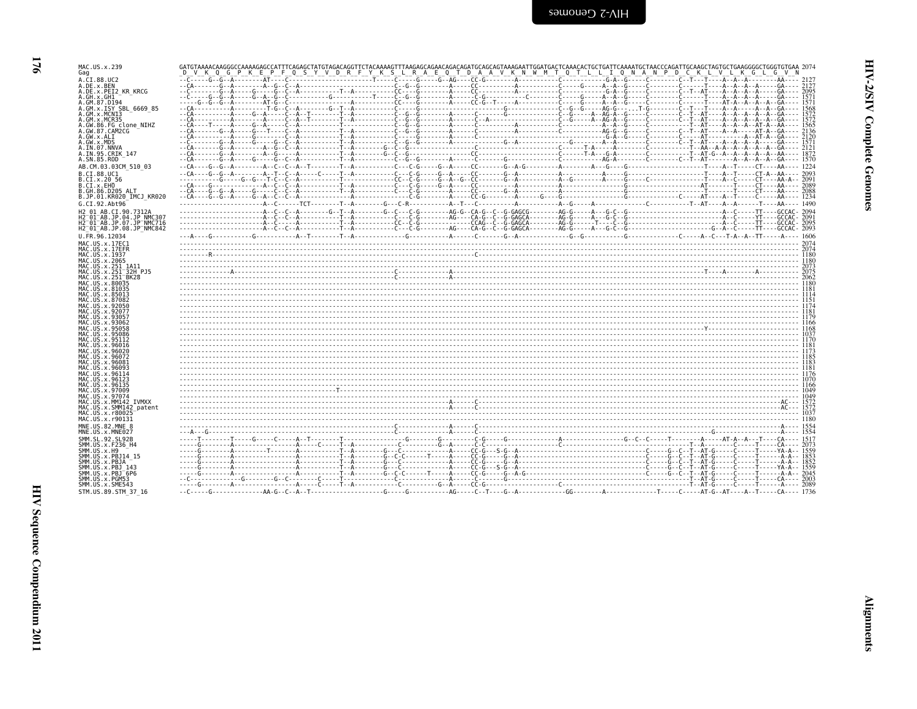```
MAC.US.x.239          GATGTAAAACAAGGGCCAAAAGAGCCATTTCAGAGCTATGTAGACAGGTTCTACAAAAGTTTAAGAGCAGAACAGACAGATGCAGCAGTAAAGAATTGGATGACTCAAACACTGCTGATTCAAAATGCTAACCCAGATTGCAAGCTAGTGCTGAAGGGGCTGGGTGTGAA 2074
Gag                    D  V  K  Q  G  P  K  E  P  F  Q  S  Y  V  D  R  F  Y  K  S  L  R  A  E  Q  T  D  A  A  V  K  N  W  M  T  Q  T  L  L  I  Q  N  A  N  P  D  C  K  L  V  L  K  G  L  G  V  N
A.CI.88.UC2           2127
A.DE.x.BEN            2127
A.DE.x.PEI2_KR_KRCG   2095
A.GH.x.GH1            1571
A.GM.87.D194          1571
A.GM.x.ISY_SBL_6669_85 1568
A.GM.x.MCN13          1572
A.GM.x.MCR35          1572
A.GW.86.FG_clone_NIHZ 1565
A.GW.87.CAM2CG        2136
A.GW.x.ALI            2120
A.GW.x.MDS            1571
A.IN.07.NNVA          2121
A.IN.95.CRIK_147      1872
A.SN.85.ROD           1570
AB.CM.03.03CM_510_03  1224
B.CI.88.UC1           2093
B.CI.x.20_56          2091
B.CI.x.EHO            2089
B.GH.86.D205_ALT      2088
B.JP.01.KR020_IMCJ_KR020 1234
G.CI.92.Abt96         1490
H2_01_AB.CI.90.7312A  2094
H2_01_AB.JP.04.JP_NMC307 2091
H2_01_AB.JP.07.JP_NMC716 2095
H2_01_AB.JP.08.JP_NMC842 2093
U.FR.96.12034         1606
MAC.US.x.17EC1        2074
MAC.US.x.17EFR        2074
MAC.US.x.1937         1180
MAC.US.x.2065         1180
MAC.US.x.251_1A11     2073
MAC.US.x.251_32H_PJ5  2075
MAC.US.x.251_BK28     2062
MAC.US.x.80035        1180
MAC.US.x.81035        1181
MAC.US.x.85013        1114
MAC.US.x.87082        1151
MAC.US.x.92050        1174
MAC.US.x.92077        1181
MAC.US.x.93057        1179
MAC.US.x.93062        1166
MAC.US.x.95058        1168
MAC.US.x.95086        1037
MAC.US.x.95112        1170
MAC.US.x.96016        1181
MAC.US.x.96020        1173
MAC.US.x.96072        1185
MAC.US.x.96081        1183
MAC.US.x.96093        1181
MAC.US.x.96114        1176
MAC.US.x.96123        1070
MAC.US.x.96135        1166
MAC.US.x.97009        1049
MAC.US.x.97074        1049
MAC.US.x.MM142_IVMXX  1572
MAC.US.x.SMM142_patent 1572
MAC.US.x.r80025       1037
MAC.US.x.r90131       1180
MNE.US.82.MNE_8       1554
MNE.US.x.MNE027       1554
SMM.SL.92.SL92B       1517
SMM.US.x.F236_H4      2073
SMM.US.x.H9           1559
SMM.US.x.PBJ14_15     1853
SMM.US.x.PBJA         1852
SMM.US.x.PBJ_143      1559
SMM.US.x.PBJ_6P6      2045
SMM.US.x.PGM53        2003
SMM.US.x.SME543       2089
STM.US.89.STM_37_16   1736
```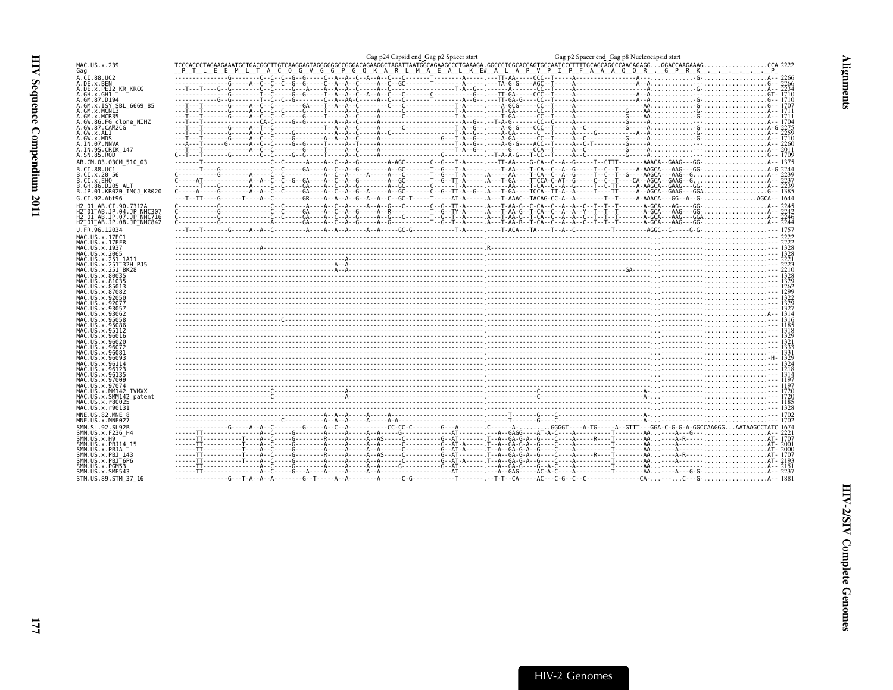```
                                          Gag p24 Capsid end_Gag p2 Spacer start              Gag p2 Spacer end_Gag p8 Nucleocapsid start
MAC.US.x.239              TCCCACCCTAGAAGAAATGCTGACGGCTTGTCAAGGAGTAGGGGGGCCGGGACAGAAGGCTAGATTAATGGCAGAAGCCCTGAAAGA.GGCCCTCGCACCAGTGCCAATCCCTTTTGCAGCAGCCCAACAGAGG...GGACCAAGAAAG.................CCA 2222
Gag                        P  T  L  E  E  M  L  T  A  C  Q  G  V  G  G  P  G  Q  K  A  R  L  M  A  E  A  L  K  E# A  L  A  P  V  P  I  P  F  A  A  A  Q  Q  R  .  G  P  R  K  .  .  .  .  .  .  P
```

A.CI.88.UC2 … STM.US.89.STM_37_16 (alignment rows; positions end at: A.CI.88.UC2 2266, A.DE.x.BEN 2266, A.DE.x.PEI2_KR_KRCG 2234, A.GH.x.GH1 1710, A.GM.87.D194 1710, A.GM.x.ISY_SBL_6669_85 1707, A.GM.x.MCN13 1711, A.GM.x.MCR35 1711, A.GW.86.FG_clone_NIHZ 1704, A.GW.87.CAM2CG 2275, A.GW.x.ALI 2259, A.GW.x.MDS 1710, A.IN.07.NNVA 2260, A.IN.95.CRIK_147 2011, A.SN.85.ROD 1709, AB.CM.03.03CM_510_03 1375, B.CI.88.UC1 2244, B.CI.x.20_56 2239, B.CI.x.EHO 2237, B.GH.86.D205_ALT 2239, B.JP.01.KR020_IMCJ_KR020 1385, G.CI.92.Abt96 1644, H2_01_AB.CI.90.7312A 2245, H2_01_AB.JP.04.JP_NMC307 2242, H2_01_AB.JP.07.JP_NMC716 2246, H2_01_AB.JP.08.JP_NMC842 2244, U.FR.96.12034 1757, MAC.US.x.17EC1 2222, MAC.US.x.17EFR 2222, MAC.US.x.1937 1328, MAC.US.x.2065 1328, MAC.US.x.251_1A11 2221, MAC.US.x.251_32H_PJ5 2223, MAC.US.x.251_BK28 2210, MAC.US.x.80035 1328, MAC.US.x.81035 1329, MAC.US.x.85013 1262, MAC.US.x.87082 1299, MAC.US.x.92050 1322, MAC.US.x.92077 1329, MAC.US.x.93057 1327, MAC.US.x.93062 1314, MAC.US.x.95058 1316, MAC.US.x.95086 1185, MAC.US.x.95112 1318, MAC.US.x.96016 1329, MAC.US.x.96020 1321, MAC.US.x.96072 1333, MAC.US.x.96081 1331, MAC.US.x.96093 1329, MAC.US.x.96114 1324, MAC.US.x.96123 1218, MAC.US.x.96135 1314, MAC.US.x.97009 1197, MAC.US.x.97074 1197, MAC.US.x.MM142_IVMXX 1720, MAC.US.x.SMM142_patent 1720, MAC.US.x.r80025 1185, MAC.US.x.r90131 1328, MNE.US.82.MNE_8 1702, MNE.US.x.MNE027 1702, SMM.SL.92.SL92B 1674, SMM.US.x.F236_H4 2221, SMM.US.x.H9 1707, SMM.US.x.PBJ14_15 2001, SMM.US.x.PBJA 2000, SMM.US.x.PBJ_143 1707, SMM.US.x.PBJ_6P6 2193, SMM.US.x.PGM53 2151, SMM.US.x.SME543 2237, STM.US.89.STM_37_16 1881)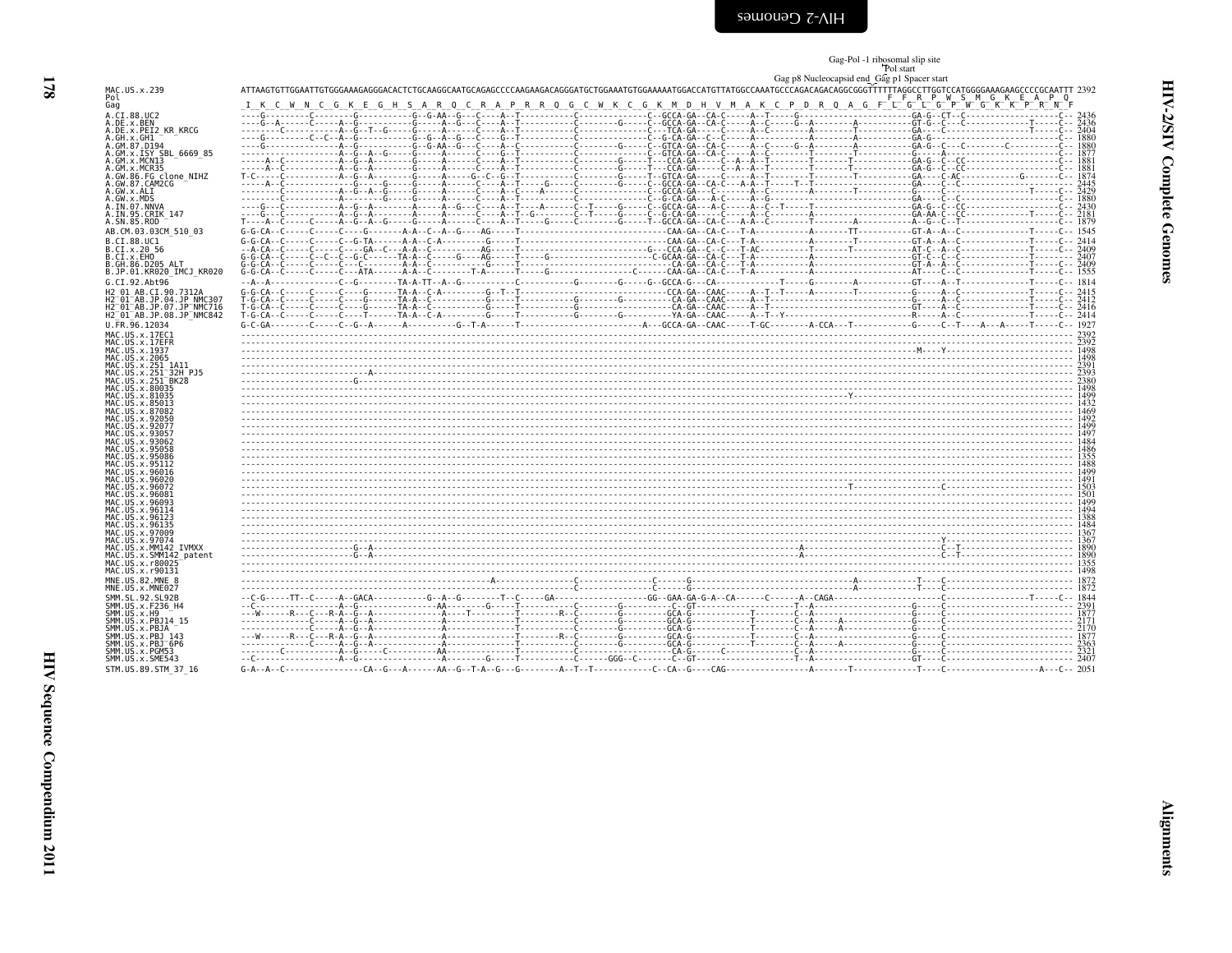```
                                                                                                                                                                  Gag-Pol -1 ribosomal slip site
                                                                                                                                                                         Pol start
                                                                                                                                                    Gag p8 Nucleocapsid end Gag p1 Spacer start
MAC.US.x.239             ATTAAGTGTTGGAATTGTGGGAAAGAGGGACACTCTGCAAGGCAATGCAGAGCCCCAAGAAGACAGGGATGCTGGAAATGTGGAAAAATGGACCATGTTATGGCCAAATGCCCAGACAGACAGGCGGGTTTTTTAGGCCTTGGTCCATGGGGAAAGAAGCCCCGCAATTT 2392
Pol                                                                                                                                                                F  F  R  P  W  S  M  G  K  E  A  P  Q
Gag                      _I__K__C__W__N__C__G__K__E__G__H__S__A__R__Q__C__R__A__P__R__R__Q__G__C__W__K__C__G__K__M__D__H__V__M__A__K__C__P__D__R__Q__A__G__F__L__G__L__G__P__W__G__K__K__P__R__N__F
```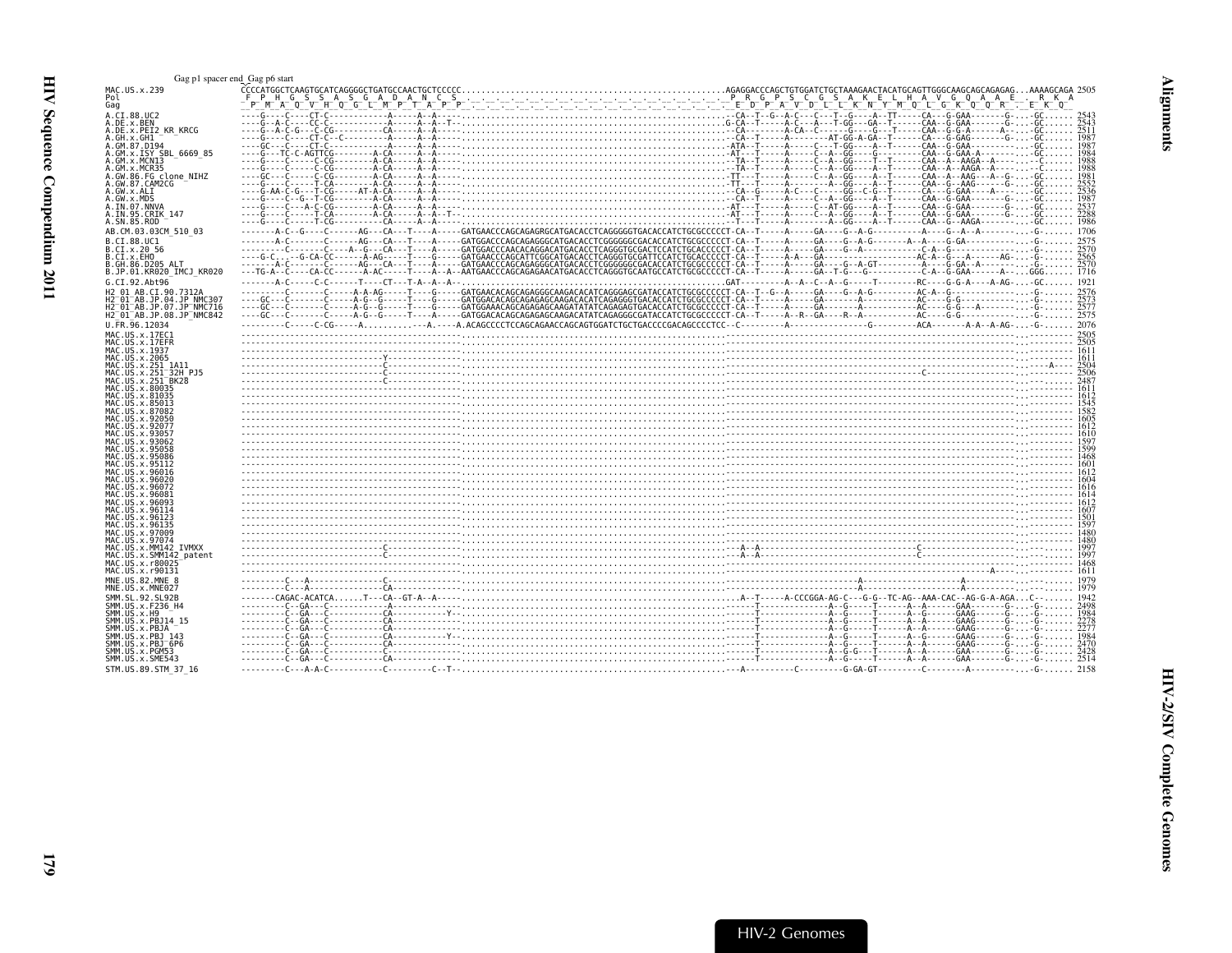Gag p1 spacer end  Gag p6 start

```
MAC.US.x.239              CCCCATGGCTCAAGTGCATCAGGGGCTGATGCCAACTGCTCCCCC.......................................................AGAGGACCCAGCTGTGGATCTGCTAAAGAACTACATGCAGTTGGGCAAGCAGCAGAGAG...AAAAGCAGA 2505
Pol                        F  P  H  G  S  S  A  S  G  A  D  A  N  C  S                                                          P  R  G  P  S  C  G  S  A  K  E  L  H  A  V  G  Q  A  A  E     R  K  A
Gag                        P  M  A  Q  V  H  Q  G  L  M  P  T  A  P  P                                                          E  D  P  A  V  D  L  L  K  N  Y  M  Q  L  G  K  Q  Q  R     E  K  Q
A.CI.88.UC2                                                                                                                                                                                          2543
A.DE.x.BEN                                                                                                                                                                                           2543
A.DE.x.PEI2_KR_KRCG                                                                                                                                                                                  2511
A.GH.x.GH1                                                                                                                                                                                           1987
A.GM.87.D194                                                                                                                                                                                         1987
A.GM.x.ISY_SBL_6669_85                                                                                                                                                                               1984
A.GM.x.MCN13                                                                                                                                                                                         1988
A.GM.x.MCR35                                                                                                                                                                                         1988
A.GW.86.FG_clone_NIHZ                                                                                                                                                                                1981
A.GW.87.CAM2CG                                                                                                                                                                                       2552
A.GW.x.ALI                                                                                                                                                                                           2536
A.GW.x.MDS                                                                                                                                                                                           1987
A.IN.07.NNVA                                                                                                                                                                                         2537
A.IN.95.CRIK_147                                                                                                                                                                                     2288
A.SN.85.ROD                                                                                                                                                                                          1986
AB.CM.03.03CM_510_03                                                                                                                                                                                 1706
B.CI.88.UC1                                                                                                                                                                                          2575
B.CI.x.20_56                                                                                                                                                                                         2570
B.CI.x.EHO                                                                                                                                                                                           2565
B.GH.86.D205_ALT                                                                                                                                                                                     2570
B.JP.01.KR020_IMCJ_KR020                                                                                                                                                                             1716
G.CI.92.Abt96                                                                                                                                                                                        1921
H2_01_AB.CI.90.7312A                                                                                                                                                                                 2576
H2_01_AB.JP.04.JP_NMC307                                                                                                                                                                             2573
H2_01_AB.JP.07.JP_NMC716                                                                                                                                                                             2577
H2_01_AB.JP.08.JP_NMC842                                                                                                                                                                             2575
U.FR.96.12034                                                                                                                                                                                        2076
MAC.US.x.17EC1                                                                                                                                                                                       2505
MAC.US.x.17EFR                                                                                                                                                                                       2505
MAC.US.x.1937                                                                                                                                                                                        1611
MAC.US.x.2065                                                                                                                                                                                        1611
MAC.US.x.251_1A11                                                                                                                                                                                    2504
MAC.US.x.251_32H_PJ5                                                                                                                                                                                 2506
MAC.US.x.251_BK28                                                                                                                                                                                    2487
MAC.US.x.80035                                                                                                                                                                                       1611
MAC.US.x.81035                                                                                                                                                                                       1612
MAC.US.x.85013                                                                                                                                                                                       1545
MAC.US.x.87082                                                                                                                                                                                       1582
MAC.US.x.92050                                                                                                                                                                                       1605
MAC.US.x.92077                                                                                                                                                                                       1612
MAC.US.x.93057                                                                                                                                                                                       1610
MAC.US.x.93062                                                                                                                                                                                       1597
MAC.US.x.95058                                                                                                                                                                                       1599
MAC.US.x.95086                                                                                                                                                                                       1468
MAC.US.x.95112                                                                                                                                                                                       1601
MAC.US.x.96016                                                                                                                                                                                       1612
MAC.US.x.96020                                                                                                                                                                                       1604
MAC.US.x.96072                                                                                                                                                                                       1616
MAC.US.x.96081                                                                                                                                                                                       1614
MAC.US.x.96093                                                                                                                                                                                       1612
MAC.US.x.96114                                                                                                                                                                                       1607
MAC.US.x.96123                                                                                                                                                                                       1501
MAC.US.x.96135                                                                                                                                                                                       1597
MAC.US.x.97009                                                                                                                                                                                       1480
MAC.US.x.97074                                                                                                                                                                                       1480
MAC.US.x.MM142_IVMXX                                                                                                                                                                                 1997
MAC.US.x.SMM142_patent                                                                                                                                                                               1997
MAC.US.x.r80025                                                                                                                                                                                      1468
MAC.US.x.r90131                                                                                                                                                                                      1611
MNE.US.82.MNE_8                                                                                                                                                                                      1979
MNE.US.x.MNE027                                                                                                                                                                                      1979
SMM.SL.92.SL92B                                                                                                                                                                                      1942
SMM.US.x.F236_H4                                                                                                                                                                                     2498
SMM.US.x.H9                                                                                                                                                                                          1984
SMM.US.x.PBJ14_15                                                                                                                                                                                    2278
SMM.US.x.PBJA                                                                                                                                                                                        2277
SMM.US.x.PBJ_143                                                                                                                                                                                     1984
SMM.US.x.PBJ_6P6                                                                                                                                                                                     2470
SMM.US.x.PGM53                                                                                                                                                                                       2428
SMM.US.x.SME543                                                                                                                                                                                      2514
STM.US.89.STM_37_16                                                                                                                                                                                  2158
```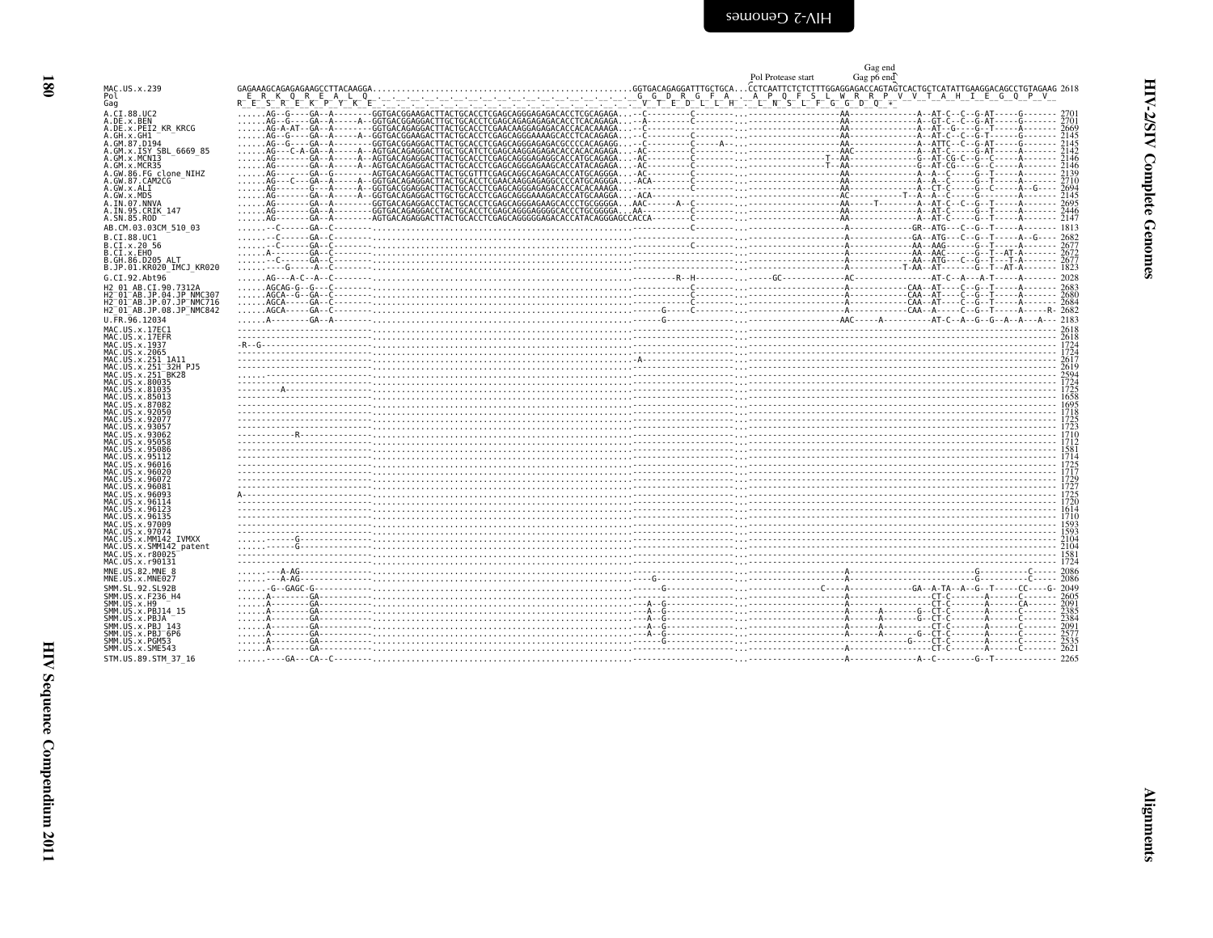```
                                                                                                                                                                    Gag end
                                                                                                                                          Pol Protease start        Gag p6 end
MAC.US.x.239              GAGAAAGCAGAGAGAAGCCTTACAAGGA.....................................................GGTGACAGAGGATTTGCTGCA...CCTCAATTCTCTCTTTGGAGGAGACCAGTAGTCACTGCTCATATTGAAGGACAGCCTGTAGAAG 2618
Pol                        E  R  K  Q  R  E  A  L  Q  .  .  .  .  .  .  .  .  .  .  .  .  .  .  .  .  .  .  G  G  D  R  G  F  A  .  A  P  Q  F  S  L  W  R  R  P  V  V  T  A  H  I  E  G  Q  P  V
Gag                       R  E  S  R  E  K  P  Y  K  E  .  .  .  .  .  .  .  .  .  .  .  .  .  .  .  .  .  .  V  T  E  D  L  L  H  .  L  N  S  L  F  G  G  D  Q  *

A.CI.88.UC2               ......AG--G----GA--A--------GGTGACGGAAGACTTACTGCACCTCGAGCAGGGAGAGACACCTCGCAGAGA.....-C---------C--------.------------------AA--------------A--AT-C--C--G-AT-----G------- 2701
A.DE.x.BEN                ......AG--G----GA--A-----A--GGTGACGGAGGACTTGCTGCACCTCGAGCAGAGAGAGACACCTCACAGAGA.....A---------C--------.------------------AA--------------A--GT-C--C--G-AT-----G------- 2701
A.DE.x.PEI2_KR_KRCG       ......AG-A-AT--GA--A--------GGTGACAGAGGACTTACTGCACCTCGAACAAGGAGAGACACCACACAAAGA.....C---------C--------.------------------AA--------------A--AT--G----G--T-----A------- 2669
A.GH.x.GH1                ......AG--G----GA--A-----A--GGTGACGGAGGACTTACTGCACCTCGAGCAGGGAAAAGCACCTCACAGAGA.....C---------C--------.------------------AA--------------A--AT-C--C--G-T------G------- 2145
A.GM.87.D194              ......AG--G----GA--A--------GGTGACGGAGGACTTACTGCACCTCGAGCAGGGAGAGACGCCCCACAGAGG.....C---------C-----A--.------------------AA--------------A--ATTC--C--G-AT-----G------- 2145
A.GM.x.ISY_SBL_6669_85    ......AG---C-A-GA--A-----A--AGTGACAGAGGACTTGCTGCATCTCGAGCAAGGAGAGACACCACACAGAGA....-AC--------C--------.------------------AAC-------------A--AT-C-----G-AT-----A------- 2142
A.GM.x.MCN13              ......AG-------GA--A-----A--AGTGACAGAGGACTTACTGCACCTCGAGCAGGGAGAGGCACCATGCAGAGA....-AC--------C--------.-----------------T-AA--------------G--AT-CG-C--G--C-----A------- 2146
A.GM.x.MCR35              ......AG-------GA--A-----A--AGTGACAGAGGACTTACTGCACCTCGAGCAGGGAGAAGCACCATACAGAGA....-AC--------C--------.-----------------T-AA--------------G--AT-CG----G--C-----A------- 2146
A.GW.86.FG_clone_NIHZ     ......AG-------GA--G--------AGTGACAGAGGACTTACTGCGTTTCGAGCAGGCAGAGACACCATGCAGGGA....-AC--------C--------.------------------AA--------------A--A--C-----G--T-----A------- 2139
A.GW.87.CAM2CG            ......AG---C---GA--A-----A--AGTGACAGAGGACTTACTGCACCTCGAACAAGGAGAGGCCCCATGCAGGGA....-ACA-------C--------.------------------AA--------------A--A--C-----G--T-----A------- 2710
A.GW.x.ALI                ......AG-------G---A-----A--GGTGACGGAGGACTTACTGCACCTCGAGCAGGGAGAGACACCACACAAAGA.....-----------C--------.------------------AA--------------A--CT-C-----G--C-----A--G---- 2694
A.GW.x.MDS                ......AG-------GA--A-----A--GGTGACAGAGGACTTGCTGCACCTCGAGCAGGGAAAGACACCATGCAAGGA....-ACA-------C--------.------------------AC-----------T--A--A--C-----G--------A------- 2145
A.IN.07.NNVA              ......AG-------GA--A--------GGTGACAGAGGACCTACTGCACCTCGAGCAGGGAGAAGCACCCTGCGGGGA...AAC------A--C--------.------------------AA----T---------A--AT-C--C--G--T-----A------- 2695
A.IN.95.CRIK_147          ......AG-------GA--A--------GGTGACAGAGGACCTACTGCACCTCGAGCAGGGGAGGGGCACCCTGCGGGGA...AA-------C--------.------------------AA--------------A--AT-C-----G--T-----A------- 2446
A.SN.85.ROD               ......AG-------GA--A--------AGTGACAGAGGACTTACTGCACCTCGAGCAGGGGGAGACACCATACAGGGAGCCACCA-------C--------.------------------AA--------------A--AT-C-----G--T-----A------- 2147

AB.CM.03.03CM_510_03      ......--C------GA--C-------------------------------------------------------------------------------------.----------------------A-------------GR--ATG---C--G--T-----A------- 1813

B.CI.88.UC1               ......--C------GA--C-------------------------------------------------------------------C--------.----------------------A-------------GA--ATG---C--G--T-----A--G---- 2682
B.CI.x.20_56              ......--C------GA--C-------------------------------------------------------------------C--------.----------------------A-------------AA--AAG-------G--T-----A------- 2677
B.CI.x.EHO                ......A--------GA--C-------------------------------------------------------------------C--------.----------------------A-------------AA--AAC-------G--T--AT-A------- 2672
B.GH.86.D205_ALT          ......--C------GA--C-------------------------------------------------------------------C--------.----------------------A-------------AA--ATG---C--G--T--AT-A------- 2677
B.JP.01.KR020_IMCJ_KR020  ......--G------A--C-------------------------------------------------------------------C--------.----------------------A-------------T-AA--AT-------G--T--AT-A------- 1823

G.CI.92.Abt96             ......AG---A-C--A--C-----------------------------------------------------------R--H--------.---------GC-----------AC--------------------AT-C--A---A-T-----A------- 2028

H2_01_AB.CI.90.7312A      ......AGCAG-G--G---C-------------------------------------------------------------------C--------.----------------------A-------------CAA--AT----C--G--T-----A------- 2683
H2_01_AB.JP.04.JP_NMC307  ......AGCA--G--GA--C-------------------------------------------------------------------C--------.----------------------A-------------CAA--AT----C--G--T-----A------- 2680
H2_01_AB.JP.07.JP_NMC716  ......AGCA-----GA--C-------------------------------------------------------------------C--------.----------------------A-------------CAA--AT----C--G--T-----A------- 2684
H2_01_AB.JP.08.JP_NMC842  ......AGCA-----GA--C---------------------------------------------------------G-----C--------.----------------------A-------------CAA--A-----C--G--T-----A-----R- 2682

U.FR.96.12034             ......A--------GA--A---------------------------------------------------------G-----------------.---------------------AAC-----A----------AT-C--A--G--G--A--A---A--- 2183

MAC.US.x.17EC1            ------------------------------------------------------------------------------------------------.-------------------------------------------------------------------- 2618
MAC.US.x.17EFR            ------------------------------------------------------------------------------------------------.-------------------------------------------------------------------- 2618
MAC.US.x.1937             -R--G-------------------------------------------------------------------------------------------.-------------------------------------------------------------------- 1724
MAC.US.x.2065             ------------------------------------------------------------------------------------------------.-------------------------------------------------------------------- 1724
MAC.US.x.251_1A11         ...............................................................................-A---------------.-------------------------------------------------------------------- 2617
MAC.US.x.251_32H_PJ5      ------------------------------------------------------------------------------------------------.-------------------------------------------------------------------- 2619
MAC.US.x.251_BK28         .....-------------------------------------------------------------------------------------------.-------------------------------------------------------------------- 2594
MAC.US.x.80035            ------------------------------------------------------------------------------------------------.-------------------------------------------------------------------- 1724
MAC.US.x.81035            ---------A--------------------------------------------------------------------------------------.-------------------------------------------------------------------- 1725
MAC.US.x.85013            ------------------------------------------------------------------------------------------------.-------------------------------------------------------------------- 1658
MAC.US.x.87082            ------------------------------------------------------------------------------------------------.-------------------------------------------------------------------- 1695
MAC.US.x.92050            ------------------------------------------------------------------------------------------------.-------------------------------------------------------------------- 1718
MAC.US.x.92077            ------------------------------------------------------------------------------------------------.-------------------------------------------------------------------- 1725
MAC.US.x.93057            ------------------------------------------------------------------------------------------------.-------------------------------------------------------------------- 1723
MAC.US.x.93062            ------------R-----------------------------------------------------------------------------------.-------------------------------------------------------------------- 1710
MAC.US.x.95058            ------------------------------------------------------------------------------------------------.-------------------------------------------------------------------- 1712
MAC.US.x.95086            ------------------------------------------------------------------------------------------------.-------------------------------------------------------------------- 1581
MAC.US.x.95112            ------------------------------------------------------------------------------------------------.-------------------------------------------------------------------- 1714
MAC.US.x.96016            ------------------------------------------------------------------------------------------------.-------------------------------------------------------------------- 1725
MAC.US.x.96020            ------------------------------------------------------------------------------------------------.-------------------------------------------------------------------- 1717
MAC.US.x.96072            ------------------------------------------------------------------------------------------------.-------------------------------------------------------------------- 1729
MAC.US.x.96081            ------------------------------------------------------------------------------------------------.-------------------------------------------------------------------- 1727
MAC.US.x.96093            A-----------------------------------------------------------------------------------------------.-------------------------------------------------------------------- 1725
MAC.US.x.96114            ------------------------------------------------------------------------------------------------.-------------------------------------------------------------------- 1720
MAC.US.x.96123            ------------------------------------------------------------------------------------------------.-------------------------------------------------------------------- 1614
MAC.US.x.96135            ------------------------------------------------------------------------------------------------.-------------------------------------------------------------------- 1710
MAC.US.x.97009            ------------------------------------------------------------------------------------------------.-------------------------------------------------------------------- 1593
MAC.US.x.97074            ------------------------------------------------------------------------------------------------.-------------------------------------------------------------------- 1593
MAC.US.x.MM142_IVMXX      .....------G------------------------------------------------------------------------------------.-------------------------------------------------------------------- 2104
MAC.US.x.SMM142_patent    .....------G------------------------------------------------------------------------------------.-------------------------------------------------------------------- 2104
MAC.US.x.r80025           ------------------------------------------------------------------------------------------------.-------------------------------------------------------------------- 1581
MAC.US.x.r90131           ------------------------------------------------------------------------------------------------.-------------------------------------------------------------------- 1724

MNE.US.82.MNE_8           ......---A-AG-----------------------------------------------------------------------------------.----------------------A-----------------------------G----------C----- 2086
MNE.US.x.MNE027           ......---A-AG------------------------------------------------------------G----------------------.----------------------A-----------------------------G----------C----- 2086

SMM.SL.92.SL92B           ......-G--GAGC-G-------------------------------------------------------------G----------------.-------------C----A-------------GA--A-TA--A--G--T-----CC----G- 2049
SMM.US.x.F236_H4          ......A--------GA----------------------------------------------------------------------------.----------------------A-------------------CT-C--------A-------C------- 2605
SMM.US.x.H9               ......A--------GA------------------------------------------------------------A--G------------.----------------------A-------------------CT-C--------A------CA------- 2091
SMM.US.x.PBJ14_15         ......A--------GA------------------------------------------------------------A--G------------.----------------------A-----A---------G--CT-C--------A-------C------- 2385
SMM.US.x.PBJA             ......A--------GA------------------------------------------------------------A--G------------.----------------------A-----A---------G--CT-C--------A-------C------- 2384
SMM.US.x.PBJ_143          ......A--------GA------------------------------------------------------------A--G------------.----------------------A-----A------------CT-C--------A-------C------- 2091
SMM.US.x.PBJ_6P6          ......A--------GA------------------------------------------------------------A--G------------.----------------------A-----A---------G--CT-C--------A-------C------- 2577
SMM.US.x.PGM53            ......A--------GA--------------------------------------------------------------G------------.---------------------------------G--CT-C--------A-------C------- 2535
SMM.US.x.SME543           ......A--------GA----------------------------------------------------------------------------.----------------------A-------------------CT-C--------A-------C------- 2621

STM.US.89.STM_37_16       ......----GA---CA--C-------------------------------------------------------------------------.----------------------A-------------A--C---------G--T------------- 2265
```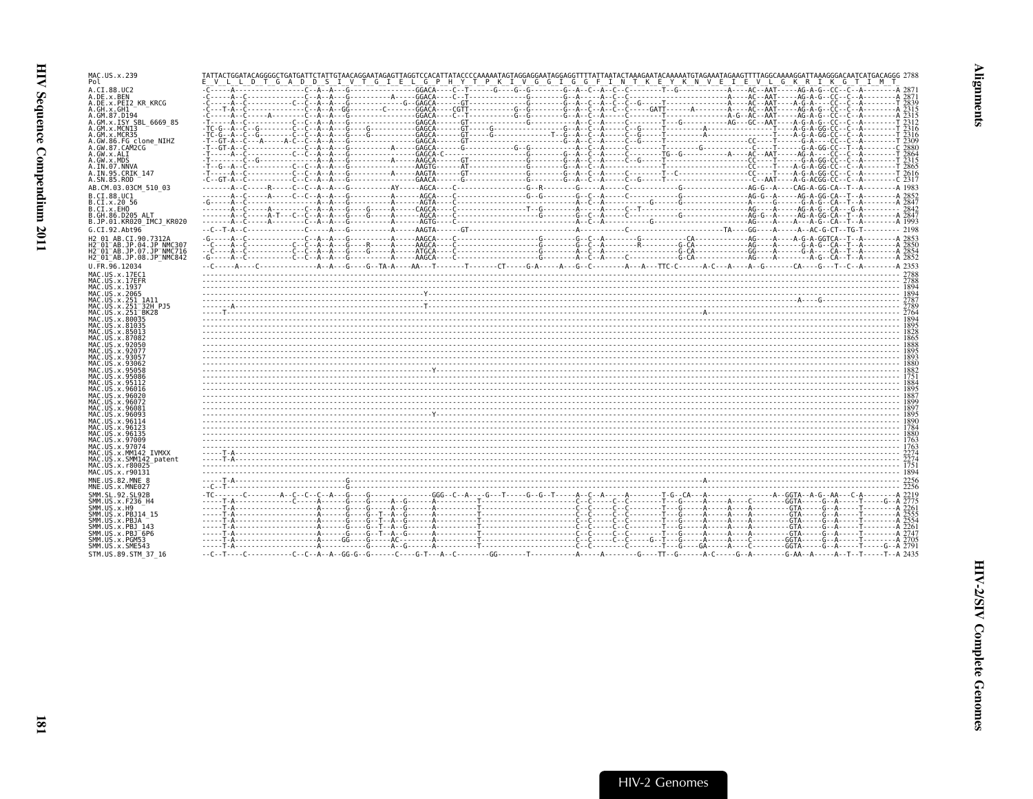```
MAC.US.x.239                TATTACTGGATACAGGGGCTGATGATTCTATTGTAACAGGAATAGAGTTAGGTCCACATTATACCCCAAAAATAGTAGGAGGAATAGGAGGTTTTATTAATACTAAAGAATACAAAAATGTAGAAATAGAAGTTTTAGGCAAAAGGATTAAAGGGACAATCATGACAGGG 2788
Pol                         E  V  L  L  D  T  G  A  D  D  S  I  V  T  G  I  E  L  G  P  H  Y  T  P  K  I  V  G  G  I  G  G  F  I  N  T  K  E  Y  K  N  V  E  I  E  V  L  G  K  R  I  K  G  T  I  M  T
A.CI.88.UC2                                                                                                                                                                      2871
A.DE.x.BEN                                                                                                                                                                       2871
A.DE.x.PEI2_KR_KRCG                                                                                                                                                              2839
A.GH.x.GH1                                                                                                                                                                       2315
A.GM.87.D194                                                                                                                                                                     2315
A.GM.x.ISY_SBL_6669_85                                                                                                                                                           2312
A.GM.x.MCN13                                                                                                                                                                     2316
A.GM.x.MCR35                                                                                                                                                                     2316
A.GW.86.FG_clone_NIHZ                                                                                                                                                            2309
A.GW.87.CAM2CG                                                                                                                                                                   2880
A.GW.x.ALI                                                                                                                                                                       2864
A.GW.x.MDS                                                                                                                                                                       2315
A.IN.07.NNVA                                                                                                                                                                     2865
A.IN.95.CRIK_147                                                                                                                                                                 2616
A.SN.85.ROD                                                                                                                                                                      2317
AB.CM.03.03CM_510_03                                                                                                                                                             1983
B.CI.88.UC1                                                                                                                                                                      2852
B.CI.x.20_56                                                                                                                                                                     2847
B.CI.x.EHO                                                                                                                                                                       2842
B.GH.86.D205_ALT                                                                                                                                                                 2847
B.JP.01.KR020_IMCJ_KR020                                                                                                                                                         1993
G.CI.92.Abt96                                                                                                                                                                    2198
H2_01_AB.CI.90.7312A                                                                                                                                                             2853
H2_01_AB.JP.04.JP_NMC307                                                                                                                                                         2850
H2_01_AB.JP.07.JP_NMC716                                                                                                                                                         2854
H2_01_AB.JP.08.JP_NMC842                                                                                                                                                         2852
U.FR.96.12034                                                                                                                                                                    2353
MAC.US.x.17EC1                                                                                                                                                                   2788
MAC.US.x.17EFR                                                                                                                                                                   2788
MAC.US.x.1937                                                                                                                                                                    1894
MAC.US.x.2065                                                                                                                                                                    1894
MAC.US.x.251_1A11                                                                                                                                                                2787
MAC.US.x.251_32H_PJ5                                                                                                                                                             2789
MAC.US.x.251_BK28                                                                                                                                                                2764
MAC.US.x.80035                                                                                                                                                                   1894
MAC.US.x.81035                                                                                                                                                                   1895
MAC.US.x.85013                                                                                                                                                                   1828
MAC.US.x.87082                                                                                                                                                                   1865
MAC.US.x.92050                                                                                                                                                                   1888
MAC.US.x.92077                                                                                                                                                                   1895
MAC.US.x.93057                                                                                                                                                                   1893
MAC.US.x.93062                                                                                                                                                                   1880
MAC.US.x.95058                                                                                                                                                                   1882
MAC.US.x.95086                                                                                                                                                                   1751
MAC.US.x.95112                                                                                                                                                                   1884
MAC.US.x.96016                                                                                                                                                                   1895
MAC.US.x.96020                                                                                                                                                                   1887
MAC.US.x.96072                                                                                                                                                                   1899
MAC.US.x.96081                                                                                                                                                                   1897
MAC.US.x.96093                                                                                                                                                                   1895
MAC.US.x.96114                                                                                                                                                                   1890
MAC.US.x.96123                                                                                                                                                                   1784
MAC.US.x.96135                                                                                                                                                                   1880
MAC.US.x.97009                                                                                                                                                                   1763
MAC.US.x.97074                                                                                                                                                                   1763
MAC.US.x.MM142_IVMXX                                                                                                                                                             2274
MAC.US.x.SMM142_patent                                                                                                                                                           2274
MAC.US.x.r80025                                                                                                                                                                  1751
MAC.US.x.r90131                                                                                                                                                                  1894
MNE.US.82.MNE_8                                                                                                                                                                  2256
MNE.US.x.MNE027                                                                                                                                                                  2256
SMM.SL.92.SL92B                                                                                                                                                                  2219
SMM.US.x.F236_H4                                                                                                                                                                 2775
SMM.US.x.H9                                                                                                                                                                      2261
SMM.US.x.PBJ14_15                                                                                                                                                                2555
SMM.US.x.PBJA                                                                                                                                                                    2554
SMM.US.x.PBJ_143                                                                                                                                                                 2261
SMM.US.x.PBJ_6P6                                                                                                                                                                 2747
SMM.US.x.PGM53                                                                                                                                                                   2705
SMM.US.x.SME543                                                                                                                                                                  2791
STM.US.89.STM_37_16                                                                                                                                                              2435
```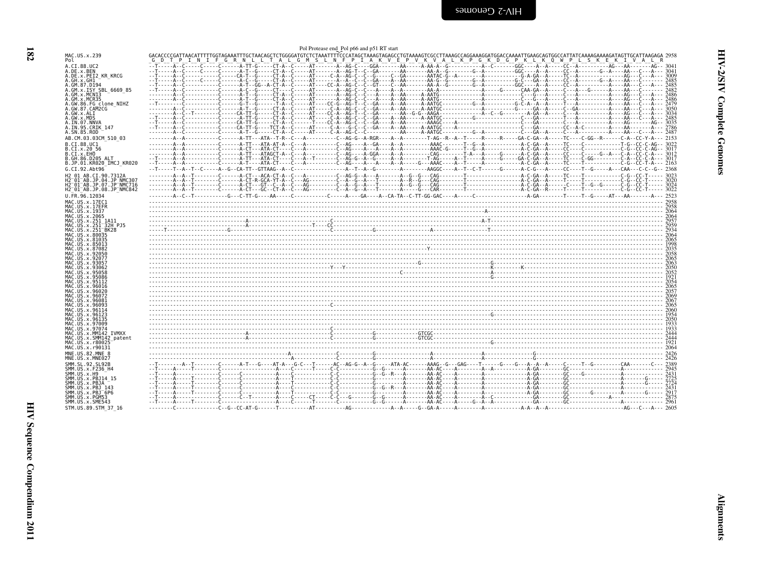Pol Protease end Pol p66 and p51 RT start

```
MAC.US.x.239                GACACCCCGATTAACATTTTTGGTAGAAATTTGCTAACAGCTCTGGGGATGTCTCTAAATTTTCCCATAGCTAAAGTAGAGCCTGTAAAAGTCGCCTTAAAGCCAGGAAAGGATGGACCAAAATTGAAGCAGTGGCCATTATCAAAAGAAAAGATAGTTGCATTAAGAGA 2958
Pol                          G  D  T  P  I  N  I  F  G  R  N  L  L  T  A  L  G  M  S  L  N  F  P  I  A  K  V  E  P  V  K  V  A  L  K  P  G  K  D  G  P  K  L  K  Q  W  P  L  S  K  E  K  I  V  A  L  R
A.CI.88.UC2                 3041
A.DE.x.BEN                  3041
A.DE.x.PEI2_KR_KRCG         3009
A.GH.x.GH1                  2485
A.GM.87.D194                2485
A.GM.x.ISY_SBL_6669_85      2482
A.GM.x.MCN13                2486
A.GM.x.MCR35                2486
A.GW.86.FG_clone_NIHZ       2479
A.GW.87.CAM2CG              3050
A.GW.x.ALI                  3034
A.GW.x.MDS                  2485
A.IN.07.NNVA                3035
A.IN.95.CRIK_147            2786
A.SN.85.ROD                 2487
AB.CM.03.03CM_510_03        2153
B.CI.88.UC1                 3022
B.CI.x.20_56                3017
B.CI.x.EHO                  3012
B.GH.86.D205_ALT            3017
B.JP.01.KR020_IMCJ_KR020    2163
G.CI.92.Abt96               2368
H2_01_AB.CI.90.7312A        3023
H2_01_AB.JP.04.JP_NMC307    3020
H2_01_AB.JP.07.JP_NMC716    3024
H2_01_AB.JP.08.JP_NMC842    3022
U.FR.96.12034               2523
MAC.US.x.17EC1              2958
MAC.US.x.17EFR              2958
MAC.US.x.1937               2064
MAC.US.x.2065               2064
MAC.US.x.251_1A11           2957
MAC.US.x.251_32H_PJ5        2959
MAC.US.x.251_BK28           2934
MAC.US.x.80035              2064
MAC.US.x.81035              2065
MAC.US.x.85013              1998
MAC.US.x.87082              2035
MAC.US.x.92050              2058
MAC.US.x.92077              2065
MAC.US.x.93057              2063
MAC.US.x.93062              2050
MAC.US.x.95058              2052
MAC.US.x.95086              1921
MAC.US.x.95112              2054
MAC.US.x.96016              2065
MAC.US.x.96020              2057
MAC.US.x.96072              2069
MAC.US.x.96081              2067
MAC.US.x.96093              2065
MAC.US.x.96114              2060
MAC.US.x.96123              1954
MAC.US.x.96135              2050
MAC.US.x.97009              1933
MAC.US.x.97074              1933
MAC.US.x.MM142_IVMXX        2444
MAC.US.x.SMM142_patent      2444
MAC.US.x.r80025             1921
MAC.US.x.r90131             2064
MNE.US.82.MNE_8             2426
MNE.US.x.MNE027             2426
SMM.SL.92.SL92B             2389
SMM.US.x.F236_H4            2945
SMM.US.x.H9                 2431
SMM.US.x.PBJ14_15           2725
SMM.US.x.PBJA               2724
SMM.US.x.PBJ_143            2431
SMM.US.x.PBJ_6P6            2917
SMM.US.x.PGM53              2875
SMM.US.x.SME543             2961
STM.US.89.STM_37_16         2605
```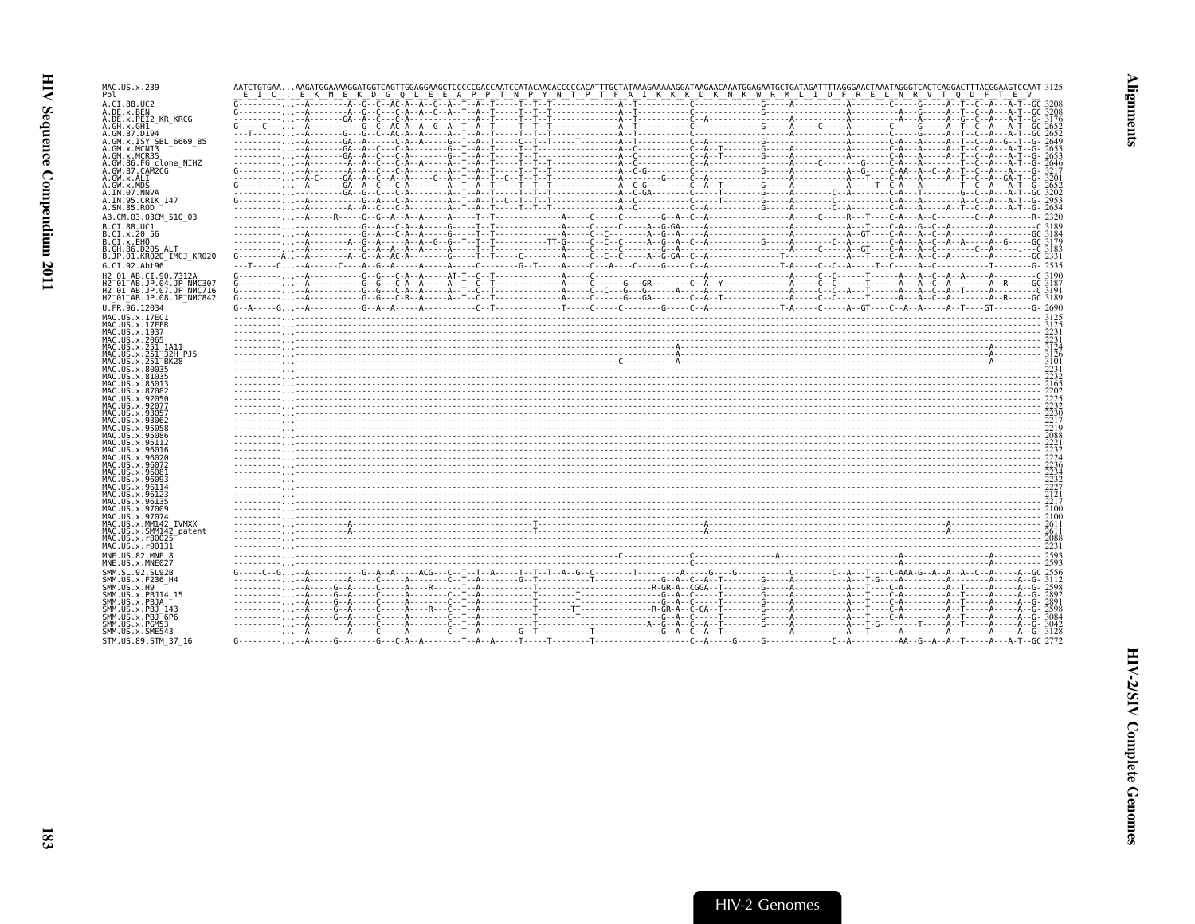```
MAC.US.x.239              AATCTGTGAA...AAGATGGAAAAGGATGGTCAGTTGGAGGAAGCTCCCCCGACCAATCCATACAACACCCCCACATTTGCTATAAAGAAAAAGGATAAGAACAAATGGAGAATGCTGATAGATTTTAGGGAACTAAATAGGGTCACTCAGGACTTTACGGAAGTCCAAT 3125
Pol                        E  I  C  .  E  K  M  E  K  D  G  Q  L  E  E  A  P  P  T  N  P  Y  N  T  P  T  F  A  I  K  K  K  D  K  N  K  W  R  M  L  I  D  F  R  E  L  N  R  V  T  Q  D  F  T  E  V
A.CI.88.UC2                                                                                                                                                                              3208
A.DE.x.BEN                                                                                                                                                                               3208
A.DE.x.PEI2_KR_KRCG                                                                                                                                                                      3176
A.GH.x.GH1                                                                                                                                                                               2652
A.GM.87.D194                                                                                                                                                                             2652
A.GM.x.ISY_SBL_6669_85                                                                                                                                                                   2649
A.GM.x.MCN13                                                                                                                                                                             2653
A.GM.x.MCR35                                                                                                                                                                             2653
A.GW.86.FG_clone_NIHZ                                                                                                                                                                    2646
A.GW.87.CAM2CG                                                                                                                                                                           3217
A.GW.x.ALI                                                                                                                                                                               3201
A.GW.x.MDS                                                                                                                                                                               2652
A.IN.07.NNVA                                                                                                                                                                             3202
A.IN.95.CRIK_147                                                                                                                                                                         2953
A.SN.85.ROD                                                                                                                                                                              2654
AB.CM.03.03CM_510_03                                                                                                                                                                     2320
B.CI.88.UC1                                                                                                                                                                              3189
B.CI.x.20_56                                                                                                                                                                             3184
B.CI.x.EHO                                                                                                                                                                               3179
B.GH.86.D205_ALT                                                                                                                                                                         3183
B.JP.01.KR020_IMCJ_KR020                                                                                                                                                                 2331
G.CI.92.Abt96                                                                                                                                                                            2535
H2_01_AB.CI.90.7312A                                                                                                                                                                     3190
H2_01_AB.JP.04.JP_NMC307                                                                                                                                                                 3187
H2_01_AB.JP.07.JP_NMC716                                                                                                                                                                 3191
H2_01_AB.JP.08.JP_NMC842                                                                                                                                                                 3189
U.FR.96.12034                                                                                                                                                                            2690
MAC.US.x.17EC1                                                                                                                                                                           3125
MAC.US.x.17EFR                                                                                                                                                                           3125
MAC.US.x.1937                                                                                                                                                                            2231
MAC.US.x.2065                                                                                                                                                                            2231
MAC.US.x.251_1A11                                                                                                                                                                        3124
MAC.US.x.251_32H_PJ5                                                                                                                                                                     3126
MAC.US.x.251_BK28                                                                                                                                                                        3101
MAC.US.x.80035                                                                                                                                                                           2231
MAC.US.x.81035                                                                                                                                                                           2232
MAC.US.x.85013                                                                                                                                                                           2165
MAC.US.x.87082                                                                                                                                                                           2202
MAC.US.x.92050                                                                                                                                                                           2225
MAC.US.x.92077                                                                                                                                                                           2232
MAC.US.x.93057                                                                                                                                                                           2230
MAC.US.x.93062                                                                                                                                                                           2217
MAC.US.x.95058                                                                                                                                                                           2219
MAC.US.x.95086                                                                                                                                                                           2088
MAC.US.x.95112                                                                                                                                                                           2221
MAC.US.x.96016                                                                                                                                                                           2232
MAC.US.x.96020                                                                                                                                                                           2224
MAC.US.x.96072                                                                                                                                                                           2236
MAC.US.x.96081                                                                                                                                                                           2234
MAC.US.x.96093                                                                                                                                                                           2232
MAC.US.x.96114                                                                                                                                                                           2227
MAC.US.x.96123                                                                                                                                                                           2121
MAC.US.x.96135                                                                                                                                                                           2217
MAC.US.x.97009                                                                                                                                                                           2100
MAC.US.x.97074                                                                                                                                                                           2100
MAC.US.x.MM142_IVMXX                                                                                                                                                                     2611
MAC.US.x.SMM142_patent                                                                                                                                                                   2611
MAC.US.x.r80025                                                                                                                                                                          2088
MAC.US.x.r90131                                                                                                                                                                          2231
MNE.US.82.MNE_8                                                                                                                                                                          2593
MNE.US.x.MNE027                                                                                                                                                                          2593
SMM.SL.92.SL92B                                                                                                                                                                          2556
SMM.US.x.F236_H4                                                                                                                                                                         3112
SMM.US.x.H9                                                                                                                                                                              2598
SMM.US.x.PBJ14_15                                                                                                                                                                        2892
SMM.US.x.PBJA                                                                                                                                                                            2891
SMM.US.x.PBJ_143                                                                                                                                                                         2598
SMM.US.x.PBJ_6P6                                                                                                                                                                         3084
SMM.US.x.PGM53                                                                                                                                                                           3042
SMM.US.x.SME543                                                                                                                                                                          3128
STM.US.89.STM_37_16                                                                                                                                                                      2772
```

HIV-2 Genomes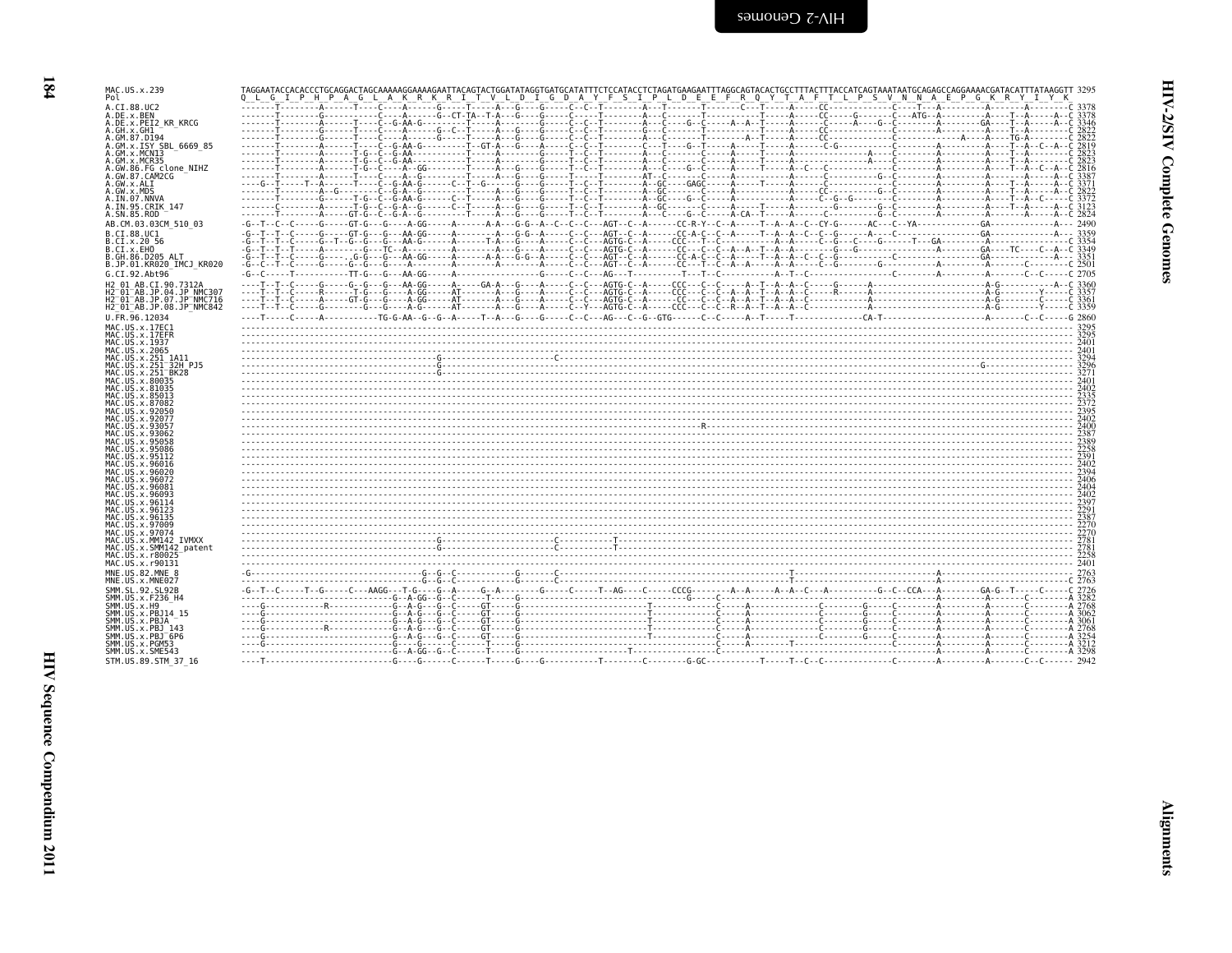```
MAC.US.x.239                  TAGGAATACCACACCCTGCAGGACTAGCAAAAAGGAAAAGAATTACAGTACTGGATATAGGTGATGCATATTTCTCCATACCTCTAGATGAAGAATTTAGGCAGTACACTGCCTTTACTTTACCATCAGTAAATAATGCAGAGCCAGGAAAACGATACATTTATAAGGTT 3295
Pol                           Q  L  G  I  P  H  P  A  G  L  A  K  R  K  R  I  T  V  L  D  I  G  D  A  Y  F  S  I  P  L  D  E  E  F  R  Q  Y  T  A  F  T  L  P  S  V  N  N  A  E  P  G  K  R  Y  I  Y  K
A.CI.88.UC2                   3378
A.DE.x.BEN                    3378
A.DE.x.PEI2_KR_KRCG           3346
A.GH.x.GH1                    2822
A.GM.87.D194                  2822
A.GM.x.ISY_SBL_6669_85        2819
A.GM.x.MCN13                  2823
A.GM.x.MCR35                  2823
A.GW.86.FG_clone_NIHZ         2816
A.GW.87.CAM2CG                3387
A.GW.x.ALI                    3371
A.GW.x.MDS                    2822
A.IN.07.NNVA                  3372
A.IN.95.CRIK_147              3123
A.SN.85.ROD                   2824
AB.CM.03.03CM_510_03          2490
B.CI.88.UC1                   3359
B.CI.x.20_56                  3354
B.CI.x.EHO                    3349
B.GH.86.D205_ALT              3351
B.JP.01.KR020_IMCJ_KR020      2501
G.CI.92.Abt96                 2705
H2_01_AB.CI.90.7312A          3360
H2_01_AB.JP.04.JP_NMC307      3357
H2_01_AB.JP.07.JP_NMC716      3361
H2_01_AB.JP.08.JP_NMC842      3359
U.FR.96.12034                 2860
MAC.US.x.17EC1                3295
MAC.US.x.17EFR                3295
MAC.US.x.1937                 2401
MAC.US.x.2065                 2401
MAC.US.x.251_1A11             3294
MAC.US.x.251_32H_PJ5          3296
MAC.US.x.251_BK28             3271
MAC.US.x.80035                2401
MAC.US.x.81035                2402
MAC.US.x.85013                2335
MAC.US.x.87082                2372
MAC.US.x.92050                2395
MAC.US.x.92077                2402
MAC.US.x.93057                2400
MAC.US.x.93062                2387
MAC.US.x.95058                2389
MAC.US.x.95086                2258
MAC.US.x.95112                2391
MAC.US.x.96016                2402
MAC.US.x.96020                2394
MAC.US.x.96072                2406
MAC.US.x.96081                2404
MAC.US.x.96093                2402
MAC.US.x.96114                2397
MAC.US.x.96123                2291
MAC.US.x.96135                2387
MAC.US.x.97009                2270
MAC.US.x.97074                2270
MAC.US.x.MM142_IVMXX          2781
MAC.US.x.SMM142_patent        2781
MAC.US.x.r80025               2258
MAC.US.x.r90131               2401
MNE.US.82.MNE_8               2763
MNE.US.x.MNE027               2763
SMM.SL.92.SL92B               2726
SMM.US.x.F236_H4              3282
SMM.US.x.H9                   2768
SMM.US.x.PBJ14_15             3062
SMM.US.x.PBJA                 3061
SMM.US.x.PBJ_143              2768
SMM.US.x.PBJ_6P6              3254
SMM.US.x.PGM53                3212
SMM.US.x.SME543               3298
STM.US.89.STM_37_16           2942
```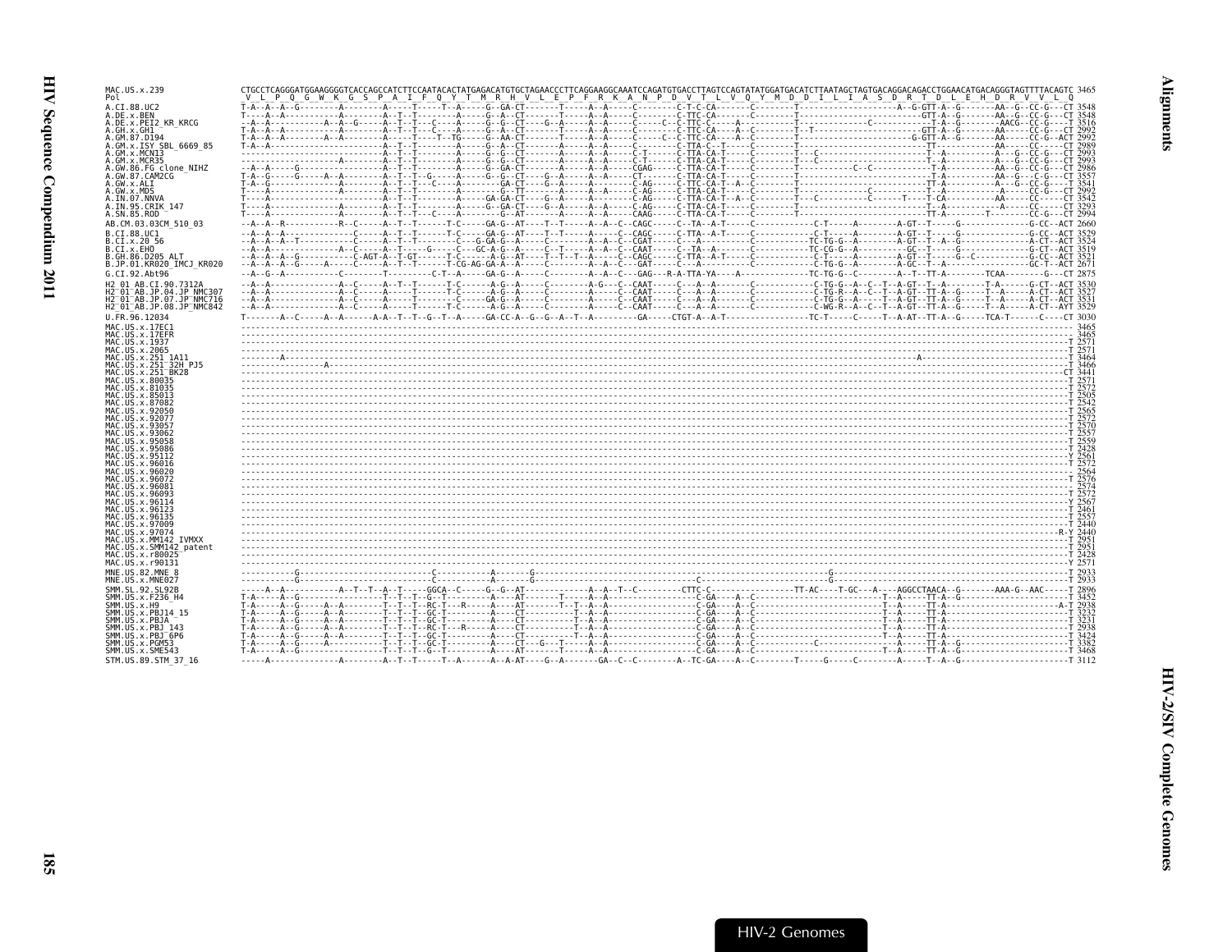```
MAC.US.x.239                 CTGCCTCAGGGATGGAAGGGGTCACCAGCCATCTTCCAATACACTATGAGACATGTGCTAGAACCCTTCAGGAAGGCAAATCCAGATGTGACCTTAGTCCAGTATATGGATGACATCTTAATAGCTAGTGACAGGACAGACCTGGAACATGACAGGGTAGTTTTACAGTC 3465
Pol                           V  L  P  Q  G  W  K  G  S  P  A  I  F  Q  Y  T  M  R  H  V  L  E  P  F  R  K  A  N  P  D  V  T  L  V  Q  Y  M  D  D  I  L  I  A  S  D  R  T  D  L  E  H  D  R  V  V  L  Q
A.CI.88.UC2                  3548
A.DE.x.BEN                   3548
A.DE.x.PEI2_KR_KRCG          3516
A.GH.x.GH1                   2992
A.GM.87.D194                 2992
A.GM.x.ISY_SBL_6669_85       2989
A.GM.x.MCN13                 2993
A.GM.x.MCR35                 2993
A.GW.86.FG_clone_NIHZ        2986
A.GW.87.CAM2CG               3557
A.GW.x.ALI                   3541
A.GW.x.MDS                   2992
A.IN.07.NNVA                 3542
A.IN.95.CRIK_147             3293
A.SN.85.ROD                  2994
AB.CM.03.03CM_510_03         2660
B.CI.88.UC1                  3529
B.CI.x.20_56                 3524
B.CI.x.EHO                   3519
B.GH.86.D205_ALT             3521
B.JP.01.KR020_IMCJ_KR020     3671
G.CI.92.Abt96                2875
H2_01_AB.CI.90.7312A         3530
H2_01_AB.JP.04.JP_NMC307     3527
H2_01_AB.JP.07.JP_NMC716     3531
H2_01_AB.JP.08.JP_NMC842     3529
U.FR.96.12034                3030
MAC.US.x.17EC1               3465
MAC.US.x.17EFR               3465
MAC.US.x.1937                2571
MAC.US.x.2065                2571
MAC.US.x.251_1A11            3464
MAC.US.x.251_32H_PJ5         3466
MAC.US.x.251_BK28            3441
MAC.US.x.80035               2571
MAC.US.x.81035               2572
MAC.US.x.85013               2505
MAC.US.x.87082               2542
MAC.US.x.92050               2565
MAC.US.x.92077               2572
MAC.US.x.93057               2570
MAC.US.x.93062               2557
MAC.US.x.95058               2559
MAC.US.x.95086               2428
MAC.US.x.95112               2561
MAC.US.x.96016               2572
MAC.US.x.96020               2564
MAC.US.x.96072               2576
MAC.US.x.96081               2574
MAC.US.x.96093               2572
MAC.US.x.96114               2567
MAC.US.x.96123               2461
MAC.US.x.96135               2557
MAC.US.x.97009               2440
MAC.US.x.97074               2440
MAC.US.x.MM142_IVMXX         2951
MAC.US.x.SMM142_patent       2951
MAC.US.x.r80025              2428
MAC.US.x.r90131              2571
MNE.US.82.MNE_8              2933
MNE.US.x.MNE027              2933
SMM.SL.92.SL92B              2896
SMM.US.x.F236_H4             3452
SMM.US.x.H9                  2938
SMM.US.x.PBJ14_15            3232
SMM.US.x.PBJA                3231
SMM.US.x.PBJ_143             2938
SMM.US.x.PBJ_6P6             3424
SMM.US.x.PGM53               3382
SMM.US.x.SME543              3468
STM.US.89.STM_37_16          3112
```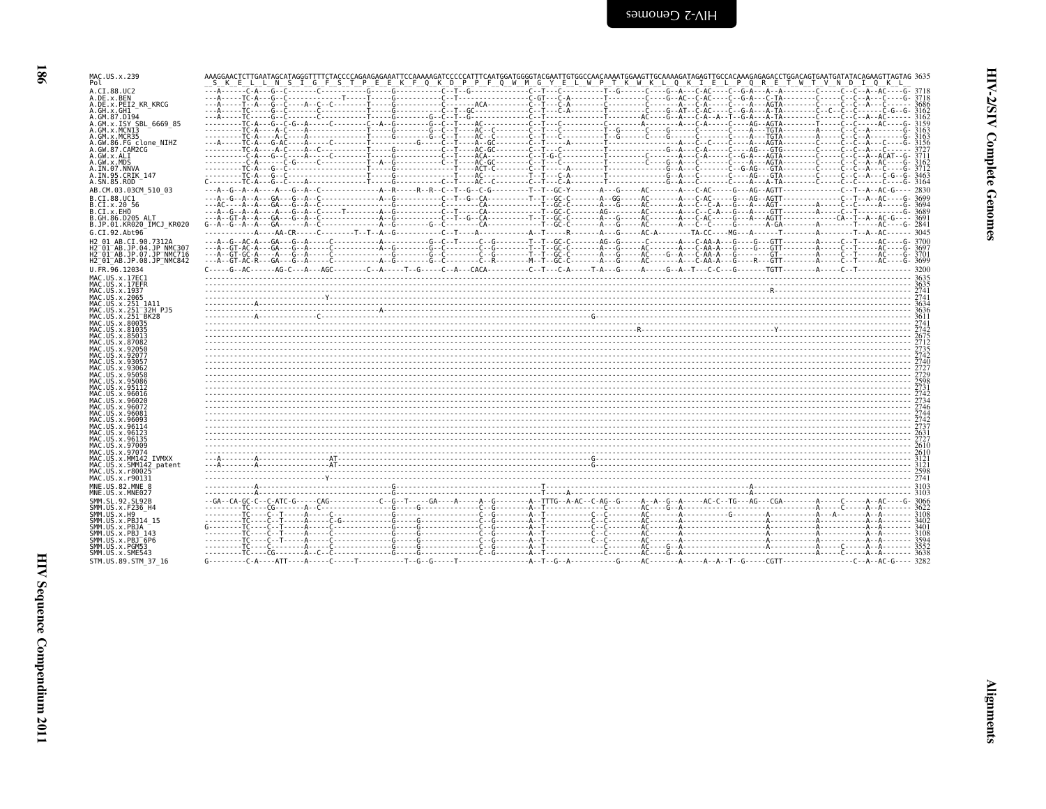```
MAC.US.x.239              AAAGGAACTCTTGAATAGCATAGGGTTTTCTACCCCAGAAGAGAAATTCCAAAAAGATCCCCCATTTCAATGGATGGGGTACGAATTGTGGCCAACAAAATGGAAGTTGCAAAAGATAGAGTTGCCACAAAGAGAGACCTGGACAGTGAATGATATACAGAAGTTAGTAG 3635
Pol                       _S__K__E__L__L__N__S__I__G__F__S__T__P__E__E__K__F__Q__K__D__P__P__F__Q__W__M__G__Y__E__L__W__P__T__K__W__K__L__Q__K__I__E__L__P__Q__R__E__T__W__T__V__N__D__I__Q__K__L_

A.CI.88.UC2               ---A------C-A---G--C-------C-----------G-----G-----------C--T--G---------------C--T---C----------T--G------C----G--A---C-AC----C--G-A---A--A--------C-----C--C--A--AC----G- 3718
A.DE.x.BEN                ---A-----TC-A---G--C---------------T-----T-----G-----------C--T---------------C-GT---C-A---------T---------C----G--AC--C-AC----C--G-A---C-TA--------C-----C--C--A---C----G- 3718
A.DE.x.PEI2_KR_KRCG       ---A-----T--A---G--C----A--C--C----------T-----G-----------C--------ACA-----------C--T---C-A---------C----------C-------A---C-A-----C---A---AGTA--------C-----C--C--A---C------ 3686
A.GH.x.GH1                ---A-----TC-----G--C-------C-----------T-----G-----------C--T--GC--------------C--T---C-A---------T---------C----G--AT--C-AC----C--G-A---A-TA--------C--C--C--C-------C-G--G- 3162
A.GM.87.D194              ---A-----TC-----C--C-------C-----------T-----G-----------G--C--T--G------------C--T--------------T---------AC----G--A---C-A--A--T--G-A---A-TA--------C-----C--C--A--AC------ 3162
A.GM.x.ISY_SBL_6669_85    ---------TC-A---G--C-G--A-----C--------C--A--G--------G--C--T----AC-----------C--T---C-----------T---------A--------A---C-A-----C----AG--AGTA--------T-----C--C-----AC---G- 3159
A.GM.x.MCN13              ---------TC-A-----A-C----A------------T-----G-----------G--C--T----AC--C-------C--T---C----------T--G------C----G-----------C------C----A---TGTA--------A-----C--C--A--------G- 3163
A.GM.x.MCR35              ---------TC-A-----A--C---A------------T-----G-----------G--C--T----AC--C-------C--T---C----------T--G------C----G-----------C------C----A---TGTA--------A-----C--C--A--------G- 3163
A.GW.86.FG_clone_NIHZ     ---A-----TC-A---G-AC-----A-----C-------T-----------G-----G--C--T----A--GC------C--T-------A------T--------------A---C--C-----C----A---AGTA--------C-----C--C--A--AC----G- 3156
A.GW.87.CAM2CG            ---------TC-A-----A-C----A--C--------T-----G-----------C--T----AC-GC-------C--T---C----------T---------------G--A---C-A-----C----AG---GTG---------C-----C--C--A---C------ 3727
A.GW.x.ALI                ---------C-A---G---C----A----C-------T-----G-----------C--T----ACA---------C--T-G-C----------T-----------C----A---C-A-----C--G-A---AGTA--------C-----C--C--A--ACAT--G- 3711
A.GW.x.MDS                ---------C-A-------C-G----C-------------T--A--G--------C--T----AC-GC-------C--T---C----------T-----------C----G--A---C-----C----A---AGTA--------C-----C--C--A--AC----G- 3162
A.IN.07.NNVA              ---------TC-A---G--C---------------T-----G-----------C--T----ACT-C---------C--T----------A--------T---------------G--A---C-----C--G-AG---GTA--------C-----C--C--A---C----G- 3712
A.IN.95.CRIK_147          ---------TC-A---G--C----A---------------T-----G-----------T-----AC----------T--T---C-A-----------T--------------G--A---C-----C----AG---GTA--------C-----C--C--A---C--G--G- 3463
A.SN.85.ROD               C--------TC-A---G--C----A--------------T-----G-----------C--T----AC--C-------C--T---C-A---------T---------------G--A---C-----C----A---A-TA--------C-----C--C-----C----G- 3164

AB.CM.03.03CM_510_03      ---A--G--A--A----A---G--A--C-------------A--R-----R--R--C--T--G--C-G---------T--T--GC-Y-------A---G-----AC-------A---C-AC-----G---AG--AGTT------------C--T--A--AC-G---- 2830

B.CI.88.UC1               ---A--G--A--A---GA---G--A--C-------------A--G-----------C--T--G--CA---------T--T--GC-C-------A--GG-----AC-------A---C-AC-----G---AG--AGTT------------C--T--A--AC----G- 3699
B.CI.x.20_56              ---AC----A--A---GA---G--A--C-------------A--G-----------C-------CA-----------T--GC-C-------A---G-----AC-------A---C-C-A---G---A---AGT---------A----C--C-----A----G- 3694
B.CI.x.EHO                ---A--G--A--A----A---G--A--C-----T-------A--G-----------C--T-----CA-----------T--GC-C-------AG-------AC-------A---C-C-A---G---A---GTT---------A-----C--T--------C----G- 3689
B.GH.86.D205_ALT          ---A--GT-A--A---GA---G--A--C-------------A--G-----------C--T--G--CA---------T--T--GC-C-------A---G-----AC-------A---C-AC-----G---A---AGTT-------------CA--T--A--AC-G---- 3691
B.JP.01.KR020_IMCJ_KR020  G--A--G--A--A---GA---G--A--C-------------A--G-----------C-------CA---------T--T--GC-C-------A---G-----AC-------A---C--C-----G---A---A-GA--------A-----C--T-----AC--G--- 2841

G.CI.92.Abt96             ---------A-----AA-CR----C--------T--T--A--G-----------C--T-----A-----------A--T-----R-------A---G-----AC-A---------TA-CC----MG---A------T--------A--------T--A--AC------ 3045

H2_01_AB.CI.90.7312A      ---A--G--AC-A---GA---G--A-----C-----------A----------G--C--T-----C--G--------T--T--GC-C-------AG--G-----C-------A---C-AA-A---G---G---GTT--------A-----C--T-----AC----G- 3700
H2_01_AB.JP.04.JP_NMC307  ---A--GT-AC-A---GA---G--A-----C-----------A--G--------G--C----------C--G--------T--T--GC-C-------A---G-----AC-------A---C-AA-A---G---G---GTT--------A-----C--T-----AC----G- 3697
H2_01_AB.JP.07.JP_NMC716  ---A--GT-GC-A-------G--A-----C-----------G-----------G--C----------C--G--------T--T--GC-C-------A---G-----AC----G--A---C-AA-A---G-------GT---------A-----C--T-----AC----G- 3701
H2_01_AB.JP.08.JP_NMC842  ---A--GT-AC-R---GA---G--A-----C-----------A--G--------G--C----------C--R--------M--T--GC-C-------A---G-----AC-------A---C-AA-A---G---R---GTT--------A-----C--T-----AC----G- 3699

U.FR.96.12034             C-----G--AC------AG-C---A---AGC--------C--A-----T--G-----C--A---CACA----------C--T---C-A-----T-A---G-----A-----G--A--T---C-C---G-------TGTT--------A-----C--T------------ 3200

MAC.US.x.17EC1            ---------------------------------------------------------------------------------------------------------------------------------------------------------------------------------- 3635
MAC.US.x.17EFR            ---------------------------------------------------------------------------------------------------------------------------------------------------------------------------------- 3635
MAC.US.x.1937             -------------------------------------------------------------------------------------------------------------------------------------R------------------------------------------- 2741
MAC.US.x.2065             ----------------------------Y----------------------------------------------------------------------------------------------------------------------------------------------------- 2741
MAC.US.x.251_1A11         ------------A----------------------------------------------------------------------------------------------------------------------------------------------------------------------- 3634
MAC.US.x.251_32H_PJ5      ---------------------------------------------A-------------------------------------------------------------------------------------------------------------------------------------- 3636
MAC.US.x.251_BK28         ------------A--------------C---------------------------------------------------------G------------------------------------------------------------------------------------------- 3611
MAC.US.x.80035            ---------------------------------------------------------------------------------------------------------------------------------------------------------------------------------- 2741
MAC.US.x.81035            --------------------------------------------------------------------------------------R--------------------------------------------Y---------------------------------------------- 2742
MAC.US.x.85013            ---------------------------------------------------------------------------------------------------------------------------------------------------------------------------------- 2675
MAC.US.x.87082            ---------------------------------------------------------------------------------------------------------------------------------------------------------------------------------- 2712
MAC.US.x.92050            ---------------------------------------------------------------------------------------------------------------------------------------------------------------------------------- 2735
MAC.US.x.92077            ---------------------------------------------------------------------------------------------------------------------------------------------------------------------------------- 2742
MAC.US.x.93057            ---------------------------------------------------------------------------------------------------------------------------------------------------------------------------------- 2740
MAC.US.x.93062            ---------------------------------------------------------------------------------------------------------------------------------------------------------------------------------- 2727
MAC.US.x.95058            ---------------------------------------------------------------------------------------------------------------------------------------------------------------------------------- 2729
MAC.US.x.95086            ---------------------------------------------------------------------------------------------------------------------------------------------------------------------------------- 2598
MAC.US.x.95112            ---------------------------------------------------------------------------------------------------------------------------------------------------------------------------------- 2731
MAC.US.x.96016            ---------------------------------------------------------------------------------------------------------------------------------------------------------------------------------- 2742
MAC.US.x.96020            ---------------------------------------------------------------------------------------------------------------------------------------------------------------------------------- 2734
MAC.US.x.96072            ---------------------------------------------------------------------------------------------------------------------------------------------------------------------------------- 2746
MAC.US.x.96081            ---------------------------------------------------------------------------------------------------------------------------------------------------------------------------------- 2744
MAC.US.x.96093            ---------------------------------------------------------------------------------------------------------------------------------------------------------------------------------- 2742
MAC.US.x.96114            ---------------------------------------------------------------------------------------------------------------------------------------------------------------------------------- 2737
MAC.US.x.96123            ---------------------------------------------------------------------------------------------------------------------------------------------------------------------------------- 2631
MAC.US.x.96135            ---------------------------------------------------------------------------------------------------------------------------------------------------------------------------------- 2727
MAC.US.x.97009            ---------------------------------------------------------------------------------------------------------------------------------------------------------------------------------- 2610
MAC.US.x.97074            ---------------------------------------------------------------------------------------------------------------------------------------------------------------------------------- 2610
MAC.US.x.MM142_IVMXX      ---A--------A-----------------AT-----------------------------------------------------G------------------------------------------------------------------------------------------- 3121
MAC.US.x.SMM142_patent    ---A--------A-----------------AT-----------------------------------------------------G------------------------------------------------------------------------------------------- 3121
MAC.US.x.r80025           ---------------------------------------------------------------------------------------------------------------------------------------------------------------------------------- 2598
MAC.US.x.r90131           ----------------------------Y----------------------------------------------------------------------------------------------------------------------------------------------------- 2741

MNE.US.82.MNE_8           ------------A------------------------------G-----------------------------------T-------------------------------------------------A-------------------------------------------- 3103
MNE.US.x.MNE027           ------------A------------------------------G-----------------------------------T-----A-------------------------------------------A-------------------------------------------- 3103

SMM.SL.92.SL92B           --GA--CA-GC-C--C-ATC-G-----CAG------------C--G--T-----GA----A-----A--G---------A--TTTG--A-AC--C-AG--G------A--A--G--A-----AC-C--TG---AG---CGA---------A-----C-----A--AC----G- 3066
SMM.US.x.F236_H4          ---------TC----CG-------A--C----------------G-----G-----------C--G--------A--T-------------C--------AC----G--A--------------------------------------------A-----C-----A--A------ 3622
SMM.US.x.H9               ---------TC----C--T-------A-----C--------------G-----------------------C--G--------A--T-----------C--C--------AC-------A------------G--------A--------A---A--------A--A------ 3108
SMM.US.x.PBJ14_15         ---------TC----C--T-----A-----C-G-------------G-----G-----------C--G--------A--T-----------C--C--------AC-------A--------------------------A--------------A--------A--A------ 3402
SMM.US.x.PBJA             G--------TC----C--T-----A-----C-----------------G-----G-----------C--G--------A--T-----------C--C--------AC-------A--------------------------A--------------A--------A--A------ 3401
SMM.US.x.PBJ_143          ---------TC----C--T-----A-----C-----------------G-----G-----------C--G--------A--T-----------C--C--------AC-------A--------------------------A--------------A--------A--A------ 3108
SMM.US.x.PBJ_6P6          ---------TC----C--T-----A-----C-----------------G-----G-----------C--G--------A--T-----------C--C--------AC-------A--------------------------A--------------A--------A--A------ 3594
SMM.US.x.PGM53            ---------TC----C--------A--C----------------G-----G-----------C--G--------A--T-----------C------------AC----G--A--------------------------A-----------C-----A--A------ 3552
SMM.US.x.SME543           ---------TC----CG-------A--C--C-------------G-----G-----------C--G--------A--T-----------C--------AC----G--A-------------------------------------A-----C-----A--A------ 3638

STM.US.89.STM_37_16       G---------C-A----ATT----A-----C-----T-----------T--G--G-----T-----------------A--T--G--A-----------G-----AC-------A-----A--A--T--G-----CGTT-----------------C--A--AC-G---- 3282
```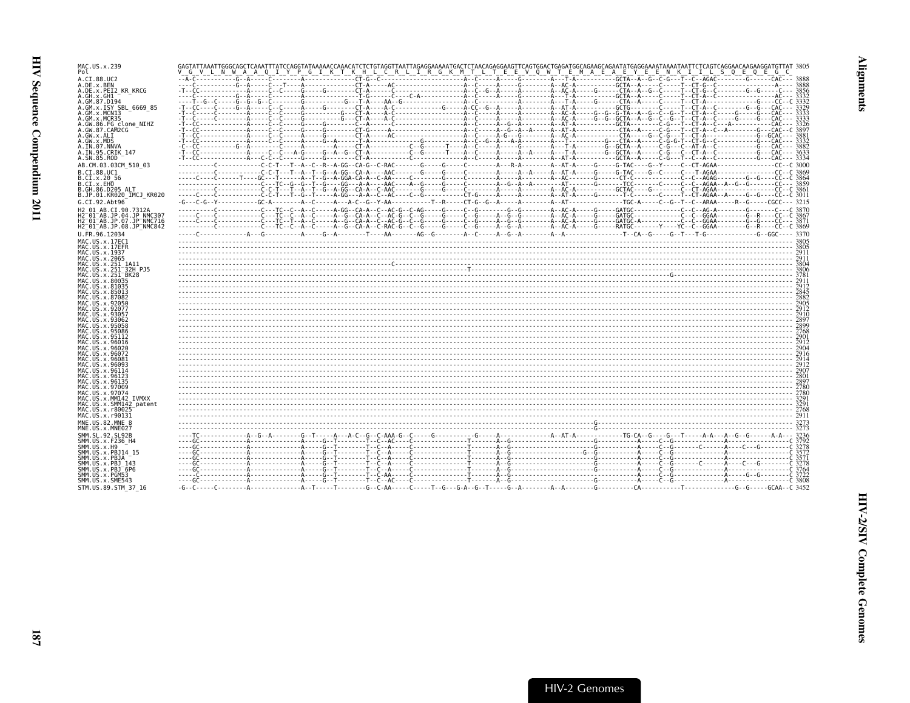```
MAC.US.x.239                  GAGTATTAAATTGGGCAGCTCAAATTTATCCAGGTATAAAAACCAAACATCTCTGTAGGTTAATTAGAGGAAAAATGACTCTAACAGAGGAAGTTCAGTGGACTGAGATGGCAGAAGCAGAATATGAGGAAAATAAAATAATTCTCAGTCAGGAACAAGAAGGATGTTAT 3805
Pol                           V  G  V  L  N  W  A  A  Q  I  Y  P  G  I  K  T  K  H  L  C  R  L  I  R  G  K  M  T  L  T  E  E  V  Q  W  T  E  M  A  E  A  E  Y  E  E  N  K  I  I  L  S  Q  E  Q  E  G  C
```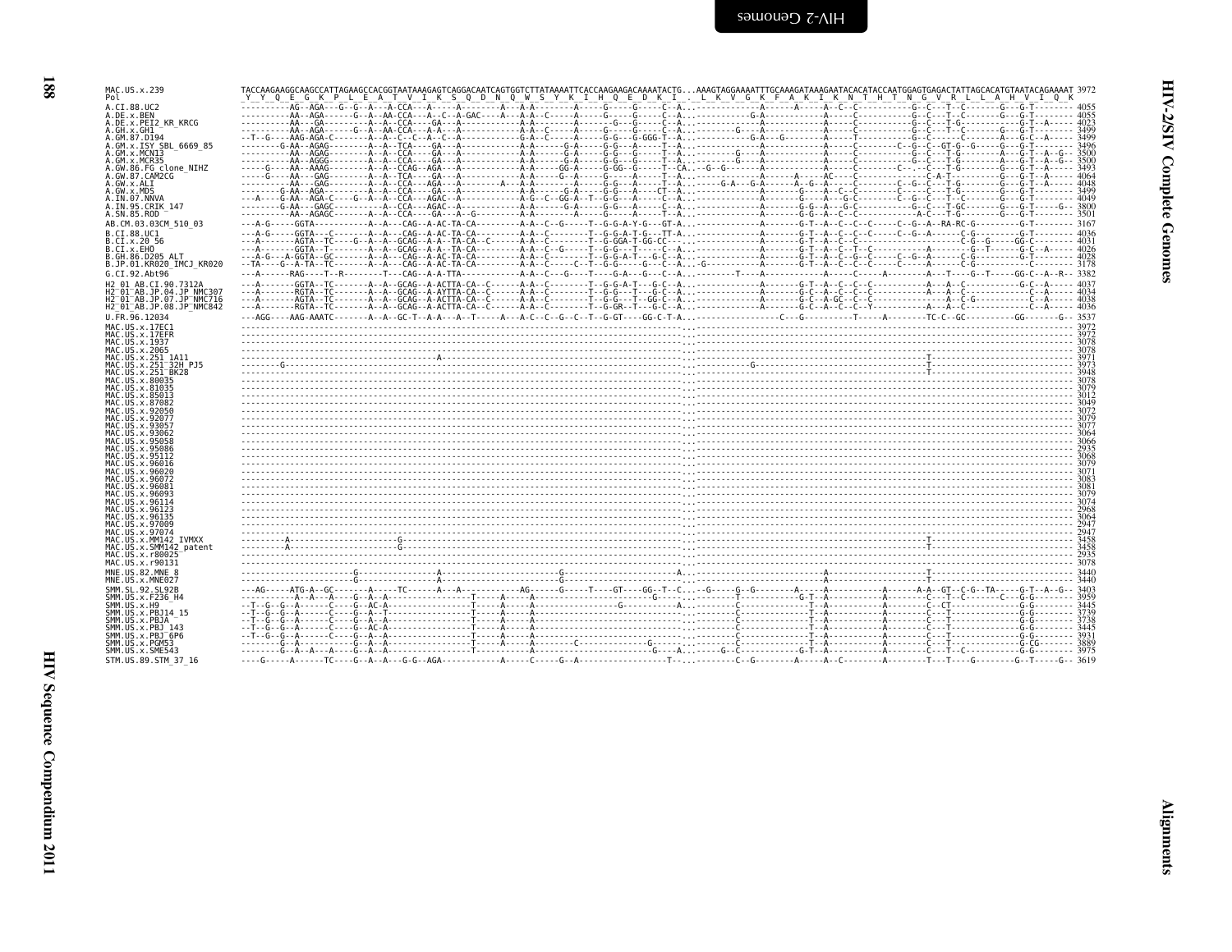```
MAC.US.x.239                 TACCAAGAAGGCAAGCCATTAGAAGCCACGGTAATAAAGAGTCAGGACAATCAGTGGTCTTATAAAATTCACCAAGAAGACAAAATACTG...AAAGTAGGAAAATTTGCAAAGATAAAGAATACACATACCAATGGAGTGAGACTATTAGCACATGTAATACAGAAAAT 3972
Pol                           Y  Y  Q  E  G  K  P  L  E  A  T  V  I  K  S  Q  D  N  Q  W  S  Y  K  I  H  Q  E  D  K  I  .  L  K  V  G  K  F  A  K  I  K  N  T  H  T  N  G  V  R  L  L  A  H  V  I  Q  K
A.CI.88.UC2                  4055
A.DE.x.BEN                   4055
A.DE.x.PEI2_KR_KRCG          4023
A.GH.x.GH1                   3499
A.GM.87.D194                 3499
A.GM.x.ISY_SBL_6669_85       3496
A.GM.x.MCN13                 3500
A.GM.x.MCR35                 3500
A.GW.86.FG_clone_NIHZ        3493
A.GW.87.CAM2CG               4064
A.GW.x.ALI                   4048
A.GW.x.MDS                   3499
A.IN.07.NNVA                 4049
A.IN.95.CRIK_147             3800
A.SN.85.ROD                  3501
AB.CM.03.03CM_510_03         3167
B.CI.88.UC1                  4036
B.CI.x.20_56                 4031
B.CI.x.EHO                   4026
B.GH.86.D205_ALT             4028
B.JP.01.KR020_IMCJ_KR020     3178
G.CI.92.Abt96                3382
H2_01_AB.CI.90.7312A         4037
H2_01_AB.JP.04.JP_NMC307     4034
H2_01_AB.JP.07.JP_NMC716     4038
H2_01_AB.JP.08.JP_NMC842     4036
U.FR.96.12034                3537
MAC.US.x.17EC1               3972
MAC.US.x.17EFR               3972
MAC.US.x.1937                3078
MAC.US.x.2065                3078
MAC.US.x.251_1A11            3971
MAC.US.x.251_32H_PJ5         3973
MAC.US.x.251_BK28            3948
MAC.US.x.80035               3078
MAC.US.x.81035               3079
MAC.US.x.85013               3012
MAC.US.x.87082               3049
MAC.US.x.92050               3072
MAC.US.x.92077               3079
MAC.US.x.93057               3077
MAC.US.x.93062               3064
MAC.US.x.95058               3066
MAC.US.x.95086               2935
MAC.US.x.95112               3068
MAC.US.x.96016               3079
MAC.US.x.96020               3071
MAC.US.x.96072               3083
MAC.US.x.96081               3081
MAC.US.x.96093               3079
MAC.US.x.96114               3074
MAC.US.x.96123               2968
MAC.US.x.96135               3064
MAC.US.x.97009               2947
MAC.US.x.97074               2947
MAC.US.x.MM142_IVMXX         3458
MAC.US.x.SMM142_patent       3458
MAC.US.x.r80025              2935
MAC.US.x.r90131              3078
MNE.US.82.MNE_8              3440
MNE.US.x.MNE027              3440
SMM.SL.92.SL92B              3403
SMM.US.x.F236_H4             3959
SMM.US.x.H9                  3445
SMM.US.x.PBJ14_15            3739
SMM.US.x.PBJA                3738
SMM.US.x.PBJ_143             3445
SMM.US.x.PBJ_6P6             3931
SMM.US.x.PGM53               3889
SMM.US.x.SME543              3975
STM.US.89.STM_37_16          3619
```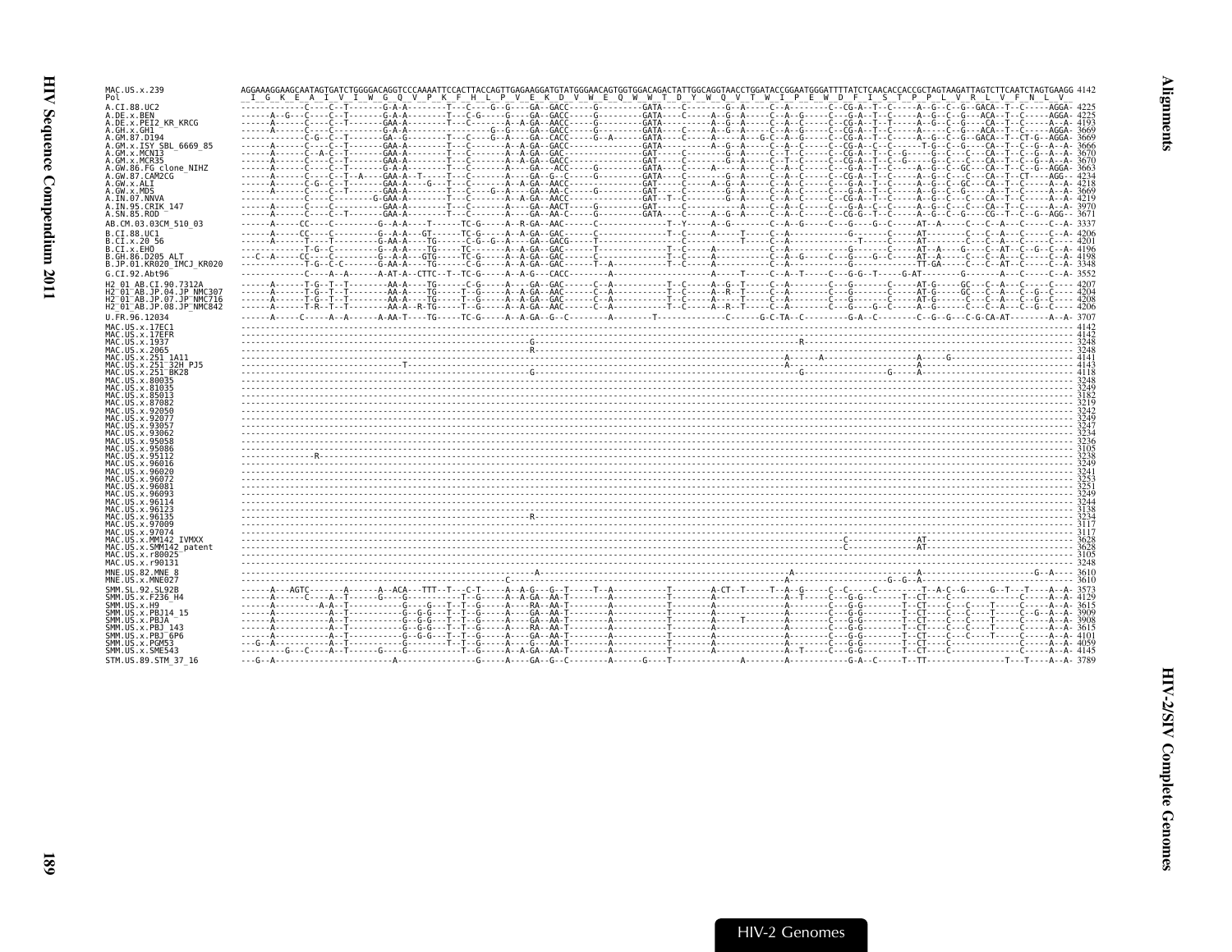```
MAC.US.x.239              AGGAAAGGAAGCAATAGTGATCTGGGGACAGGTCCCAAAATTCCACTTACCAGTTGAGAAGGATGTATGGGAACAGTGGTGGACAGACTATTGGCAGGTAACCTGGATACCGGAATGGGATTTTATCTCAACACCACCGCTAGTAAGATTAGTCTTCAATCTAGTGAAGG 4142
Pol                        I  G  K  E  A  I  V  I  W  G  Q  V  P  K  F  H  L  P  V  E  K  D  V  W  E  Q  W  W  T  D  Y  W  Q  V  T  W  I  P  E  W  D  F  I  S  T  P  P  L  V  R  L  V  F  N  L  V
A.CI.88.UC2               4225
A.DE.x.BEN                4225
A.DE.x.PEI2_KR_KRCG       4193
A.GH.x.GH1                3669
A.GM.87.D194              3669
A.GM.x.ISY_SBL_6669_85    3666
A.GM.x.MCN13              3670
A.GM.x.MCR35              3670
A.GW.86.FG_clone_NIHZ     3663
A.GW.87.CAM2CG            4234
A.GW.x.ALI                4218
A.GW.x.MDS                3669
A.IN.07.NNVA              4219
A.IN.95.CRIK_147          3970
A.SN.85.ROD               3671
AB.CM.03.03CM_510_03      3337
B.CI.88.UC1               4206
B.CI.x.20_56              4201
B.CI.x.EHO                4196
B.GH.86.D205_ALT          4198
B.JP.01.KR020_IMCJ_KR020  3348
G.CI.92.Abt96             3552
H2_01_AB.CI.90.7312A      4207
H2_01_AB.JP.04.JP_NMC307  4204
H2_01_AB.JP.07.JP_NMC716  4208
H2_01_AB.JP.08.JP_NMC842  4206
U.FR.96.12034             3707
MAC.US.x.17EC1            4142
MAC.US.x.17EFR            4142
MAC.US.x.1937             3248
MAC.US.x.2065             3248
MAC.US.x.251_1A11         4141
MAC.US.x.251_32H_PJ5      4143
MAC.US.x.251_BK28         4118
MAC.US.x.80035            3248
MAC.US.x.81035            3249
MAC.US.x.85013            3182
MAC.US.x.87082            3219
MAC.US.x.92050            3242
MAC.US.x.92077            3249
MAC.US.x.93057            3247
MAC.US.x.93062            3234
MAC.US.x.95058            3236
MAC.US.x.95086            3105
MAC.US.x.95112            3238
MAC.US.x.96016            3249
MAC.US.x.96020            3241
MAC.US.x.96072            3253
MAC.US.x.96081            3251
MAC.US.x.96093            3249
MAC.US.x.96114            3244
MAC.US.x.96123            3138
MAC.US.x.96135            3234
MAC.US.x.97009            3117
MAC.US.x.97074            3117
MAC.US.x.MM142_IVMXX      3628
MAC.US.x.SMM142_patent    3628
MAC.US.x.r80025           3105
MAC.US.x.r90131           3248
MNE.US.82.MNE_8           3610
MNE.US.x.MNE027           3610
SMM.SL.92.SL92B           3573
SMM.US.x.F236_H4          4129
SMM.US.x.H9               3615
SMM.US.x.PBJ14_15         3909
SMM.US.x.PBJA             3908
SMM.US.x.PBJ_143          3615
SMM.US.x.PBJ_6P6          4101
SMM.US.x.PGM53            4059
SMM.US.x.SME543           4145
STM.US.89.STM_37_16       3789
```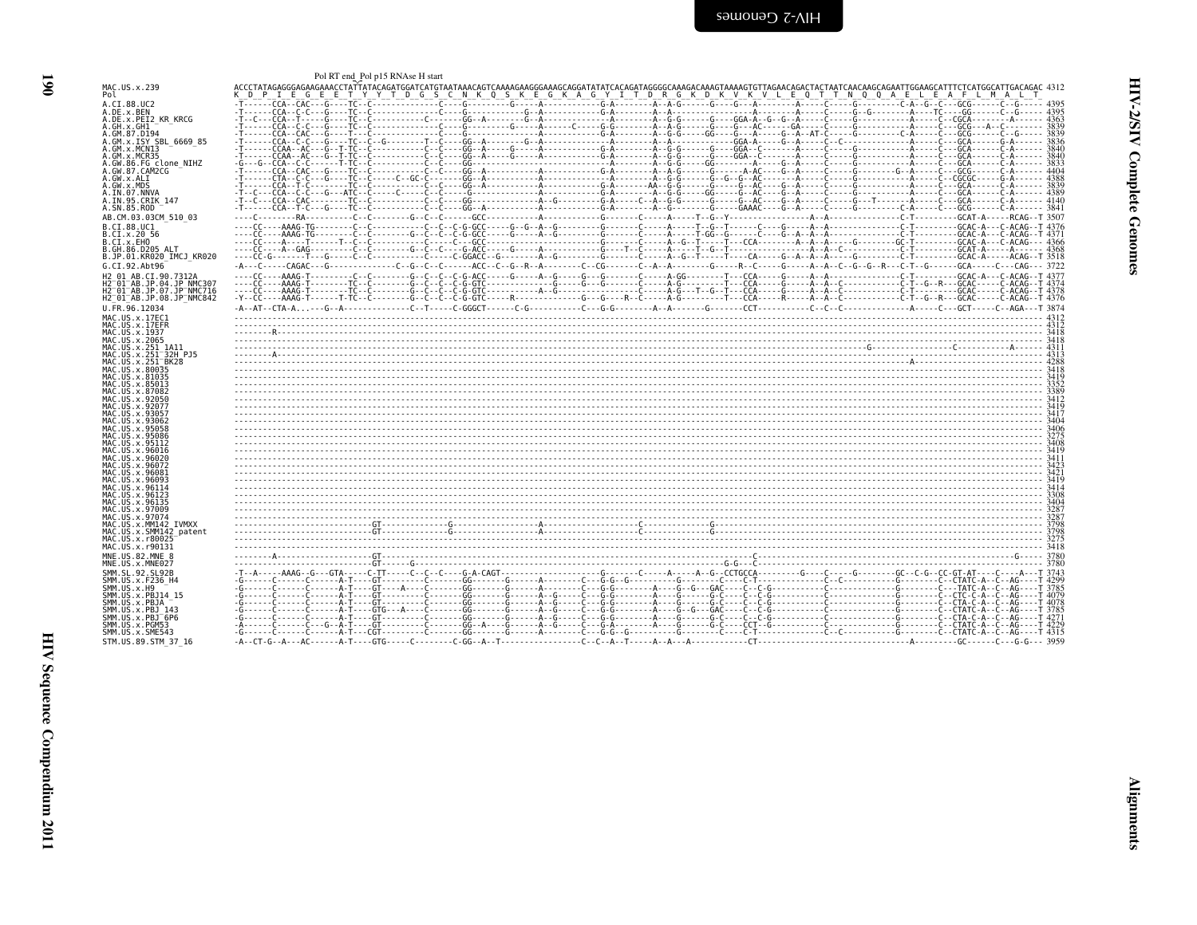Pol RT end_Pol p15 RNAse H start

```
MAC.US.x.239          ACCCTATAGAGGGAGAAGAAACCTATTATACAGATGGATCATGTAATAAACAGTCAAAAGAAGGGAAAGCAGGATATATCACAGATAGGGGCAAAGACAAAGTAAAAGTGTTAGAACAGACTACTAATCAACAAGCAGAATTGGAAGCATTTCTCATGGCATTGACAGAC 4312
Pol                    K  D  P  I  E  G  E  E  T  Y  Y  T  D  G  S  C  N  K  Q  S  K  E  G  K  A  G  Y  I  T  D  R  G  K  D  K  V  K  V  L  E  Q  T  T  N  Q  Q  A  E  L  E  A  F  L  M  A  L  T
A.CI.88.UC2           -T------CCA--CAC---G----TC--C--------------C----G---------G-----A-----------G-A--------A--A-G------G----G---A--------A-----C-----G---------C-A--G--C---GCG------C--G----- 4395
A.DE.x.BEN            -T------CCA--C-C---G----TC--C--------------C----G-------------G--A-----------G-A--------A--A-------------------A-------A-----C-----G--G--------A----TC----GG------C--G----- 4395
A.DE.x.PEI2_KR_KRCG   -T--C---CCA--T-----G----TC--C-----------C------GG--A----------G--A-----------A---------A--G-G------G----GGA-A--G--G--A-----C-----G---------A-----C--CGCA-------A------ 4363
A.GH.x.GH1            -T------CCA--C-C---G----TC--C--------------C----G----------G-----A------C----G-G--------A--A-G------G----G---AC------GA-----C-----G---------A-----C---GCG---A--C-------- 3839
A.GM.87.D194          -T------CCA--CAC---G----T---C--------------C----G-------------------------------G-A--------A--G-G------GG----G--A----G--A--AT-C-----G---------C-A-----C---GCG------C--G----- 3839
A.GM.x.ISY_SBL_6669_85 -T------CCA--C-C---G----TC--C--G--------T--C----GG--A----------G--A----------A---------A--A-----------GGA-A-----G--A-----C--C-----------A-----C---GCA------G-A----- 3836
A.GM.x.MCN13          -T------CCAA--AC---G--T-TC--C-----------C--C----GG--A-----G----A-----------G-A--------A--G-G------G----GGA--C-------A-----C-----G---------A-----C---GCA------C-A----- 3840
A.GM.x.MCR35          -T------CCAA--AC---G--T-TC--C-----------C--C----GG--A-----G----A-----------G-A--------A--G-G------G----GGA--C-------A-----C-----G---------A-----C---GCA------C-A----- 3840
A.GW.86.FG_clone_NIHZ -G---G--CCA--C-C-------T-TC--C--------------C----GG----------------------------A--------A--G-G------GG--------G--A-----C-----G---------A-----C---GCA------C-A----- 3833
A.GW.87.CAM2CG        -T------CCA--CAC---G----TC--C-----------C--C----GG--A----------A-----------G-A--------A--A-G------G------A-AC----G--A-----C-----G---------G--A-----C---GCG------C-A----- 4404
A.GW.x.ALI            -T------CTA--C-C---G----TC--C----C--GC-C--------GG--A----------A-----------A---------A--G-G------G--G--G--AC------A-----C-----G---------A-----C--CGCGC------G-A----- 4388
A.GW.x.MDS            -T------CCA--T-C-------TC--C-----------C--C----GG--A----------A-----------G-A--------AA--G-G------G----G--AC----G--A-----C-----G---------A-----C---GCA------C-A----- 3839
A.IN.07.NNVA          -T--C---CCA--C-C---G---ATC--C------C------C--C----G-------------A------------G-A--------A--G-G------GG------G--AC----G--A-----C-----G---------A-----C---GCA------C-A----- 4389
A.IN.95.CRIK_147      -T--C---CCA--CAC-------TC--C--------------C----GG-----------A--G----------G-A------C--A--G-G------G----G--AC----G--A-----C-----G---T-------A-----C---GCA------C-A----- 4140
A.SN.85.ROD           -T------CCA--T-C---G----TC--C--------------C----GG--A----------A-----------G-A--------A--G------------GAAAC---G--A-----C-----G---------C-A-----C---GCG------C-A----- 3841
AB.CM.03.03CM_510_03  ----C--------RA----------C--C---------G--C--C------GCC-----------A-----------G-------C-----A-----T--G--Y------------------A--A---------------C-T---------GCAT-A-----RCAG--T 3507
B.CI.88.UC1           ----CC----AAAG-TG--------C--C------------C--C-G-GCC-----G--G--A--G---------G-------C-----A-----T--G--T-----C----G--A--A-----------------C-T--------GCAC-A---C-ACAG--T 4376
B.CI.x.20_56          ----CC----AAAG-TG--------C--C----------G--C--C-G-GCC-----G-----A--G---------G-------C-----A-----T-GG--G-----C----G--A--A-----------------C-T--------GCAC-A---C-ACAG--T 4371
B.CI.x.EHO            ----CC----A----T-------T--C--C-----------C--C--GCC-----------A-----------G-------C-----A--G--T-----T---CCA-------A--A--A-----G--------GC-T--------GCAC-A---C-ACAG--- 4366
B.GH.86.D205_ALT      ----CC----A--GAG---------C--C----------G--C--C--G-ACC----G-----A-----------G-------C-----A--G--T--G--T-----------------A--A--C---------------C-T--------GCAT-A-----A----- 4368
B.JP.01.KR020_IMCJ_KR020 ----CC-G-------T---G---C--C---------C------C-GGACC--G-----A--G---------G-------C-----A--G--T-----T---CA-----G--A--A--A-----------------C-T--------GCAC-A---C-ACAG--T 3518
G.CI.92.Abt96         -A---C-----CAGAC---G-------------C--G--C--C-------ACC--C--G--R--A--------C--CG-------C--A--A---------G-----R--C-----G-----A--A--C--G--G--R---C-T--G------GCA------C---CAG--- 3722
H2_01_AB.CI.90.7312A  ----CC----AAAG-T---------C--C---------G--C--C--C-G-ACC-----G-----A--G-----G---G-------C-----A-GG--------T---CCA-----G-----A--A------------C-T---------GCAC-A---C-ACAG--T 4377
H2_01_AB.JP.04.JP_NMC307 ----CC----AAAG-T--------TC--C---------G--C--C--C-G-GTC-----------G-----G---G-------C-----A-G--------T---CCA-----G-----A--A--C------------C-T--G--R---GCAC-----C-ACAG--T 4374
H2_01_AB.JP.07.JP_NMC716 ----CC----AAAG-T--------TC--C---------G--C--C--C-G-GTC----------A--G--------G---------C-----A-G---T--G--T---CCA-----G-----A--A--C------------C-T---------GCAC-----C-ACAG--T 4378
H2_01_AB.JP.08.JP_NMC842 -Y--CC----AAAG-T--------T-TC--C--------G--C--C--C-G-GTC------R----------G---G----R---C-----A-G-------T---CCA-----R-----A--A--C------------C-T--G--R---GCAC-----C-ACAG--T 4376
U.FR.96.12034         -A--AT--CTA-A...---G--A--------------C--T-----C-GGGCT------C-G-----------C---G-G---------C--A--A-------G---------CCT-----------C--C--C-----------------A-----C---GCT-----C--AGA---T 3874
MAC.US.x.17EC1        ------------------------------------------------------------------------------------------------------------------------------------------------------------------------ 4312
MAC.US.x.17EFR        ------------------------------------------------------------------------------------------------------------------------------------------------------------------------ 4312
MAC.US.x.1937         ---R-------------------------------------------------------------------------------------------------------------------------------------------------------------------- 3418
MAC.US.x.2065         ------------------------------------------------------------------------------------------------------------------------------------------------------------------------ 3418
MAC.US.x.251_1A11     ----------------------------------------------------------------------------------------------G------------------------C------------A------ 4311
MAC.US.x.251_32H_PJ5  -----A------------------------------------------------------------------------------------------------------------------------------------------------------------------- 4313
MAC.US.x.251_BK28     ----------------------------------------------------------------------------------------------------------------A------------------------------------------------------- 4288
MAC.US.x.80035        ------------------------------------------------------------------------------------------------------------------------------------------------------------------------ 3418
MAC.US.x.81035        ------------------------------------------------------------------------------------------------------------------------------------------------------------------------ 3419
MAC.US.x.85013        ------------------------------------------------------------------------------------------------------------------------------------------------------------------------ 3352
MAC.US.x.87082        ------------------------------------------------------------------------------------------------------------------------------------------------------------------------ 3389
MAC.US.x.92050        ------------------------------------------------------------------------------------------------------------------------------------------------------------------------ 3412
MAC.US.x.92077        ------------------------------------------------------------------------------------------------------------------------------------------------------------------------ 3419
MAC.US.x.93057        ------------------------------------------------------------------------------------------------------------------------------------------------------------------------ 3417
MAC.US.x.93062        ------------------------------------------------------------------------------------------------------------------------------------------------------------------------ 3404
MAC.US.x.95058        ------------------------------------------------------------------------------------------------------------------------------------------------------------------------ 3406
MAC.US.x.95086        ------------------------------------------------------------------------------------------------------------------------------------------------------------------------ 3275
MAC.US.x.95112        ------------------------------------------------------------------------------------------------------------------------------------------------------------------------ 3408
MAC.US.x.96016        ------------------------------------------------------------------------------------------------------------------------------------------------------------------------ 3419
MAC.US.x.96020        ------------------------------------------------------------------------------------------------------------------------------------------------------------------------ 3411
MAC.US.x.96072        ------------------------------------------------------------------------------------------------------------------------------------------------------------------------ 3423
MAC.US.x.96081        ------------------------------------------------------------------------------------------------------------------------------------------------------------------------ 3421
MAC.US.x.96093        ------------------------------------------------------------------------------------------------------------------------------------------------------------------------ 3419
MAC.US.x.96114        ------------------------------------------------------------------------------------------------------------------------------------------------------------------------ 3414
MAC.US.x.96123        ------------------------------------------------------------------------------------------------------------------------------------------------------------------------ 3308
MAC.US.x.96135        ------------------------------------------------------------------------------------------------------------------------------------------------------------------------ 3404
MAC.US.x.97009        ------------------------------------------------------------------------------------------------------------------------------------------------------------------------ 3287
MAC.US.x.97074        ------------------------------------------------------------------------------------------------------------------------------------------------------------------------ 3287
MAC.US.x.MM142_IVMXX  ---------------------------GT-----------------G------------------A-----------------------C-------------G-------------------------------------------------------------------- 3798
MAC.US.x.SMM142_patent ---------------------------GT-----------------G------------------A-----------------------C-------------G-------------------------------------------------------------------- 3798
MAC.US.x.r80025       ------------------------------------------------------------------------------------------------------------------------------------------------------------------------ 3275
MAC.US.x.r90131       ------------------------------------------------------------------------------------------------------------------------------------------------------------------------ 3418
MNE.US.82.MNE_8       --------A-------------------GT----------------------------------------------------------------------------------C---------------------------------------------G----- 3780
MNE.US.x.MNE027       ----------------------------GT-----G----------------------------------------------------------------------G-G---C------------------------------------------------------- 3780
SMM.SL.92.SL92B       -T--A-----AAAG--G---GTA-----C-TT-----C--C--C----G-A-CAGT-------------------G-------C-----A-----A--G--CCTGCCA---------G-----C-----G---------GC--C-G--CC-GT-AT----C-----A---T 3743
SMM.US.x.F236_H4      -G------C------C------A-T----GT---------C------GG-------G-----A----------C---G-G--G--------G-------C----C-T----------C--C---------------G--------C--CTATC-A--C--AG---T 4299
SMM.US.x.H9           -G------C------C------A-T----GT----A----C------GG-------G-----A----------C---G-G---------A---G--G---GAC-----C--C-G----------C--------------G--------C---TATC-A--C--AG---T 3785
SMM.US.x.PBJ14_15     -G------C------C------A-T----GT---------C------GG-------G-----A--G-------C---G-G---------A---G--------G-C-----C--C-G----------C--------------G--------C--CTC-C-A--C--AG---T 4079
SMM.US.x.PBJA         -G------C------C------A-T----GT---------C------GG-------G-----A--G-------C---G-G---------A---G--------G-C-----C--C-G----------C--------------G--------C--CTA-C-A--C--AG---T 4078
SMM.US.x.PBJ_143      -G------C------C------A-T----GTG---A----C------GG-------G-----A--G-------C---G-G---------A---G--G---GAC-----C--C-G----------C--------------G--------C--CTATC-A--C--AG---T 3785
SMM.US.x.PBJ_6P6      -G------C------C------A-T----GT---------C------GG-------G-----A--G-------C---G-G---------A---G--------G-C-----C--C-G----------C--------------G--------C--CTA-C-A--C--AG---T 4271
SMM.US.x.PGM53        -A------C------C--G--A-T----GT---------C------GG--A----G-----A--G-------C---G-A---------A---G--------G-C-----CCT--G----------C--------------G--------C--CTATC-A--C--AG---T 4229
SMM.US.x.SME543       -G------C------C------A-T----CGT--------C------GG-------G-----A----------C---G-G-G--------------G-------C-----C-T---------C--C-----------------G--------C--CTATC-A--C--AG---T 4315
STM.US.89.STM_37_16   -A--CT-G--A---AC------A-T----GTG-----C--------C-GG--A--T-----------------C--C--A--T-----A--A---A-----------CT-----------------------------------A----------GC------C---G-G--- 3959
```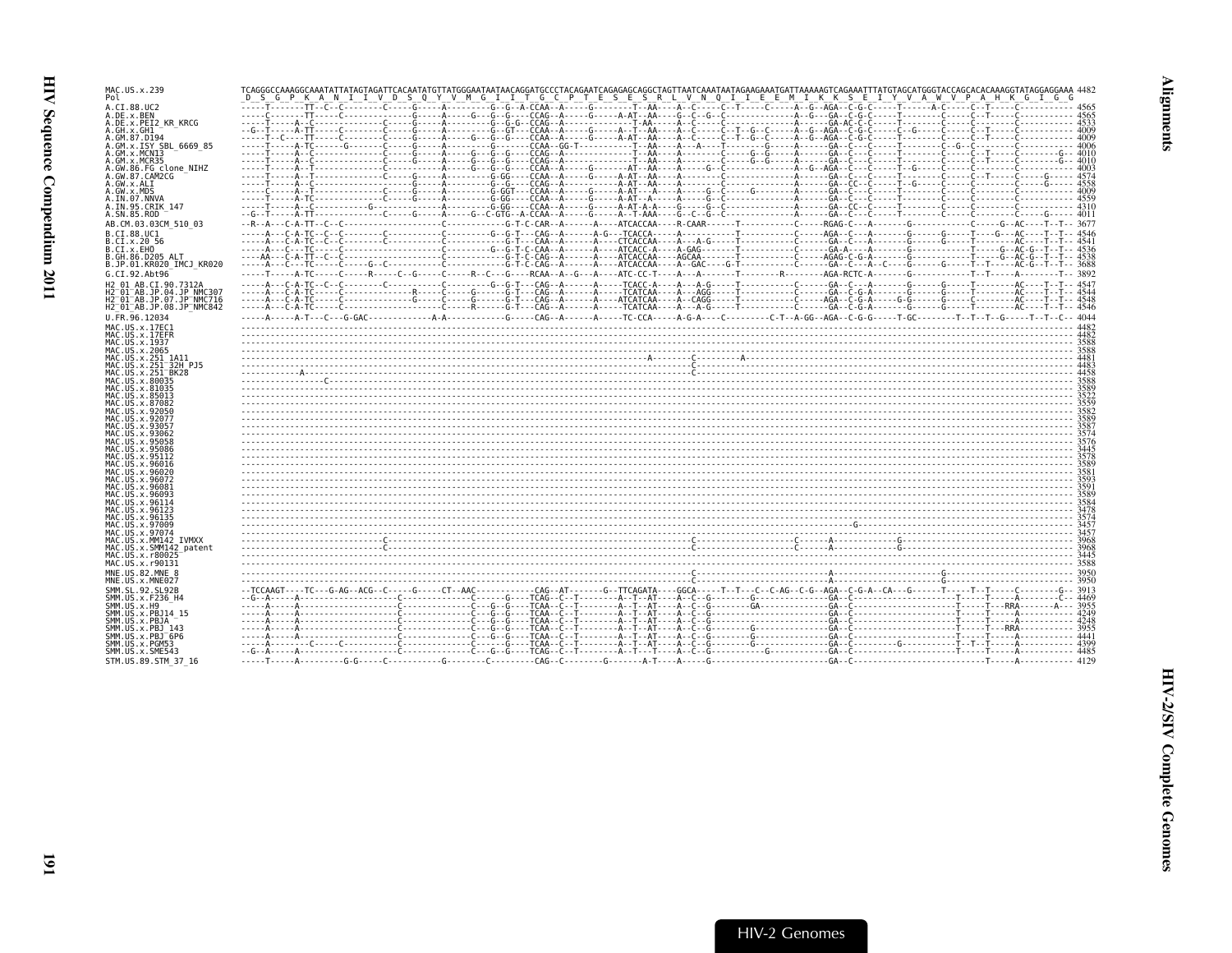```
MAC.US.x.239              TCAGGGCCAAAGGCAAATATTATAGTAGATTCACAATATGTTATGGGAATAATAACAGGATGCCCTACAGAATCAGAGAGCAGGCTAGTTAATCAAATAATAGAAGAAATGATTAAAAAGTCAGAAATTTATGTAGCATGGGTACCAGCACACAAAGGTATAGGAGGAAA 4482
Pol                       _D__S__G__P__K__A__N__I__I__V__D__S__Q__Y__V__M__G__I__I__T__G__C__P__T__E__S__E__S__R__L__V__N__Q__I__I__E__E__M__I__K__K__S__E__I__Y__V__A__W__V__P__A__H__K__G__I__G__G_
A.CI.88.UC2               -----T-------TT--C--C---------C-----G-----A---------G--G--A-CCAA--A-----G---------T--AA----A--C-----C--T-----C-----A--G--AGA--C-G-C-----T------A-C-----C--T-----C----------- 4565
A.DE.x.BEN                -----C-------TT-----C---------------G-----A-----G---G--G---CCAG--A-----G-----A-AT--AA----G--C--G--C-------------A--G---GA--C-G-C-----T--------C-----C--T-----C----------- 4565
A.DE.x.PEI2_KR_KRCG       ----T-----A--C--------------C-------G-----A---------G--G-G-CCAG--A-------------T-AA-----A--C-----C-------------A------GA-AC-C-C--------------C-----C-----------C----------- 4533
A.GH.x.GH1                --G--T-----A-TT-----C---------C-----G-----A---------G--GT---CCAA--A-----G-----A--T--AA----A--C-----C--T--G--C-----A--G--AGA--C-G-C-----C--G-----C--T-----C----------- 4009
A.GM.87.D194              -----T--C----TT-----C---------C-----G-----A-----G---G--G---CCAA--A-----G-----A-AT--AA----A--C--G--C--T--G--C-----A--G--AGA--C-G-C-----T--------C-----C--T-----C----------- 4009
A.GM.x.ISY_SBL_6669_85    -----T-----A-TC------G-------C-----G-----A---------G-------CCAA--GG-T----------T--AA----A--A---T--------G-----A-------GA--C--C-----T--------C--G--C-----------C----------- 4006
A.GM.x.MCN13              -----T-----A--C---------------C-----G-----A-----G---G--G---CCAG--A-------------T--AA----A-----------C-----G--G-----A-------GA--C--C-----T--------C-----C--T-----C--------G-- 4010
A.GM.x.MCR35              -----T-----A--C---------------C-----G-----A-----G---G--G---CCAG--A-------------T--AA----A-----------C-----G--G-----A-------GA--C--C-----T--------C-----C--T-----C--------G-- 4010
A.GW.86.FG_clone_NIHZ     -----T-----A--T---------------------------A-----G---G--G---CCAA--A-----G-------AT--AA----A-----G--C-------------A--G--AGA--C-G-C-----T--G-----C-----C-----------C----------- 4003
A.GW.87.CAM2CG            -----T-----A--T---------------C-----G-----A--------G-GG----CCAA--A-----G-----A-AT--AA----A-----------C-------------A-------GA--C--C-----T--------C-----C--T-----C-----G----- 4574
A.GW.x.ALI                -----T-----A--C---------------------G-----A---------G--G---CCAG--A-----G-----A-AT--AA----A-----------C-------------A-------GA--CC--C-----T--G-----C-----C-----------G----- 4558
A.GW.x.MDS                -----C-----A--T---------------------G-----A--------G-GGT---CCAA--A-----G-----A-AT---A----A-----G--C-----G-------A-------GA--C--C-----T--------C-----C-----------C----------- 4009
A.IN.07.NNVA              -----T-----A-TC---------------C-----G-----A--------G-GG----CCAA--A-----G-----A-AT--A-----A-----G--C-------------A-------GA--C--C-----T--------C-----C-----------C----------- 4559
A.IN.95.CRIK_147          -----T-----A--C-----------G---------------A--------G-GG----CCAA--A-----G-----A-AT-A-A----G-----G--C-------------A-------GA--CC--C-----T--------C-----C-----------C----------- 4310
A.SN.85.ROD               --G--T-----A-TT---------------C-----G-----A-----G--C-GTG--A-CCAA--A-----G-----A--T-AAA----G--C--G--C-------------A-------GA--C--C-----T--------C-----C-----------C-----G----- 4011
AB.CM.03.03CM_510_03      --R--A---C-A-TT--C--C-------------------C------------G-T-C-CAR--A------A----ATCACCAA----R-CAAR------T-----------C-----RGAG-C---A-------G------------C-----G--AC----T--T-- 3677
B.CI.88.UC1               -----A---C-A-TC--C--C---------------------C---------G--G-T---CAG--A------A-G---TCACCA------A-----------T-----------C-----AGA--C---A-------G------G-----T----G---AC----T--T-- 4546
B.CI.x.20_56              -----A---C-A-TC--C--C---------------------C-------------G-T---CAA--A------A----CTCACCAA----A---A-G------T-----------C-------GA--C---A-------G------G-----T--------AC----T--T-- 4541
B.CI.x.EHO                -----A---C---TC-----C---------------------C---------G--G-T-C-CAA--A------A----ATCACC-A----A-GAG------T-----------C-------GA-A---A-------G------------T-----G-AC-G--T--T-- 4536
B.GH.86.D205_ALT          ----AA---C-A-TT--C--C---------------------C-----------G-T-C-CAG--A------A----ATCACCAA----AGCAA------T-----------C-----AGAG-C-G-A---------------------T-----G-AC-G--T--T-- 4538
B.JP.01.KR020_IMCJ_KR020  ----A---C----TC-----C-----G--C----------C------------G-T-C-CAG--A------A----ATCACCAA----A-GAC-----G-T-----------C-----GA--C---A---C-----G------G-----T--T------AC-G--T--T-- 3688
G.CI.92.Abt96             -----T-----A-TC------C-----R------C--G------C------R--C---G----RCAA--A--G---A----ATC-CC-T------A---A-------T--------R--------AGA-RCTC-A-------G------------T--T-----A---------T-- 3892
H2_01_AB.CI.90.7312A      -----A---C-A-TC--C--C----------C-------------C---------G--G-T---CAG--A------A----TCACC-A----A---A-G------T-----------C-------GA--C---A-------G------G-----T--------AC----T--T-- 4547
H2_01_AB.JP.04.JP_NMC307  -----A---C-A-TC-----C-------------R------C------G------G-T---CAG--A------A----TCATCAA----A---AGG------T-----------C-------GA--C-G-A-------G------G-----T--------AC----T--T-- 4544
H2_01_AB.JP.07.JP_NMC716  -----A---C-A-TC-----C-------------G------C------G------G-T---CAG--A------A----ATCATCAA----A--CAGG------T-----------C-----AGA--C-G-A-----G-G------G-----C--------AC----T--T-- 4548
H2_01_AB.JP.08.JP_NMC842  -----A---C-A-TC-----C---------------------C-----R------G-T-C-CAG--A------A----TCATCAA----A---A-G------T-----------C-------GA--C-G-A-----G-------G-----T--------AC----T--T-- 4546
U.FR.96.12034             -----A-----A-T---C---G-GAC--------------A-A-------------G-----CAG--A------A-----TC-CCA-----A-G-A----C---------C-T--A-GG--AGA--C-G-G-----T-GC--------T--T--T--G-----T--T--C-- 4044
MAC.US.x.17EC1            ------------------------------------------------------------------------------------------------------------------------------------------------------------------------ 4482
MAC.US.x.17EFR            ------------------------------------------------------------------------------------------------------------------------------------------------------------------------ 4482
MAC.US.x.1937             ------------------------------------------------------------------------------------------------------------------------------------------------------------------------ 3588
MAC.US.x.2065             ------------------------------------------------------------------------------------------------------------------------------------------------------------------------ 3588
MAC.US.x.251_1A11         --------------------------------------------------------------------------------A-----------C----------A------------------------------------------------------------- 4481
MAC.US.x.251_32H_PJ5      --------------------------------------------------------------------------------------------C-------------------------------------------------------------------------- 4483
MAC.US.x.251_BK28         ------------A-----------------------------------------------------------------------------C-------------------------------------------------------------------------- 4458
MAC.US.x.80035            ------------------------------------------------------------------------------------------------------------------------------------------------------------------------ 3588
MAC.US.x.81035            -----------------C------------------------------------------------------------------------------------------------------------------------------------------------------ 3589
MAC.US.x.85013            ------------------------------------------------------------------------------------------------------------------------------------------------------------------------ 3522
MAC.US.x.87082            ------------------------------------------------------------------------------------------------------------------------------------------------------------------------ 3559
MAC.US.x.92050            ------------------------------------------------------------------------------------------------------------------------------------------------------------------------ 3582
MAC.US.x.92077            ------------------------------------------------------------------------------------------------------------------------------------------------------------------------ 3589
MAC.US.x.93057            ------------------------------------------------------------------------------------------------------------------------------------------------------------------------ 3587
MAC.US.x.93062            ------------------------------------------------------------------------------------------------------------------------------------------------------------------------ 3574
MAC.US.x.95058            ------------------------------------------------------------------------------------------------------------------------------------------------------------------------ 3576
MAC.US.x.95086            ------------------------------------------------------------------------------------------------------------------------------------------------------------------------ 3445
MAC.US.x.95112            ------------------------------------------------------------------------------------------------------------------------------------------------------------------------ 3578
MAC.US.x.96016            ------------------------------------------------------------------------------------------------------------------------------------------------------------------------ 3589
MAC.US.x.96020            ------------------------------------------------------------------------------------------------------------------------------------------------------------------------ 3581
MAC.US.x.96072            ------------------------------------------------------------------------------------------------------------------------------------------------------------------------ 3593
MAC.US.x.96081            ------------------------------------------------------------------------------------------------------------------------------------------------------------------------ 3591
MAC.US.x.96093            ------------------------------------------------------------------------------------------------------------------------------------------------------------------------ 3589
MAC.US.x.96114            ------------------------------------------------------------------------------------------------------------------------------------------------------------------------ 3584
MAC.US.x.96123            ------------------------------------------------------------------------------------------------------------------------------------------------------------------------ 3478
MAC.US.x.96135            ------------------------------------------------------------------------------------------------------------------------------------------------------------------------ 3574
MAC.US.x.97009            ----------------------------------------------------------------------------------------------------------------------G------------------------------------------------ 3457
MAC.US.x.97074            ------------------------------------------------------------------------------------------------------------------------------------------------------------------------ 3457
MAC.US.x.MM142_IVMXX      ---------------------C--------------------------------------------------------------------C-----------------------C------A-------------G-------------------------------- 3968
MAC.US.x.SMM142_patent    ---------------------C--------------------------------------------------------------------C-----------------------C------A-------------G-------------------------------- 3968
MAC.US.x.r80025           ------------------------------------------------------------------------------------------------------------------------------------------------------------------------ 3445
MAC.US.x.r90131           ------------------------------------------------------------------------------------------------------------------------------------------------------------------------ 3588
MNE.US.82.MNE_8           --------------------------------------------------------------------------------------------C-------------------------A-----------------------G------------------------ 3950
MNE.US.x.MNE027           --------------------------------------------------------------------------------------------C-------------------------A-----------------------G------------------------ 3950
SMM.SL.92.SL92B           --TCCAAGT----TC---G-AG--ACG--C-----G-----CT--AAC-----------CAG--AT-------G--TTCAGATA----GGCA-----T--T---C--C-AG--C-G--AGA--C-G-A--CA---G------T-----T--T-----C--------G-- 3913
SMM.US.x.F236_H4          --G--A-----A----------------------------C-------------C-----G----TCAG--C--T-------A--T--AT----A--C--G---------G-----------GA--C---------------------T-----T-----A---------C-- 4469
SMM.US.x.H9               -----A-----A------------------C----------------C---G--G----TCAA--C--T-------A--T--AT----A--C--G----------GA------------GA--C---------------------T-----T--RRA-------A--- 3955
SMM.US.x.PBJ14_15         -----A-----A------------------C----------------C---G--G----TCAA--C--T-------A--T--AT----A--C--G-----------------------GA--C---------------------T-----T-----A----------- 4249
SMM.US.x.PBJA             -----A-----A------------------C----------------C---G--G----TCAA--C--T-------A--T--AT----A--C--G-----------------------GA--C---------------------T-----T-----A----------- 4248
SMM.US.x.PBJ_143          -----A-----A------------------C----------------C---G--G----TCAA--C--T-------A--T--AT----A--C--G-------G---------------GA--C---------------------T-----T--RRA----------- 3955
SMM.US.x.PBJ_6P6          -----A-----A------------------C----------------C---G--G----TCAA--C--T-------A--T--AT----A--C--G-------G---------------GA--C---------------------T-----T-----A----------- 4441
SMM.US.x.PGM53            -----A---------C-----C--------C----------------C---G--G----TCAA--C--T-------A--T--AT----A--C--G-------G---------------GA--C-----------G---------T--T--T-----A----------- 4399
SMM.US.x.SME543           --G--A-----A------------------C----------------C---G--G----TCAG--C--T-------A--T---T----A--C--G-------------G---------GA--C---------------------T-----T-----A----------- 4485
STM.US.89.STM_37_16       -----T-----A---------G-G-----C-----------G--------C---------CAG--C----------G-------A-T----A-----G-----------------------GA--C------------------------------T-----A----------- 4129
```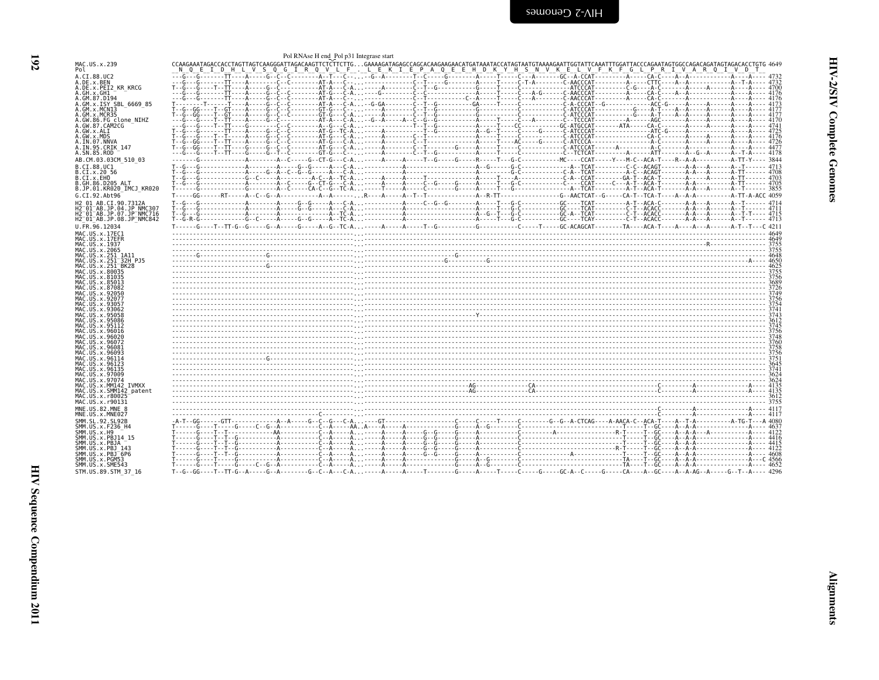Pol RNAse H end_Pol p31 Integrase start

```
MAC.US.x.239              CCAAGAAATAGACCACCTAGTTAGTCAAGGGATTAGACAAGTTCTCTTCTTG...GAAAAGATAGAGCCAGCACAAGAAGAACATGATAAATACCATAGTAATGTAAAAGAATTGGTATTCAAATTTGGATTACCCAGAATAGTGGCCAGACAGATAGTAGACACCTGTG 4649
Pol                        N  Q  E  I  D  H  L  V  S  Q  G  I  R  Q  V  L  F  .  L  E  K  I  E  P  A  Q  E  E  H  D  K  Y  H  S  N  V  K  E  L  V  F  K  F  G  L  P  R  I  V  A  R  Q  I  V  D  T
A.CI.88.UC2               ---G---G-------TT----A-----G--C--C--------A--T---C--..--G--A--------T--C-----G--------A-----T-----C---A-------GC--A-CCAT---------A-----CA-C----A--A-----------A----A---- 4732
A.DE.x.BEN                ---G---G-------TT----A-------C--C---------AT-A---C--...------------C--T-----G--------A-----T-----C-T-A--------C-AACCCAT---------A-----CTTC----A--A-----------A--T-A---- 4732
A.DE.x.PEI2_KR_KRCG       T--G---G----T--TT----A-----G--C-----------AT-A---C-A...----A--------C--T--G---------G-----T-----C---------------ATCCCAT--------C-G----A-C------A------A-----A-----A---- 4700
A.GH.x.GH1                ---G---G-------TT----A-----G--C--C--------AT-G---C-A...---G---------C--C----------------A-----T-----C---A-G------C-AACCCAT---------A-----CA-C----A--A-----------A----A---- 4176
A.GM.87.D194              ---G---G-------TT----A-----G--C-----------AT-A---C-A...-----------C--T----------C--A-----T-----C---A---------C-AACCCAT---------A-----CA-C-----A-----A-----------A----A---- 4176
A.GM.x.ISY_SBL_6669_85    T-------T------T-----A-----G--C--C--------AT-A---C-A...-G-GA--------C--T--G---------GA-----T-----C-------------C-A-CCCAT--G-----------ACC-G-----A-----A-----A-----A---- 4173
A.GM.x.MCN13              T--G--GG----T--GT----A-----G--C--C--------GT-G---C--...-----A-------C--T--G---------G-----------C-------------C-ATCCCAT-----------G-----A-T----A--A-----A-----A-----A---- 4177
A.GM.x.MCR35              T--G--GG----T--GT----A-----G--C--C--------GT-G---C-A...-----A-------C--T--G---------G-----------C-------------C-ATCCCAT-----------G-----A-T----A--A-----A-----A-----A---- 4177
A.GW.86.FG_clone_NIHZ     ---G---G----T--TT----A-----G--C-----------AT-A---C-A...-G--A-----A--C--G--G---------A-----T-----C---A---------C-TCCCAT----------A-----AGC-------A-----A-----A-----A---- 4170
A.GW.87.CAM2CG            ---G---G----T--TT----G-----------C--C-----A--G---C-A...-----------T--T--G--------------A-----T----CC---------GC-ATGCCAT--------ATA-----CA-C-------A-----A-----A-----A---- 4741
A.GW.x.ALI                T--G---G-------TT----A-----G--C--C--------AT-G---TC-A...-----A-------------T--G---------A--G--T-----C-----G------C-ATCCCAT------------------ATC-G------------A-----A---- 4725
A.GW.x.MDS                T--G---G----T--T-----A-----G--C--C--------AT-G---C-A...-----A-------C--T-----------------A-----T-----C-------------C-ATCCCAT----------------CA-C-------A-----A-----A-----A---- 4176
A.IN.07.NNVA              T--G--GG----T--TT----A-----G--C--C--------AT-G---C-A...-----A-------C--T-----------------A-----T----AC-----G------C-ATCCCA-----------------A-C-------A-----A-----A-----A---- 4726
A.IN.95.CRIK_147          T--G--GG----T--TT----G-----G--C--C--------AT-G---C-A...-----A-------C--T--------G------A-----T-----C-------------C-ATCCCAT------A--------A-C---------------------A-----A---- 4477
A.SN.85.ROD               ---G---G----T--TT----G-----G--T--C--------GT-G---C--...-----A-------C--T--G-------------A-----T-----C-------------C-TCTCAT---------A------ATT--------A--G--A-----A--T-A---- 4178
AB.CM.03.03CM_510_03      -------G---------------A---------A--C-----G--CT-G---C-A...-----A-----A-----T--G-----G-----R-----T---G-C-----------MC----CCAT-----Y---M-C--ACA-T----R--A-A-----------A-TT-Y---- 3844
B.CI.88.UC1               T--G---G---------------A---------A-----G--G-----A---C-A...-----------A-------------------A--G-----G-C-------------A--TCAT---------C-C--ACAGT-------A-A---A-------A--T------ 4713
B.CI.x.20_56              T--G---G---------------A-----G--A--C--G--G-----A---C-A...-----------A-------------------A-----G-C-------------A-C--ACAGT-------A--A----A-------A-TT------ 4708
B.CI.x.EHO                T--G---G-------------G--C------A-------------A-C--A--TC-A...-----A-----A-----T-----------------A-----T----A---------------A--CCAT---------GA-T--ACA-T-------A-A---A-------A-TT------ 4703
B.GH.86.D205_ALT          T--G---G---------------A---------A--C-----G--CT-G---C-A...-----A-----A-----C--G-----G-----A-----T---G-C-----------C----CCAT-----C----A-T--ACA-T-------A-A---------A-TT------ 4705
B.JP.01.KR020_IMCJ_KR020  T--G---G---------------A---------A--C-----CA-C--G--TC-A...-----T-----A-----C-----------G-----A-----T---G-C-----------A--TCAT---------A-T--ACA-T-------A-A---A-------A--T------ 3855
G.CI.92.Abt96             T-----GG------RT------A--C--G--A-----------A--A-----...R----A-----A--T--T------------A--R-TT------------------G--AACTCAT--G-----CA-T--TCA-T-----A--A-A---------A-TT-A-ACC 4059
H2_01_AB.CI.90.7312A      T--G---G---------------A---------A-----G--G-----A---C-A...-----------A-----C--G--G---------A-----T---G-C-----------GC----TCAT---------A-T--ACA-C-------A-A---A-------A--T------ 4714
H2_01_AB.JP.04.JP_NMC307  T--G---G---------------A---------A-----G--G-----A---C-A...-----------A-------------------A-----T---G-C-----------GC----TCAT---------C-T--ACACC-------A-A---A-------A--T------ 4711
H2_01_AB.JP.07.JP_NMC716  T--G---G---------------A---------A-----------A---TC-A...-----------A-------------------A--G--T---G-C-----------GC-A--TCAT---------C-T--ACACC-------A-A---A-------A--T-T---- 4715
H2_01_AB.JP.08.JP_NMC842  T--G-R-G-----------G--C---------A-----G--G-----A---TC-A...-----------A-------------------A-----T---A-C-----------GC---TCAY---------C-T--ACACC-------A-A---A-------A--T------ 4713
U.FR.96.12034             T------G----T--TT-G--G-----G--A-----G-----A--G--TC-A...-----A-----A-----T--G-----------G-----------C------T-----GC-ACAGCAT--------TA-----ACA-T----A-----A--A-------A-T--T---C 4211
MAC.US.x.17EC1            ----------------------------------------------------...-------------------------------------------------------------------------------------------------------------- 4649
MAC.US.x.17EFR            ----------------------------------------------------...-------------------------------------------------------------------------------------------------------------- 4649
MAC.US.x.1937             ----------------------------------------------------...-------------------------------------------------------------------------------R------------------------------- 3755
MAC.US.x.2065             ----------------------------------------------------...-------------------------------------------------------------------------------------------------------------- 3755
MAC.US.x.251_1A11         -------G------------------G-------------------------...-----------------------G-------------------------------------------------------------------------------------- 4648
MAC.US.x.251_32H_PJ5      ----------------------------------------------------...-------------------G---------G---------------------------------------------------------------------------A---- 4650
MAC.US.x.251_BK28         ------------------------G---------------------------...-------------------------------------------------------------------------------------------------------------- 4625
MAC.US.x.80035            ----------------------------------------------------...-------------------------------------------------------------------------------------------------------------- 3755
MAC.US.x.81035            ----------------------------------------------------...-------------------------------------------------------------------------------------------------------------- 3756
MAC.US.x.85013            ----------------------------------------------------...-------------------------------------------------------------------------------------------------------------- 3689
MAC.US.x.87082            ----------------------------------------------------...-------------------------------------------------------------------------------------------------------------- 3726
MAC.US.x.92050            ----------------------------------------------------...-------------------------------------------------------------------------------------------------------------- 3749
MAC.US.x.92077            ----------------------------------------------------...-------------------------------------------------------------------------------------------------------------- 3756
MAC.US.x.93057            ----------------------------------------------------...-------------------------------------------------------------------------------------------------------------- 3754
MAC.US.x.93062            ----------------------------------------------------...-------------------------------------------------------------------------------------------------------------- 3741
MAC.US.x.95058            ----------------------------------------------------...-----------------------------Y--------------------------------------------------------------------------------- 3743
MAC.US.x.95086            ----------------------------------------------------...-------------------------------------------------------------------------------------------------------------- 3612
MAC.US.x.95112            ----------------------------------------------------...-------------------------------------------------------------------------------------------------------------- 3745
MAC.US.x.96016            ----------------------------------------------------...-------------------------------------------------------------------------------------------------------------- 3756
MAC.US.x.96020            ----------------------------------------------------...-------------------------------------------------------------------------------------------------------------- 3748
MAC.US.x.96072            ----------------------------------------------------...-------------------------------------------------------------------------------------------------------------- 3760
MAC.US.x.96081            ----------------------------------------------------...-------------------------------------------------------------------------------------------------------------- 3758
MAC.US.x.96093            ----------------------------------------------------...-------------------------------------------------------------------------------------------------------------- 3756
MAC.US.x.96114            ------------------------G---------------------------...-------------------------------------------------------------------------------------------------------------- 3751
MAC.US.x.96123            ----------------------------------------------------...-------------------------------------------------------------------------------------------------------------- 3645
MAC.US.x.96135            ----------------------------------------------------...-------------------------------------------------------------------------------------------------------------- 3741
MAC.US.x.97009            ----------------------------------------------------...-------------------------------------------------------------------------------------------------------------- 3624
MAC.US.x.97074            ----------------------------------------------------...-------------------------------------------------------------------------------------------------------------- 3624
MAC.US.x.MM142_IVMXX      ----------------------------------------------------...--------------------AG---------------CA-------------------------------------C----------A-------------A---- 4135
MAC.US.x.SMM142_patent    ----------------------------------------------------...--------------------AG---------------CA-------------------------------------C----------A-------------A---- 4135
MAC.US.x.r80025           ----------------------------------------------------...-------------------------------------------------------------------------------------------------------------- 3612
MAC.US.x.r90131           ----------------------------------------------------...-------------------------------------------------------------------------------------------------------------- 3755
MNE.US.82.MNE_8           ----------------------------------------------------...-------------------------------------------------------------C---------A-------------A---- 4117
MNE.US.x.MNE027           ----------------------------------------C-----------...-------------------------------------------------------------C---------A-------------A---- 4117
SMM.SL.92.SL92B           -A-T--GG-----GTT-------------A--A-----G--C--G---C-A...----GT------------------C-----C-----T-----C--------G--G--A-CTCAG----A-AACA-C--ACA-T----A--T-A-----------A-TG-T---A 4080
SMM.US.x.F236_H4          T------G-----T-----G-----C--G--A-----------C--A----AA..A----A------------------G-----A--G--------C-------------------------------T-----T--GC----A--A-A-------------A---- 4637
SMM.US.x.H9               T------G----T--T-----------AA-----------C--A----A...-----A-----A-----G--G-----G-----A--------C----------A------------------R-T-----T--GC----A--A-A-----A-----------A---- 4122
SMM.US.x.PBJ14_15         T------G----T--T--G----------A---------C--A----A...-----A-----A-----G--G-----G-----A--------C-------------------------------T-----T--GC----A--A-A-------------A---- 4416
SMM.US.x.PBJA             T------G----T--T--G----------A---------C--A----A...-----A-----A-----G--G-----G-----A--------C-------------------------------T-----T--GC----A--A-A-------------A---- 4415
SMM.US.x.PBJ_143          T------G----T--T--G----------A---------C--A----A...-----A-----A-----G--G-----G-----A--------C-----------------------------R-T-----T--GC----A--A-A-------------A---- 4122
SMM.US.x.PBJ_6P6          T------G----T--T--G----------A---------C--A----A...-----A-----A-----G--G-----G-----A--------C------------A---------------T-----T--GC----A--A-A-------------A---- 4608
SMM.US.x.PGM53            T------G----T------G-----C--G--A---------C--A----A...-----A-----A-----------G-----A--G--------C-------------------------------TA----T--GC----A--A-A-------------A---C 4566
SMM.US.x.SME543           T------G----T------G-----C--G--A---------C--A----A...-----A-----A-----------G-----A--G--------C-------------------------------TA----T--GC----A--A-A-------------A---- 4652
STM.US.89.STM_37_16       T--G--GG----T--TT-G--A-----G--A--------G--C--A---C-A...-----A-----A-----T--------G-----A-----T-----C-----G-----GC-A--C-----G-----CA----A--GC----A--A-AG--A-----G--T--A---- 4296
```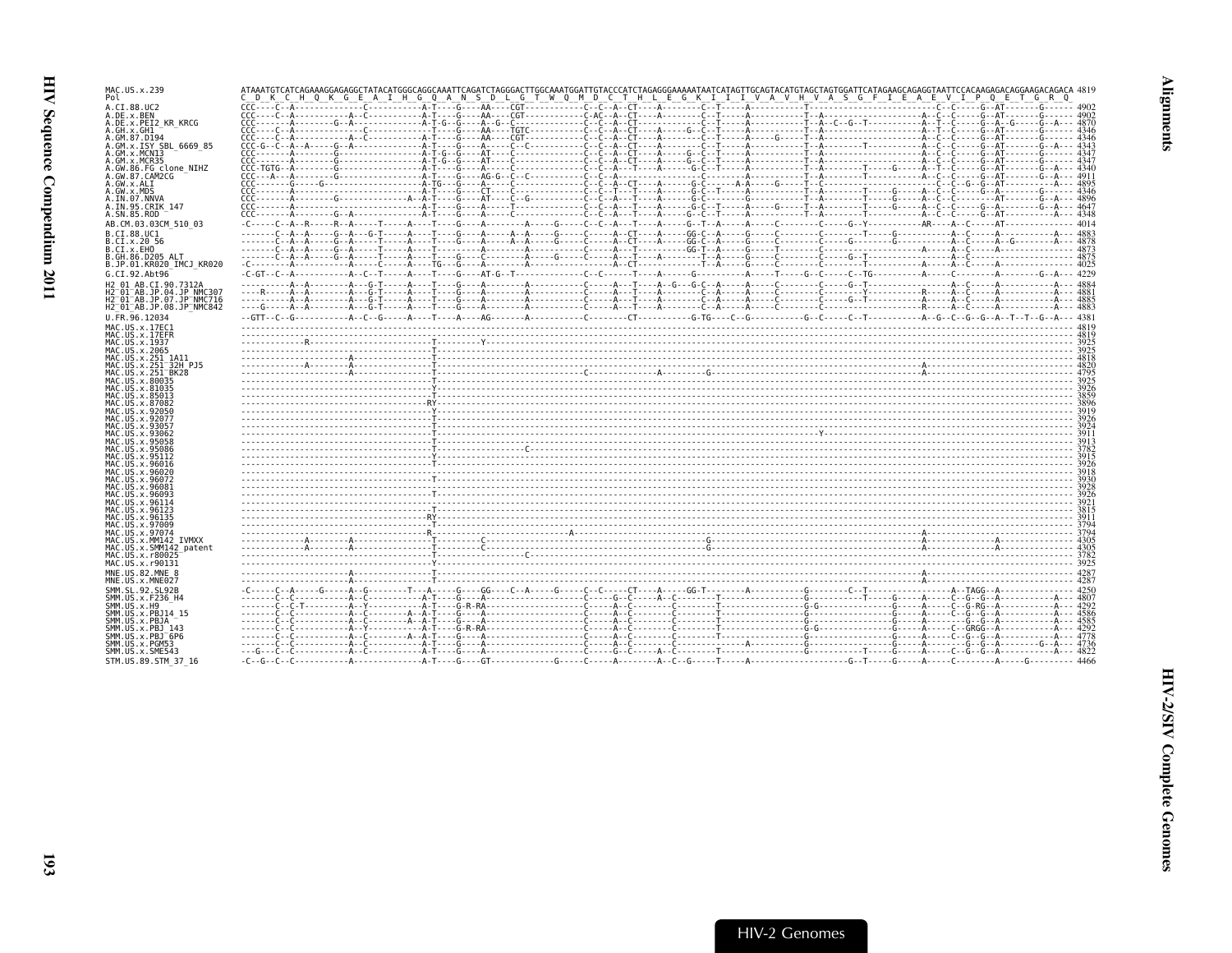```
MAC.US.x.239               ATAAATGTCATCAGAAAGGAGAGGCTATACATGGGCAGGCAAATTCAGATCTAGGGACTTGGCAAATGGATTGTACCCATCTAGAGGGAAAAATAATCATAGTTGCAGTACATGTAGCTAGTGGATTCATAGAAGCAGAGGTAATTCCACAAGAGACAGGAAGACAGACA 4819
Pol                        C  D  K  C  H  Q  K  G  E  A  I  H  G  Q  A  N  S  D  L  G  T  W  Q  M  D  C  T  H  L  E  G  K  I  I  I  V  A  V  H  V  A  S  G  F  I  E  A  E  V  I  P  Q  E  T  G  R  Q
A.CI.88.UC2                                                                                                                                                                                 4902
A.DE.x.BEN                                                                                                                                                                                  4902
A.DE.x.PEI2_KR_KRCG                                                                                                                                                                         4870
A.GH.x.GH1                                                                                                                                                                                  4346
A.GM.87.D194                                                                                                                                                                                4346
A.GM.x.ISY_SBL_6669_85                                                                                                                                                                      4343
A.GM.x.MCN13                                                                                                                                                                                4347
A.GM.x.MCR35                                                                                                                                                                                4347
A.GW.86.FG_clone_NIHZ                                                                                                                                                                       4340
A.GW.87.CAM2CG                                                                                                                                                                              4911
A.GW.x.ALI                                                                                                                                                                                  4895
A.GW.x.MDS                                                                                                                                                                                  4346
A.IN.07.NNVA                                                                                                                                                                                4896
A.IN.95.CRIK_147                                                                                                                                                                            4647
A.SN.85.ROD                                                                                                                                                                                 4348
AB.CM.03.03CM_510_03                                                                                                                                                                        4014
B.CI.88.UC1                                                                                                                                                                                 4883
B.CI.x.20_56                                                                                                                                                                                4878
B.CI.x.EHO                                                                                                                                                                                  4873
B.GH.86.D205_ALT                                                                                                                                                                            4875
B.JP.01.KR020_IMCJ_KR020                                                                                                                                                                    4025
G.CI.92.Abt96                                                                                                                                                                               4229
H2_01_AB.CI.90.7312A                                                                                                                                                                        4884
H2_01_AB.JP.04.JP_NMC307                                                                                                                                                                    4881
H2_01_AB.JP.07.JP_NMC716                                                                                                                                                                    4885
H2_01_AB.JP.08.JP_NMC842                                                                                                                                                                    4883
U.FR.96.12034                                                                                                                                                                               4381
MAC.US.x.17EC1                                                                                                                                                                              4819
MAC.US.x.17EFR                                                                                                                                                                              4819
MAC.US.x.1937                                                                                                                                                                               3925
MAC.US.x.2065                                                                                                                                                                               3925
MAC.US.x.251_1A11                                                                                                                                                                           4818
MAC.US.x.251_32H_PJ5                                                                                                                                                                        4820
MAC.US.x.251_BK28                                                                                                                                                                           4795
MAC.US.x.80035                                                                                                                                                                              3925
MAC.US.x.81035                                                                                                                                                                              3926
MAC.US.x.85013                                                                                                                                                                              3859
MAC.US.x.87082                                                                                                                                                                              3896
MAC.US.x.92050                                                                                                                                                                              3919
MAC.US.x.92077                                                                                                                                                                              3926
MAC.US.x.93057                                                                                                                                                                              3924
MAC.US.x.93062                                                                                                                                                                              3911
MAC.US.x.95058                                                                                                                                                                              3913
MAC.US.x.95086                                                                                                                                                                              3782
MAC.US.x.95112                                                                                                                                                                              3915
MAC.US.x.96016                                                                                                                                                                              3926
MAC.US.x.96020                                                                                                                                                                              3918
MAC.US.x.96072                                                                                                                                                                              3930
MAC.US.x.96081                                                                                                                                                                              3928
MAC.US.x.96093                                                                                                                                                                              3926
MAC.US.x.96114                                                                                                                                                                              3921
MAC.US.x.96123                                                                                                                                                                              3815
MAC.US.x.96135                                                                                                                                                                              3911
MAC.US.x.97009                                                                                                                                                                              3794
MAC.US.x.97074                                                                                                                                                                              3794
MAC.US.x.MM142_IVMXX                                                                                                                                                                        4305
MAC.US.x.SMM142_patent                                                                                                                                                                      4305
MAC.US.x.r80025                                                                                                                                                                             3782
MAC.US.x.r90131                                                                                                                                                                             3925
MNE.US.82.MNE_8                                                                                                                                                                             4287
MNE.US.x.MNE027                                                                                                                                                                             4287
SMM.SL.92.SL92B                                                                                                                                                                             4250
SMM.US.x.F236_H4                                                                                                                                                                            4807
SMM.US.x.H9                                                                                                                                                                                 4292
SMM.US.x.PBJ14_15                                                                                                                                                                           4586
SMM.US.x.PBJA                                                                                                                                                                               4585
SMM.US.x.PBJ_143                                                                                                                                                                            4292
SMM.US.x.PBJ_6P6                                                                                                                                                                            4778
SMM.US.x.PGM53                                                                                                                                                                              4736
SMM.US.x.SME543                                                                                                                                                                             4822
STM.US.89.STM_37_16                                                                                                                                                                         4466
```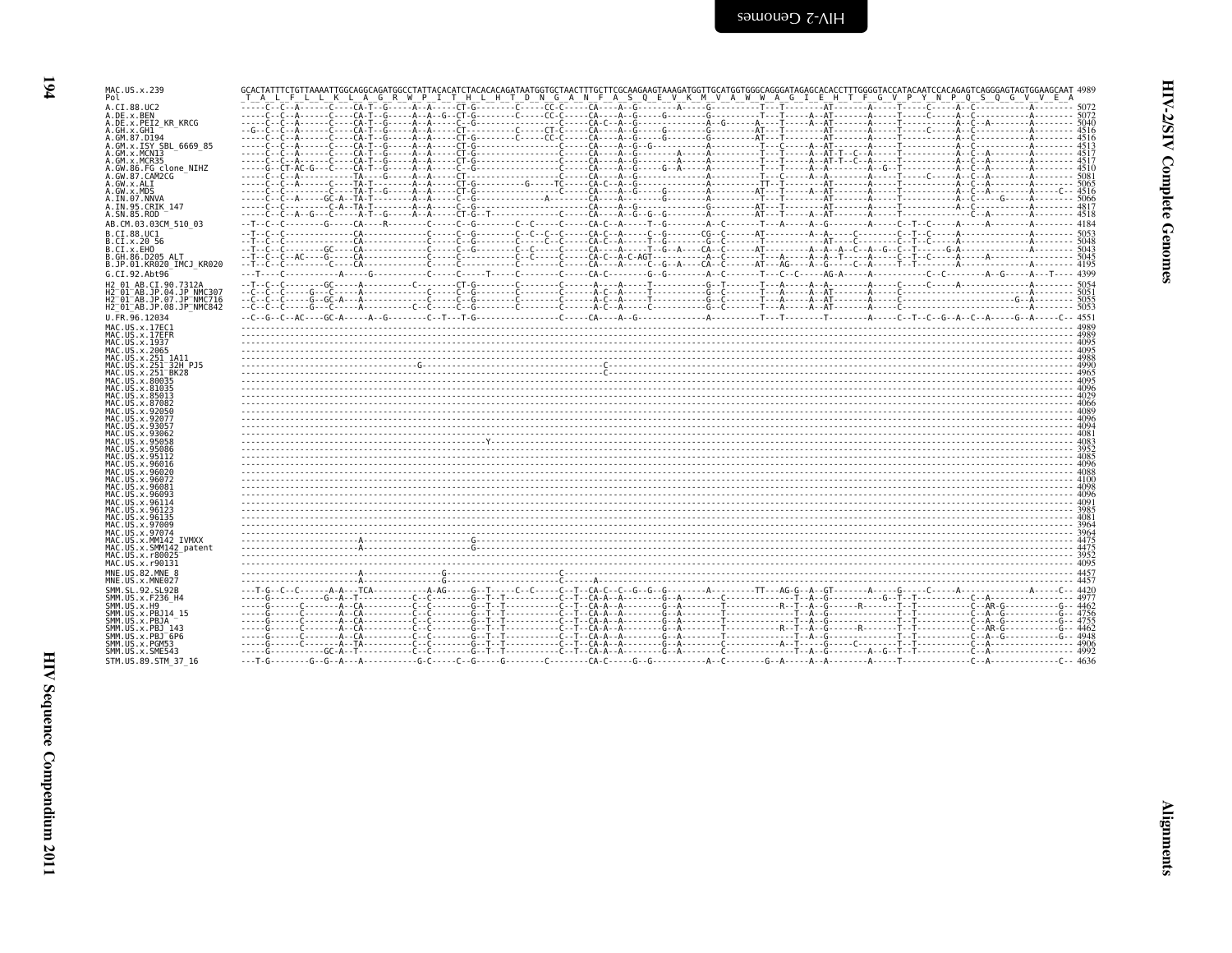```
MAC.US.x.239            GCACTATTTCTGTTAAAATTGGCAGGCAGATGGCCTATTACACATCTACACACAGATAATGGTGCTAACTTTGCTTCGCAAGAAGTAAAGATGGTTGCATGGTGGGCAGGGATAGAGCACACCTTTGGGGTACCATACAATCCACAGAGTCAGGGAGTAGTGGAAGCAAT 4989
Pol                      T  A  L  F  L  L  K  L  A  G  R  W  P  I  T  H  L  H  T  D  N  G  A  N  F  A  S  Q  E  V  K  M  V  A  W  W  A  G  I  E  H  T  F  G  V  P  Y  N  P  Q  S  Q  G  V  V  E  A
A.CI.88.UC2             -----C--C--A------C----CA-T--G-----A--A-----CT-G--------C-----CC-C-----CA----A--G--------A-----G---------T---T--------AT-------A-----T-----C-----A--C-----------A------- 5072
A.DE.x.BEN              -----C--C--A------C----CA-T--G-----A--A--G--CT-G--------C-----CC-C-----CA----A--G-----G--------G---------T---T-----A--AT-------A-----T-----C-----A--C-----------A------- 5072
A.DE.x.PEI2_KR_KRCG     -----C--C--A------C----CA-T--G-----A--A-----C--G----------------C-----CA-C--A--G------------A--G------A---T-----A--AT-------A-----T--------A--C--A--------A------- 5040
A.GH.x.GH1              --G--C--C--A------C----CA-T--G-----A--A-----CT----------C-----CT-C-----CA----A--G-----G--------G---------AT--T--------AT-------A-----T-----C-----A--C-----------A------- 4516
A.GM.87.D194            -----C--C--A------C----CA-T--G-----A--A-----CT-G--------C-----CC-C-----CA----A--G-----G--------G---------AT--T--------AT-------A-----T--------A--C-----------A------- 4516
A.GM.x.ISY_SBL_6669_85  -----C--C--A------C----CA-T--G-----A--A-----CT-G----------------C-----CA----A--G--G----------A---------T---C-----A--AT-------A-----T--------A--C-----------A------- 4513
A.GM.x.MCN13            -----C--C--A------C----CA-T--G-----A--A-----CT-G----------------C-----CA----A--G--------A-----A---------T---T-----A--AT-T--C--A-----T--------A--C--A--------A------- 4517
A.GM.x.MCR35            -----C--C--A------C----CA-T--G-----A--A-----CT-G----------------C-----CA----A--G--------A-----A---------T---T-----A--AT-T--C--A-----T--------A--C--A--------A------- 4517
A.GW.86.FG_clone_NIHZ   -----G--CT-AC-G---C----CA-T--G-----A--A-----C--G----------------C-----CA----A--G-----G--A-----A---------T---T-----A--A-----------A--G--T--------A--C--A--------A------- 4510
A.GW.87.CAM2CG          -----C--C--A-----------TA-----G----A--A-----CT------------------C-----CA----A--G----------------A---------T---C-----A--A------------A-----T-----C-----A--C--A--------A------- 5081
A.GW.x.ALI              -----C--C--A------C----TA-T--------A--A-----CT-G--------G-----TC-----CA-C--A--G----------------A---------TT--T--------AT-------A-----T--------A--C--A--------A------- 5065
A.GW.x.MDS              -----C--C---------C----TA-T--G-----A--A-----CT-G----------------C-----CA----A--G-----G--------A---------AT--T-----A--AT-------A-----T--------A--C--A--------A----C-- 4516
A.IN.07.NNVA            -----C--C--A-----GC-A--TA-T--------A--A-----C--G--------------A-----------CA----A--------G-----A---------T---T--------AT-------A-----T--------A--C-----G-----A------- 5066
A.IN.95.CRIK_147        -----C--C-------C-A--TA-T--------A--A-----C--G-----------------C-----CA----A--G-----G---------A---------AT--T--------AT-------A-----T--------A--C-----------A------- 4817
A.SN.85.ROD             -----C--A--G---C------A-T--G-----A--A-----CT-G--T---------------C-----CA----A--G--G--G--------A---------AT--T-----A--AT-------A-----T--------------C--A--------A------- 4518
AB.CM.03.03CM_510_03    --T--C--C---------G-----CA----R---------C-----C--G--------C--C-----C-----CA-C--A-----T--G--------A--C-------T---A-----A--G--------A-----C--T--C-----A-----A--------A------- 4184
B.CI.88.UC1             --T--C--C-----------------CA--------------C-----C--G--------C--C--C--C-----CA-C--A-----C--G-------CG--C------AT-----------A--A-----C---------C--T--C-----A----------------A------- 5053
B.CI.x.20_56            --T--C--C-----------------CA--------------C-----C--G--------C-----C--C-----CA-C--A-----T--G--------G--C-------T-------------AT--C--------C--T--C-----A----------------A------- 5048
B.CI.x.EHO              --T--C--C---------GC------CA--------------C-----C--G--------C--C-----C-----CA-C--A-----T--G--A----CA--C-------AT----------A--A--A--C--A--G--C--T-----G-A-------------A------- 5043
B.GH.86.D205_ALT        --T--C--C--AC-----G-------CA--------------C-----C--------------C--C-----C-----CA-C--A-C-AGT-----------A--C-------T---A-----A--A--T-----A-----T--C-----A-----A----------------A------- 5045
B.JP.01.KR020_IMCJ_KR020 --T--C--C-----------C----CA--------------C-----C-------------C-----C-----CA----A-----C--G--A----CA--C-------AT---AG-----A--AT-----C--A-----T--T-----A----------------A------- 4195
G.CI.92.Abt96           --T--C------------A------G-----------C-----C-----T-----C-----------C-----CA-C-----------G--G--------A--C-------T---C--C-----AG-A------A-----------C--C--------A--G-----A---T---- 4399
H2_01_AB.CI.90.7312A    --T--C--C--------GC-----A---------C---------CT-G--------C-----------C-----A----A-----T-----------G--T-------T---A-----A--A-------A-----C-----C-----A----------------A------- 5054
H2_01_AB.JP.04.JP_NMC307 --C--C--C-----G--C-----A------------C-----C--G--------C-----------C-----A-C--A-----T-----------G--C-------T---A-----A--AT-------A-----C-------------------------------A------- 5051
H2_01_AB.JP.07.JP_NMC716 --C--C--C-----G--GC-A--A------------C-----C--G--------C-----------C-----A-C--A-----T-----------G--C-------T---A-----A--AT-------A-----C---------------------------G--A------- 5055
H2_01_AB.JP.08.JP_NMC842 --C--C--C-----G--C-----A-------C-----C-----C--G--------C-----------C-----A-C--A-----C-----------G--C-------T---A-----A--AT-------A-----C-------------------------------A------- 5053
U.FR.96.12034           --C--G--C--AC----GC-A-----A--G--------C--T---T-G----------------C-----CA----A--G-----------------A-------T---T--------T-------A-----C--T--C--G--A--C--A-----G--A-----C-- 4551
MAC.US.x.17EC1          --------------------------------------------------------------------------------------------------------------------------------------------------------------- 4989
MAC.US.x.17EFR          --------------------------------------------------------------------------------------------------------------------------------------------------------------- 4989
MAC.US.x.1937           --------------------------------------------------------------------------------------------------------------------------------------------------------------- 4095
MAC.US.x.2065           --------------------------------------------------------------------------------------------------------------------------------------------------------------- 4095
MAC.US.x.251_1A11       --------------------------------------------------------------------------------------------------------------------------------------------------------------- 4988
MAC.US.x.251_32H_PJ5    ----------------------------------G-----------------------C------------------------------------------------------------------------------------------------- 4990
MAC.US.x.251_BK28       ----------------------------------------------------------C------------------------------------------------------------------------------------------------- 4965
MAC.US.x.80035          --------------------------------------------------------------------------------------------------------------------------------------------------------------- 4095
MAC.US.x.81035          --------------------------------------------------------------------------------------------------------------------------------------------------------------- 4096
MAC.US.x.85013          --------------------------------------------------------------------------------------------------------------------------------------------------------------- 4029
MAC.US.x.87082          --------------------------------------------------------------------------------------------------------------------------------------------------------------- 4066
MAC.US.x.92050          --------------------------------------------------------------------------------------------------------------------------------------------------------------- 4089
MAC.US.x.92077          --------------------------------------------------------------------------------------------------------------------------------------------------------------- 4096
MAC.US.x.93057          --------------------------------------------------------------------------------------------------------------------------------------------------------------- 4094
MAC.US.x.93062          --------------------------------------------------------------------------------------------------------------------------------------------------------------- 4081
MAC.US.x.95058          ----------------------------------------Y---------------------------------------------------------------------------------------------------------------------- 4083
MAC.US.x.95086          --------------------------------------------------------------------------------------------------------------------------------------------------------------- 3952
MAC.US.x.95112          --------------------------------------------------------------------------------------------------------------------------------------------------------------- 4085
MAC.US.x.96016          --------------------------------------------------------------------------------------------------------------------------------------------------------------- 4096
MAC.US.x.96020          --------------------------------------------------------------------------------------------------------------------------------------------------------------- 4088
MAC.US.x.96072          --------------------------------------------------------------------------------------------------------------------------------------------------------------- 4100
MAC.US.x.96081          --------------------------------------------------------------------------------------------------------------------------------------------------------------- 4098
MAC.US.x.96093          --------------------------------------------------------------------------------------------------------------------------------------------------------------- 4096
MAC.US.x.96114          --------------------------------------------------------------------------------------------------------------------------------------------------------------- 4091
MAC.US.x.96123          --------------------------------------------------------------------------------------------------------------------------------------------------------------- 3985
MAC.US.x.96135          --------------------------------------------------------------------------------------------------------------------------------------------------------------- 4081
MAC.US.x.97009          --------------------------------------------------------------------------------------------------------------------------------------------------------------- 3964
MAC.US.x.97074          --------------------------------------------------------------------------------------------------------------------------------------------------------------- 3964
MAC.US.x.MM142_IVMXX    -----------------------A---------------G------------------------------------------------------------------------------------------------------------------------- 4475
MAC.US.x.SMM142_patent  -----------------------A---------------G------------------------------------------------------------------------------------------------------------------------- 4475
MAC.US.x.r80025         --------------------------------------------------------------------------------------------------------------------------------------------------------------- 3952
MAC.US.x.r90131         --------------------------------------------------------------------------------------------------------------------------------------------------------------- 4095
MNE.US.82.MNE_8         -----------------------A--------------G--------------------C----------------------------------------------------------------------------------------------------- 4457
MNE.US.x.MNE027         -----------------------A--------------G--------------------C-----A------------------------------------------------------------------------------------------------- 4457
SMM.SL.92.SL92B         ---T-G--C--C------A-A---TCA----------A-AG-----G--T-----C--C-----C--T--CA-C--C--G--G--G---------A----------TT---AG-G--A--GT-------A-----G-----C-----A----------------A-----C-- 4420
SMM.US.x.F236_H4        -----G-----------G--A--T----------C--C--------G--T--T-----------C--T--CA-A--A--------G--A--------C------------T--A--G------------G--T--T-------------C--A----------------- 4977
SMM.US.x.H9             -----G------C-------A--CA---------C--C--------G--T--T-----------C--T--CA-A--A--------G--A--------T----------R--T--A--G------R-------T--T-----------C--AR-G-----------G-- 4462
SMM.US.x.PBJ14_15       -----G------C-------A--CA---------C--C--------G--T--T-----------C--T--CA-A--A--------G--A--------T---------------T--A--G-----------------T--T-----------C--A--G-----------G-- 4756
SMM.US.x.PBJA           -----G------C-------A--CA---------C--C--------G--T--T-----------C--T--CA-A--A--------G--A--------T---------------T--A--G-----------------T--T-----------C--A--G-----------G-- 4755
SMM.US.x.PBJ_143        -----G------C-------A--CA---------C--C--------G--T--T-----------C--T--CA-A--A--------G--A--------T----------R--T--A--G------R-------T--T-----------C--AR-G-----------G-- 4462
SMM.US.x.PBJ_6P6        -----G------C-------A--CA---------C--C--------G--T--T-----------C--T--CA-A--A--------G--A--------T---------------T--A--G-----------------T--T-----------C--A--G-----------G-- 4948
SMM.US.x.PGM53          -----G------C-------A--TA---------C--C--------G--T--T-----------C--T--CA-A--A--------G--A--------C----------A--T-----G-------C--------T--T-----------C--A----------------- 4906
SMM.US.x.SME543         -----G-----------GC-A--T----------C--C--------G--T--T-----------C--T--CA-A--A--------G--A--------C---------------T--A--G--------A--G--T--T-----------C--A----------------- 4992
STM.US.89.STM_37_16     ---T-G--------G--G--A---A-----------G-C-----C--G-----G--------C--------CA-C-----G--G-----------A--C--------G--A-----A--A--------A-----T--------------C--A--------------C-- 4636
```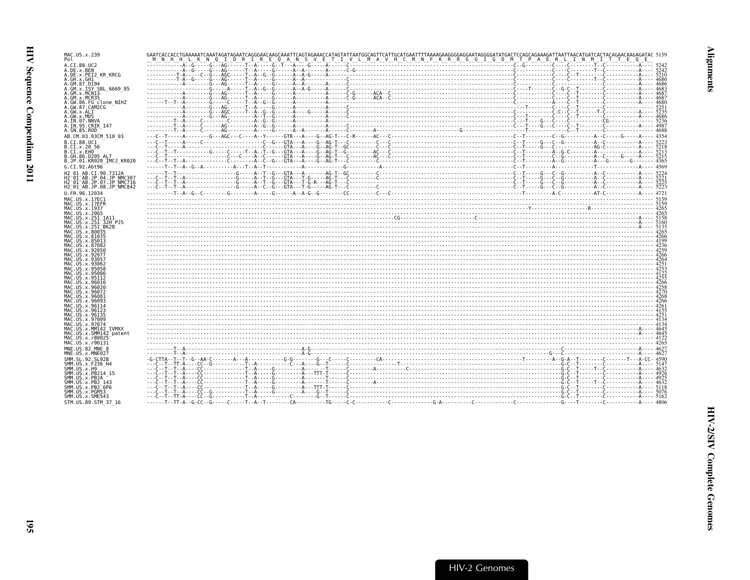```
MAC.US.x.239              GAATCACCACCTGAAAAATCAAATAGATAGAATCAGGGAACAAGCAAATTCAGTAGAAACCATAGTATTAATGGCAGTTCATTGCATGAATTTTAAAAGAAGGGGAGGAATAGGGGATATGACTCCAGCAGAAAGATTAATTAACATGATCACTACAGAACAAGAGATAC 5159
Pol                        M  N  H  H  L  K  N  Q  I  D  R  I  R  E  Q  A  N  S  V  E  T  I  V  L  M  A  V  H  C  M  N  F  K  R  R  G  G  I  G  D  M  T  P  A  E  R  L  I  N  M  I  T  T  E  Q  E
A.CI.88.UC2               5242
A.DE.x.BEN                5242
A.DE.x.PEI2_KR_KRCG       5210
A.GH.x.GH1                4686
A.GM.87.D194              4686
A.GM.x.ISY_SBL_6669_85    4683
A.GM.x.MCN13              4687
A.GM.x.MCR35              4687
A.GW.86.FG_clone_NIHZ     4680
A.GW.87.CAM2CG            5251
A.GW.x.ALI                5235
A.GW.x.MDS                4686
A.IN.07.NNVA              5236
A.IN.95.CRIK_147          4987
A.SN.85.ROD               4688
AB.CM.03.03CM_510_03      4354
B.CI.88.UC1               5223
B.CI.x.20_56              5218
B.CI.x.EHO                5213
B.GH.86.D205_ALT          5215
B.JP.01.KR020_IMCJ_KR020  4365
G.CI.92.Abt96             4569
H2_01_AB.CI.90.7312A      5224
H2_01_AB.JP.04.JP_NMC307  5221
H2_01_AB.JP.07.JP_NMC716  5225
H2_01_AB.JP.08.JP_NMC842  5223
U.FR.96.12034             4721
MAC.US.x.17EC1            5159
MAC.US.x.17EFR            5159
MAC.US.x.1937             4265
MAC.US.x.2065             4265
MAC.US.x.251_1A11         5158
MAC.US.x.251_32H_PJ5      5160
MAC.US.x.251_BK28         5135
MAC.US.x.80035            4265
MAC.US.x.81035            4266
MAC.US.x.85013            4199
MAC.US.x.87082            4236
MAC.US.x.92050            4259
MAC.US.x.92077            4266
MAC.US.x.93057            4264
MAC.US.x.93062            4251
MAC.US.x.95058            4253
MAC.US.x.95086            4122
MAC.US.x.95112            4255
MAC.US.x.96016            4266
MAC.US.x.96020            4258
MAC.US.x.96072            4270
MAC.US.x.96081            4268
MAC.US.x.96093            4266
MAC.US.x.96114            4261
MAC.US.x.96123            4155
MAC.US.x.96135            4251
MAC.US.x.97009            4134
MAC.US.x.97074            4134
MAC.US.x.MM142_IVMXX      4645
MAC.US.x.SMM142_patent    4645
MAC.US.x.r80025           4122
MAC.US.x.r90131           4265
MNE.US.82.MNE_8           4627
MNE.US.x.MNE027           4627
SMM.SL.92.SL92B           4590
SMM.US.x.F236_H4          5147
SMM.US.x.H9               4632
SMM.US.x.PBJ14_15         4926
SMM.US.x.PBJA             4925
SMM.US.x.PBJ_143          4632
SMM.US.x.PBJ_6P6          5118
SMM.US.x.PGM53            5076
SMM.US.x.SME543           5162
STM.US.89.STM_37_16       4806
```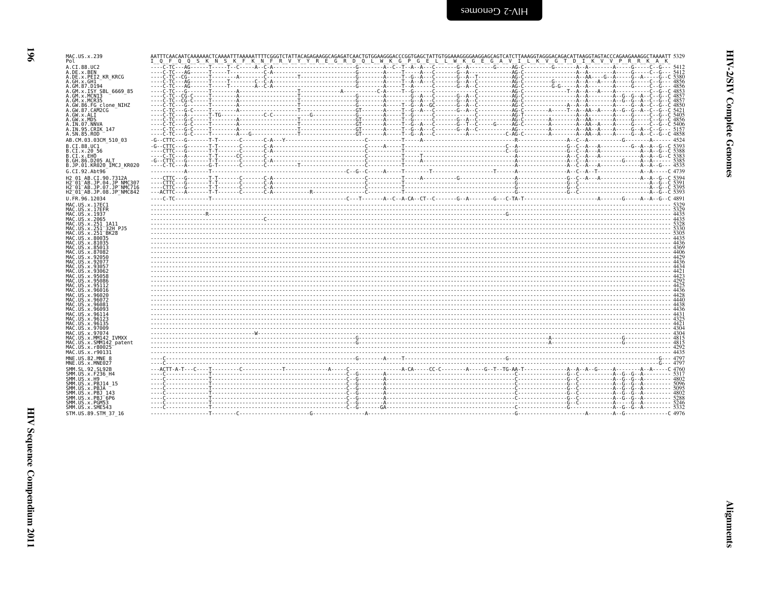```
MAC.US.x.239              AATTTCAACAATCAAAAAACTCAAAATTTAAAAATTTTCGGGTCTATTACAGAGAAGGCAGAGATCAACTGTGGAAGGGACCCGGTGAGCTATTGTGGAAAGGGGAAGGAGCAGTCATCTTAAAGGTAGGGACAGACATTAAGGTAGTACCCAGAAGAAAGGCTAAAATT 5329
Pol                       I  Q  F  Q  Q  S  K  N  S  K  F  K  N  F  R  V  Y  Y  R  E  G  R  D  Q  L  W  K  G  P  G  E  L  L  W  K  G  E  G  A  V  I  L  K  V  G  T  D  I  K  V  V  P  R  R  K  A  K
A.CI.88.UC2               ----C-TC---AG------T-----T--C-----A--C-A-------------------------------G--------A--C--T--A--A---C-------G--A--------G-----AG-C---------G-------A--A--------A-----G-----C--G--- 5412
A.DE.x.BEN                ----C-TC---AG------T-----T---------C-A---------------------------------G--------A-----T----A---C-------G--A---------------AG-C-----------------A--A--------A-----G-----C--G--- 5412
A.DE.x.PEI2_KR_KRCG       ----C-TC--CG-------T--------A-------C------------T---------------------G--------A-----T--G--A---C-------G--A--T------------AG-C-----------------A--AA----G--A-----G--A-----G--C 5380
A.GH.x.GH1                ----C-TC---AG------T-----T---------C--C-A------------------------------G--------A-----T--A--A---C-------G--A--C------------AG-C---------G-------A--A---A---A-----G-----C--G--- 4856
A.GM.87.D194              ----C-TC---AG------T-----T--------A--C-A-------------------------------G--------A-----T--A------C-------G--A--C------------AG-C---------G-G-----A--A--------A-----G-----C--G--- 4856
A.GM.x.ISY_SBL_6669_85    ----C-TC---G-------T--------A-------------------T----------A-----------C-A------T--G------C-------------C-----------------AG-C---------------T--A--A---A---A-----------C--G--C 4853
A.GM.x.MCN13              ----C-TC--CG-C-----T--------A-------------------T----------------------G--------A-------G--A---C-------G--A--C------------AG-C-----------------A--A--------A--G--G--A--C--G--C 4857
A.GM.x.MCR35              ----C-TC--CG-C-----T--------A-------------------T----------------------G--------A-------G--A---C-------G--A--C------------AG-C-----------------A--A--------A--G--G--A--C--G--C 4857
A.GW.86.FG_clone_NIHZ     ----C-TC---G-------T--------A-------------------T----------------------G--------A-----T--G--A--GC-------G--A--C------------AG-C-------------A--A--A--------A-----G--A--C--G--C 4850
A.GW.87.CAM2CG            ----C-TC---G-C-----T--------A-------------------T---------------------GT--------A-----T--G--A---C-------G--A--C------------AG-C--------A-----T--A--AA--A---A--G--G--A--C--G--C 5421
A.GW.x.ALI                ----C-TC---A-------T-TG-----------C-C-----------------G----------------G--------A-----T--G------C--------------------------AG-T-----------------A--A--------A-----G-----C--G--C 5405
A.GW.x.MDS                ----C-TC---G-C-----T--------A-------------------T---------------------GT--------A-----T--G------C-------G--A--C------------AG-C--------A--------A--AA-------A-----G-----C--G--C 4856
A.IN.07.NNVA              ----C-TC---G-C-----T--------A-------------------T---------------------GT--------A-----T--G--A---C-------G--T--C-----G-----AG-C--------A--------A--AA--A---A-----G-----C--G--C 5406
A.IN.95.CRIK_147          ----C-TC---G-C-----T--------A-------------------T---------------------GT--------A-----T--G--A---C-------G--A--C------------AG-C--------A--------A--AA--A---A-----G--A--C--G--- 5157
A.SN.85.ROD               ----C-TC---G-C-----T--------A---G---------------T---------------------GT--------A-----T--G--A---C------------------------C-AG-C--------A--------A--AA--A---A-----G--A--C--G--C 4858
AB.CM.03.03CM_510_03      -G--CTTC---G-------T-T-------C-------C-A---Y------------------------------C-----------T-----A-----------------------------------R-----------------A--C--A----------G--------A------ 4524
B.CI.88.UC1               -G--CTTC---G-------T-T-------C-------C-A----------------------------------C-----A-----T-----------------------------------C--A-----------------G--C--A---A------------G--A--A--G--C 5393
B.CI.x.20_56              ----CTTC---G-------T-T-------C-------C-A----------------------------------C-----------T-----------------------------------C--G-----------------G--C--A---A---------------A--A--G--C 5388
B.CI.x.EHO                ----C-TC---A-------T-T------CC-------C------------------------------------C-----------T-----T-------------------------------A-----------------A--C--A---A---------------A--A--G--C 5383
B.GH.86.D205_ALT          -G--CTTC---G-------T-T-------C-------C-A----------------------------------C-----------T-----A-------------------------------A-----------------A--C--A------------G-----A--A----- 5385
B.JP.01.KR020_IMCJ_KR020  ----C-TC---A-------G-T-------C-------C----------T-------------------------C-----------T-------------------------------------A-----------------A--C--A-------------------A--A--G--- 4535
G.CI.92.Abt96             ----------A--------T---------------------------------------------C--G--C-----A-----T--------T-----------------T-------A-----------------A--C--A--T--------------A--A----C 4739
H2_01_AB.CI.90.7312A      ----CTTC---G-------T-T-------C-------C-A----------------------------------C-----------T-----A----------G------------------A-----------------G--C--A---A---------------A--A--G--C 5394
H2_01_AB.JP.04.JP_NMC307  ----CTTC---G-------T-T-------C-------C-A----------------------------------C-----------T-----------------------------------G-----------------G--C-------------------------A--G--C 5391
H2_01_AB.JP.07.JP_NMC716  ----CTTC---G-------T-T-------C-------C-A----------------------------------C-----------T-----------------------------------G-----------------G--C-------------------------A--G--C 5395
H2_01_AB.JP.08.JP_NMC842  --ACTTC---A-------T-T-------C-------C-A-----------------R-----------------C-----------T-----------------------------------G-----------------G--C-------------------------A--G--C 5393
U.FR.96.12034             ----C-TC-----------T---------------------------------------------C---T-------A--C--A-CA--CT--C-------G--A--------G---C-TA-T-----------------------A-------G-----A--A--G--C 4891
MAC.US.x.17EC1            ------------------------------------------------------------------------------------------------------------------------------------------------------------------ 5329
MAC.US.x.17EFR            ------------------------------------------------------------------------------------------------------------------------------------------------------------------ 5329
MAC.US.x.1937             ------------------R--------------------------------------------------------------------------------------------G---------------------------------------------------- 4435
MAC.US.x.2065             ------------------------------------C----------------------------------------------------------------------------------------------------------------------------- 4435
MAC.US.x.251_1A11         ------------------------------------------------------------------------------------------------------------------------------------------------------------------ 5328
MAC.US.x.251_32H_PJ5      ------------------------------------------------------------------------------------------------------------------------------------------------------------------ 5330
MAC.US.x.251_BK28         ------------------------------------------------------------------------------------------------------------------------------------------------------------------ 5305
MAC.US.x.80035            ------------------------------------------------------------------------------------------------------------------------------------------------------------------ 4435
MAC.US.x.81035            ------------------------------------------------------------------------------------------------------------------------------------------------------------------ 4436
MAC.US.x.85013            ------------------------------------------------------------------------------------------------------------------------------------------------------------------ 4369
MAC.US.x.87082            ------------------------------------------------------------------------------------------------------------------------------------------------------------------ 4406
MAC.US.x.92050            ------------------------------------------------------------------------------------------------------------------------------------------------------------------ 4429
MAC.US.x.92077            ------------------------------------------------------------------------------------------------------------------------------------------------------------------ 4436
MAC.US.x.93057            ------------------------------------------------------------------------------------------------------------------------------------------------------------------ 4434
MAC.US.x.93062            ------------------------------------------------------------------------------------------------------------------------------------------------------------------ 4421
MAC.US.x.95058            ------------------------------------------------------------------------------------------------------------------------------------------------------------------ 4423
MAC.US.x.95086            ------------------------------------------------------------------------------------------------------------------------------------------------------------------ 4292
MAC.US.x.95112            ------------------------------------------------------------------------------------------------------------------------------------------------------------------ 4425
MAC.US.x.96016            ------------------------------------------------------------------------------------------------------------------------------------------------------------------ 4436
MAC.US.x.96020            ------------------------------------------------------------------------------------------------------------------------------------------------------------------ 4428
MAC.US.x.96072            ------------------------------------------------------------------------------------------------------------------------------------------------------------------ 4440
MAC.US.x.96081            ------------------------------------------------------------------------------------------------------------------------------------------------------------------ 4438
MAC.US.x.96093            ------------------------------------------------------------------------------------------------------------------------------------------------------------------ 4436
MAC.US.x.96114            ------------------------------------------------------------------------------------------------------------------------------------------------------------------ 4431
MAC.US.x.96123            ------------------------------------------------------------------------------------------------------------------------------------------------------------------ 4325
MAC.US.x.96135            ------------------------------------------------------------------------------------------------------------------------------------------------------------------ 4421
MAC.US.x.97009            ------------------------------------------------------------------------------------------------------------------------------------------------------------------ 4304
MAC.US.x.97074            -----------------------------W------------------------------------------------------------------------------------------------------------------------------------ 4304
MAC.US.x.MM142_IVMXX      -----------------------------------------------------------------------G------------------------------------------------------A--------------------G------------ 4815
MAC.US.x.SMM142_patent    -----------------------------------------------------------------------G------------------------------------------------------A--------------------G------------ 4815
MAC.US.x.r80025           ------------------------------------------------------------------------------------------------------------------------------------------------------------------ 4292
MAC.US.x.r90131           ------------------------------------------------------------------------------------------------------------------------------------------------------------------ 4435
MNE.US.82.MNE_8           ----C------------------------------------------------------------------G--------A-----T------------------------------------G------------------------------------------G--- 4797
MNE.US.x.MNE027           ----C------------------------------------------------------------------------------------------------------------------------------------------------------------G--- 4797
SMM.SL.92.SL92B           ---ACTT-A-T---C----T--------C-----------T-----------A-----C---------------A-CA-----CC-C--------A-----G--T--TG-AA-T-------------A--A--A--G-----A--------A--A-----C 4760
SMM.US.x.F236_H4          ----C--------------T-------------------------------------------------C--G--------A------------------------------------------C-----------------G--C----------A--G--G--A--------- 5317
SMM.US.x.H9               ----C--------------T-------------------------------------------------C--G--------A------------------------------------------C-----------------G--C----------A--G--G--A--------- 4802
SMM.US.x.PBJ14_15         ----C--------------T-------------------------------------------------C--G--------A------------------------------------------C-----------------G--C----------A--G--G--A--------- 5096
SMM.US.x.PBJA             ----C--------------T-------------------------------------------------C--G--------A------------------------------------------C-----------------G--C----------A--G--G--A--------- 5095
SMM.US.x.PBJ_143          ----C--------------T-------------------------------------------------C--G--------A------------------------------------------C-----------------G--C----------A--G--G--A--------- 4802
SMM.US.x.PBJ_6P6          ----C--------------T-------------------------------------------------C--G--------A------------------------------------------C-----------------G--C----------A--G--G--A--------- 5288
SMM.US.x.PGM53            ----C--------------T-------------------------------------------------C--G--------A------------------------------------------C-----------------G--C----------A-----G--A--------- 5246
SMM.US.x.SME543           ----C--------------T-------------------------------------------------C--G-------GA------------------------------------------C-----------------G-------------A--G--G--A--------- 5332
STM.US.89.STM_37_16       -------------------T--------C-----------------------G-----------------A--------------------------------------------G--------------------A--------A--G---------------C 4976
```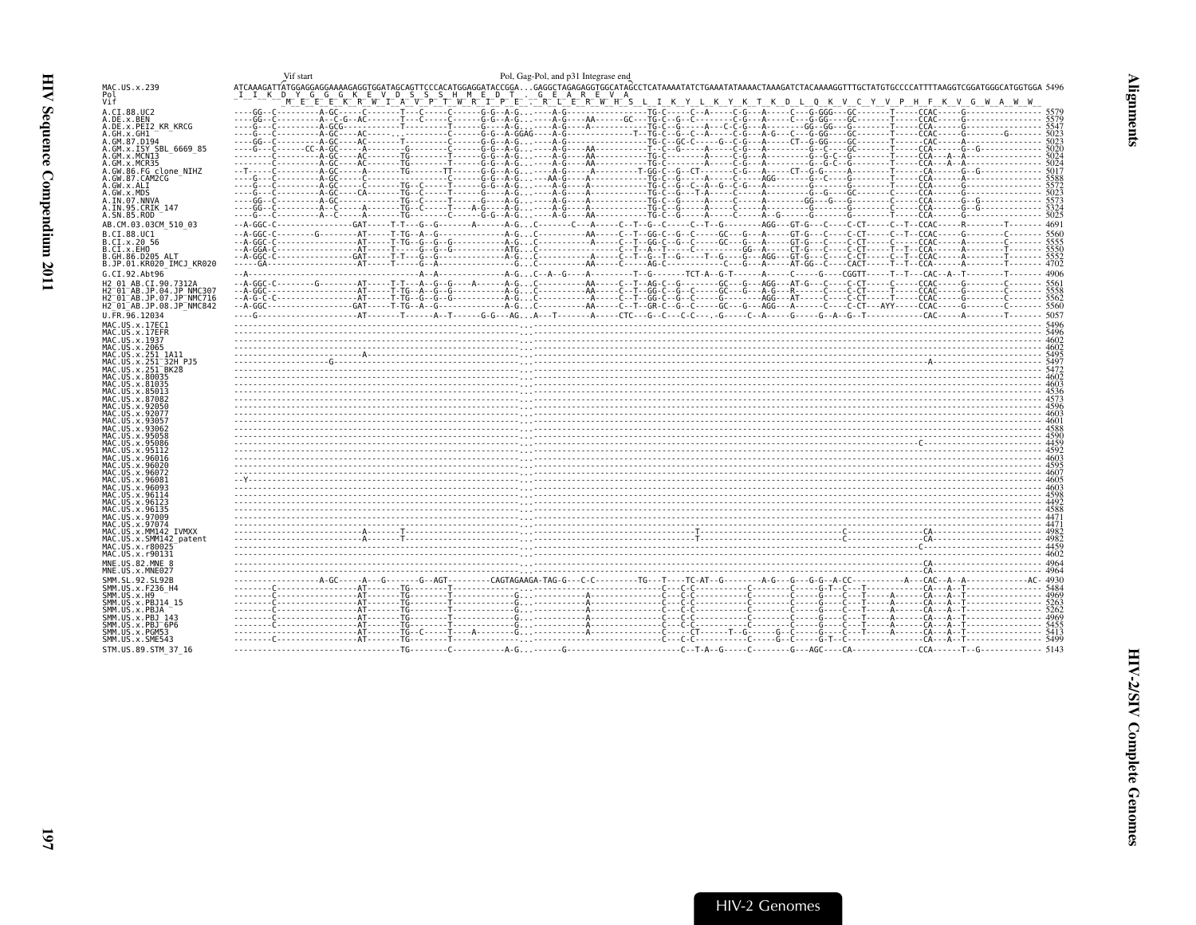```
                            Vif start                                            Pol, Gag-Pol, and p31 Integrase end
MAC.US.x.239               ATCAAAGATTATGGAGGAGGAAAAGAGGTGGATAGCAGTTCCCACATGGAGGATACCGGA...GAGGCTAGAGAGGTGGCATAGCCTCATAAAATATCTGAAATATAAAACTAAAGATCTACAAAAGGTTTGCTATGTGCCCCATTTTAAGGTCGGATGGCATGGTGGA 5496
Pol                         I  I  K  D  Y  G  G  G  K  E  V  D  S  S  S  H  M  E  D  T  .  G  E  A  R  E  V  A
Vif                                 M  E  E  E  K  R  W  I  A  V  P  T  W  R  I  P  E  .  R  L  E  R  W  H  S  L  I  K  Y  L  K  Y  K  T  K  D  L  Q  K  V  C  Y  V  P  H  F  K  V  G  W  A  W  W
A.CI.88.UC2                                                                                                                                                                             5579
A.DE.x.BEN                                                                                                                                                                              5579
A.DE.x.PEI2_KR_KRCG                                                                                                                                                                     5547
A.GH.x.GH1                                                                                                                                                                              5023
A.GM.87.D194                                                                                                                                                                            5023
A.GM.x.ISY_SBL_6669_85                                                                                                                                                                  5020
A.GM.x.MCN13                                                                                                                                                                            5024
A.GM.x.MCR35                                                                                                                                                                            5024
A.GW.86.FG_clone_NIHZ                                                                                                                                                                   5017
A.GW.87.CAM2CG                                                                                                                                                                          5588
A.GW.x.ALI                                                                                                                                                                              5572
A.GW.x.MDS                                                                                                                                                                              5023
A.IN.07.NNVA                                                                                                                                                                            5573
A.IN.95.CRIK_147                                                                                                                                                                        5324
A.SN.85.ROD                                                                                                                                                                             5025
AB.CM.03.03CM_510_03                                                                                                                                                                    4691
B.CI.88.UC1                                                                                                                                                                             5560
B.CI.x.20_56                                                                                                                                                                            5555
B.CI.x.EHO                                                                                                                                                                              5550
B.GH.86.D205_ALT                                                                                                                                                                        5552
B.JP.01.KR020_IMCJ_KR020                                                                                                                                                                4702
G.CI.92.Abt96                                                                                                                                                                           4906
H2_01_AB.CI.90.7312A                                                                                                                                                                    5561
H2_01_AB.JP.04.JP_NMC307                                                                                                                                                                5538
H2_01_AB.JP.07.JP_NMC716                                                                                                                                                                5562
H2_01_AB.JP.08.JP_NMC842                                                                                                                                                                5560
U.FR.96.12034                                                                                                                                                                           5057
MAC.US.x.17EC1                                                                                                                                                                          5496
MAC.US.x.17EFR                                                                                                                                                                          5496
MAC.US.x.1937                                                                                                                                                                           4602
MAC.US.x.2065                                                                                                                                                                           4602
MAC.US.x.251_1A11                                                                                                                                                                       5495
MAC.US.x.251_32H_PJ5                                                                                                                                                                    5497
MAC.US.x.251_BK28                                                                                                                                                                       5472
MAC.US.x.80035                                                                                                                                                                          4602
MAC.US.x.81035                                                                                                                                                                          4603
MAC.US.x.85013                                                                                                                                                                          4536
MAC.US.x.87082                                                                                                                                                                          4573
MAC.US.x.92050                                                                                                                                                                          4596
MAC.US.x.92077                                                                                                                                                                          4603
MAC.US.x.93057                                                                                                                                                                          4601
MAC.US.x.93062                                                                                                                                                                          4588
MAC.US.x.95058                                                                                                                                                                          4590
MAC.US.x.95086                                                                                                                                                                          4459
MAC.US.x.95112                                                                                                                                                                          4592
MAC.US.x.96016                                                                                                                                                                          4603
MAC.US.x.96020                                                                                                                                                                          4595
MAC.US.x.96072                                                                                                                                                                          4607
MAC.US.x.96081                                                                                                                                                                          4605
MAC.US.x.96093                                                                                                                                                                          4603
MAC.US.x.96114                                                                                                                                                                          4598
MAC.US.x.96123                                                                                                                                                                          4492
MAC.US.x.96135                                                                                                                                                                          4588
MAC.US.x.97009                                                                                                                                                                          4471
MAC.US.x.97074                                                                                                                                                                          4471
MAC.US.x.MM142_IVMXX                                                                                                                                                                    4982
MAC.US.x.SMM142_patent                                                                                                                                                                  4982
MAC.US.x.r80025                                                                                                                                                                         4459
MAC.US.x.r90131                                                                                                                                                                         4602
MNE.US.82.MNE_8                                                                                                                                                                         4964
MNE.US.x.MNE027                                                                                                                                                                         4964
SMM.SL.92.SL92B                                                                                                                                                                         4930
SMM.US.x.F236_H4                                                                                                                                                                        5484
SMM.US.x.H9                                                                                                                                                                             4969
SMM.US.x.PBJ14_15                                                                                                                                                                       5263
SMM.US.x.PBJA                                                                                                                                                                           5262
SMM.US.x.PBJ_143                                                                                                                                                                        4969
SMM.US.x.PBJ_6P6                                                                                                                                                                        5455
SMM.US.x.PGM53                                                                                                                                                                          5413
SMM.US.x.SME543                                                                                                                                                                         5499
STM.US.89.STM_37_16                                                                                                                                                                     5143
```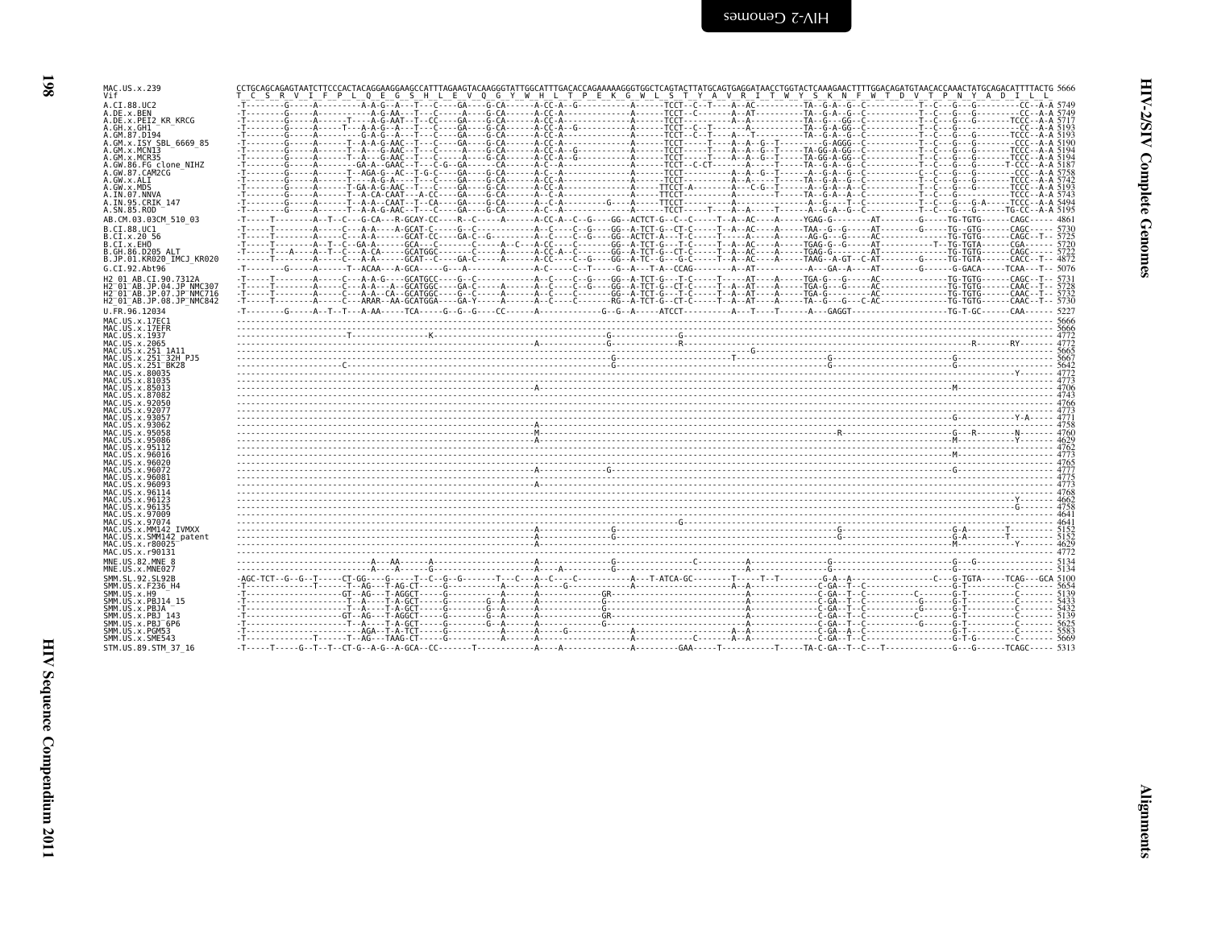```
MAC.US.x.239              CCTGCAGCAGAGTAATCTTCCCACTACAGGAAGGAAGCCATTTAGAAGTACAAGGGTATTGGCATTTGACACCAGAAAAAGGGTGGCTCAGTACTTATGCAGTGAGGATAACCTGGTACTCAAAGAACTTTTGGACAGATGTAACACCAAACTATGCAGACATTTTACTG 5666
Vif                        T  C  S  R  V  I  F  P  L  Q  E  G  S  H  L  E  V  Q  G  Y  W  H  L  T  P  E  K  G  W  L  S  T  Y  A  V  R  I  T  W  Y  S  K  N  F  W  T  D  V  T  P  N  Y  A  D  I  L  L
A.CI.88.UC2               5749
A.DE.x.BEN                5749
A.DE.x.PEI2_KR_KRCG       5717
A.GH.x.GH1                5193
A.GM.87.D194              5193
A.GM.x.ISY_SBL_6669_85    5190
A.GM.x.MCN13              5194
A.GM.x.MCR35              5194
A.GW.86.FG_clone_NIHZ     5187
A.GW.87.CAM2CG            5758
A.GW.x.ALI                5742
A.GW.x.MDS                5193
A.IN.07.NNVA              5743
A.IN.95.CRIK_147          5494
A.SN.85.ROD               5195
AB.CM.03.03CM_510_03      4861
B.CI.88.UC1               5730
B.CI.x.20_56              5725
B.CI.x.EHO                5720
B.GH.86.D205_ALT          5722
B.JP.01.KR020_IMCJ_KR020  4872
G.CI.92.Abt96             5076
H2_01_AB.CI.90.7312A      5731
H2_01_AB.JP.04.JP_NMC307  5728
H2_01_AB.JP.07.JP_NMC716  5732
H2_01_AB.JP.08.JP_NMC842  5730
U.FR.96.12034             5227
MAC.US.x.17EC1            5666
MAC.US.x.17EFR            5666
MAC.US.x.1937             4772
MAC.US.x.2065             4772
MAC.US.x.251_1A11         5665
MAC.US.x.251_32H_PJ5      5667
MAC.US.x.251_BK28         5642
MAC.US.x.80035            4772
MAC.US.x.81035            4773
MAC.US.x.85013            4706
MAC.US.x.87082            4743
MAC.US.x.92050            4766
MAC.US.x.92077            4773
MAC.US.x.93057            4771
MAC.US.x.93062            4758
MAC.US.x.95058            4760
MAC.US.x.95086            4629
MAC.US.x.95112            4762
MAC.US.x.96016            4773
MAC.US.x.96020            4765
MAC.US.x.96072            4777
MAC.US.x.96081            4775
MAC.US.x.96093            4773
MAC.US.x.96114            4768
MAC.US.x.96123            4662
MAC.US.x.96135            4758
MAC.US.x.97009            4641
MAC.US.x.97074            4641
MAC.US.x.MM142_IVMXX      5152
MAC.US.x.SMM142_patent    5152
MAC.US.x.r80025           4629
MAC.US.x.r90131           4772
MNE.US.82.MNE_8           5134
MNE.US.x.MNE027           5134
SMM.SL.92.SL92B           5100
SMM.US.x.F236_H4          5654
SMM.US.x.H9               5139
SMM.US.x.PBJ14_15         5433
SMM.US.x.PBJA             5432
SMM.US.x.PBJ_143          5139
SMM.US.x.PBJ_6P6          5625
SMM.US.x.PGM53            5583
SMM.US.x.SME543           5669
STM.US.89.STM_37_16       5313
```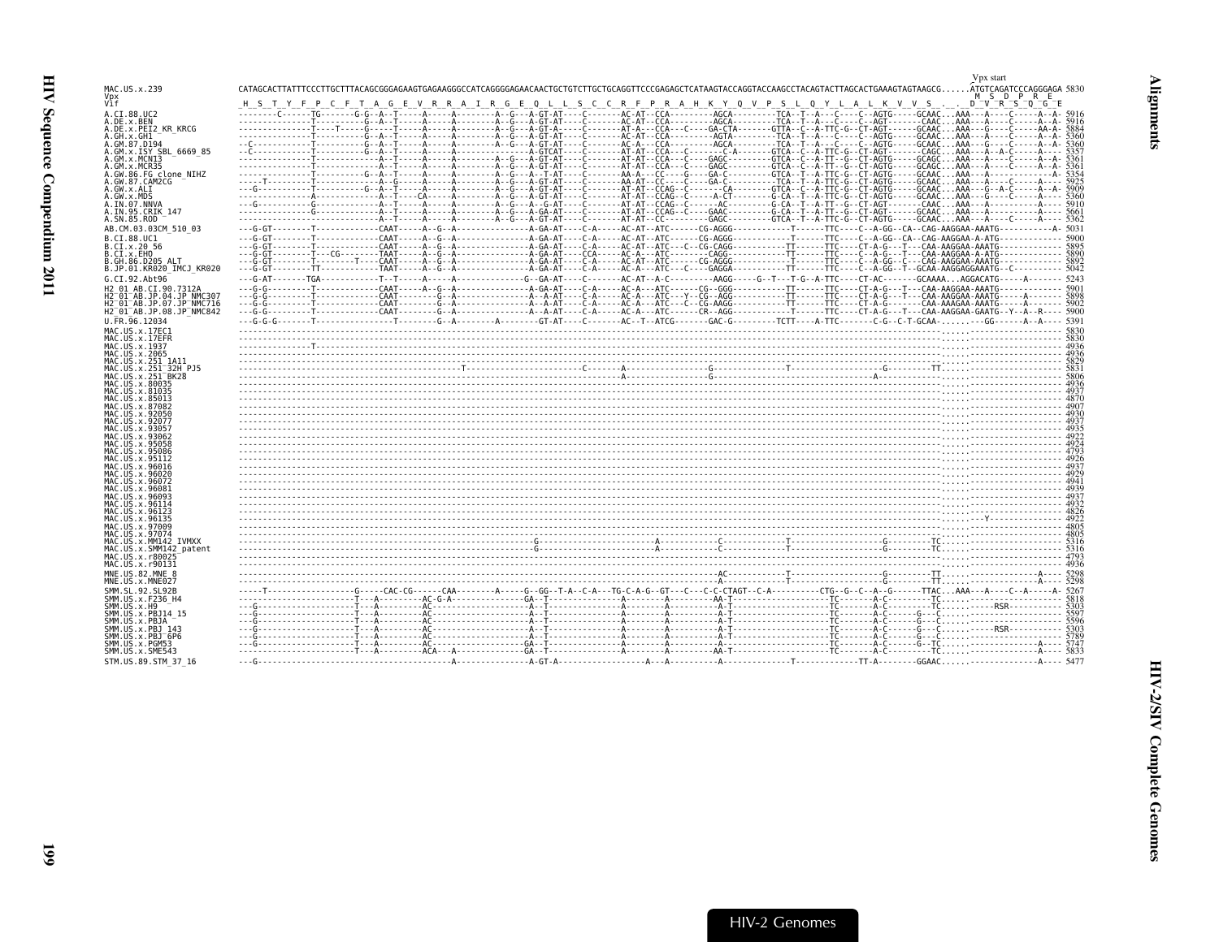```
                                                                                                                                                                                     Vpx start
MAC.US.x.239           CATAGCACTTATTTCCCTTGCTTTACAGCGGGAGAAGTGAGAAGGGCCATCAGGGGAGAACAACTGCTGTCTTGCTGCAGGTTCCCGAGAGCTCATAAGTACCAGGTACCAAGCCTACAGTACTTAGCACTGAAAGTAGTAAGCG......ATGTCAGATCCCAGGGAGA 5830
Vpx                                                                                                                                                                                   M  S  D  P  R  E
Vif                     H  S  T  Y  F  P  C  F  T  A  G  E  V  R  R  A  I  R  G  E  Q  L  L  S  C  C  R  F  P  R  A  H  K  Y  Q  V  P  S  L  Q  Y  L  A  L  K  V  V  S  .  .  D  V  R  S  Q  G  E
A.CI.88.UC2            --------C------TG-------G-G--A--T-----A-----A--------A--G---A-GT-AT----C-------AC-AT--CCA---------AGCA---------TCA--T--A---C----C--AGTG-----GCAAC...AAA---A----C-----A--A- 5916
A.DE.x.BEN             ---------------T----------G--A--T-----A-----A--------A--G---A-GT-AT----C-------AC-AT--CCA---------AGCA---------TCA--T--A---C----C--AGT-------CAAC...AAA---A----C-----A--A- 5916
A.DE.x.PEI2_KR_KRCG    ---------------T----T-----G-----T-----A-----A--------A--G---A-GT-A-----C-------AT-A---CCA---C----GA-CTA-------GTTA--C--A-TTC-G--CT-AGT------GCAAC...AAA---G----C-----AA-A- 5884
A.GH.x.GH1             ---------------T----------G--A--T-----A-----A--------A--G---A-GT-AT----C-------AC-AT--CCA---------AGTA---------TCA--T--A---C----C--AGTG-----GCAAC...AAA---A----C-----A--A- 5360
A.GM.87.D194           --C------------T----------G--A--T-----A-----A--------A--G---A-GT-AT----C-------AC-A---CCA---------AGCA---------TCA--T--A---C----C--AGTG-----GCAAC...AAA---G----C-----A--A- 5360
A.GM.x.ISY_SBL_6669_85 --C------------T----------G--A--T-----A-----A---------------A-GTCAT----C-------AT-AT--CCA---C-------C-A--------GTCA--C--A-TTC-G--CT-AGT-------CAGC...AAA---A--A-C-----A--- 5357
A.GM.x.MCN13           ---------------T----------A--T--------A-----A--------A--G---A-GT-AT----C-------AT-AT--CCA---C----GAGC---------GTCA--C--A-TTC-G--CT-AGTG-----GCAGC...AAA---A----C-----A--A- 5361
A.GM.x.MCR35           ---------------T-------------A--T-----A-----A--------A--G---A-GT-AT----C-------AT-AT--CCA---C----GAGC---------GTCA--C--A-TT--G--CT-AGTG-----GCAGC...AAA---A----C-----A--A- 5361
A.GW.86.FG_clone_NIHZ  ---------------T----------G--A--T-----A-----A--------A--G---A--T-AT----C-------AA-A---CC----G----GA-C---------GTCA--T--A-TTC-G--CT-AGTG-----GCAAC...AAA---A----------------A- 5354
A.GW.87.CAM2CG         ---T-----------T----------A--G--------A-----A--------A--G---A-GT-AT----C-------AA-AT--CC----C----GA-C----------TCA--T--A-TTC-G--CT-AGTG-----GCAAC...AAA---A----C-----A---- 4925
A.GW.x.ALI             ---G-----------T----------G--A--T-----A-----A--------A--G---A-GT-AT----C-------AT-AT--CCAG--C-------CA--------GTCA--C--A-TTC-G--CT-AGTG-----GCAAC...AAA---G--A-C-----A--A- 5909
A.GW.x.MDS             ---------------A-------------A--T----CA-----A--------A--G---A-GT-AT----C-------AT-AT--CCAG--C-----A-CT--------G-CA--T--A-TTC-G--CT-AGTG-----GCAAC...AAA---G----C-----A---- 5360
A.IN.07.NNVA           ---G-----------G-------------A--T-----A-----A--------A--G---A--G-AT----C-------AT-AT--CCAG--C-------AC---------G-CA--T--A-TT--G--CT-AGT-------CAAC...AAA---A----------A---- 5910
A.IN.95.CRIK_147       ---------------G-------------A--T-----A-----A--------A--G---A-GA-AT----C-------AT-AT--CCAG--C----GAAC---------G-CA--T--A-TT--G--CT-AGT------GCAAC...AAA---A----------A---- 5661
A.SN.85.ROD            -----------------------------A--T-----A-----A--------A--G---A-GT-AT----C-------AT-AT--CC---------GAGC---------GTCA--T--A-TTC-G--CT-AGTG-----GCAAC...AAA---A----C-----A---- 5362
AB.CM.03.03CM_510_03   ---G-GT--------T-----------CAAT-----A--G--A--------------A-GA-AT----C-A-----AC-AT--ATC------CG-AGGG-----------T------TTC----C--A-GG--CA--CAG-AAGGAA-A-ATG------------A- 5031
B.CI.88.UC1            ---G-GT--------T-----------CAAT-----A--G--A--------------A-GA-AT----C-A-----AC-AT--ATC------CG-AGGG-----------T------TTC----C--A-GG--CA--CAG-AAGGAA-A-ATG------------- 5900
B.CI.x.20_56           ---G-GT--------T-----------CAAT-----A--G--A--------------A-GA-AT----C-A-----AC-AT--ATC---C--CG-CAGG----------TT------TTC----CT-A-G---T---CAA-AAGGAA-AAATG------------- 5895
B.CI.x.EHO             ---G-GT--------T---CG-------TAAT-----A--G--A--------------A-GA-AT----CCA-----AC-A---ATC-------CAGG----------TT------TTC----C--A-G---T---CAA-AAGGAA-A-ATG------------- 5890
B.GH.86.D205_ALT       ---G-GT--------T---------T--CAAT-----A--G--A--------------A-GA-AT----C-A-----AC-AT--ATC------CG-AGGG-----------T------TTC----C--A-GG--C---CAG-AAGGAA-A-ATG------------- 5832
B.JP.01.KR020_IMCJ_KR020 ---G-GT--------TT-----------TAAT-----A--G--A--------------A-GA-AT----C-A-----AC-A---ATC---C--GAGGA----------TT------TTC----C--A-GG--T--GCAA-AAGGAGGAAATG--C---------- 5042
G.CI.92.Abt96         ---G-AT-------TGA-----------T--T-----A-----A-------------G--GA-AT----C-------AC-AT--A-C---------AAGG-----G--T---T-G--A-TTC----CT-AC------GCAAAA...AGGACATG-----A------ 5243
H2_01_AB.CI.90.7312A   ---G-G---------T-----------CAAT-----A--G--A--------------A-GA-AT----C-A-----AC-A---ATC-------CG--GGG---------TT------TTC----CT-A-G---T---CAA-AAGGAA-AAATG------------- 5901
H2_01_AB.JP.04.JP_NMC307 ---G-G---------T-----------CAAT---------G--A--------------A--A-AT----C-A-----AC-A---ATC---Y--CG--AGG---------TT------TTC----CT-A-G---T---CAA-AAGGAA-AAATG-----A------- 5898
H2_01_AB.JP.07.JP_NMC716 ---G-G---------T-----------CAAT---------G--A--------------A--A-AT----C-A-----AC-A---ATC---C--CG-AGG----------TT------TTC----CT-A-G---------CAA-AAAGAA-AAATG----A------- 5902
H2_01_AB.JP.08.JP_NMC842 ---G-G---------T-----------CAAT---------G--A--------------A--A-AT----C-A-----AC-A---ATC-------CR--AGG---------T------TTC----CT-A-G---T---CAA-AAGGAA-GAATG--Y--A--R---- 5900
U.FR.96.12034          ---G-G-G-------T----------------T--------G--A--------A--------GT-AT----C-------AC--T--ATCG-------GAC-G---------TCTT----A-TTC-------C-G--C-T-GCAA-......---GG------A--A---- 5391
MAC.US.x.17EC1         ---------------------------------------------------------------------------------------------------------------------------------------------------......------------------ 5830
MAC.US.x.17EFR         ---------------------------------------------------------------------------------------------------------------------------------------------------......------------------ 5830
MAC.US.x.1937          --------------T------------------------------------------------------------------------------------------------------------------------------------......------------------ 4936
MAC.US.x.2065          ---------------------------------------------------------------------------------------------------------------------------------------------------......------------------ 4936
MAC.US.x.251_1A11      ---------------------------------------------------------------------------------------------------------------------------------------------------......------------------ 5829
MAC.US.x.251_32H_PJ5   ---------------------------------------------------T-------------------------C--------A-------------G-----------------T-----------------G---------TT......------------------ 5831
MAC.US.x.251_BK28      ----------------------------------------------------------------------------A------------------------G------------------------------A-------------......------------------ 5806
MAC.US.x.80035         ---------------------------------------------------------------------------------------------------------------------------------------------------......------------------ 4936
MAC.US.x.81035         ---------------------------------------------------------------------------------------------------------------------------------------------------......------------------ 4937
MAC.US.x.85013         ---------------------------------------------------------------------------------------------------------------------------------------------------......------------------ 4870
MAC.US.x.87082         ---------------------------------------------------------------------------------------------------------------------------------------------------......------------------ 4907
MAC.US.x.92050         ---------------------------------------------------------------------------------------------------------------------------------------------------......------------------ 4930
MAC.US.x.92077         ---------------------------------------------------------------------------------------------------------------------------------------------------......------------------ 4937
MAC.US.x.93057         ---------------------------------------------------------------------------------------------------------------------------------------------------......------------------ 4935
MAC.US.x.93062         ---------------------------------------------------------------------------------------------------------------------------------------------------......------------------ 4922
MAC.US.x.95058         ---------------------------------------------------------------------------------------------------------------------------------------------------......------------------ 4924
MAC.US.x.95086         ---------------------------------------------------------------------------------------------------------------------------------------------------......------------------ 4793
MAC.US.x.95112         ---------------------------------------------------------------------------------------------------------------------------------------------------......------------------ 4926
MAC.US.x.96016         ---------------------------------------------------------------------------------------------------------------------------------------------------......------------------ 4937
MAC.US.x.96020         ---------------------------------------------------------------------------------------------------------------------------------------------------......------------------ 4929
MAC.US.x.96072         ---------------------------------------------------------------------------------------------------------------------------------------------------......------------------ 4941
MAC.US.x.96081         ---------------------------------------------------------------------------------------------------------------------------------------------------......------------------ 4939
MAC.US.x.96093         ---------------------------------------------------------------------------------------------------------------------------------------------------......------------------ 4937
MAC.US.x.96114         ---------------------------------------------------------------------------------------------------------------------------------------------------......------------------ 4932
MAC.US.x.96123         ---------------------------------------------------------------------------------------------------------------------------------------------------......------------------ 4826
MAC.US.x.96135         ---------------------------------------------------------------------------------------------------------------------------------------------------......---Y-------------- 4922
MAC.US.x.97009         ---------------------------------------------------------------------------------------------------------------------------------------------------......------------------ 4805
MAC.US.x.97074         ---------------------------------------------------------------------------------------------------------------------------------------------------......------------------ 4805
MAC.US.x.MM142_IVMXX   ------------------------------------------------------------G-----------------------A-----------C---------------T-------------------G---------TC......------------------ 5316
MAC.US.x.SMM142_patent ------------------------------------------------------------G-----------------------A-----------C---------------T-------------------G---------TC......------------------ 5316
MAC.US.x.r80025        ---------------------------------------------------------------------------------------------------------------------------------------------------......------------------ 4793
MAC.US.x.r90131        ---------------------------------------------------------------------------------------------------------------------------------------------------......------------------ 4936
MNE.US.82.MNE_8        ---------------------------------------------------------------------------------------------AC--------------T-------------------G---------TT......--------------A---- 5298
MNE.US.x.MNE027        ---------------------------------------------------------------------------------------------A---------------T-------------------G---------TT......--------------A---- 5298
SMM.SL.92.SL92B        -----T----------------G-----CAC-CG------CAA---------A-----G--GG--T-A--C-A---TG-C-A-G--GT---C---C-C-CTAGT--C-A-----------CTG--G--C--A--G-----TTAC...AAA---A-----C--A-----A- 5267
SMM.US.x.F236_H4       ---------------------T---A---------AC-G-A--------------GA--T-----------------A--------A---------AA-T-----------------TC-------A-C---------TC......------------------ 5818
SMM.US.x.H9            ---G-----------------T---A---------AC------------------A--T-----------------A--------A---------A-T------------------TC-------A-C---------TC......-----RSR----------- 5303
SMM.US.x.PBJ14_15      ---G-----------------T---A---------AC------------------A--T-----------------A--------A---------A-T------------------TC-------A-C-------G---C......------------------ 5597
SMM.US.x.PBJA          ---G-----------------T---A---------AC------------------A--T-----------------A--------A---------A-T------------------TC-------A-C-------G---C......------------------ 5596
SMM.US.x.PBJ_143       ---G-----------------T---A---------AC------------------A--T-----------------A--------A---------A-T------------------TC-------A-C-------G---C......-----RSR----------- 5303
SMM.US.x.PBJ_6P6       ---G-----------------T---A---------AC------------------A--T-----------------A--------A---------A-T------------------TC-------A-C-------G---C......------------------ 5789
SMM.US.x.PGM53         ---G-----------------T---A---------AC-----------------GA--T-----------------A--------A---------A-T------------------TC-------A-C-------G--TC......--------------A---- 5747
SMM.US.x.SME543        ---------------------T---A---------ACA---A-------------GA--T-----------------A--------A---------AA-T-----------------TC-------A-C---------TC......--------------A---- 5833
STM.US.89.STM_37_16    ---G-------------------------------------------A--------------A-GT-A-------------------A---A-----------A-------------T------------TT-A--------GGAAC......--------------A---- 5477
```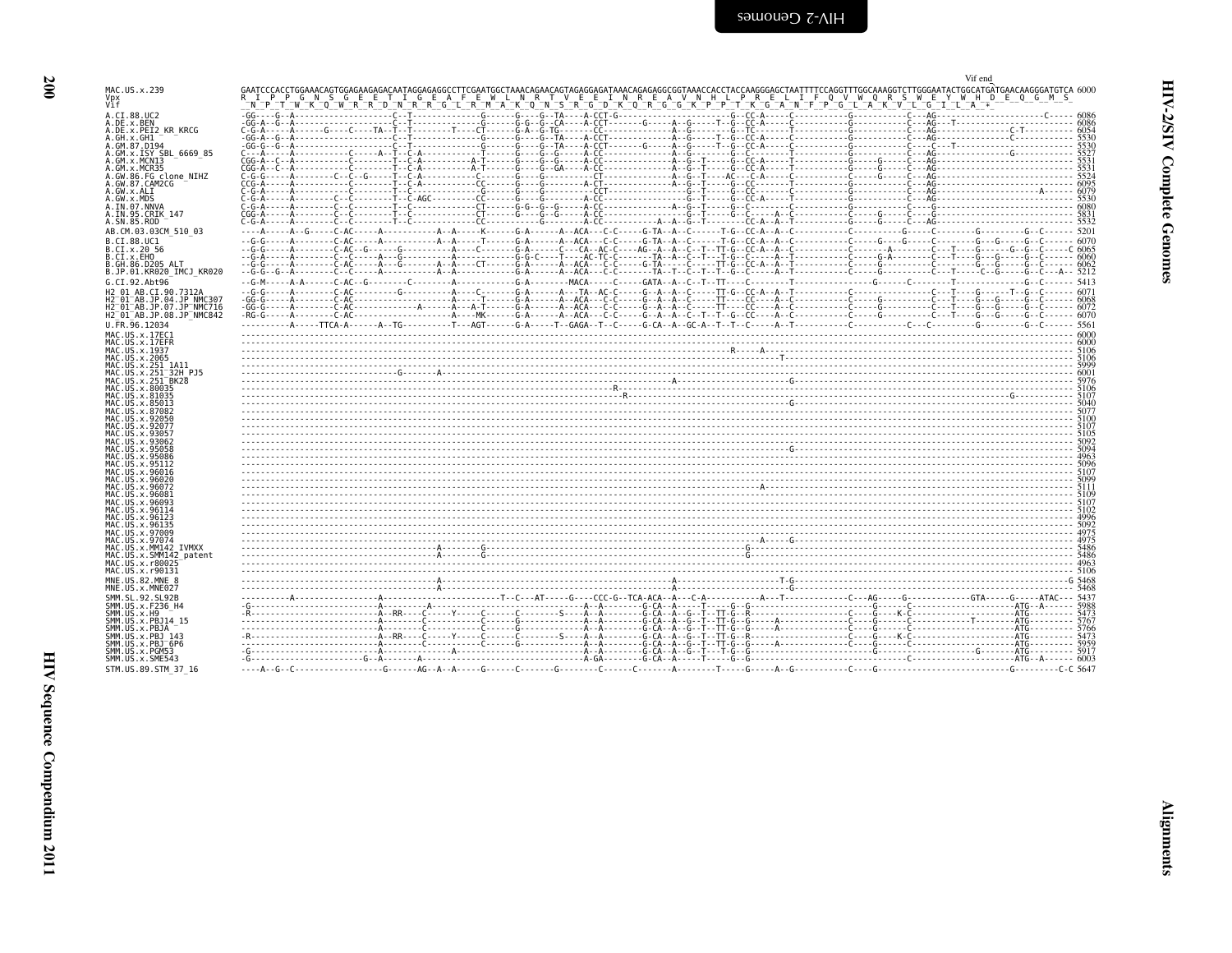```
                                                                                                                                                                                                    Vif end
MAC.US.x.239                 GAATCCCACCTGGAAACAGTGGAGAAGAGACAATAGGAGAGGCCTTCGAATGGCTAAACAGAACAGTAGAGGAGATAAACAGAGAGGCGGTAAACCACCTACCAAGGGAGCTAATTTTCCAGGTTTGGCAAAGGTCTTGGGAATACTGGCATGATGAACAAGGGATGTCA 6000
Vpx                          R  I  P  P  G  N  S  G  E  E  T  I  G  E  A  F  E  W  L  N  R  T  V  E  E  I  N  R  E  A  V  N  H  L  P  R  E  L  I  F  Q  V  W  Q  R  S  W  E  Y  W  H  D  E  Q  G  M  S
Vif                           N  P  T  W  K  Q  W  R  R  D  N  R  R  G  L  R  M  A  K  Q  N  S  R  G  D  K  Q  R  G  G  K  P  P  T  K  G  A  N  F  P  G  L  A  K  V  L  G  I  L  A  *
```

(Alignment of HIV-2/SIV sequences against MAC.US.x.239, nucleotide positions ending: A.CI.88.UC2 6086; A.DE.x.BEN 6086; A.DE.x.PEI2_KR_KRCG 6054; A.GH.x.GH1 5530; A.GM.87.D194 5530; A.GM.x.ISY_SBL_6669_85 5527; A.GM.x.MCN13 5531; A.GM.x.MCR35 5531; A.GW.86.FG_clone_NIHZ 5524; A.GW.87.CAM2CG 6095; A.GW.x.ALI 6079; A.GW.x.MDS 5530; A.IN.07.NNVA 6080; A.IN.95.CRIK_147 5831; A.SN.85.ROD 5532; AB.CM.03.03CM_510_03 5201; B.CI.88.UC1 6070; B.CI.x.20_56 6065; B.CI.x.EHO 6060; B.GH.86.D205_ALT 6062; B.JP.01.KR020_IMCJ_KR020 5212; G.CI.92.Abt96 5413; H2_01_AB.CI.90.7312A 6071; H2_01_AB.JP.04.JP_NMC307 6068; H2_01_AB.JP.07.JP_NMC716 6072; H2_01_AB.JP.08.JP_NMC842 6070; U.FR.96.12034 5561; MAC.US.x.17EC1 6000; MAC.US.x.17EFR 6000; MAC.US.x.1937 5106; MAC.US.x.2065 5106; MAC.US.x.251_1A11 5999; MAC.US.x.251_32H_PJ5 6001; MAC.US.x.251_BK28 5976; MAC.US.x.80035 5106; MAC.US.x.81035 5107; MAC.US.x.85013 5040; MAC.US.x.87082 5077; MAC.US.x.92050 5100; MAC.US.x.92077 5107; MAC.US.x.93057 5105; MAC.US.x.93062 5092; MAC.US.x.95058 5094; MAC.US.x.95086 4963; MAC.US.x.95112 5096; MAC.US.x.96016 5107; MAC.US.x.96020 5099; MAC.US.x.96072 5111; MAC.US.x.96081 5109; MAC.US.x.96093 5107; MAC.US.x.96114 5102; MAC.US.x.96123 4996; MAC.US.x.96135 5092; MAC.US.x.97009 4975; MAC.US.x.97074 4975; MAC.US.x.MM142_IVMXX 5486; MAC.US.x.SMM142_patent 5486; MAC.US.x.r80025 4963; MAC.US.x.r90131 5106; MNE.US.82.MNE_8 5468; MNE.US.x.MNE027 5468; SMM.SL.92.SL92B 5437; SMM.US.x.F236_H4 5988; SMM.US.x.H9 5473; SMM.US.x.PBJ14_15 5767; SMM.US.x.PBJA 5766; SMM.US.x.PBJ_143 5473; SMM.US.x.PBJ_6P6 5959; SMM.US.x.PGM53 5917; SMM.US.x.SME543 6003; STM.US.89.STM_37_16 5647)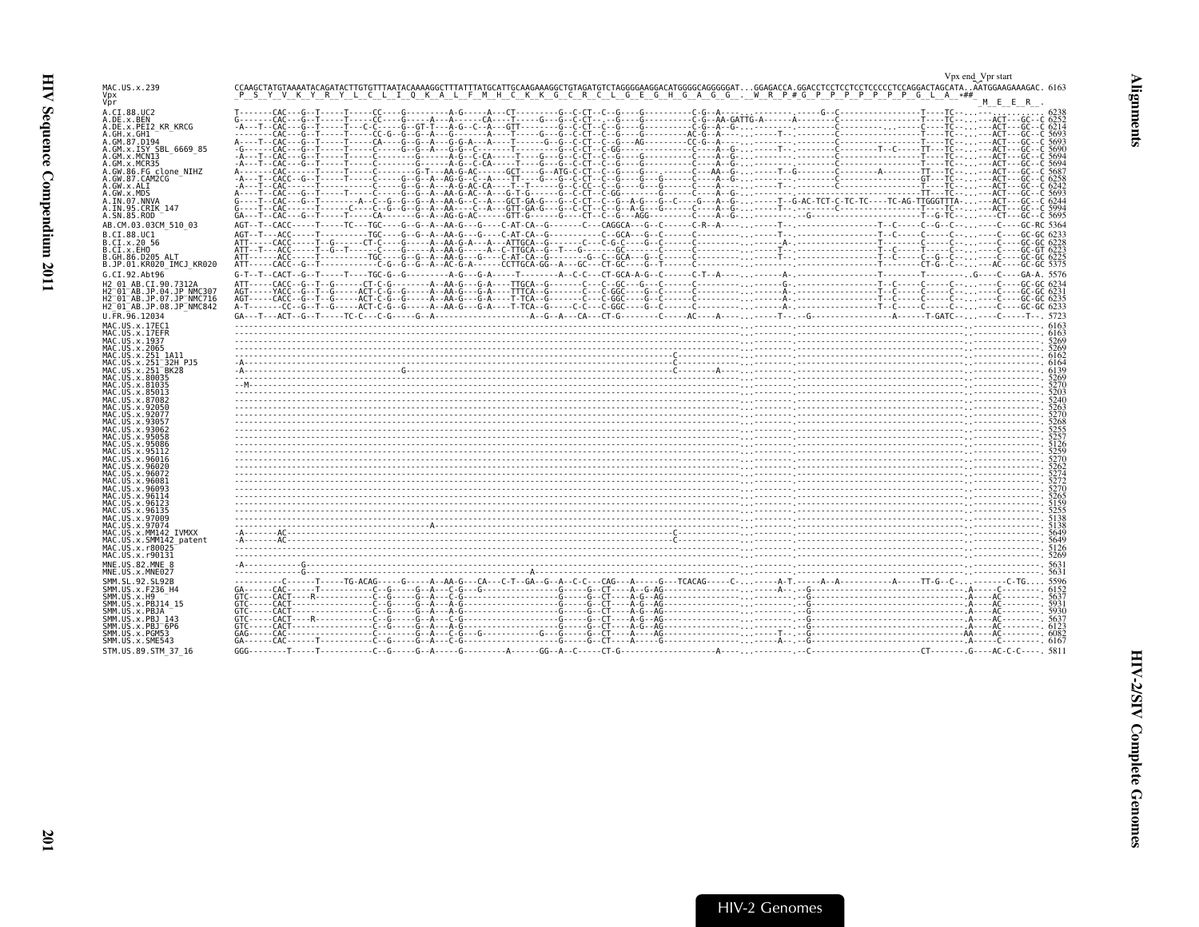Vpx end_Vpr start

```
MAC.US.x.239             CCAAGCTATGTAAAATACAGATACTTGTGTTTAATACAAAAGGCTTTATTTATGCATTGCAAGAAAGGCTGTAGATGTCTAGGGGAAGGACATGGGGCAGGGGGAT...GGAGACCA.GGACCTCCTCCTCCTCCCCCTCCAGGACTAGCATA..AATGGAAGAAAGAC. 6163
Vpx                       P  S  Y  V  K  Y  R  Y  L  C  L  I  Q  K  A  L  F  M  H  C  K  K  G  C  R  C  L  G  E  G  H  G  A  G  G  .  W  R  P  #  G  P  P  P  P  P  P  G  L  A  *##
Vpr                                                                                                                                                                       M  E  E  R  .

A.CI.88.UC2              6238
A.DE.x.BEN               6252
A.DE.x.PEI2_KR_KRCG      6214
A.GH.x.GH1               5693
A.GM.87.D194             5693
A.GM.x.ISY_SBL_6669_85   5690
A.GM.x.MCN13             5694
A.GM.x.MCR35             5694
A.GW.86.FG_clone_NIHZ    5687
A.GW.87.CAM2CG           6258
A.GW.x.ALI               6242
A.GW.x.MDS               5693
A.IN.07.NNVA             6244
A.IN.95.CRIK_147         5994
A.SN.85.ROD              5695
AB.CM.03.03CM_510_03     5364
B.CI.88.UC1              6233
B.CI.x.20_56             6228
B.CI.x.EHO               6223
B.GH.86.D205_ALT         6225
B.JP.01.KR020_IMCJ_KR020 5375
G.CI.92.Abt96            5576
H2_01_AB.CI.90.7312A     6234
H2_01_AB.JP.04.JP_NMC307 6231
H2_01_AB.JP.07.JP_NMC716 6235
H2_01_AB.JP.08.JP_NMC842 6233
U.FR.96.12034            5723
MAC.US.x.17EC1           6163
MAC.US.x.17EFR           6163
MAC.US.x.1937            5269
MAC.US.x.2065            5269
MAC.US.x.251_1A11        6162
MAC.US.x.251_32H_PJ5     6164
MAC.US.x.251_BK28        6139
MAC.US.x.80035           5269
MAC.US.x.81035           5270
MAC.US.x.85013           5203
MAC.US.x.87082           5240
MAC.US.x.92050           5263
MAC.US.x.92077           5270
MAC.US.x.93057           5268
MAC.US.x.93062           5255
MAC.US.x.95058           5257
MAC.US.x.95086           5126
MAC.US.x.95112           5259
MAC.US.x.96016           5270
MAC.US.x.96020           5262
MAC.US.x.96072           5274
MAC.US.x.96081           5272
MAC.US.x.96093           5270
MAC.US.x.96114           5265
MAC.US.x.96123           5159
MAC.US.x.96135           5255
MAC.US.x.97009           5138
MAC.US.x.97074           5138
MAC.US.x.MM142_IVMXX     5649
MAC.US.x.SMM142_patent   5649
MAC.US.x.r80025          5126
MAC.US.x.r90131          5269
MNE.US.82.MNE_8          5631
MNE.US.x.MNE027          5631
SMM.SL.92.SL92B          5596
SMM.US.x.F236_H4         6152
SMM.US.x.H9              5637
SMM.US.x.PBJ14_15        5931
SMM.US.x.PBJA            5930
SMM.US.x.PBJ_143         5637
SMM.US.x.PBJ_6P6         6123
SMM.US.x.PGM53           6082
SMM.US.x.SME543          6167
STM.US.89.STM_37_16      5811
```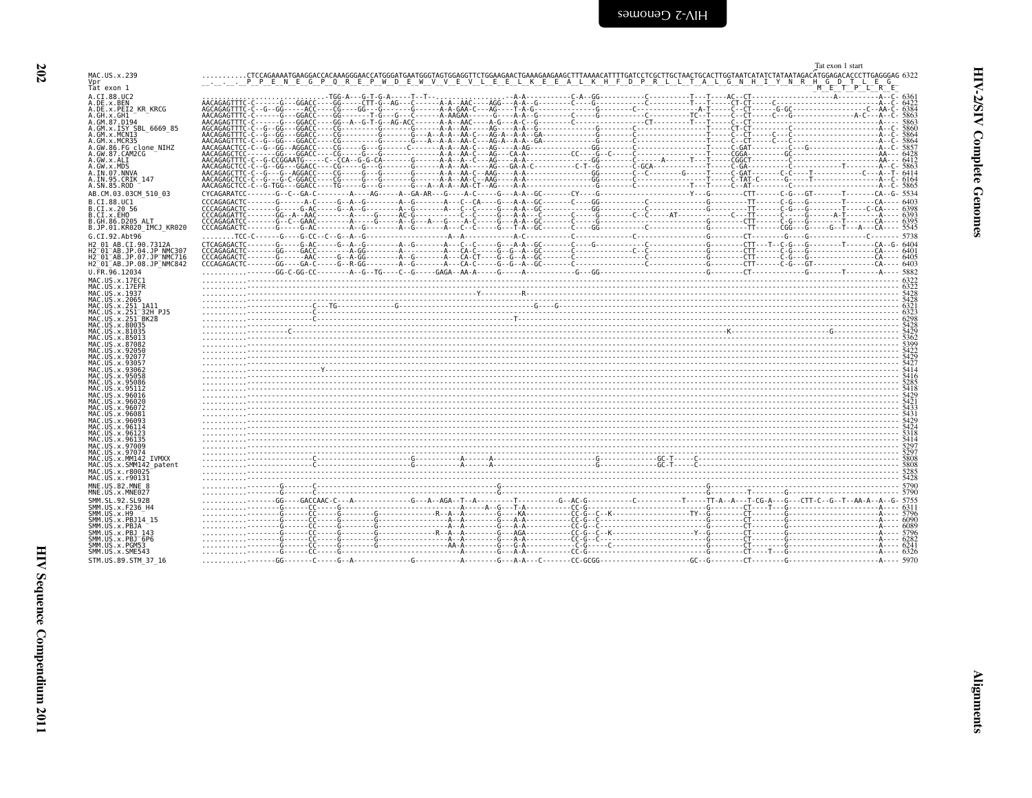```
                                                                                                                                                                                              Tat exon 1 start
MAC.US.x.239                ..........CTCCAGAAAATGAAGGACCACAAAGGGAACCATGGGATGAATGGGTAGTGGAGGTTCTGGAAGAACTGAAAGAAGAAGCTTTAAAACATTTTGATCCTCGCTTGCTAACTGCACTTGGTAATCATATCTATAATAGACATGGAGACACCCTTGAGGGAG 6322
Vpr                          _._._._._P__P__E__N__E__G__P__Q__R__E__P__W__D__E__W__V__V__E__V__L__E__E__L__K__E__E__A__L__K__H__F__D__P__R__L__L__T__A__L__G__N__H__I__Y__N__R__H__G__D__T__L__E__G_
Tat exon 1                                                                                                                                                                                          _M__E__T__P__L__R__E_
```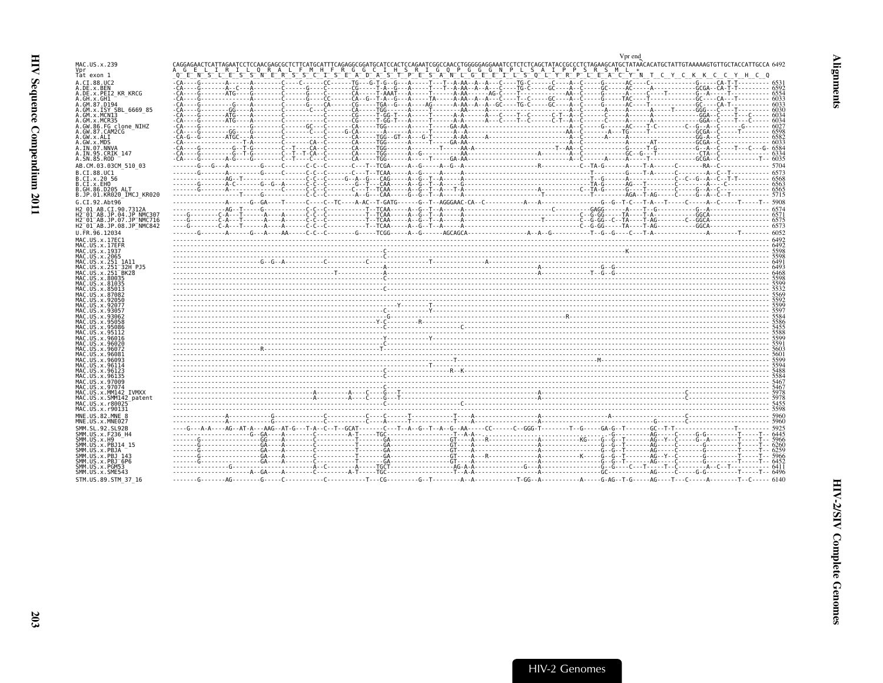```
                                                                                                                                   Vpr end
MAC.US.x.239            CAGGAGAACTCATTAGAATCCTCCAACGAGCGCTCTTCATGCATTTCAGAGGCGGATGCATCCACTCCAGAATCGGCCAACCTGGGGGAGGAAATCCTCTCTCAGCTATACCGCCCTCTAGAAGCATGCTATAACACATGCTATTGTAAAAAGTGTTGCTACCATTGCCA 6492
Vpr                      A  G  E  L  I  R  I  L  Q  R  A  L  F  M  H  F  R  G  G  C  I  H  S  R  I  G  Q  P  G  G  G  N  P  L  S  A  I  P  P  S  R  S  M  L  *
Tat exon 1               Q  E  N  S  L  E  S  S  N  E  R  S  S  C  I  S  E  A  D  A  S  T  P  E  S  A  N  L  G  E  E  I  L  S  Q  L  Y  R  P  L  E  A  C  Y  N  T  C  Y  C  K  K  C  C  Y  H  C  Q
```

HIV-2 Genomes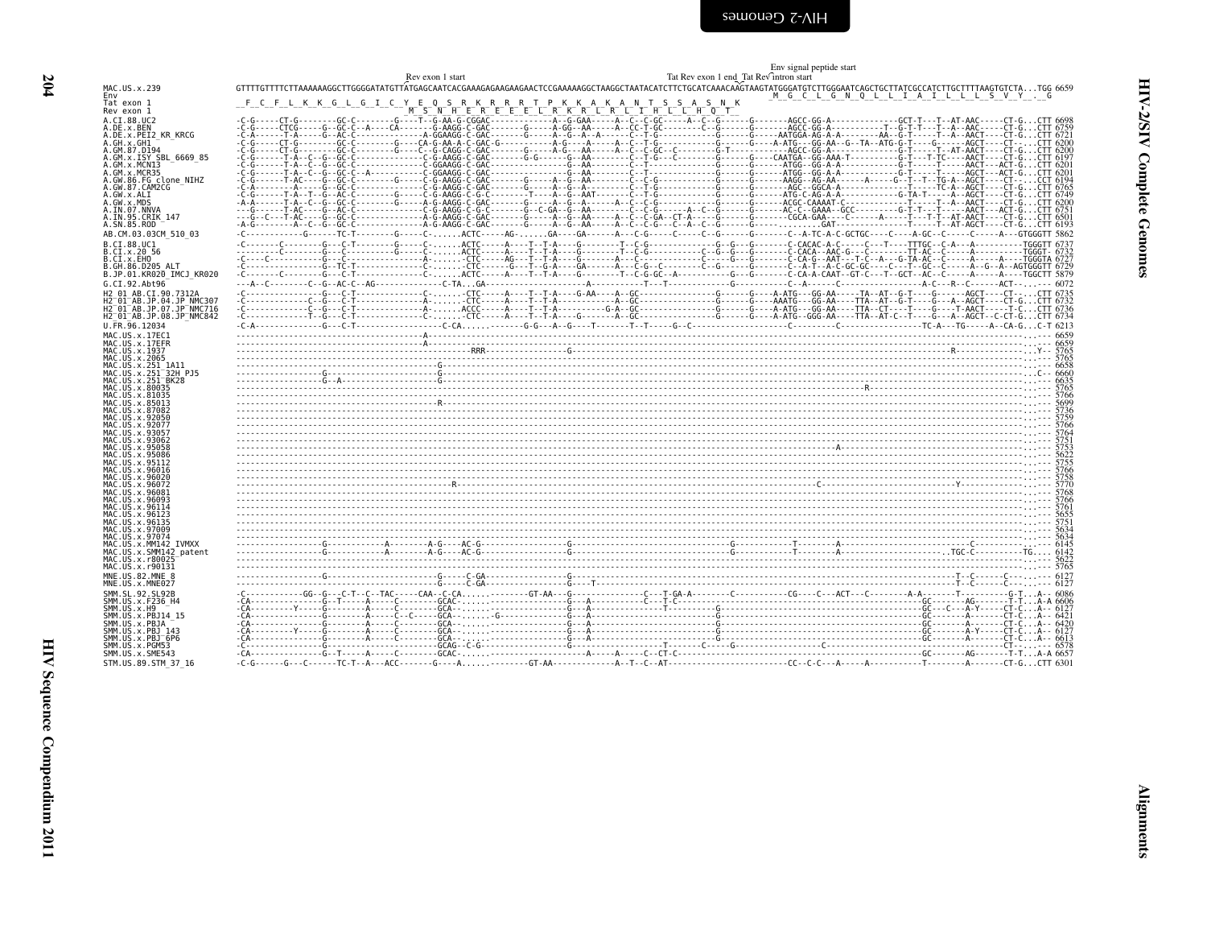```
                                                                                                                                                          Env signal peptide start
                                                                 Rev exon 1 start                                          Tat Rev exon 1 end  Tat Rev intron start
MAC.US.x.239              GTTTTGTTTTCTTAAAAAAGGCTTGGGGATATGTTATGAGCAATCACGAAAGAGAAGAAGAACTCCGAAAAAGGCTAAGGCTAATACATCTTCTGCATCAAACAAGTAAGTATGGGATGTCTTGGGAATCAGCTGCTTATCGCCATCTTGCTTTTAAGTGTCTA...TGG 6659
Env                                                                                                                                                          M  G  C  L  G  N  Q  L  L  I  A  I  L  L  L  S  V  Y  .  G
Tat exon 1                 F  C  F  L  K  K  G  L  G  I  C  Y  E  Q  S  R  K  R  R  R  T  P  K  K  A  K  A  N  T  S  S  A  S  N  K
Rev exon 1                                                    M  S  N  H  E  R  E  E  E  L  R  K  R  L  R  L  I  H  L  L  H  Q  T
A.CI.88.UC2
A.DE.x.BEN
A.DE.x.PEI2_KR_KRCG
A.GH.x.GH1
A.GM.87.D194
A.GM.x.ISY_SBL_6669_85
A.GM.x.MCN13
A.GM.x.MCR35
A.GW.86.FG_clone_NIHZ
A.GW.87.CAM2CG
A.GW.x.ALI
A.GW.x.MDS
A.IN.07.NNVA
A.IN.95.CRIK_147
A.SN.85.ROD
AB.CM.03.03CM_510_03
B.CI.88.UC1
B.CI.x.20_56
B.CI.x.EHO
B.GH.86.D205_ALT
B.JP.01.KR020_IMCJ_KR020
G.CI.92.Abt96
H2_01_AB.CI.90.7312A
H2_01_AB.JP.04.JP_NMC307
H2_01_AB.JP.07.JP_NMC716
H2_01_AB.JP.08.JP_NMC842
U.FR.96.12034
MAC.US.x.17EC1
MAC.US.x.17EFR
MAC.US.x.1937
MAC.US.x.2065
MAC.US.x.251_1A11
MAC.US.x.251_32H_PJ5
MAC.US.x.251_BK28
MAC.US.x.80035
MAC.US.x.81035
MAC.US.x.85013
MAC.US.x.87082
MAC.US.x.92050
MAC.US.x.92077
MAC.US.x.93057
MAC.US.x.93062
MAC.US.x.95058
MAC.US.x.95086
MAC.US.x.95112
MAC.US.x.96016
MAC.US.x.96020
MAC.US.x.96072
MAC.US.x.96081
MAC.US.x.96093
MAC.US.x.96114
MAC.US.x.96123
MAC.US.x.96135
MAC.US.x.97009
MAC.US.x.97074
MAC.US.x.MM142_IVMXX
MAC.US.x.SMM142_patent
MAC.US.x.r80025
MAC.US.x.r90131
MNE.US.82.MNE_8
MNE.US.x.MNE027
SMM.SL.92.SL92B
SMM.US.x.F236_H4
SMM.US.x.H9
SMM.US.x.PBJ14_15
SMM.US.x.PBJA
SMM.US.x.PBJ_143
SMM.US.x.PBJ_6P6
SMM.US.x.PGM53
SMM.US.x.SME543
STM.US.89.STM_37_16
```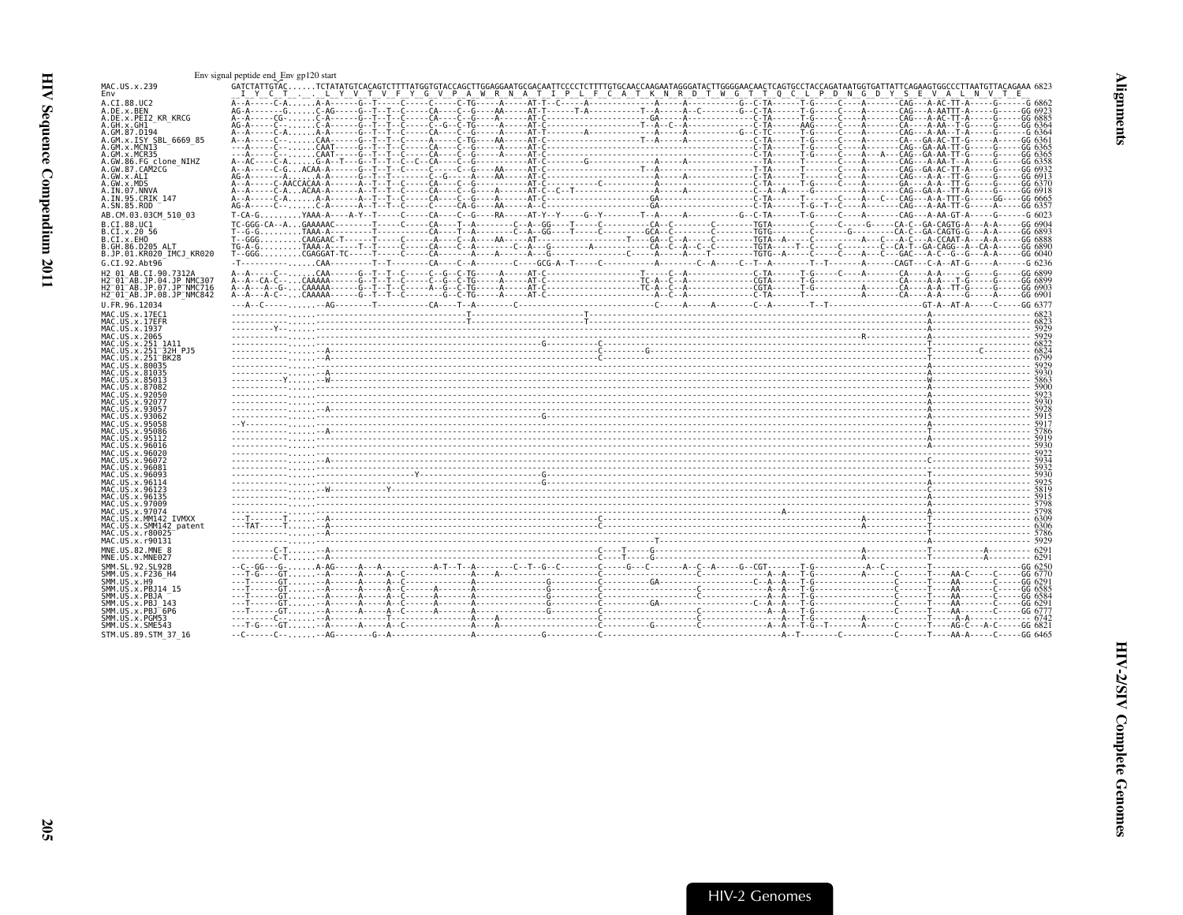Env signal peptide end_Env gp120 start

```
MAC.US.x.239              GATCTATTGTAC......TCTATATGTCACAGTCTTTTATGGTGTACCAGCTTGGAGGAATGCGACAATTCCCCTCTTTTGTGCAACCAAGAATAGGGATACTTGGGGAACAACTCAGTGCCTACCAGATAATGGTGATTATTCAGAAGTGGCCCTTAATGTTACAGAAA 6823
Env                        I  Y  C  T  .  .  L  Y  V  T  V  F  Y  G  V  P  A  W  R  N  A  T  I  P  L  F  C  A  T  K  N  R  D  T  W  G  T  T  Q  C  L  P  D  N  G  D  Y  S  E  V  A  L  N  V  T  E
A.CI.88.UC2               6862
A.DE.x.BEN                6923
A.DE.x.PEI2_KR_KRCG       6885
A.GH.x.GH1                6364
A.GM.87.D194              6364
A.GM.x.ISY_SBL_6669_85    6361
A.GM.x.MCN13              6365
A.GM.x.MCR35              6365
A.GW.86.FG_clone_NIHZ     6358
A.GW.87.CAM2CG            6932
A.GW.x.ALI                6913
A.GW.x.MDS                6370
A.IN.07.NNVA              6918
A.IN.95.CRIK_147          6665
A.SN.85.ROD               6357
AB.CM.03.03CM_510_03      6023
B.CI.88.UC1               6904
B.CI.x.20_56              6893
B.CI.x.EHO                6888
B.GH.86.D205_ALT          6890
B.JP.01.KR020_IMCJ_KR020  6040
G.CI.92.Abt96             6236
H2_01_AB.CI.90.7312A      6899
H2_01_AB.JP.04.JP_NMC307  6899
H2_01_AB.JP.07.JP_NMC716  6903
H2_01_AB.JP.08.JP_NMC842  6901
U.FR.96.12034             6377
MAC.US.x.17EC1            6823
MAC.US.x.17EFR            6823
MAC.US.x.1937             5929
MAC.US.x.2065             5929
MAC.US.x.251_1A11         6822
MAC.US.x.251_32H_PJ5      6824
MAC.US.x.251_BK28         6799
MAC.US.x.80035            5929
MAC.US.x.81035            5930
MAC.US.x.85013            5863
MAC.US.x.87082            5900
MAC.US.x.92050            5923
MAC.US.x.92077            5930
MAC.US.x.93057            5928
MAC.US.x.93062            5915
MAC.US.x.95058            5917
MAC.US.x.95086            5786
MAC.US.x.95112            5919
MAC.US.x.96016            5930
MAC.US.x.96020            5922
MAC.US.x.96072            5934
MAC.US.x.96081            5932
MAC.US.x.96093            5930
MAC.US.x.96114            5925
MAC.US.x.96123            5819
MAC.US.x.96135            5915
MAC.US.x.97009            5798
MAC.US.x.97074            5798
MAC.US.x.MM142_IVMXX      6309
MAC.US.x.SMM142_patent    6306
MAC.US.x.r80025           5786
MAC.US.x.r90131           5929
MNE.US.82.MNE_8           6291
MNE.US.x.MNE027           6291
SMM.SL.92.SL92B           6250
SMM.US.x.F236_H4          6770
SMM.US.x.H9               6291
SMM.US.x.PBJ14_15         6585
SMM.US.x.PBJA             6584
SMM.US.x.PBJ_143          6291
SMM.US.x.PBJ_6P6          6777
SMM.US.x.PGM53            6742
SMM.US.x.SME543           6821
STM.US.89.STM_37_16       6465
```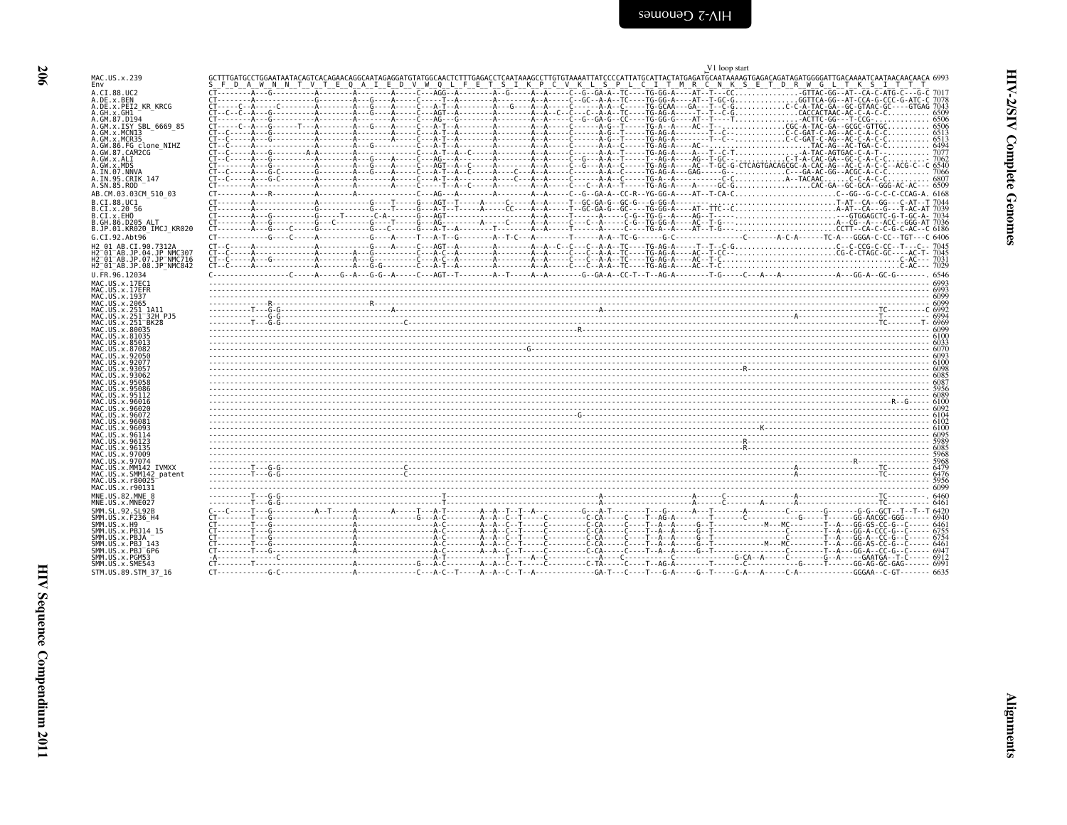V1 loop start

```
MAC.US.x.239                GCTTTGATGCCTGGAATAATACAGTCACAGAACAGGCAATAGAGGATGTATGGCAACTCTTTGAGACCTCAATAAAGCCTTGTGTAAAATTATCCCCATTATGCATTACTATGAGATGCAATAAAAGTGAGACAGATAGATGGGGATTGACAAAATCAATAACAACAACA 6993
Env                         S  F  D  A  W  N  N  T  V  T  E  Q  A  I  E  D  V  W  Q  L  F  E  T  S  I  K  P  C  V  K  L  S  P  L  C  I  T  M  R  C  N  K  S  E  T  D  R  W  G  L  T  K  S  I  T  T  T
A.CI.88.UC2                 CT--------A---G-----------A--------A--------A-----C---AGG--A--------A--G-----A--A-----C--G--GA-A--TC----TG-GG-A----AT--T---CC...............-GTTAC-GG--AT--CA-C-ATG-C---G-C 7017
A.DE.x.BEN                  CT--------A---------------G--------A---G-----A-----C----T--A---------A--------A--A-----C--GC--A-A--TC----TG-GG-A----AT--T-GC-G..........GGTTCA-GG--AT-CCA-G-CCC-G-ATC-C 7078
A.DE.x.PEI2_KR_KRCG         CT-----C--A-----C---------A--------A---G-----A-----C---A-T--A--------A---G----A--A-----C------A-A--C-----TG-GCAA---GA---T--C-G..........C-C-A-TAC-GA--GC-GTAAC-GC----GTGAG 7043
A.GH.x.GH1                  CT--C--C--A---G-----------A--------A---G-----A-----C---AGT--A--------A--------A--A--C--C---C--A-A--TC----TG-AG-A-----T--T--C-G..............CACCACTAAC-AC-C-A-C-C.......... 6509
A.GM.87.D194                CT--------A---G-----------A--------A---------A-----C---AG---G--------A--------A--A-----C--G--GA-G--CC----TG-GG-G-----AT--T----T...............-ACTTC-GG---T-CCG-............ 6506
A.GM.x.ISY_SBL_6669_85      CT-----C--A---G------T----A--------A---G-----A-----C---A-T--A--------A--------A--A-----C------A-G--T-----TG-A--A----AC--T-...............CGC-A-TAC-GA--GCGC-GTTGC........ 6506
A.GM.x.MCN13                CT--C-----A---G-----------A--------A---------A-----C---A-T--A--------A--------A--A-----C------A-G--T-----TG-AG-A---------T--C-.............C-C-GAT-C-AG--AC-C-A-C-C.......... 6513
A.GM.x.MCR35                CT--C-----A---G-----------A--------A---------A-----C---A-T--A--------A--------A--A-----C------A-G--T-----TG-AG-A---------T--C-.............C-C-GAT-C-AG--AC-C-A-C-C.......... 6513
A.GW.86.FG_clone_NIHZ       CT--C-----A---------------A--------A---G-----A-----C---A-T--A--------A--------A--A-----C------A-A--C-----TG-AG-A----AC-.........................TAC-AG--AC-TGA-C-C.......... 6494
A.GW.87.CAM2CG              CT--C-----A---G--------A-A---------A---------A-----C---A-T--A--C-----A--------A--A-----C------A-A--T-----TG-AG-A----A---T--C-T...............-A-TAC-AGTGAC-C-A-T-........... 7077
A.GW.x.ALI                  CT--C-----A---G-----------A--------A---G-----A-----C---AG---A--C-----A--------A--A-----C--G---A-A--T-----T--AG-A----AG--T-GC-...............C-T-A-CAC-GA--GC-C-A-C-C.......... 7062
A.GW.x.MDS                  CT--------A---G-----------A--------A---G-----A-----C---AGT--A--C-----A--------A--A-----C--G---A-A--C-----TG-AG-A----AC--T-GC-G-CTCAGTGACAGCGC-A-CAC-AG--AC-C-A-C-C--ACG-C--C 6540
A.IN.07.NNVA                CT--C-----A---G-C---------A--------A---G-----A-----C---A-T--A--C-----A----C---A--A-----C------A-A--C-----TG-AG-A----GAG-----G--............C---GA-AC-GG--ACGC-A-C-C.......... 7066
A.IN.95.CRIK_147            CT--C-----A---G-C---------A--------A---G-----A-----C---A-T--A--------A----C---A--A-----C------A-A--T-----TG-A--A---------------C-C..........A--TACAAC.......C-C-A-C-C.......... 6807
A.SN.85.ROD                 CT--------A---------------A--------A---------A-----C-----T--A--C-----A--------A--A-----C---C--A-A--T-----TG-AG-A----A---GC-G..................CAC-GA--GC-GCA--GGG-AC-AC-- 6509
AB.CM.03.03CM_510_03        CT--------A---R-----------A--------A---------------C---AG---A--------A--------A--A-----C--G--GA-A--CC-R--YG-GG-A----AT--T-CA-C.........................C--GG--G-C-C-C-CCAG-A. 6168
B.CI.88.UC1                 CT--------A---------------A--------A---------G-----T-----G---AGT--T-----A-----C-----A--A-----T--GC-GA-G--GC-G---G-GG-A-...............................T-AT--CA--GG---C-AT--T 7044
B.CI.x.20_56                CT--------A---------------G--------A---------G-----T-----G---A-T--T-----A-----CC----A--A-----T--GC-GA-G--GC---TG-GG-A----AT--TTC--C.....................A-AT--CA---G---T-AC-AT 7039
B.CI.x.EHO                  CT--------A---G-----------G-----T--------C-A-------G---AGT----------------------A--A-----T------A-----C-G--TG-G--A----AG--T-............................-GTGGAGCTC-G-T-GC-A- 7034
B.GH.86.D205_ALT            CT--------A---G-----------G---C------------G-----T-----G---AG--------A-----C-----A--A-----C---C--A-----C-G--TG-GG-A----AC--T-G-.........................A--CG--A---ACC--GGG-AT 7036
B.JP.01.KR020_IMCJ_KR020    CT--------A---G-----C-----G--------G-----C-----G-----T--A--------T-----------A--A-----T------A-----C-----TG-A--A----AT--T-G---..........................CCTT--CA-C-C-G-C-AC--C 6186
G.CI.92.Abt96               CT------------G-----C-----A--------A------------G-----A-----T---A-T--G--------A--T-C---A-----T------A-A--TC-G-------G-C------------------C-------A-C-A-----TC-A---GGGA-C-CC--TGT---C 6406
H2_01_AB.CI.90.7312A        CT--C-----A---------------A--------A---------G-----A-----C---AGT--A--------A--------A--A--C--C---C--A-A--TC----TG-AG-A-----T--T--C-G.......................C--C-CCG-C-CC--T---C- 7045
H2_01_AB.JP.04.JP_NMC307    CT--C-----A---------------A--------A---G-----A-----C---A-C--A--------A--------A--A-----C---C--A-A--TC----TG-AG-A-----T--T-CC-.........................CG-C-CTAGC-GC----AC-T- 7045
H2_01_AB.JP.07.JP_NMC716    CT--C-----A---G-----------A--------A---G-----A-----C---A-C--A--------A--------A--A-----C---C--A-A--TC----TG-AG-A----AC--T-C..................................C-AC--- 7031
H2_01_AB.JP.08.JP_NMC842    CT--C-----A---------------A--------A---G-G-----------C---A-T--A--------A--------A--A-----C---C--A-A--TC----TG-AG-A----AC--T-C..................................C-AC--- 7029
U.FR.96.12034               C------------------C-----A-----G--A--G-G--A-----C---AGT--T--------A--T-----A--A--------G--GA-A--CC-T--T--AG-A---------T-G-----C---A---A-------------A---GG-A--GC-G--------- 6546
MAC.US.x.17EC1              ----------------------------------------------------------------------------------------------------------------------------------------------------------------------------- 6993
MAC.US.x.17EFR              ----------------------------------------------------------------------------------------------------------------------------------------------------------------------------- 6993
MAC.US.x.1937               ----------------------------------------------------------------------------------------------------------------------------------------------------------------------------- 6099
MAC.US.x.2065               -------------R------------------------------R------------------------------------------------------------------------------------------------------------------------------- 6099
MAC.US.x.251_1A11           ----------T---G-G---------------------A-----------------------------------------------A-----------------------------------------------------------------------TC-------C 6992
MAC.US.x.251_32H_PJ5        ----------------G-G------------------------------------------------------------------------------------------------------------A--------------------------T----------- 6994
MAC.US.x.251_BK28           ----------T---G-G-------------------------------C---------------------------------------------------------------------------------------------------------TC-------T- 6969
MAC.US.x.80035              -------------------------------------------------------------------------R----------------------------------------------------------------------------------------------- 6099
MAC.US.x.81035              ----------------------------------------------------------------------------------------------------------------------------------------------------------------------------- 6100
MAC.US.x.85013              ----------------------------------------------------------------------------------------------------------------------------------------------------------------------------- 6033
MAC.US.x.87082              ----------------------------------------------------------------G------------------------------------------------------------------------------------------------------- 6070
MAC.US.x.92050              ----------------------------------------------------------------------------------------------------------------------------------------------------------------------------- 6093
MAC.US.x.92077              ----------------------------------------------------------------------------------------------------------------------------------------------------------------------------- 6100
MAC.US.x.93057              -------------------------------------------------------------------------------------------------------------R--------------------------------------------------------------- 6098
MAC.US.x.93062              ----------------------------------------------------------------------------------------------------------------------------------------------------------------------------- 6085
MAC.US.x.95058              ----------------------------------------------------------------------------------------------------------------------------------------------------------------------------- 6087
MAC.US.x.95086              ----------------------------------------------------------------------------------------------------------------------------------------------------------------------------- 5956
MAC.US.x.95112              ----------------------------------------------------------------------------------------------------------------------------------------------------------------------------- 6089
MAC.US.x.96016              ---------------------------------------------------------------------------------------------------------------------------------------------------------------------R--G---- 6100
MAC.US.x.96020              ----------------------------------------------------------------------------------------------------------------------------------------------------------------------------- 6092
MAC.US.x.96072              --------------------------------------------------------------------------G----------------------------------------------------------------------------------------------- 6104
MAC.US.x.96081              ----------------------------------------------------------------------------------------------------------------------------------------------------------------------------- 6102
MAC.US.x.96093              -----------------------------------------------------------------------------------------------------------------K------------------------------------------------------ 6100
MAC.US.x.96114              ----------------------------------------------------------------------------------------------------------------------------------------------------------------------------- 6095
MAC.US.x.96123              --------------------------------------------------------------------------------------------------------------R--------------------------------------------------------- 5989
MAC.US.x.96135              --------------------------------------------------------------------------------------------------------------R--------------------------------------------------------- 6085
MAC.US.x.97009              ----------------------------------------------------------------------------------------------------------------------------------------------------------------------------- 5968
MAC.US.x.97074              -------------------------------------------------------------------------------------------------------------------------------------------------R---------------------- 5968
MAC.US.x.MM142_IVMXX        ----------T---G-G-------------------------------C------------------------------------------------------------------------------A--------------------------TC----------- 6479
MAC.US.x.SMM142_patent      ----------T---G-G-------------------------------C------------------------------------------------------------------------------A--------------------------TC----------- 6476
MAC.US.x.r80025             ----------------------------------------------------------------------------------------------------------------------------------------------------------------------------- 5956
MAC.US.x.r90131             ----------------------------------------------------------------------------------------------------------------------------------------------------------------------------- 6099
MNE.US.82.MNE_8             ----------T---G-G----------------------------------T------------------------------------A------------------------A------C-----------------A-------------------TC----------- 6460
MNE.US.x.MNE027             ----------T---G-G----------------------------------T------------------------------------A------------------------A------C---------A-------A-------------------TC----------- 6461
SMM.SL.92.SL92B             C---C-----T---G-----------A--T-----A--------A-----T---A-T--------A--A--T--T--A-----------G---A-T--------T---G-----A---T-------A-----------C---------G-------G-G--GCT--T--T--T 6420
SMM.US.x.F236_H4            CT--------T---G-----------------------------A-----------------G---A-C--------A--A--C--T-----C----------C-CA------C----T--AG-A---------T-------C-----------G-----T-----GG-AACGC-GGG------ 6940
SMM.US.x.H9                 CT--------T---G-----------------------A------------------A-C--------A--A--C--T-----C---------C-CA------C----T--A--A-----G--T---------------M---MC--------T--A---GG-GS-CC-G--C------ 6461
SMM.US.x.PBJ14_15           CT--------T---G-----------------------A------------------A-C--------A--A--C--T-----C---------C-CA------C----T--A--A-----G--T----------------------C---------T--A---GG-A-CCC-G--C------ 6755
SMM.US.x.PBJA               CT--------T---G-----------------------A------------------A-C--------A--A--C--T-----C---------C-CA------C----T--A--A-----G--T----------------------C---------T--A---GG-A-CC-G--C------ 6754
SMM.US.x.PBJ_143            CT--------T---G-----------------------A------------------A-C--------A--A--C--T-----C---------C-CA------C----T--A--A-----G--T---------------M---MC--------T--A---GG-AS-CC-G--C------ 6461
SMM.US.x.PBJ_6P6            CT--------T---G-----------------------A------------------A-C--------A--A--C--T-----C---------C-CA------C----T--A--A-----G--T----------------------C---------T--A---GG-A--CC-G--C------ 6947
SMM.US.x.PGM53              -A------------C-----------------------A------------------A-T----------------T-----A--C---------------A-----C----------C------------G-CA--A-----C------G--A-----GAATGA--T-C------ 6912
SMM.US.x.SME543             CT------------T-----------------------A------------G-----A-C--------A--A--C--T-----C---------C-TA------C----T--AG-A---------T----------C----------G------T------GG-AG-GC-GAG------ 6991
STM.US.89.STM_37_16         CT------------G-C---------------------A-----------------C---A-C--T-----A--A--C--T--A-----------------GA-T---C----T---G-A-----G--T-----G-A---A-----C-A-------------GGGAA--C-GT------ 6635
```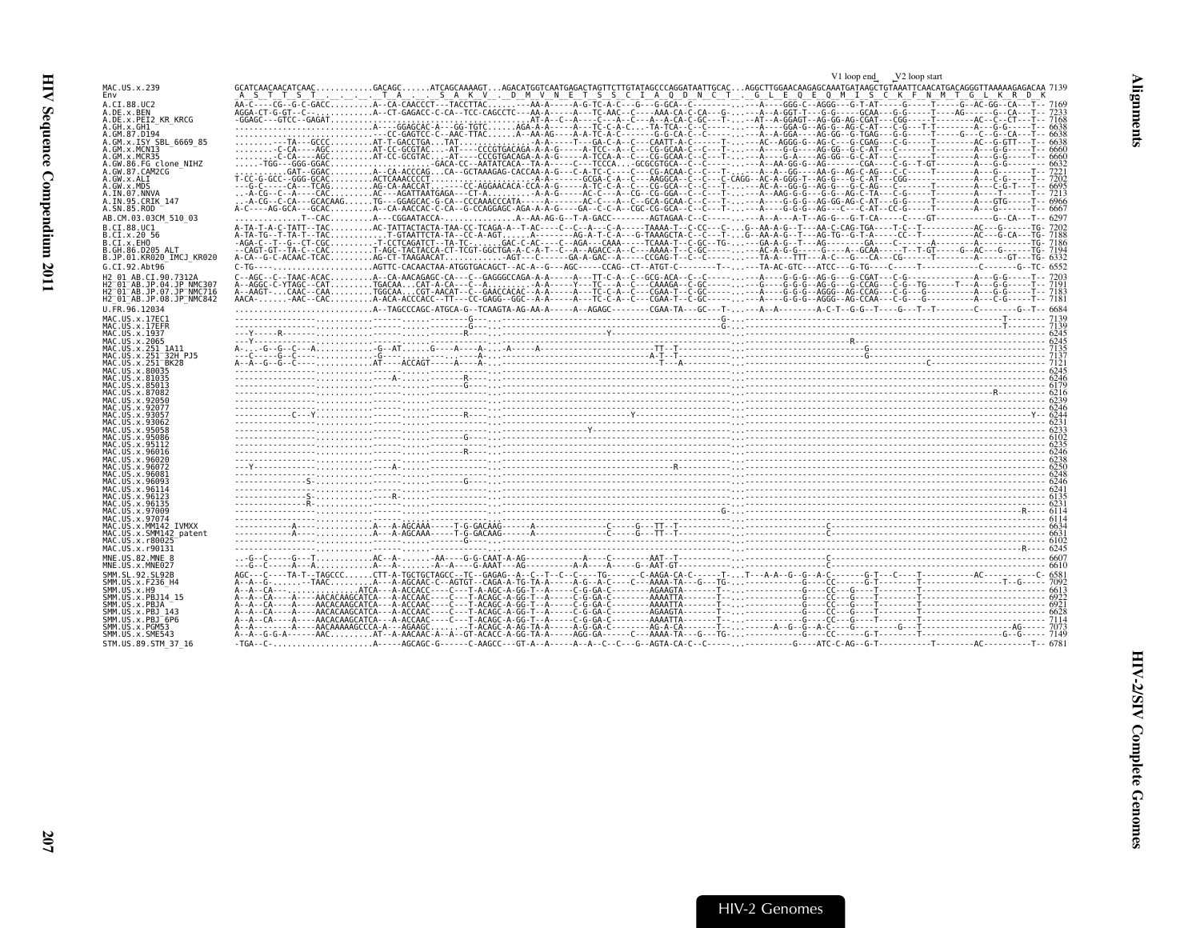```
                                                                                                                                   V1 loop end   V2 loop start
MAC.US.x.239               GCATCAACAACATCAAC...........GACAGC......ATCAGCAAAAGT...AGACATGGTCAATGAGACTAGTTCTTGTATAGCCCAGGATAATTGCAC...AGGCTTGGAACAAGAGCAAATGATAAGCTGTAAATTCAACATGACAGGGTTAAAAAGAGACAA 7139
Env                         A  S  T  T  S  T  .  .  .  .  T  A  .  .  S  A  K  V  .  D  M  V  N  E  T  S  S  C  I  A  Q  D  N  C  T  .  G  L  E  Q  E  Q  M  I  S  C  K  F  N  M  T  G  L  K  R  D  K
A.CI.88.UC2                AA-C----CG--G-C-GACC.........A--CA-CAACCCT---TACCTTAC.......---AA-A-----A-G-TC-A-C---G---G-GCA--C--------..---A----GGG-C--AGGG---G-T-AT-----G-----T-----G--AC-GG--CA---T-- 7169
A.DE.x.BEN                 AGGA-CT-G-GT--C-.............A--CT-GAGACC-C-CA--TCC-CAGCCTC---AA-A-----A---TC-AAC--C----AAA-CA-C-CA---G-..---A--A-GGT-T---G-G-----GCAA---G-G-----T-----AG------G--CA---T-- 7233
A.DE.x.PEI2_KR_KRCG        -GGAGC---GTCC--GAGAT.........................AT-A--C--A----C---A--C---A--A-CA-C-GC---T-..-AT--A-GGAGT--AG-GG-AG-CGAT---CGG-----T--------AC--C--CT---T-- 7168
A.GH.x.GH1                 .............................A----GGAGCAC-A---GG-TGTC......AGA-A-A-----A---TC-C-A-C...-TA-TCA--C--C------..---A----GGA-G--AG-G--AG-C-AT---C-G---T-T-------A---G-G-----T-- 6638
A.GM.87.D194               .............................---CC-GAGTCC-C--AAC-TTAC......A--AA-AG----A-A-TC-A-C------G-G-CA-C--C------..---A--A-GGA---AG-GG--G-TGAG---G-G-----T------G---C--G--CA---T-- 6638
A.GM.x.ISY_SBL_6669_85     ..........--TA---GCCC.........AT-T-GACCTGA...TAT...............-A-A-----T---GA-C-A--C---CAATT-A-C-------T-..---AC--AGGG-G--AG-C---G-CGAG---C-G-----T--------A---G-GTT---T-- 6638
A.GM.x.MCN13               .........C-CA----AGC.........AT-CC-GCGTAC...-AT-----CCCGTGACAGA-A-A-G-----A-TCC--A--C---CG-GCAA-C--C---T-..---A----G-G----AG-GG--G-C-AT---C-------T--------A---G-G-----T-- 6660
A.GM.x.MCR35               .........C-CA----AGC.........AT-CC-GCGTAC...-AT-----CCCGTGACAGA-A-A-G-----A-TCCA-A--C---CG-GCAA-C--C---T-..---A----G-A----AG-GG--G-C-AT---C-------T--------A---G-G-----T-- 6660
A.GW.86.FG_clone_NIHZ      ......TGG---GGG-GGAC.........................-GACA-CC--AATATCACA--TA-A-----C---TCCCA...-GCGCGTGCA--C--C------..---A--AA-GG-G--AG-------CGA-----C-G--T-GT--------A---G-G-------- 6632
A.GW.87.CAM2CG             ..........GAT--GGAC.........A--CA-ACCCAG...CA--GCTAAAGAG-CACCAA-A-G---C-A-TC-C---C---CG-ACAA-C--C---T-..---A--A--GG----AA-G--AG-C-AG---C-C-----T--------A---G-------T-- 7221
A.GW.x.ALI                 T-CC-G-GCC--GGG-GCAC.........ACTCAAACCCCT...............-A-A-----GCGA-C-A--C---AAGGCA--C--C---C-CAGG--AC-A-GGG-T--AG-G---G-C-AT---CGG-----T--------A---C-G-----T-- 7202
A.GW.x.MDS                 ---G-C-----CA---TCAG.........AG-CA-AACCAT.......CC-AGGAACACA-CCA-A-G-----A-TC-C-A--C---CG-GCA--C--C---T-..---AC-A--GG-G--AG-G---G-C-AG---C-------T--------A---C-G-T---T-- 6695
A.IN.07.NNVA               ..-A-CG--C--A----CAC.........AC---AGATTAATGAGA---CT-A..........-A-A-G-----AC-C---A--CG--CG-GGA--C--C---T-..---A--AAG-G-G---G-G--AG-C-TA---C-G-----T--------A----T------T-- 7213
A.IN.95.CRIK_147           ..-A-CG--C-CA---GCACAAG......TG---GGAGCAC-G-CA--CCCAAACCCATA.......-A-A-----AC-C---A--C---GCA-GCAA-C--C---T-..---A----G-G-G--AG-GG-AG-C-AT---G-G-----T--------A---GTG-----T-- 6966
A.SN.85.ROD                A-C----AG-GCA---GCAC.........A--CA-AACCAC-C-CA--G-CCAGGAGC-AGA-A-A-G----GA--C-C-A--CGC-CG-GCA--C--C---T-..---A----G-G-G--AG-----C---C-AT--CC-G-----T--------A---G-------T-- 6667
AB.CM.03.03CM_510_03       ..............T--CAC.........A---CGGAATACCA-...............A--AA-AG-G--T-A-GACC--------AGTAGAA-C--C------..---A--A---A-T--AG-G---G-T-CA-----C----GT-----------G--CA---T-- 6297
B.CI.88.UC1                A-TA-T-A-C-TATT--TAC.........AC-TATTACTACTA-TAA-CC-TCAGA-A--T-AC----C--C--A---C-A-----TAAAA-T--C-CC---C-..G--AA-A-G--T---AA-C-CAG-TGA-----T-C--T-----------AC---G-----TG- 7202
B.CI.x.20_56               A-TA-TG--T-TA-T--TAC.........T-GTAATTCTA-TA--CC-A-AGT.....A-------AG-A-T-C-A---G-TAAAGCTA-C--C---T-..G--AA-A-G--T---AG-TG--G-T-A-----CC--T-----------AC---G-CA---TG- 7188
B.CI.x.EHO                 -AGA-C--T--G--CT-CGC.........-T-CCTCAGATCT--TA-TC......GAC-C-AC----C--AGA---CAAA-----TCAAA-T--C-GC--TG-..---GA-A-G--T---AG--------GA-----C-------A---------A----------TG- 7186
B.GH.86.D205_ALT           --CAGT-GT--TA-C--CAC.........T-AGC-TACTACCA-CT-TCGT-GGCTGA-A-C-A-T--C--A---AGACC-A--C---AAAA-T--C-GC------..---AC-A-G-G-----G----A--GCAA-----T--T-GT----AC---G-----TG- 7194
B.JP.01.KR020_IMCJ_KR020   A-CA--G-C-ACAAC-TCAC.........AG-CT-TAAGAACAT............-AGT---C-----GA-A-GAC--A----CCGAG-T--C--C------..---TA-A---TTT---A-C---G---CA---CG-----T---------GT---TG- 6332
G.CI.92.Abt96              C-TG-...................AGTTC-CACAACTAA-ATGGTGACAGCT--AC-A--G---AGC-----CCAG--CT--ATGT-C-------T-..---TA-AC-GTC---ATCC---G-TG----C-----T---------C-------G--TC- 6552
H2_01_AB.CI.90.7312A       C--AGC--C--TAAC-ACAC.........A--CA-AACAGAGC-CA---C--GAGGGCCAGA-A-A-----A---TT-C-A--C--GCG-ACA--C--C------..---A----G-G-G--AG-G---G-CGAT---C-G-----------A---G-----T-- 7203
H2_01_AB.JP.04.JP_NMC307   A--AGGC-C-YTAGC--CAT.........TGACAA...CAT-A-CA---C--A.......-A-A-----Y---TC---A--C---CAAAGA--C-GC------..---G----G-G-G--AG-G---G-CCAG---C-G--TG------T---A---G-G-----T-- 7191
H2_01_AB.JP.07.JP_NMC716   A--AAGT-...CAAC--CAA.........TGGCAA...CGT-AACAT---C--GAACCACAC--A-A-----A---TC-C-A--C---CGAA-T--C-GC------..---A----G-G-G--AGGG--AG-CCAG---C-G---G-----------A---G-G-----T-- 7183
H2_01_AB.JP.08.JP_NMC842   AACA-.......AAC--CAC.........A-ACA-ACCCACC--TT---CC-GAGG--GGC--A-A-----A---TC-C-A--C---CGAA-T--C-GC------..---A----G-G-G--AGGG--AG-CCAA---C-G-------------A---C-G-----T-- 7181
U.FR.96.12034              ............................A--TAGCCCAGC-ATGCA-G--TCAAGTA-AG-AA-A-----A--AGAGC--------CGAA-TA---GC---T-..---A--A--------A-C-T--G-G--T----G---T--T--------C--------G--T-- 6684
MAC.US.x.17EC1             -----------------...........------.........------G--...-------------------------------------------G-..-------------------------------------------------------T------- 7139
MAC.US.x.17EFR             -----------------...........------.........------G--...-------------------------------------------G-..-------------------------------------------------------T------- 7139
MAC.US.x.1937              ---Y-----R-------...........------.........R-----...---------------------------Y--------------------..------------------------------------------------------------------ 6245
MAC.US.x.2065              ---Y-------------...........------.........------...---------------------------------------------...------------------------------------R------------------------ 6245
MAC.US.x.251_1A11          A----G--G--C---A-...........-G--AT......G----A----A-...A-----A---------------------TT--T--------..------------------G----------------------------------- 7135
MAC.US.x.251_32H_PJ5       ---C-----G--C----...........-G-------...------A-----...-------------------------A-T--T--------..------------------G----------------------------------- 7137
MAC.US.x.251_BK28          A--A--G--G--C----...........AT----ACCAGT-----A----A--...--------------------------T---A----------..-------------------------------------C-------------------------------- 7121
MAC.US.x.80035             -----------------...........------.........------...------------------------------------------------------..------------------------------------------------------------------ 6245
MAC.US.x.81035             -----------------...........----A-.........R-----...------------------------------------------------------..------------------------------------------------------------------ 6246
MAC.US.x.85013             -----------------...........------.........-G----...------------------------------------------------------..------------------------------------------------------------------ 6179
MAC.US.x.87082             -----------------...........------.........------...------------------------------------------------------..-----------------------------------------------R--------------- 6216
MAC.US.x.92050             -----------------...........------.........------...------------------------------------------------------..------------------------------------------------------------------ 6239
MAC.US.x.92077             -----------------...........------.........------...------------------------------------------------------..------------------------------------------------------------------ 6246
MAC.US.x.93057             -----------C---Y-...........------.........R-----...---------------------Y-----------------------------..------------------------------------------------------------------Y-- 6244
MAC.US.x.93062             -----------------...........------.........------...------------------------------------------------------..------------------------------------------------------------------ 6231
MAC.US.x.95058             -----------------...........------.........------...-----------Y------------------------------------------..------------------------------------------------------------------ 6233
MAC.US.x.95086             -----------------...........------.........G-----...------------------------------------------------------..------------------------------------------------------------------ 6102
MAC.US.x.95112             -----------------...........------.........------...------------------------------------------------------..------------------------------------------------------------------ 6235
MAC.US.x.96016             -----------------...........------.........R-----...------------------------------------------------------..------------------------------------------------------------------ 6246
MAC.US.x.96020             -----------------...........------.........------...------------------------------------------------------..------------------------------------------------------------------ 6238
MAC.US.x.96072             ---Y-------------...........----A-.........------...-------------------------R------------------------..------------------------------------------------------------------ 6250
MAC.US.x.96081             -----------------...........------.........------...------------------------------------------------------..------------------------------------------------------------------ 6248
MAC.US.x.96093             ------------S----...........------.........G-----...------------------------------------------------------..------------------------------------------------------------------ 6246
MAC.US.x.96114             -----------------...........------.........------...------------------------------------------------------..------------------------------------------------------------------ 6241
MAC.US.x.96123             ------------S----...........---R--.........------...------------------------------------------------------..------------------------------------------------------------------ 6135
MAC.US.x.96135             ------------R----...........------.........------...------------------------------------------------------..------------------------------------------------------------------ 6231
MAC.US.x.97009             -----------------...........------.........------...---------------------------------------------G-..----------------------------------------------------------------R--- 6114
MAC.US.x.97074             -----------------...........------.........------...------------------------------------------------------..------------------------------------------------------------------ 6114
MAC.US.x.MM142_IVMXX       -----------A-----...........A---A-AGCAAA-----T-G-GACAAG------A----------------C-----G---TT--T-------..--------------C---------------------------------------------------- 6634
MAC.US.x.SMM142_patent     -----------A-----...........A---A-AGCAAA-----T-G-GACAAG------A----------------C-----G---TT--T-------..--------------C---------------------------------------------------- 6631
MAC.US.x.r80025            -----------------...........------.........G-----...------------------------------------------------------..------------------------------------------------------------------ 6102
MAC.US.x.r90131            -----------------...........------.........------...------------------------------------------------------..--------------------------------------------------------------R--- 6245
MNE.US.82.MNE_8            ..-G--C-----G---T...........AC--A-......-AA----G-G-CAAT-A-AG-----------A-----C--------AAT--T-------..--------------C---------------------------------------------------- 6607
MNE.US.x.MNE027            ---G--C-----A---A...........A---A-......-G-AAAT---AG---------A------A-----A-----G--AAT-GT-------..--------------C---------------------------------------------------- 6610
SMM.SL.92.SL92B            AGC---C----TA-T--TAGCCC......CTT-A-TGCTGCTAGCC--TC--GAGAG--A--C--T--C--C----TG-------C-AAGA-CA-C------T-..T---A-A--G--G--A-C-------G-T---C----T----------AC-----------C- 6581
SMM.US.x.F236_H4           A--A--G-.......TAAC.........A---A-AGCAAC-C--AGTGT--CAGA-A-TG-TA-A-----A-G--A-C---C----AAAA-TA---G---TG-..-----------G----CC------G-T---------T----------------T--G----- 7092
SMM.US.x.H9                A--A--CA---...............ATCA---A-ACCACC-----C---T-A-AGC-A-GG-T--A-----C-G-GA-C--------AAGAGTA-------T--..----------G----CC---G----T--------T-------------------------- 6613
SMM.US.x.PBJ14_15          A--A--CA----A----AACACAAGCATCA---A-ACCAAC-----C---T-ACAGC-A-GG-T--A-----C-G-GA-C--------AAAATTA-------T--..----------G----CC---G----T--------T-------------------------- 6922
SMM.US.x.PBJA              A--A--CA----A----AACACAAGCATCA---A-ACCAAC-----C---T-ACAGC-A-GG-T--A-----C-G-GA-C--------AAAATTA-------T--..----------G----CC---G----T--------T-------------------------- 6921
SMM.US.x.PBJ_143           A--A--CA----A----AACACAAGCATCA---A-ACCAAC-----C---T-ACAGC-A-GG-T--A-----C-G-GA-C--------AAGAGTA-------T--..----------G----CC---G----T--------T-------------------------- 6628
SMM.US.x.PBJ_6P6           A--A--CA----A----AACACAAGCATCA---A-ACCAAC-----C---T-ACAGC-A-GG-T--A-----C-G-GA-C--------AAAATTA-------T--..----------G----CC---G----T--------T-------------------------- 7114
SMM.US.x.PGM53             A--A--------A----AACAAAAAGCCCA-A---AGAAGC.........T-ACAGC-A-GG-TA-A-----A-G-GA-C--------AG-A-CA-------T--..------A--G--G--A-C-----G-------G---T---------------AG----- 7073
SMM.US.x.SME543            A--A--G-G-A------AAC.........AT--A-AACAAC-A--A--GT-ACACC-A-GG-TA-A-----AGG-GA------C---AAAA-TA---G---TG-..----------G----CC------G-T---------T----------------G--G----- 7149
STM.US.89.STM_37_16        -TGA--C-.........................A-----AGCAGC-G------C-AAGCC---GT-A--A-----A--A--C--C---G--AGTA-CA-C--C------..----------G----ATC-C-AG--G-T----------T--------AC--------T-- 6781
```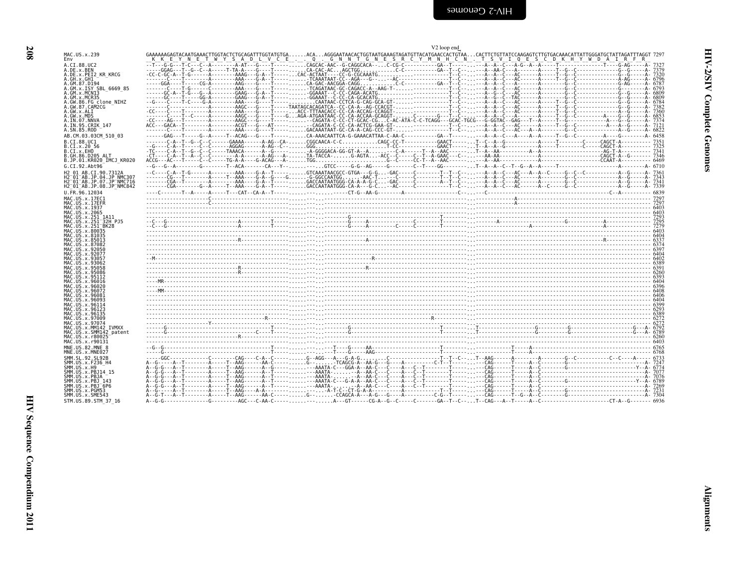V2 loop end

```
MAC.US.x.239              GAAAAAAGAGTACAATGAAACTTGGTACTCTGCAGATTTGGTATGTGA......ACA...AGGGAATAACACTGGTAATGAAAGTAGATGTTACATGAACCACTGTAA...CACTTCTGTTATCCAAGAGTCTTGTGACAAACATTATTGGGATGCTATTAGATTTAGGT 7297
Env                        K  K  E  Y  N  E  T  W  Y  S  A  D  L  V  C  E  .  .  Q  .  G  N  N  T  G  N  E  S  R  C  Y  M  N  H  C  N  .  T  S  V  I  Q  E  S  C  D  K  H  Y  W  D  A  I  R  F  R
A.CI.88.UC2               --T---G-G---T-C---C--A---------A-AT---G----T-----......CAGCAC-AAC--G-CAGGCACA--..C-CG-C-----------GA--T-------.---A--A--C---A-G--A--A-----T---------------T-----G-AG-----A- 7327
A.DE.x.BEN                ----GGAG---T--G--C--A-----T-TA-A----G----T-----......CA-CAC-AC...AGCTGG...........C-C-----------GA--T--C-----.---A--AA-C---A-------A-----T--G--C--------------G---G-----A- 7379
A.DE.x.PEI2_KR_KRCG       -CC-C-GC-A--T-G-------A--------AAAG---G-A--T-----..CAC-ACTAAT-----CC-G-CGCAAATG..........-------------T--C-----.---A--A--C---AC------A-----T--G--C--------------G---G-----A- 7320
A.GH.x.GH1                -------C-----T--------A--------AAA----G-A--T-----......-TCAAATAAT-CC--AGA---G-...--AC---------------T--C-----.---A--A--C---AC------A-----T--G--C--------------A-AG-----A- 6796
A.GM.87.D194              -----GGA-----T-----CG-A--------AAG----G----T-----......CA-GAC-AACGGA-CAGG........C-C-----------GA--T--C-----.---A--A--C---A-------A----------G--C--------------G-AG-----A- 6787
A.GM.x.ISY_SBL_6669_85    -------C-----T-G------C--------AAA----G----T-----......-TCAGATAAC-GC-CAGACC-A--AAG-T-......------------T--C-----.---A--A--C---AC------A----------G--C--------------G---------A- 6793
A.GM.x.MCN13              ------GC-A--T-G---G--A--------GAAG---G-A--T-----......-GGAAAT--C-CC-CAGA-ACATG...........-------------T--C-----.---A--G--C---AC------A----------G--C--------------G---G-----A- 6809
A.GM.x.MCR35              ------GC-----T-------GG-A--------GAAG---G-A--T-----......-GGAAAT--C-CC-CA-GCACATG........-------------T--C-----.---A--G--C--TAC------A----------G--C--------------G---G-----A- 6809
A.GW.86.FG_clone_NIHZ     --G----C-----T--C-----G-A--------AAA----G----T-----......CAATAAAC-CCTCA-G-CAG-GCA-GT-......-----------T--C-----.---A--A--C---AC------A-----T--G--C--------------G---G-----A- 6784
A.GW.87.CAM2CG            -------C--------------A--------AAGC---G----T-----TAATAGCACAGATCA--CC-CA-A--AG-CCACGT-.......------------T--C-----.---A--A--C---AC------A-----T--G--C--------------G---G-----A- 7382
A.GW.x.ALI                -CC----C-----T--------A--------AAA----G----T-----..ACC-TTTAACACC-CC-CA-ACCAG-CCAGGT-........----------T--C-----.---A--A--C---AC------A-----T--G--C--------------G---G-----A- 7360
A.GW.x.MDS                -------C-----T--C-----A--------AAGC---G----T-----G..AGA-ATGAATAAC-CC-CA-ACCAA-GCAGGT-......C--------G---T--C-----.---A--A--C---AC------A-----T--G--C-----------A-----G---G-----A- 6853
A.IN.07.NNVA              -CC----AG----T--------A--------AAGC---G----T-----......--CAGATA-C-CC-CT-GCAC-CG...C-AC-ATA-C-C-TCAGG---GCAC-TGCG---G-GGTAC--GAG---T--A-----T--G--------------A-----G---G-----A- 7374
A.IN.95.CRIK_147          ACC---GACA--T--------A--------ACGT---G----AT------......--CAGATA-C-CC-CA-ACTCG-GAA-GT-.........-------T--C-----.---A--A--C---AC------A-----T--G--C-----------A-----A---G-----A- 7121
A.SN.85.ROD               -------C-----T--------A--------AAA----G----T-----......GACAAATAAT-GC-CA-A-CAG-CCC-GT-.......----------T--C-----.---A--A--C---AC------A-----A--G--C--------------A---G-----A- 6822
AB.CM.03.03CM_510_03      ------GAG----T-----G--A-----T--ACAG---G----T-----......CA-AAACAATTCA-G-GAAACATTAA-C-AA-C-----------GA--T-------.---A--A--C---A----A--A-----T--G--C---------A-----G--------A- 6458
B.CI.88.UC1               -------C-A--T--G--C--C------GAAAA------A-AG--CA-......CGGCAACA-C-C...........CAGC-CC-T-----------GAACT--------.T--C--A--G----------A-----T--------C-----CAGCT-A---------- 7351
B.CI.x.20_56              --G----C-A--T-----C--C------AGGAG------A-AG--C--.......GGG.......................T-CC--------------GAACT--------.T--A--A--G---------A----------T--------C-----CAGCT-A---------- 7325
B.CI.x.EHO                -TC----C-A--T--G--C--C------TAAACA-------A--G-------.......-A-GGGGACA-GG-GT-A--A.....---C-A------T--A--AAC--------.T--A--AA---------A--A-------------------------AG-T-A---------- 7341
B.GH.86.D205_ALT          -CT----C-A--T--A--C--C----------A-A------A-AG---A-......TA-TACCA-......G-AGTA....ACC--C-----C--T--A-GAAC---C-----.---AA-AA----------A--------------------------CAGCT-A---G------ 7346
B.JP.01.KR020_IMCJ_KR020  ACCG---AC---T-----C--C------TG-A-A------G-ACAG---A-.......TGG..........................G--C------CC-T--A-AAC--------.---AA-AA----------A--------------------------CCAAT-A---------- 6469
G.CI.92.Abt96             --G---G--A--------G--------T--ACA---------CA---Y-.......GTCC-----G-G--AG-------G------C--T------GG-----------.T--A--A--C--T--G--A--A-----T----------------------------------------A- 6710
H2_01_AB.CI.90.7312A      --C----C-A--T-G-------A--------AAA----G-A--T-----......GTCAAATAACGCC-GTGA---G-G...-GAC-----C--------T--T--C-----.---A--A--C---AC---A--A--C-----G--C--C-----------A---G-----A- 7361
H2_01_AB.JP.04.JP_NMC307  -------CG---T--------A-----T--AAA----G-A--G----G.......-G-GGCCAATGG......-AAC-T...--C-----C--------T--T--C-----.---A--A--C---AC------A----------G--C--------------A---G-----A- 7343
H2_01_AB.JP.07.JP_NMC716  -------CGA--T--------A--------AAA----G-A--T-----......GACCAATAATGGG-CA-A-A-G-C...-GAC-----C--------A--T--C-----.---A--A--C---AC------A----------G--C--------------A---G-----A- 7341
H2_01_AB.JP.08.JP_NMC842  -------CGA--------G--A-----T--AAA----G-A--T-----......GACCAATAATGGG-CA-A---G-C...-AC-----C----------T--C-----.---A--A--C---AC------A--C-------G--C--------------A---G-----A- 7339
U.FR.96.12034             ----C-------T--A-----A-----T---CAT--CA-A--T-----.......................CT-G--AA-G--------A------------------C-----.---C-------------------------------------------------C--A--------- 6839
MAC.US.x.17EC1            ------------------C--------------------------------......................................................-------------------------A-------------------------------------------- 7297
MAC.US.x.17EFR            ------------------C--------------------------------......................................................-------------------------A-------------------------------------------- 7297
MAC.US.x.1937             --------------------------------------------------......................................................------------------------------------------------------------------------ 6403
MAC.US.x.2065             --------------------------------------------------......................................................------------------------------------------------------------------------ 6403
MAC.US.x.251_1A11         --------------------------------------------------.......--------G--------------------T------------------------------------------------------------------------------------------------------------------------------------------------------------------------------------------------------------------------------------------------------------------------------------------------------------------------------------------------------------------------------------------------------------------------------------------------------------------------------------------------------------------------------------------------------------------------------------------------------------------------------------------------------------------------------------------------------------------------------------------------------------------------------------------------------------------------------------------------------------------------------------------------------------------------------------------------------------------------------------------------------------------------------------------------------------------------------------------------------------------------------------------------------------------------------------------------------------------------------------------------------------------------------------------------------------------------------------------------------------------------------------------------------------------------------------------------------------------------------------------------------------------------------------------------------------------------------------------------------------------------------------------------------------------------------------------------------------------------------------------------------------------------------------------------------------------------------------------------------------------------------------------------------------------------------------------------------------------------------------------------------------------------------------------------------------------------------------------------------------------------------------------------------------------------------------------------------------------------------------------------------------------------------------------------------------------------------------------------------------------------------------------------------------------------------------------------------------------------------ 7293
```

Note: the alignment rows for MAC.US.x.251_1A11 through STM.US.89.STM_37_16 below are reproduced in simplified form, as the source shows mostly dashes (identity to MAC.US.x.239) with sparse substitutions.

```
MAC.US.x.251_1A11         --------------------------------------------------.......--------G-----------------T--------.---------------------------------------------------------------------- 7293
MAC.US.x.251_32H_PJ5      --C---G----------------A---------T---------.......--------G-----A---------------T--------.---A-------------------------G--------------A-------------- 7295
MAC.US.x.251_BK28         --C---G----------------A---------T---------.......--------G-----A-------C-----C------T--------.-----------------A--------------------A-------------- 7279
MAC.US.x.80035            --------------------------------------------------......................................................------------------------------------------------------------------------ 6403
MAC.US.x.81035            --------------------------------------------------......................................................------------------------------------------------------------------------ 6404
MAC.US.x.85013            ---------------------R----------------------------.......--------------A--------------------------------------------------R-------------- 6337
MAC.US.x.87082            --------------------------------------------------......................................................------------------------------------------------------------------------ 6374
MAC.US.x.92050            --------------------------------------------------......................................................------------------------------------------------------------------------ 6397
MAC.US.x.92077            --------------------------------------------------......................................................------------------------------------------------------------------------ 6404
MAC.US.x.93057            --M-----------------------------------------------.......-----------------R---------------------------------------------------------------- 6402
MAC.US.x.93062            --------------------------------------------------......................................................------------------------------------------------------------------------ 6389
MAC.US.x.95058            ---------------------R----------------------------.......--------------R------------------------------------------------------------------- 6391
MAC.US.x.95086            ---------------------R----------------------------......................................................------------------------------------------------------------------------ 6260
MAC.US.x.95112            --------------------------------------------------......................................................------------------------------------------------------------------------ 6393
MAC.US.x.96016            ----MR--------------------------------------------......................................................------------------------------------------------------------------------ 6404
MAC.US.x.96020            --------------------------------------------------......................................................------------------------------------------------------------------------ 6396
MAC.US.x.96072            ---MM---------------------------------------------......................................................------------------------------------------------------------------------ 6408
MAC.US.x.96081            --------------------------------------------------......................................................------------------------------------------------------------------------ 6406
MAC.US.x.96093            --------------------------------------------------......................................................------------------------------------------------------------------------ 6404
MAC.US.x.96114            --------------------------------------------------......................................................------------------------------------------------------------------------ 6399
MAC.US.x.96123            --------------------------------------------------......................................................------------------------------------------------------------------------ 6293
MAC.US.x.96135            --------------------------------------------------......................................................------------------------------------------------------------------------ 6389
MAC.US.x.97009            ---------------------------R----------------------.......-------------------------R------------------------------------------------------- 6272
MAC.US.x.97074            ----------------Y---------------------------------......................................................------------------------------------------------------------------------ 6272
MAC.US.x.MM142_IVMXX      ------G------------------------T-----------.......--------G--------------------T--------.T--------------------G---------G---------------------G---A- 6792
MAC.US.x.SMM142_patent    ------G------------------------C-----T-----.......--------G--------------------T--------.T--------------------G---------G---------------------G---A- 6789
MAC.US.x.r80025           ---------------------R----------------------------......................................................------------------------------------------------------------------------ 6260
MAC.US.x.r90131           --------------------------------------------------......................................................------------------------------------------------------------------------ 6403
MNE.US.82.MNE_8           --G--G----------------------------T-----------........T----G-----AA-----------------T--------.-------T-----A------------------------------------------- 6765
MNE.US.x.MNE027           ------G---------------------------T-----------........T----G-----AAG----------------T--------.-------T-----A------------------------------------------- 6768
SMM.SL.92.SL92B           ----GGC-----------C--------CAG-----C-A--C-----......G--AGG---A---G-A-G.......C-------------T--T--C-----.T--AAG------A-------A-------G--C-----------C--C-----A----- 6733
SMM.US.x.F236_H4          A--G-----A--T--------A-----T--AAG------AA-C-----......G--.......-TCAGCG-A--AA-G---G----A---------C-T--T------.---CAG------T-----A--C----------G-------------------------------A- 7247
SMM.US.x.H9               A--G-G---A--T--------A-----T--AAG------A--G-----......-AAATA-C---GGA-A--AA-C---C----A---C--T-------T------.---CAG------T-----A--C-----------------------------------Y--A- 6774
SMM.US.x.PBJ14_15         A--G-G---A--T--------A-----T--AAG------A--T-----......-AAATA-......-A--AA-C---C----A---C--T-------T------.---CAG------T-----A--C-----------------------------------------A- 7077
SMM.US.x.PBJA             A--G-G---A--T--------A-----T--AAG------A--T-----......-AAATA-......-A--AA-C---C----A---C--T-------T------.---CAG------T-----A--C-----------------------------------------A- 7076
SMM.US.x.PBJ_143          A--G-G---A--T--------A-----T--AAG------A--T-----......-AAATA-C---G-A-A--AA-C---C----A---C--T-------T------.---CAG------T-----A--C---------------G-------------------Y--A- 6789
SMM.US.x.PBJ_6P6          A--G-G---A--T--------A-----T--AAG------A--T-----......-AAATA-......-A--AA-C---C----A---C--T-------T------.---CAG------T-----A--C-----------------------------------------A- 7269
SMM.US.x.PGM53            A--G-----A--T--------A-----T--AAG------A-A------......---A-T-C--CT-G-A-A--------A--------T-------T------.---CAG------T-----A--C----------G-------------------------------A- 7231
SMM.US.x.SME543           A--G-T---A--T--------A-----T--AAG------AA-C-----......G--.......-CCAGCA-A---A-G---G----A---------C-G--T------.---CAG------T--G-A--C-----------G----------------------------A- 7304
STM.US.89.STM_37_16       A--G-G---------------G---------AGC---C-AA-C-----..........A---GT------CG-A--G--C-----C-------GA--T--C-----.T--CAG---A--T-----A--C------------------------CT-A--G------ 6936
```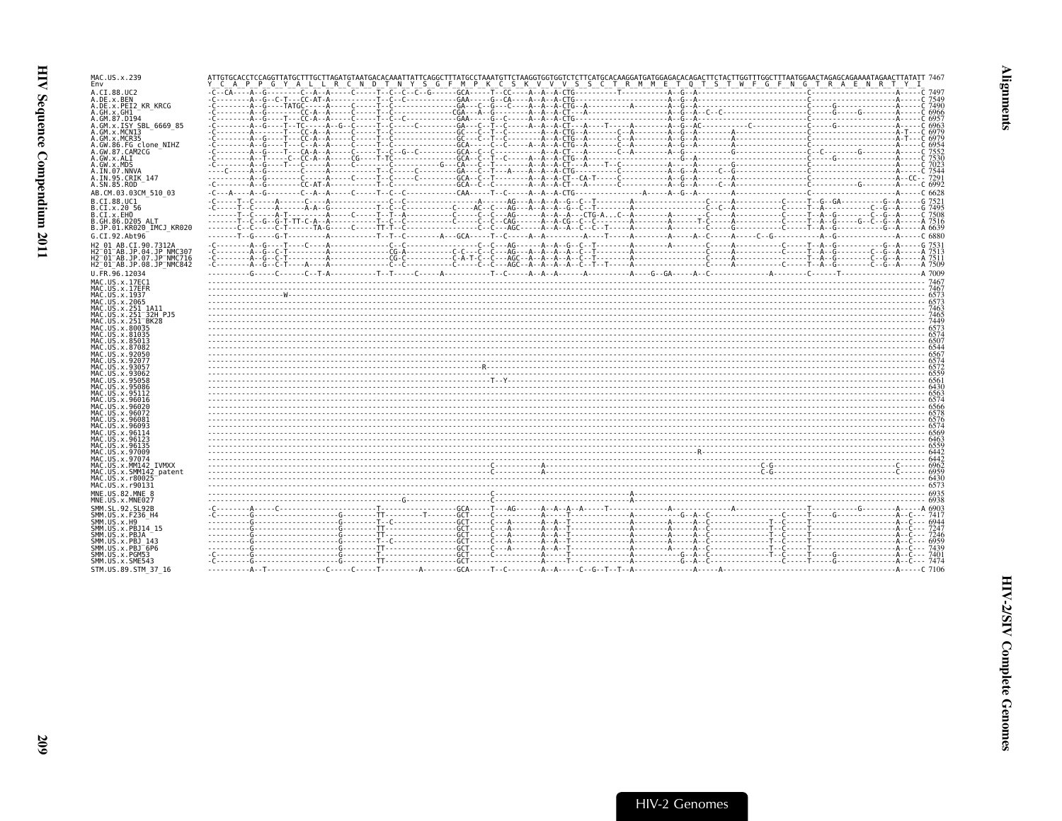```
MAC.US.x.239            ATTGTGCACCTCCAGGTTATGCTTTGCTTAGATGTAATGACACAAATTATTCAGGCTTTATGCCTAAATGTTCTAAGGTGGTGGTCTCTTCATGCACAAGGATGATGGAGACACAGACTTCTACTTGGTTTGGCTTTAATGGAACTAGAGCAGAAAATAGAACTTATATT 7467
Env                     Y  C  A  P  P  G  Y  A  L  L  R  C  N  D  T  N  Y  S  G  F  M  P  K  C  S  K  V  V  V  S  S  C  T  R  M  M  E  T  Q  T  S  T  W  F  G  F  N  G  T  R  A  E  N  R  T  Y  I
A.CI.88.UC2             7497
A.DE.x.BEN              7549
A.DE.x.PEI2_KR_KRCG     7490
A.GH.x.GH1              6966
A.GM.87.D194            6957
A.GM.x.ISY_SBL_6669_85  6963
A.GM.x.MCN13            6979
A.GM.x.MCR35            6979
A.GW.86.FG_clone_NIHZ   6954
A.GW.87.CAM2CG          7552
A.GW.x.ALI              7530
A.GW.x.MDS              7023
A.IN.07.NNVA            7544
A.IN.95.CRIK_147        7291
A.SN.85.ROD             6992
AB.CM.03.03CM_510_03    6628
B.CI.88.UC1             7521
B.CI.x.20_56            7495
B.CI.x.EHO              7508
B.GH.86.D205_ALT        7516
B.JP.01.KR020_IMCJ_KR020 6639
G.CI.92.Abt96           6880
H2_01_AB.CI.90.7312A    7531
H2_01_AB.JP.04.JP_NMC307 7513
H2_01_AB.JP.07.JP_NMC716 7511
H2_01_AB.JP.08.JP_NMC842 7509
U.FR.96.12034           7009
MAC.US.x.17EC1          7467
MAC.US.x.17EFR          7467
MAC.US.x.1937           6573
MAC.US.x.2065           6573
MAC.US.x.251_1A11       7463
MAC.US.x.251_32H_PJ5    7465
MAC.US.x.251_BK28       7449
MAC.US.x.80035          6573
MAC.US.x.81035          6574
MAC.US.x.85013          6507
MAC.US.x.87082          6544
MAC.US.x.92050          6567
MAC.US.x.92077          6574
MAC.US.x.93057          6572
MAC.US.x.93062          6559
MAC.US.x.95058          6561
MAC.US.x.95086          6430
MAC.US.x.95112          6563
MAC.US.x.96016          6574
MAC.US.x.96020          6566
MAC.US.x.96072          6578
MAC.US.x.96081          6576
MAC.US.x.96093          6574
MAC.US.x.96114          6569
MAC.US.x.96123          6463
MAC.US.x.96135          6559
MAC.US.x.97009          6442
MAC.US.x.97074          6442
MAC.US.x.MM142_IVMXX    6962
MAC.US.x.SMM142_patent  6959
MAC.US.x.r80025         6430
MAC.US.x.r90131         6573
MNE.US.82.MNE_8         6935
MNE.US.x.MNE027         6938
SMM.SL.92.SL92B         6903
SMM.US.x.F236_H4        7417
SMM.US.x.H9             6944
SMM.US.x.PBJ14_15       7247
SMM.US.x.PBJA           7246
SMM.US.x.PBJ_143        6959
SMM.US.x.PBJ_6P6        7439
SMM.US.x.PGM53          7401
SMM.US.x.SME543         7474
STM.US.89.STM_37_16     7106
```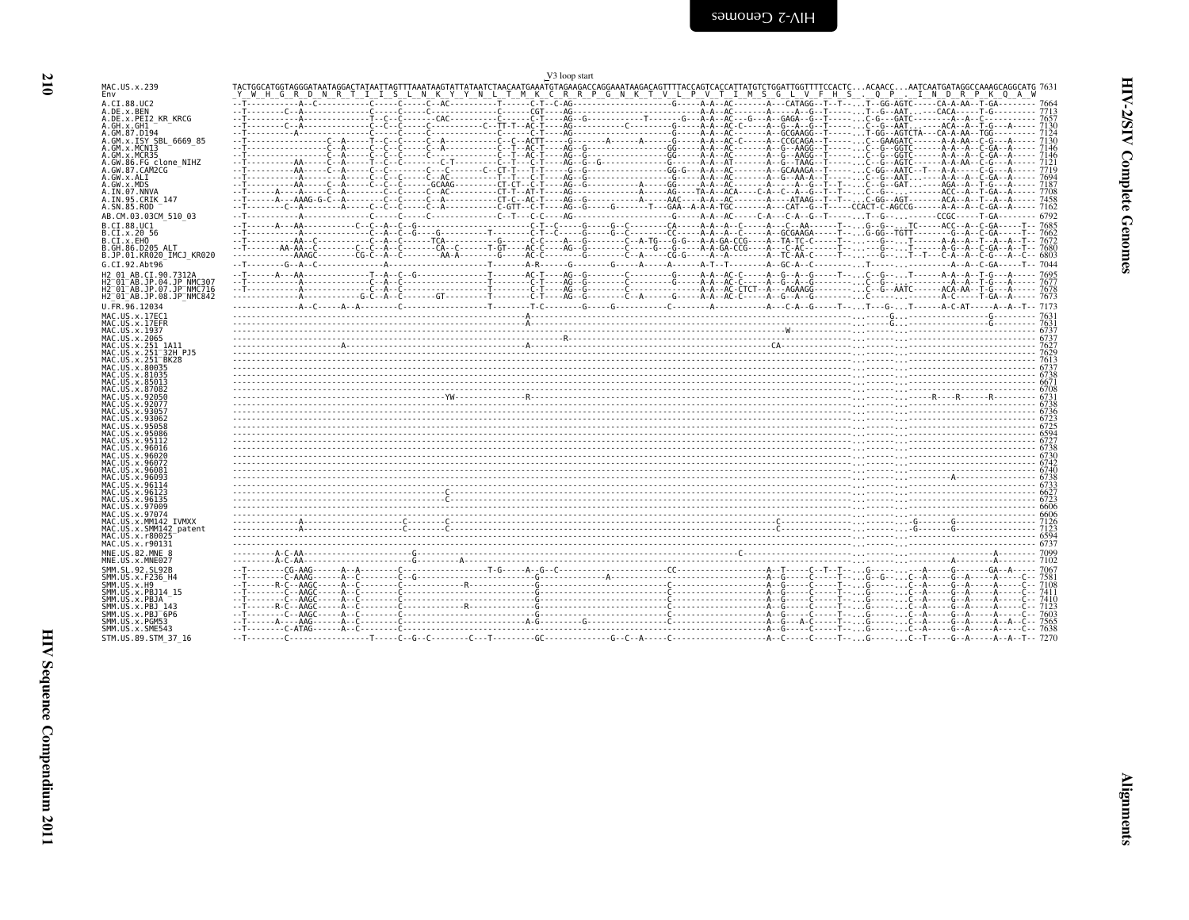V3 loop start

```
MAC.US.x.239             TACTGGCATGGTAGGGATAATAGGACTATAATTAGTTTAAATAAGTATTATAATCTAACAATGAAATGTAGAAGACCAGGAAATAAGACAGTTTTACCAGTCACCATTATGTCTGGATTGGTTTTCCACTC...ACAACC...AATCAATGATAGGCCAAAGCAGGCATG 7631
Env                       Y  W  H  G  R  D  N  R  T  I  I  S  L  N  K  Y  Y  N  L  T  M  K  C  R  R  P  G  N  K  T  V  L  P  V  T  I  M  S  G  L  V  F  H  S  .  Q  P  .  I  N  D  R  P  K  Q  A  W
A.CI.88.UC2              --T-----------A--C--------------C-----C-----C--AC----------T------C-T--C-AG------------------G------A-A--AC-------A---CATAGG--T--T-...T--GG-AGTC-----CA-A-AA--T-GA-------- 7664
A.DE.x.BEN               --T-------C--A-----------------C-----C-----C-------------C------CGT----AG------------------------A-A--AC-------A------A--G--T-----...T--G--AAT.....CACA-----T-G--------- 7713
A.DE.x.PEI2_KR_KRCG      --T-----------A-------------T--C--C-------CAC----------C------C-T----AG--G-----------T-------G----A-A--AC---G----A---GAGA--G--T-----...C-G---GATC---------A---A--C---------- 7657
A.GH.x.GH1               --T--------C--A--------------C--C--C------C------------C--TT-T--AC-T----AG-------------C---------G-----A-A--AC-C-----A--G--A--G--T-----...C--G--AAT.....ACA--A--T-G---A----- 7130
A.GM.87.D194             --T----------A-----------------C-----C-----C-----------C------C-T----AG------------------G------A-A--AC-------A--GCGAAGG--T-----...T-GG--AGTCTA---CA-A-AA--TGG-------- 7124
A.GM.x.ISY_SBL_6669_85   --T-----------------C--A-----T--C--C-----C--A----------C--C--ACTT----G-------A-------A------G-----A-A--AC-C-----A--CCGCAGA--T-----...C--GAAGATC-------A-A-AA--C-G---A----- 7130
A.GM.x.MCN13             --T-----------------C--A-----C--C--C-----C--A----------C--T--AC-T----AG--G------------------GG-----A-A--AC-------A--G--AAGG--T-----...C--G--GGTC-------A-A--A--C-GA--A----- 7146
A.GM.x.MCR35             --T-----------------C--A-----C--C--C-----C-------------C--T--AC-T----AG--G------------------GG-----A-A--AC-------A--G--AAGG--T-----...C--G--GGTC-------A-A--A--C-GA--A----- 7146
A.GW.86.FG_clone_NIHZ    --T-----------AA-----C--A-----T--C--C--------C-T-------C--T---C-T----AG--G--G----------------G------A-A--AT-------A--G--TAAG--T-----...C--G--AGTC-------A-A-AA--C-G---A----- 7121
A.GW.87.CAM2CG           --T-----------AA-----C--A-----C--C--------C---C-------C--CT-T---T-T-----G--G----------------GG-G----A-A--AC-------A--GCAAAGA--T-----...C-GG--AATC--T---A-A-------C-G---A----- 7719
A.GW.x.ALI               --T-----------A------A-----C--C--C-----C--AC----------T--T---C-T----AG--G-------------------G------A-A--AC-------A--G--AA-A--T-----...C--G--AAT.........A-A--A--C-GA--A----- 7694
A.GW.x.MDS               --T-----------AA-----C--A-----C--C--C------GCAAG----------CT-CT--C-T----AG--G------------A-------GG-----A-A--AC-------A------A--G--T--T-...C--G--GAT.....AGA--A--T-G---A----- 7187
A.IN.07.NNVA             --T------A----A-----C--A-----------C--C-----C--AC----------CT-T--AT-T----AG------------------A-----AG----TA-A--ACA-----C-A--C--A--G--T--T-...C--G--------ACC--A--T-GA--A----- 7708
A.IN.95.CRIK_147         --T------A---AAAG-G-C--A--------C--C-----C--A----------CT-C--AC-T----AG--G-----------A-----AAC----A-A--AC-------A----ATAAG--T--T-...C-GG--AGT--------ACA--A--T--A--A----- 7458
A.SN.85.ROD              --T--------C--A-----------A-----C--C-----C--A----------C-GTT--C-T----AG--G------G--------T---GAA--A-A-A-TGC-------A---CAT--G--T-----CCACT-C-AGCCG-------A-A--A--C-GA--A----- 7162
AB.CM.03.03CM_510_03     --T-----------A--------------C-----C-----C-------------C--T---C-C----AG------------------G------A-A--AC-----C-A---C-A--G--T-----...T--G--.......CCGC-----T-GA-------- 6792
B.CI.88.UC1              --T------A---AA-----------C--C--A--C--G----------------C-T--C-----G-----G--C---------CA------A-A--A--C-----A---C--AA-------T--...G--G--...TC------ACC--A--C-GA-----T-- 7685
B.CI.x.20_56             --T-----------A-----------C--A--C--G---G------------T-------C-T--C----G-----G--C---------CC-----A-A--A--C-----A--GCGAAGA-----T--...G-GG--TGTT------G--A--C-GA-----T-- 7662
B.CI.x.EHO               --T-----------AA--C----------C--A--C-------TCA-----------G------C-C----A--G--------C--A-TG---G-G---A-A-GA-CCG----A--TA-TC-C-----T--...---G--...T------A-A--A--T--A--A--T-- 7672
B.GH.86.D205_ALT         --T-------AA-AA--C------C--C--A--C--------CA--C-------T-GT----AC-C----AG--G--------C----G--G----A-A-GA-CCG----A---C-AC-------T--...---G--...T------A-G--A--C-GA--A--T-- 7680
B.JP.01.KR020_IMCJ_KR020 --T----------AAAGC--------CG-C--A--C---------AA-A--------G------AC-C-----G-----------C--A------CG-G----A--A---------A--TC-AA-C-----T--...---G--...T--T---C-A--A--C-G---A--C-- 6803
G.CI.92.Abt96            --T--------G--A--C---------------A-----------------------T-------A-R-----G---------G------A------A--T--T-------A--GC-A--C-----T--------...T------...---------A-A--A--C-GA-----T-- 7044
H2_01_AB.CI.90.7312A     --T------A---AA-------------T--A--C--G----------------T-------AC-T----AG--G------C----------G-----A-A--AC-C-----A--G--A--G-----T--...C--G--...T------A-A--A--T-G---A----- 7695
H2_01_AB.JP.04.JP_NMC307 --T-----------A-------------C--A--C--------------------T-------C-T----AG--G--------C---------G-----A-A--AC-C-----A--G--A--G-----T--...C--G--...T---------A--A--T-G---A----- 7677
H2_01_AB.JP.07.JP_NMC716 --T-----------A-------------C--A--C--------------------T-------C-T----AG--G--------C-------------A-A--AC-CTCT--A---AGAAGG-------T--...C--G--AATC------ACA-AA--T-G---A----- 7678
H2_01_AB.JP.08.JP_NMC842 --------------A-----------G-C--A--C-------GT-----------T-------C-T----AG--G--------C--A--------G-----A-A--AC-C-----A--G--A--G-----T--...C-----...---------A-C-----T-GA--A----- 7673
U.FR.96.12034            --------------A--C-----A--A---------C-----------------T--------T-C--------G------G-----------C-------A----------A---C-A--G------T--...T---G--...T------A-C-AT-----A--A--T-- 7173
MAC.US.x.17EC1           --------------------------------------------------------------A---------------------------------------------------------------------...---------G...-------------G-------- 7631
MAC.US.x.17EFR           --------------------------------------------------------------A---------------------------------------------------------------------...---------G...-------------G-------- 7631
MAC.US.x.1937            ---------------------------------------------------------------------------------------------------W-----------------------------...---------...-------------------------- 6737
MAC.US.x.2065            ----------------------------------------------------------------------R----------------------------------------------------------...---------...-------------------------- 6737
MAC.US.x.251_1A11        ------------------A----------------------------------------A------------------------------------CA----------------------------...---------...-------------------------- 7627
MAC.US.x.251_32H_PJ5     ---------------------------------------------------------------------------------------------------------------------------------...---------...-------------------------- 7629
MAC.US.x.251_BK28        ---------------------------------------------------------------------------------------------------------------------------------...---------...-------------------------- 7613
MAC.US.x.80035           ---------------------------------------------------------------------------------------------------------------------------------...---------...-------------------------- 6737
MAC.US.x.81035           ---------------------------------------------------------------------------------------------------------------------------------...---------...-------------------------- 6738
MAC.US.x.85013           ---------------------------------------------------------------------------------------------------------------------------------...---------...-------------------------- 6671
MAC.US.x.87082           ---------------------------------------------------------------------------------------------------------------------------------...---------...-------------------------- 6708
MAC.US.x.92050           ---------------------------------------------------YW-------------R-------------------------------------------------------------...---------...---R----R------R--------- 6731
MAC.US.x.92077           ---------------------------------------------------------------------------------------------------------------------------------...---------...-------------------------- 6738
MAC.US.x.93057           ---------------------------------------------------------------------------------------------------------------------------------...---------...-------------------------- 6736
MAC.US.x.93062           ---------------------------------------------------------------------------------------------------------------------------------...---------...-------------------------- 6723
MAC.US.x.95058           ---------------------------------------------------------------------------------------------------------------------------------...---------...-------------------------- 6725
MAC.US.x.95086           ---------------------------------------------------------------------------------------------------------------------------------...---------...-------------------------- 6594
MAC.US.x.95112           ---------------------------------------------------------------------------------------------------------------------------------...---------...-------------------------- 6727
MAC.US.x.96016           ---------------------------------------------------------------------------------------------------------------------------------...---------...-------------------------- 6738
MAC.US.x.96020           ---------------------------------------------------------------------------------------------------------------------------------...---------...-------------------------- 6730
MAC.US.x.96072           ---------------------------------------------------------------------------------------------------------------------------------...---------...-------------------------- 6742
MAC.US.x.96081           ---------------------------------------------------------------------------------------------------------------------------------...---------...-------------------------- 6740
MAC.US.x.96093           ---------------------------------------------------------------------------------------------------------------------------------...---------...------A------------------ 6738
MAC.US.x.96114           ---------------------------------------------------------------------------------------------------------------------------------...---------...-------------------------- 6733
MAC.US.x.96123           ----------------------------------------------------C----------------------------------------------------------------------------...---------...-------------------------- 6627
MAC.US.x.96135           ----------------------------------------------------C----------------------------------------------------------------------------...---------...-------------------------- 6723
MAC.US.x.97009           ---------------------------------------------------------------------------------------------------------------------------------...---------...-------------------------- 6606
MAC.US.x.97074           ---------------------------------------------------------------------------------------------------------------------------------...---------...-------------------------- 6606
MAC.US.x.MM142_IVMXX     --------------A-------------C---------C-------------------------------------------------------C----------------------------------...---G--------G------------------- 7126
MAC.US.x.SMM142_patent   --------------A-------------C---------C-------------------------------------------------------C----------------------------------...---G--------G------------------- 7123
MAC.US.x.r80025          ---------------------------------------------------------------------------------------------------------------------------------...---------...-------------------------- 6594
MAC.US.x.r90131          ---------------------------------------------------------------------------------------------------------------------------------...---------...-------------------------- 6737
MNE.US.82.MNE_8          ---------A-C-AA---------------------G----------------------------------------------C------------------------------------------------...---------...-------------A------- 7099
MNE.US.x.MNE027          ---------A-C-AA---------------------G---------A-----------------------------------------------------------------------------------...---------...-----------A------- 7102
SMM.SL.92.SL92B          --T--------CG-AAG------A--A---------C----------------T-G-----A--G--C----------------CC-----------------A--T-----C--T--T-...G-----...-----A-----G-------GA--A----- 7067
SMM.US.x.F236_H4         --T--------C-AAAG------A--C---------C--G------------------------G-----------A-------C---------------A--G-----C-----T-...G--G--...C--A-----G--A-----A-----C-- 7581
SMM.US.x.H9              --T------R-C--AAGC-----A--C---------C----------------R-----------G-----------------------C---------------A--G-----C-----T-...G-----...C--A-----G--A-----A-----C-- 7108
SMM.US.x.PBJ14_15        --T--------C--AAGC-----A--C---------C-----------------------------G-----------------------C---------------A--G-----C-----T-...G-----...C--A-----G--A-----A-----C-- 7411
SMM.US.x.PBJA            --T--------C--AAGC-----A--C---------C-----------------------------G-----------------------C---------------A--G-----C-----T-...G-----...C--A-----G--A-----A-----C-- 7410
SMM.US.x.PBJ_143         --T------R-C--AAGC-----A--C---------C---------------R-------------G-----------------------C---------------A--G-----C-----T-...G-----...C--A-----G--A-----A-----C-- 7123
SMM.US.x.PBJ_6P6         --T--------C--AAGC-----A--C---------C-----------------------------G-----------------------C---------------A--G-----C-----T-...G-----...C--A-----G--A-----A-----C-- 7603
SMM.US.x.PGM53           --T------A---AAG------A--C---------C-----------------------------A-G--------G------------C---------------A--G---A-C-----T-...G-----...C--A-----G--A-----A--A--C-- 7565
SMM.US.x.SME543          --T--------C-ATAG------A--C---------C-----------------------------G-----------------------C---------------A--G-----C-----T-...G-----...C--A-----G--A-----A-----C-- 7638
STM.US.89.STM_37_16      --T--------C-------------------T-----C--G--C---------C---T---------GC-------------G--C--A-----C-------------------A--C-----C-----T-...G-----...C--T-----G--A-----A--A--T-- 7270
```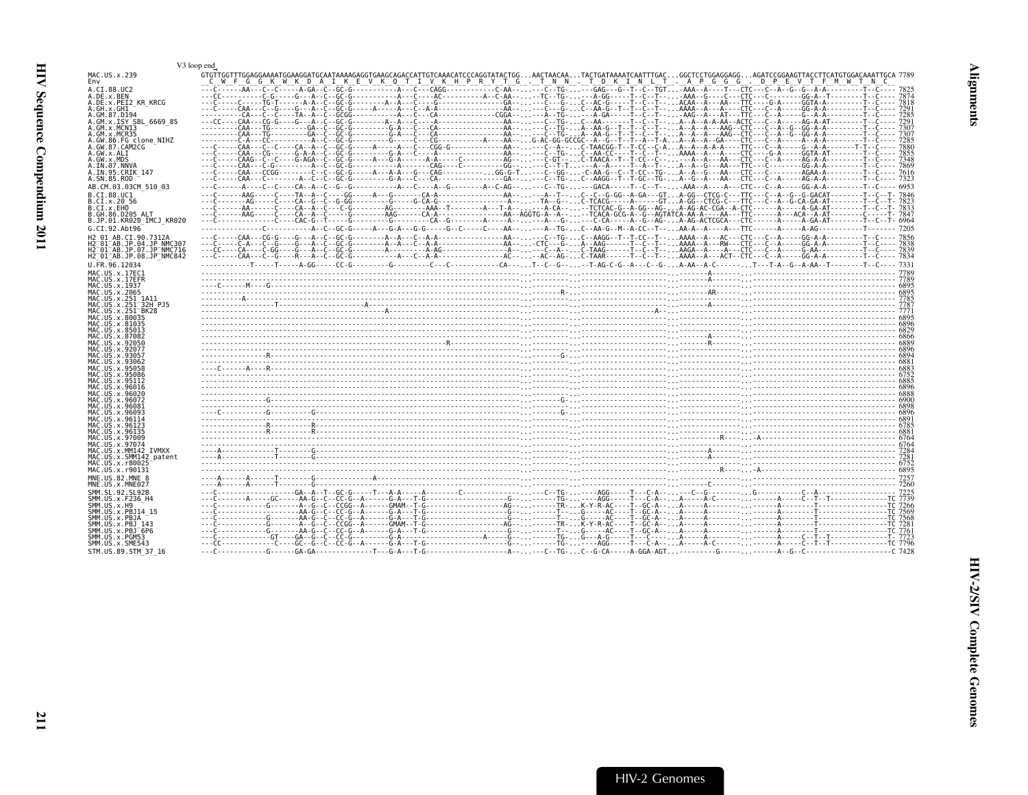V3 loop end

```
MAC.US.x.239              GTGTTGGTTTGGAGGAAAATGGAAGGATGCAATAAAAGAGGTGAAGCAGACCATTGTCAAACATCCCAGGTATACTGG...AACTAACAA...TACTGATAAAATCAATTTGAC...GGCTCCTGGAGGAGG...AGATCCGGAAGTTACCTTCATGTGGACAAATTGCA 7789
Env                        C  W  F  G  G  K  W  K  D  A  I  K  E  V  K  Q  T  I  V  K  H  P  R  Y  T  G  .  T  N  N  .  T  D  K  I  N  L  T  .  A  P  G  G  G  .  D  P  E  V  T  F  M  W  T  N  C
A.CI.88.UC2
A.DE.x.BEN
A.DE.x.PEI2_KR_KRCG
A.GH.x.GH1
A.GM.87.D194
A.GM.x.ISY_SBL_6669_85
A.GM.x.MCN13
A.GM.x.MCR35
A.GW.86.FG_clone_NIHZ
A.GW.87.CAM2CG
A.GW.x.ALI
A.GW.x.MDS
A.IN.07.NNVA
A.IN.95.CRIK_147
A.SN.85.ROD
AB.CM.03.03CM_510_03
B.CI.88.UC1
B.CI.x.20_56
B.CI.x.EHO
B.GH.86.D205_ALT
B.JP.01.KR020_IMCJ_KR020
G.CI.92.Abt96
H2_01_AB.CI.90.7312A
H2_01_AB.JP.04.JP_NMC307
H2_01_AB.JP.07.JP_NMC716
H2_01_AB.JP.08.JP_NMC842
U.FR.96.12034
MAC.US.x.17EC1
MAC.US.x.17EFR
MAC.US.x.1937
MAC.US.x.2065
MAC.US.x.251_1A11
MAC.US.x.251_32H_PJ5
MAC.US.x.251_BK28
MAC.US.x.80035
MAC.US.x.81035
MAC.US.x.85013
MAC.US.x.87082
MAC.US.x.92050
MAC.US.x.92077
MAC.US.x.93057
MAC.US.x.93062
MAC.US.x.95058
MAC.US.x.95086
MAC.US.x.95112
MAC.US.x.96016
MAC.US.x.96020
MAC.US.x.96072
MAC.US.x.96081
MAC.US.x.96093
MAC.US.x.96114
MAC.US.x.96123
MAC.US.x.96135
MAC.US.x.97009
MAC.US.x.97074
MAC.US.x.MM142_IVMXX
MAC.US.x.SMM142_patent
MAC.US.x.r80025
MAC.US.x.r90131
MNE.US.82.MNE_8
MNE.US.x.MNE027
SMM.SL.92.SL92B
SMM.US.x.F236_H4
SMM.US.x.H9
SMM.US.x.PBJ14_15
SMM.US.x.PBJA
SMM.US.x.PBJ_143
SMM.US.x.PBJ_6P6
SMM.US.x.PGM53
SMM.US.x.SME543
STM.US.89.STM_37_16
```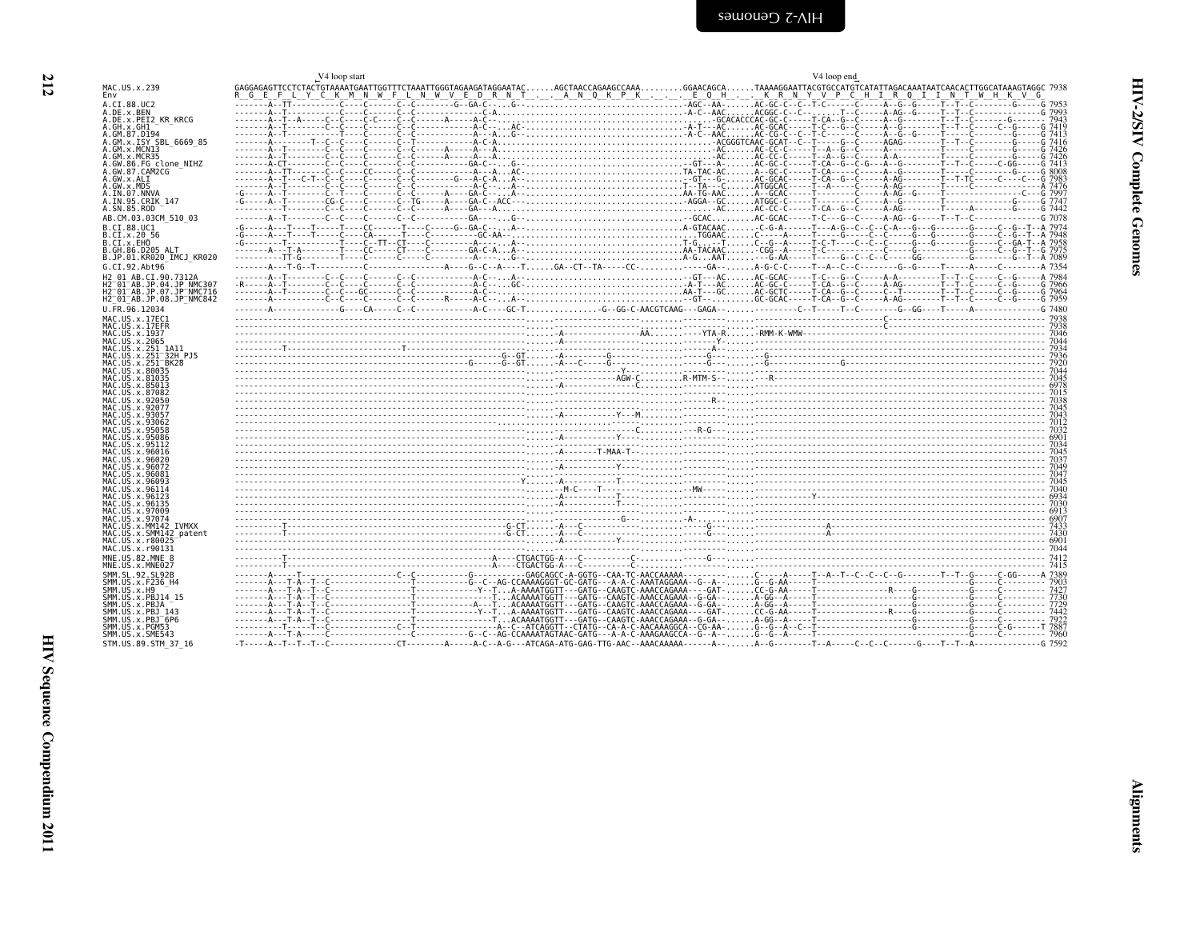```
                                     V4 loop start                                                                                                          V4 loop end
MAC.US.x.239                   GAGGAGAGTTCCTCTACTGTAAAATGAATTGGTTTCTAAATTGGGTAGAAGATAGGAATAC......AGCTAACCAGAAGCCAAA.........GGAACAGCA......TAAAAGGAATTACGTGCCATGTCATATTAGACAAATAATCAACACTTGGCATAAAGTAGGC 7938
Env                            R  G  E  F  L  Y  C  K  M  N  W  F  L  N  W  V  E  D  R  N  T  .  .  A  N  Q  K  P  K  .  .  .  E  Q  H  .  .  K  R  N  Y  V  P  C  H  I  R  Q  I  I  N  T  W  H  K  V  G
A.CI.88.UC2                    -------A--TT-----------C----C------C--C--------G--GA-C--...G-.................................-AGC--AA-......AC-GC-C--C--T-C------C-----A--G--G-----T--T--C--------G-----G 7953
A.DE.x.BEN                     -------A--T------------C----C------C--C-----------C-A.........................................-A-C--AAC......ACGGC-C--C-.......T--C-----A-AG--G-----T--T--C--------------G 7993
A.DE.x.PEI2_KR_KRCG            -------A--T--A------C--C----C-C----C--C-----A-----A-C--...................................GCACACCCAC-GC-C-----T-CA--G--C-----A--G--------T--T--C-------G----- 7943
A.GH.x.GH1                     -------A--T------------C----C------C--C-----------A-C--...AC..................................A-T---AC......AC-GCAC-----T-C---G--C-----A--G--------T--T--C-----C--G-----G 7419
A.GM.87.D194                   -------A--T-------T----C----C------C--C-----------A----A...G-..................................-A-C--AAC......AC-CG-C--C--T-C------C-----A--G--G-----T--T--C-----------G 7413
A.GM.x.ISY_SBL_6669_85         -------A---------T--C--C----C------C--T-----------A-C-A.......................................ACGGGTCAAC-GCAT--C--T-----G--C-----AGAG-------T--T--C-----------G 7416
A.GM.x.MCN13                   -------A--T------------C----C------C--C------A-----A---A.......................................-AC......AC-CC-C-----T--A--G--C-----A-----------T-----C----------G-----G 7426
A.GM.x.MCR35                   -------A--T------------C----C------C--C------A-----A---A.......................................-AC......AC-CC-C-----T--A--G--C-----A-A---------T-----C----------G-----G 7426
A.GW.86.FG_clone_NIHZ          -------A-CT------------C----C------C--C-----------GA-C--...G-..................................-AC......AC-GC-C-----T-CA--G--C-G---A--G--------T--T--C-----C-GG-----G 7413
A.GW.87.CAM2CG                 -------A--TT-----------C----CC-----C--C-----------A---A...AC...............................TA-TAC-AC......A--GC-C-----T-CA-----C-----A--G--------T-----C----------G-----G 8008
A.GW.x.ALI                     -------A--T---C-T--C--C----C------C--C--------G---A-C-A...A...............................--GT--G-......AC-GCAC-----T-CA--G--C-----A-AG-------T--T-TC-----C-----C--G 7983
A.GW.x.MDS                     -------A--T------------C----C------C--C-----------A-C--...A...............................T--TA---C......ATGGCAC-----T--A-----C-----A-AG-------T-----C--------------A 7476
A.IN.07.NNVA                   -G-----A--T--------C--T----C------C--C------A----GA-C--...A...............................AA-TG-AAC......A--GCAC-----T--------C-----A-AG--G-----T-----------------C---G 7997
A.IN.95.CRIK_147               -G-----A--T--------CG--C----C------C--TG-----A----GA-C--ACC---............................-AGGA--GC......ATGGC-C-----T--------C-----A--G--------T-----------------G-----G 7747
A.SN.85.ROD                    -------T--------------C----C------C--C------A-----GA---A..................................-AC......AC-CC-C-----T-CA--G--C-----A-AG-------T-----A--------G-----G 7442
AB.CM.03.03CM_510_03           -------A--T------------C----C------C--C-----------GA----...G-..............................-GCAC.........AC-GCAC-----T-C---G--C-----A-AG--G-----T--T--C--------------G 7078
B.CI.88.UC1                    -G-----A--T---T-----T----CC------T----C-----G--GA-C-...A-..................................A-GTACAAC......-C-G-A------T---A-G--C--C--C-A---G---G------G-----C--G--T--A 7974
B.CI.x.20_56                   -G-----A--T---T------C----CA------T----C-----------GC-AA-..................................-TGGAAC.......C-----A-----T-------C--C-----G---G------G-----C--G--T--A 7948
B.CI.x.EHO                     -G-----------T-------T----C--TT--CT----C----------A----...A-...............................T-G.....-T......C--G--A-----T-C-T----C--C--C-----G---G------G-----C--GA-T--A 7958
B.GH.86.D205_ALT               -------A--T-A--------T----CC------CT----C---------GA-C-A...A-...............................AA-TACAAC......-CGG--A-----T-C--------------G---------G------G-----C--G--T--G 7975
B.JP.01.KR020_IMCJ_KR020       -------A--TT-G-------T----C-------C-----C---------A----...G-..............................A-G...AAT......--G-AA-----T---G--C--C--C-----GG------G-----------G--T--A 7089
G.CI.92.Abt96                  -------A---T-G--T----------C-----------------A-----G--C--A---T......GA--CT--TA-----CC-........-GA-......A-G-C-C-----T--A--C--C-----------G--G-----T-----A-----C-------A 7354
H2_01_AB.CI.90.7312A           -------A--T------------C----C------C--C-----------A-C--...A-..............................--GT---AC......AC-GCAC-----T-C---G--C-----A-A--------T--T--C-----C--G-----A 7984
H2_01_AB.JP.04.JP_NMC307       -R-----A--T------------C----C------C--C-----------A-C--...GC...............................-A-T---AC......AC-GC-C-----T-CA--G--C-----A-AG-------T--T--C-----C--G-----G 7966
H2_01_AB.JP.07.JP_NMC716       -------A--T------------C----GC-----C--C-----------A-C--...A-...............................AA-T---GC......AC-GCTC-----T-CA--G--C-----C--T--------T--T--C-----C--G-----A 7964
H2_01_AB.JP.08.JP_NMC842       -------A--T------------C----C------C--C-----R-----A-C--...A-...............................--GT--A-......AC-GCAC-----T-CA--G--C-----A-AG-------T--T--C-----C--G-----A 7959
U.FR.96.12034                  -------A--------------G----CA-----C--C-----------A-C----GC-T..............-G--GG-C-AACGTCAAG--GAGA--......----------C--T-----T--C-----------G--GG---T-----A-----------G 7480
MAC.US.x.17EC1                 ------------------------------------------------------------------................................................----------------C--------------------------------- 7938
MAC.US.x.17EFR                 ------------------------------------------------------------------................................................----------------C--------------------------------- 7938
MAC.US.x.1937                  ------------------------------------------------------------------.-A--------------AA..........YTA-R......-RMM-K-WMW---------------------------------------------- 7046
MAC.US.x.2065                  ------------------------------------------------------------------.-A-----------------------.........Y-......-------------------------------------------------------- 7044
MAC.US.x.251_1A11              ----------T-----------------------------T-------------------------.----------------------------........A-......-------------------------------------------------------- 7934
MAC.US.x.251_32H_PJ5           -----------------------------------------------------------G--GT......-A----------G-----------........G-......-G------------------------------------------------------- 7936
MAC.US.x.251_BK28              ------------------------------------------G------G--GT......-A---C-----G-----------........G-......-G------------------G---------------------------------------- 7920
MAC.US.x.80035                 ------------------------------------------------------------------.---------Y-.........................-......-------------------------------------------------------- 7044
MAC.US.x.81035                 ------------------------------------------------------------------.-----------AGW-C.........R-MTM-S-.......--R------------------------------------------------------ 7045
MAC.US.x.85013                 ------------------------------------------------------------------.-A------------C.....................-......-------------------------------------------------------- 6978
MAC.US.x.87082                 ------------------------------------------------------------------.------------------------------------......-------------------------------------------------------- 7015
MAC.US.x.92050                 ------------------------------------------------------------------.-----------------------..........R-......-------------------------------------------------------- 7038
MAC.US.x.92077                 ------------------------------------------------------------------.------------------------------------......-------------------------------------------------------- 7045
MAC.US.x.93057                 ------------------------------------------------------------------.-A----------Y---M.....................-......-------------------------------------------------------- 7043
MAC.US.x.93062                 ------------------------------------------------------------------.------------------------------------......-------------------------------------------------------- 7012
MAC.US.x.95058                 ------------------------------------------------------------------.--------------C.........-R-G-.......-......-------------------------------------------------------- 7032
MAC.US.x.95086                 ------------------------------------------------------------------.-A----------Y-.......................-......-------------------------------------------------------- 6901
MAC.US.x.95112                 ------------------------------------------------------------------.------------------------------------......-------------------------------------------------------- 7034
MAC.US.x.96016                 ------------------------------------------------------------------.-A-------T-MAA-T-....................-......-------------------------------------------------------- 7045
MAC.US.x.96020                 ------------------------------------------------------------------.------------------------------------......-------------------------------------------------------- 7037
MAC.US.x.96072                 ------------------------------------------------------------------.-A----------Y-.......................-......-------------------------------------------------------- 7049
MAC.US.x.96081                 ------------------------------------------------------------------.-A-------------.....................-......-------------------------------------------------------- 7047
MAC.US.x.96093                 ---------------------------------------------------------------Y....-A----------T-.......................-......-------------------------------------------------------- 7045
MAC.US.x.96114                 ------------------------------------------------------------------.-M-C----T-----------.........-MW---......-------------------------------------------------------- 7040
MAC.US.x.96123                 ------------------------------------------------------------------.-A----------T-.......................-......-----------------Y------------------------------------- 6934
MAC.US.x.96135                 ------------------------------------------------------------------.-A----------T-.......................-......-------------------------------------------------------- 7030
MAC.US.x.97009                 ------------------------------------------------------------------.------------------------------------......-------------------------------------------------------- 6913
MAC.US.x.97074                 ------------------------------------------------------------------.--------------G-...........-A-.......-......-------------------------------------------------------- 6907
MAC.US.x.MM142_IVMXX           ----------T--------------------------------------------------G-CT......-A---C--------------........G-......-----------------A---------------------------------------- 7433
MAC.US.x.SMM142_patent         ----------T--------------------------------------------------G-CT......-A---C--------------........G-......-----------------A---------------------------------------- 7430
MAC.US.x.r80025                ------------------------------------------------------------------.-A----------Y-.......................-......-------------------------------------------------------- 6901
MAC.US.x.r90131                ------------------------------------------------------------------.------------------------------------......-------------------------------------------------------- 7044
MNE.US.82.MNE_8                ----------T-------------------------------------------A----CTGACTGG-A---C---------C-..........G-......-------------------------------------------------------- 7412
MNE.US.x.MNE027                ----------T-------------------------------------------A----CTGACTGG-A---C---------C-...........-......-------------------------------------------------------- 7415
SMM.SL.92.SL92B                -------A-----T-----------------C--C-----------G----------GAGCAGCC-A-GGTG--CAA-TC-AACCAAAAA-.........C------A-----T--A--T--C--C--C--G--------T--T--G-----C-GG-----A 7389
SMM.US.x.F236_H4               -------A---T-A--T--C---------------T-----------G--C--AG-CCAAAAGGGT-GC-GATG---A-A-C-AAATAGGAAA--G--A--......G--G-AA-----T--------------------------G-----C---------- 7903
SMM.US.x.H9                    -------A---T-A--T--C---------------T-----------Y--T...A-AAAATGGTT---GATG--CAAGTC-AAACCAGAAA---GAT-......CC-G-AA-----T--------------R----G----------G-----C---------- 7427
SMM.US.x.PBJ14_15              -------A---T-A--T--C---------------T---------------T...ACAAAATGGTT---GATG--CAAGTC-AAACCAGAAA--G-GA-......A-GG--A-----T-----------------G-----------G-----C---------- 7730
SMM.US.x.PBJA                  -------A---T-A--T--C---------------T-----------A---T...ACAAAATGGTT---GATG--CAAGTC-AAACCAGAAA--G-GA-......A-GG--A-----T-----------------G-----------G-----C---------- 7729
SMM.US.x.PBJ_143               -------A---T-A--T--C---------------T-----------Y--T...A-AAAATGGTT---GATG--CAAGTC-AAACCAGAAA---GAT-......CC-G-AA-----T--------------R----G----------G-----C---------- 7442
SMM.US.x.PBJ_6P6               -------A---T-A--T--C---------------T---------------T...ACAAAATGGTT---GATG--CAAGTC-AAACCAGAAA--G-GA-......A-GG--A-----T-----------------G-----------G-----C---------- 7922
SMM.US.x.PGM53                 -------A-----T--T--C---------------C--T-----------A--C--ATCAGGTT--CTATG--CA-A-C-AACAAAGGCA--CG-AA-......G--G--A--C--T-----------------G-----------G-----C-G-----T 7887
SMM.US.x.SME543                -------A---T-A-----C---------------C-----------G--C--AG-CCAAAATAGTAAC-GATG---A-A-C-AAAGAAGCCA--G--A--......G--G--A-----T--------------------------G-----C---------- 7960
STM.US.89.STM_37_16            -T-----A--T--T--T--C--------------CT--------A-----A-C--A-G---ATCAGA-ATG-GAG-TTG-AAC--AAACAAAAA------A-......A--G--------T--A-----C--C--C------G----T--T--A--------------G 7592
```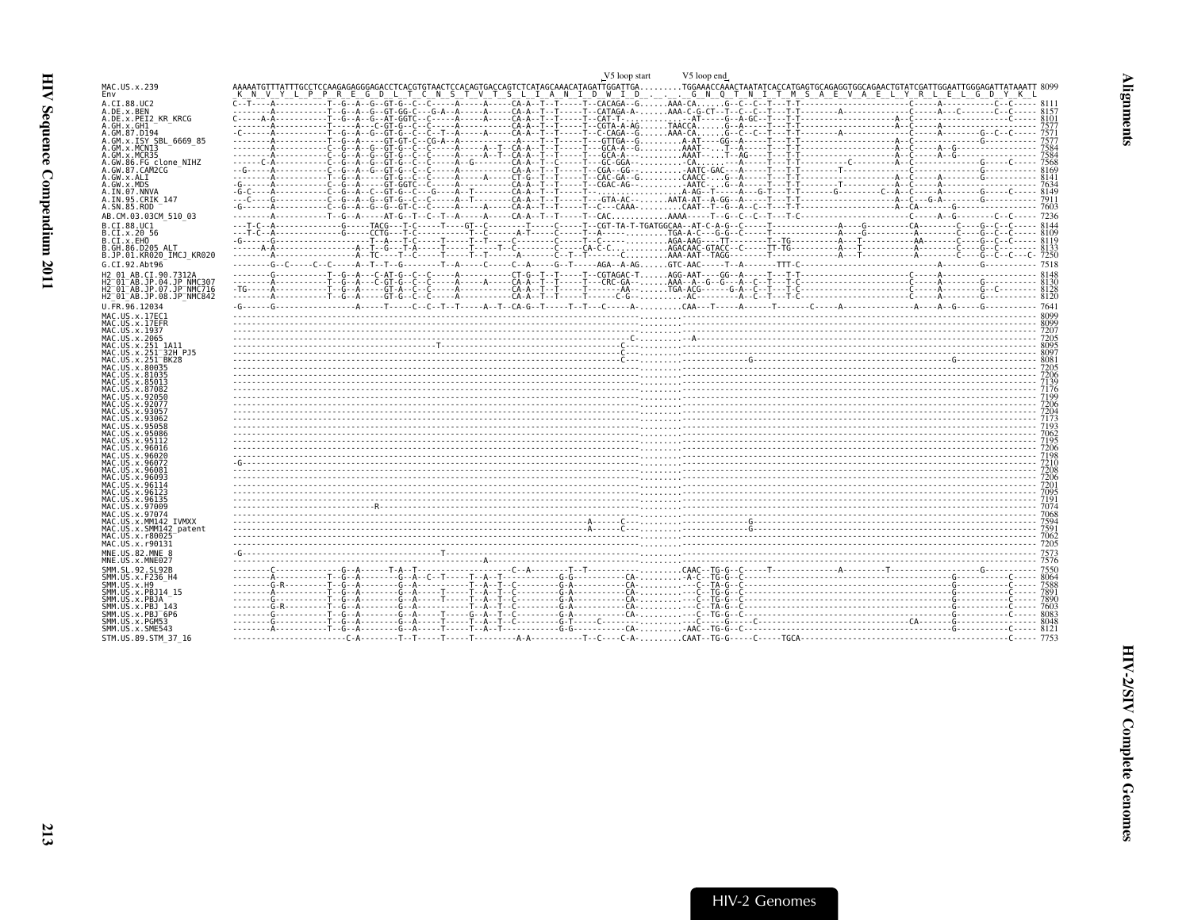```
                                                                                  V5 loop start      V5 loop end
MAC.US.x.239            AAAAATGTTTATTTGCCTCCAAGAGAGGGAGACCTCACGTGTAACTCCACAGTGACCAGTCTCATAGCAAACATAGATTGGATTGA.........TGGAAACCAAACTAATATCACCATGAGTGCAGAGGTGGCAGAACTGTATCGATTGGAATTGGGAGATTATAAATT 8099
Env                     _K__N__V__Y__L__P__P__R__E__G__D__L__T__C__N__S__T__V__T__S__L__I__A__N__I__D__W__I__D__.__.__.__G__N__Q__T__N__I__T__M__S__A__E__V__A__E__L__Y__R__L__E__L__G__D__Y__K__L

A.CI.88.UC2             C--T----A----------T--G--A--G--GT-G--C--C-----A-----A-----CA-A--T--T-----T--CACAGA--G......AAA-CA......G--C--C--T---T-T-----------------------C-----A-----------C--C----- 8111
A.DE.x.BEN              --------A----------T--G--A--G--GT-GG-C---G-A--A-----A-----CA-A--T--T-----T--CATAGA-A-......AAA-C-G-CT--T--C--C--T---T-T--------A-----------C-----A---C-------C--C----- 8157
A.DE.x.PEI2_KR_KRCG     C-----A-A----------T--G--A--G--AT-GGTC--C-----A-----A-----CA-A--T--T-----T--CAT-T-.........-AT-----G--A-GC--T---T-T-----------------A--C--------------------C----- 8101
A.GH.x.GH1              --------A----------T-----A---C-GT-G--C--C-----A-----------CA-A--T--T-----T--CGTA-A-AG......TAACCA......G--A-----T---T-T-----------------A--C-----A----------------- 7577
A.GM.87.D194            -C------A----------T--G--A--G--GT-G--C--C--T--A-----A-----CA-A--T--T-----T--C-CAGA--G......AAA-CA......G--C--C--T---T-T-------A---------A--C-----A-----------G--C--C----- 7571
A.GM.x.ISY_SBL_6669_85  --------A----------T--G--A-----GT-GT-C--CG-A--A-----------A-----T--T-----T---GTTGA--G.........A-AT----GG--A-----T---T-T-----------------A--C-------------G---------- 7577
A.GM.x.MCN13            --------A----------C--G--A--G--GT-G--C--C-----A-----A--T--CA-A--T--T-----T---GCA-A--G.........AAAT-----T--A-----T---T-T-----------------A--C-----A--G------------- 7584
A.GM.x.MCR35            --------A----------C--G--A--G--GT-G--C--C-----A-----A--T--CA-A--T--T-----T---GCA-A--.........AAAT-----T--AG-----T---T-T-----------------A--C-----A--G------------- 7584
A.GW.86.FG_clone_NIHZ   ------C-A----------C--G--A--G--GT-G--C--C-----A--G--------CA-A--T--T-----T---GC-GGA--.........CA.........G--A-----T---T-T----------C--------A--C-------------G-----C----- 7568
A.GW.87.CAM2CG          --G-----A----------C--G--A--G--GT-G--C--C-----A-----------CA-A--T--T-----T--CGA--GG--.........-AATC-GAC---A-----T---T-T--------T---------C-------------G---------- 8169
A.GW.x.ALI              --------A----------T--G--A--G--GT-G--C--C-----A-----A-----CT-G--T--T-----T--CAC-GA--G.........CAACC---G--A-----T---T-T-----------------A--C-----A-----------G---------- 8141
A.GW.x.MDS              -G------A----------C--G--A--G--GT-GGTC--C-----A-----------CA-A--T--T-----T--CGAC-AG--.........AATC---G--A-----T---T-T--------T---------A--C-----A-----------G---------- 7634
A.IN.07.NNVA            -G-C----A----------C--G--A--C--GT-G--C---G-----A--T-------CA-A--T--T-----T--.........A-AG--T-----A---G-T---T-T--------G---------C--A--C-----A-----------G-----C----- 8149
A.IN.95.CRIK_147        ---C----G----------C--G--A--G--GT-G--C--C-----A--T--------CA-A--T--T-----T--GTA-AC--.........AATA-AT--A-GG--A-----T---T-T-----------------A--C--G-A---------G---------- 7911
A.SN.85.ROD             -G------A----------C--G--A--G--GT-C--C--C-----A-----A-----CA-A--T--T-----T--C---CAAA-.........CAAT--T--G--A--C--T---T-T-----------------A--CA------G---------------- 7603
AB.CM.03.03CM_510_03    --------A----------T--G--A-----AT-G--T--C--T--A-----A-----CA-A--T--T-----T--CAC...........AAAA-----T--G--C--C--T---T-C-----------------------C-----A--G---------C--C----- 7236
B.CI.88.UC1             ---T-C--A--------------G-----TACG---T-C-----T----GT--C----------T-----C-----T--CGT-TA-T-TGATGGCAA--AT-C-A-G--C-----T------------A-----G-------CA-------C----G--C--C----- 8144
B.CI.x.20_56            ---T-C--A--------------G-----CCTG---T-C-----------T--C--------A-T-----C-----T--A-----.........TGA-A-C---G-G--C-----T---------------A--G--------A-------C----G--C--C----- 8109
B.CI.x.EHO              -G------G------------------T--A---T-C-----T-----T--T------C-----C-----T--C--.........AGA-AAG---TT--------T--TG--------A---T---------AA-------C----G--C--C----- 8119
B.GH.86.D205_ALT        ------A-A------------------A--T--G--T-A-----T-----T--T----T--C--------C-----CA-C-C-.........AGACAAC-GTACC--C-----TT-TG--------A---T---------A-------C----G--C--C----- 8133
B.JP.01.KR020_IMCJ_KR020 -------A------------------A--TC---T--C-----T-----T--T-----A-----C--T--T-----C-.........AAA-AAT--TAGG--------T-----------------A---T---------A-------C----G--C--C--C- 7250
G.CI.92.Abt96           --------G--C-----C--C-----A--T--T--G---------T--A-----C-----C--A-----G--T-----AGA--A-AG......GTC-AAC-----T--A------TTT-C-------------------------A---------G---------- 7518
H2_01_AB.CI.90.7312A    --------G----------T--G--A---C-AT-G--C--C-----A-----------CT-G--T--T-----T--CGTAGAC-T......AGG-AAT----GG--A-----T---T-T-----------------C-----A----------------------- 8148
H2_01_AB.JP.04.JP_NMC307 --------A----------T--G--A---C-GT-G--C--C-----A-----A-----CA-A--T--T-----T---CRC-GA--......AAA--A--G--G---A--C--T---T-C-----------------C-----A-----------G---------- 8130
H2_01_AB.JP.07.JP_NMC716 -TG-----A----------T--G--A-----GT-A--C--C-----A-----------CA-A--T--T-----T-------AA--.........TGA-ACG------G--A--C--T---T-C-----------------C-----A-----------G--C------ 8128
H2_01_AB.JP.08.JP_NMC842 --------A----------T--G--A-----GT-G--C--C-----A-----------CA-A--T--T-----T-----C-G-.........AC.......A--C--T---T-C-----------------C-----A-----------G---------- 8120
U.FR.96.12034           -G------G------------------A-----T-----C--C--T--T-----A--T--CA-G--T-----T--T---C---A-.........CAA---T-----A------T------C------A-----------------A-----A--G-----G---------- 7641
MAC.US.x.17EC1          ----------------------------------------------------------------------------------.........------------------------------------------------------------------------------- 8099
MAC.US.x.17EFR          ----------------------------------------------------------------------------------.........------------------------------------------------------------------------------- 8099
MAC.US.x.1937           ----------------------------------------------------------------------------------.........------------------------------------------------------------------------------- 7207
MAC.US.x.2065           ------------------------------------------------------------------------------C-.........--A---------------------------------------------------------------------------- 7205
MAC.US.x.251_1A11       -------------------------------------------T--------------------------------C---.........------------------------------------------------------------------------------- 8095
MAC.US.x.251_32H_PJ5    ----------------------------------------------------------------------------C---.........------------------------------------------------------------------------------- 8097
MAC.US.x.251_BK28       ----------------------------------------------------------------------------C---.........---------------------G-------------------------------------------G------------------- 8081
MAC.US.x.80035          ----------------------------------------------------------------------------------.........------------------------------------------------------------------------------- 7205
MAC.US.x.81035          ----------------------------------------------------------------------------------.........------------------------------------------------------------------------------- 7206
MAC.US.x.85013          ----------------------------------------------------------------------------------.........------------------------------------------------------------------------------- 7139
MAC.US.x.87082          ----------------------------------------------------------------------------------.........------------------------------------------------------------------------------- 7176
MAC.US.x.92050          ----------------------------------------------------------------------------------.........------------------------------------------------------------------------------- 7199
MAC.US.x.92077          ----------------------------------------------------------------------------------.........------------------------------------------------------------------------------- 7206
MAC.US.x.93057          ----------------------------------------------------------------------------------.........------------------------------------------------------------------------------- 7204
MAC.US.x.93062          ----------------------------------------------------------------------------------.........------------------------------------------------------------------------------- 7173
MAC.US.x.95058          ----------------------------------------------------------------------------------.........------------------------------------------------------------------------------- 7193
MAC.US.x.95086          ----------------------------------------------------------------------------------.........------------------------------------------------------------------------------- 7062
MAC.US.x.95112          ----------------------------------------------------------------------------------.........------------------------------------------------------------------------------- 7195
MAC.US.x.96016          ----------------------------------------------------------------------------------.........------------------------------------------------------------------------------- 7206
MAC.US.x.96020          ----------------------------------------------------------------------------------.........------------------------------------------------------------------------------- 7198
MAC.US.x.96072          -G--------------------------------------------------------------------------------.........------------------------------------------------------------------------------- 7210
MAC.US.x.96081          ----------------------------------------------------------------------------------.........------------------------------------------------------------------------------- 7208
MAC.US.x.96093          ----------------------------------------------------------------------------------.........------------------------------------------------------------------------------- 7206
MAC.US.x.96114          ----------------------------------------------------------------------------------.........------------------------------------------------------------------------------- 7201
MAC.US.x.96123          ----------------------------------------------------------------------------------.........------------------------------------------------------------------------------- 7095
MAC.US.x.96135          ----------------------------------------------------------------------------------.........------------------------------------------------------------------------------- 7191
MAC.US.x.97009          ----------------------R-----------------------------------------------------------.........------------------------------------------------------------------------------- 7074
MAC.US.x.97074          ----------------------------------------------------------------------------------.........------------------------------------------------------------------------------- 7068
MAC.US.x.MM142_IVMXX    ---------------------------------------------------------------------A------C---.........---------------------G--------------------------------------------------------- 7594
MAC.US.x.SMM142_patent  ---------------------------------------------------------------------A------C---.........---------------------G--------------------------------------------------------- 7591
MAC.US.x.r80025         ----------------------------------------------------------------------------------.........------------------------------------------------------------------------------- 7062
MAC.US.x.r90131         ----------------------------------------------------------------------------------.........------------------------------------------------------------------------------- 7205
MNE.US.82.MNE_8         -G--------------------------------------T-----------------------------------------.........------------------------------------------------------------------------------- 7573
MNE.US.x.MNE027         -------------------------------------------------A--------------------------------.........------------------------------------------------------------------------------- 7576
SMM.SL.92.SL92B         --------C----------G--A-------T-A--T-----------------C--A---------T--T-----------.........CAAC--TG-G--C-----T-------------A---------T-----------------G---------- 7550
SMM.US.x.F236_H4        --------A----------T--G--A---------G--A--C--T-----T--A--T--C----------G-G----------CA-.........-A-C--TG-G--C--------------------------------------------G-----------C----- 8064
SMM.US.x.H9             --------G-R--------T--G--A---------G--A-----------T--A--T--C----------G-A----------CA-.........--C--TA-G--C--------------------------------------------G-----------C----- 7588
SMM.US.x.PBJ14_15       --------A----------T--G--A---------G--A-----T-----T--A--T--C----------G-A----------CA-.........--C--TG-G--C--------------------------------------------G-----------C----- 7891
SMM.US.x.PBJA           --------G----------T--G--A---------G--A-----T-----T--A--T--C----------G-A----------CA-.........--C--TG-G--C--------------------------------------------G-----------C----- 7890
SMM.US.x.PBJ_143        --------G-R--------T--G--A---------G--A-----------T--A--T--C----------G-A----------CA-.........--C--TA-G--C--------------------------------------------G-----------C----- 7603
SMM.US.x.PBJ_6P6        --------G----------T--G--A---------G--A-----T-----G--A--T--C----------G-A----------CA-.........--C--TG-G--C--------------------------------------------G-----------C----- 8083
SMM.US.x.PGM53          --------G----------T--G--A---------G--A-----T-----T--A--T--C----------G-T------C---------.........--C---G-----C-------------------------------CA----------G---------------- 8048
SMM.US.x.SME543         --------A----------T--G--A---------G--A-----T-----T--A--T-------------G-G----------CA-.........AAC--TG-G--C--------------------------------------------G-----------C----- 8121
STM.US.89.STM_37_16     -------------------------C-A--------T--T-----T-----T---------A-A-----------T--C----C-A-.........CAAT--TG-G-----C-----TGCA-----------------------------------------------C----- 7753
```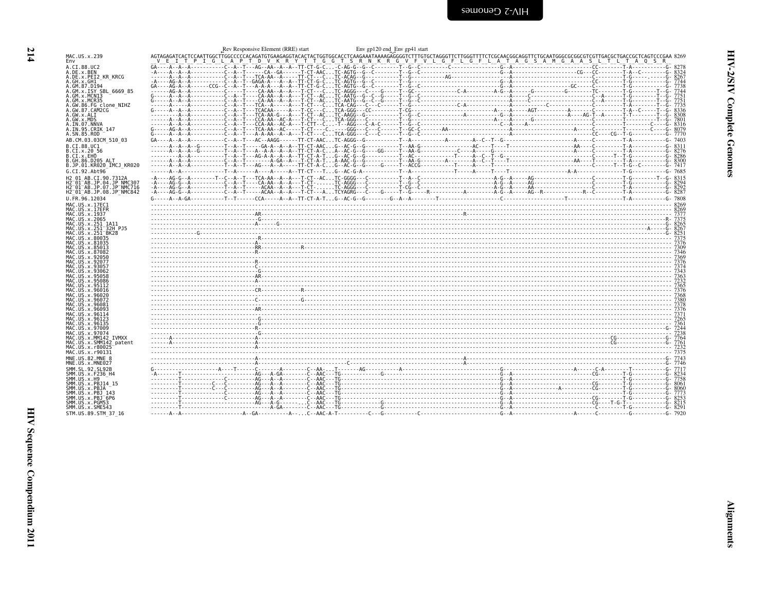```
                                        Rev Responsive Element (RRE) start                  Env gp120 end  Env gp41 start
MAC.US.x.239              AGTAGAGATCACTCCAATTGGCTTGGCCCCCACAGATGTGAAGAGGTACACTACTGGTGGCACCTCAAGAAATAAAAGAGGGGTCTTTGTGCTAGGGTTCTTGGGTTTTCTCGCAACGGCAGGTTCTGCAATGGGCGCGGCGTCGTTGACGCTGACCGCTCAGTCCCGAA 8269
Env                        V  E  I  T  P  I  G  L  A  P  T  D  V  K  R  Y  T  T  G  G  T  S  R  N  K  R  G  V  F  V  L  G  F  L  G  F  L  A  T  A  G  S  A  M  G  A  A  S  L  T  L  T  A  Q  S  R

A.CI.88.UC2               GA----A--A--A-----------C--A--T---AG--AA--A--A--TT-CT-G-C...-C-AG-G--G--C--------T--G--C---------C---------------------G--A-------------------------CC--------T-A-----------G- 8278
A.DE.x.BEN                -A----A--A--A-----------C--A--T------CA--GA------T-CT-AAC...TC-AGTG--G--C--------T--G--C-----------------------------G--A-----------------------CG---CC--------T-A--C---------G- 8324
A.DE.x.PEI2_KR_KRCG       ------A--A--A-----------C--A--T---TCA-AA--A-----TT-CT---C...TC-ACAG--G-----------T--G------------AG----------------------A---------------------------C--------T-G-----------G- 8267
A.GH.x.GH1                -A----AG-A--A-----------C--A--T--GAGA-A---A--A--TT-CT-G-C...TC-AGTG--G--C--------T--G---------------------------------G--A-------------------------CC--------T-G-----------G- 7744
A.GM.87.D194              GA----AG-A--A------CCG--C--A--T---A-A-A---A--A--TT-CT-G-C...TC-AGTG--G--C--------T--G--C------------------------------G--A-------------------GC----C--------T-G-----------G- 7738
A.GM.x.ISY_SBL_6669_85    ------AG-A--A-----------C-----T----CA-AA--A--A---T-CT---C...TC-AGGG---C----G-----T--GC-----------C-A---------A-G--A------G----------G-------TC--------T-G--------T--G- 7744
A.GM.x.MCN13              G-----A--A--A-----------C--A--T----CA-AA--A--A---T-CT--AC...TC-AATG--G--C--G-----T--G--C-------------------------------A-----C---------------------C--A------T-G--------T--G- 7751
A.GM.x.MCR35              G-----A--A--A-----------C--A--T----CA-AA--A--A---T-CT--AC...TC-AATG--G--C--G-----T--G--C-------------------------------A-----C---------------------C--A------T-G--------T--G- 7751
A.GW.86.FG_clone_NIHZ     ------A-----A-----------C--A--T---TCA--A------A--T-CT---C...TCA-CAG---C--C-------T--G-------------------C-A----------------------C-------------------C--------T-A--------T--G- 7735
A.GW.87.CAM2CG            G-----A--A--A-----------C--A--T---TCACAA------A---T-CC---C...TCA-GGG---CC---------T-CG----------------------------A---A-----AGT---------A-------C--------T-A--C------T--G- 8336
A.GW.x.ALI                ------A--A--A-----------C--A--T---TCA-AA-G----A---T-CT--AC...TC-AAGG--G----------T--G--C-------------A-----------G--A--------------A----AG-T--A-----T-T--------T--G- 8308
A.GW.x.MDS                ------A--A--A-----------C--A--T---CCA-AA--AC-A---T-CT---C...TCA-GGG--C-----------T--G--C-----------------------A--A------G-------------------C--------T----------T--G- 7801
A.IN.07.NNVA              ------A--A--A-----------C--A--T---CCA-AA--AC-A---T-CTT--C...-T--AGG---C-A-C------T--G--C-----------------------C--A---A-------------------------C--------T--------C----G- 8316
A.IN.95.CRIK_147          G-----AG-A--A-----------C--A--T---TCA-AA--AC-----T-CT----C.......GGG---C---C-----T--GC-C------AA-------------------A-----------------------A-----C--------T-------C----G- 8079
A.SN.85.ROD               G-----A--A--A-----------C--A--T---A-A-AA--A--A---T-CT---C...TCA-GGG---C---C-----T--G--C----------------------------A---------------------------CC---CG--T-G-----------G- 7770

AB.CM.03.03CM_510_03      GA----A--A--A-----------C--A--T---AC--AAGG------TT-CT-AAC...TC-AGGG--G-----------T--A-----------A--------A--C--T--G-----------------------A-----C--------T-A-----------G- 7403

B.CI.88.UC1               ------A--A--A--G--------T--A--T------GA-A--A--A--TT-CT-AAC...G--AC-G--G----------T--AA-G------------------AC----T----T----------------------AA----C--------T-A-----------G- 8311
B.CI.x.20_56              ------A--A--A--G--------T--A--T---A--A-A--A--A--TT-CT-A-C...A--AC-G--G----GG-----T--AA-G-----------------C--A----G-----------------------A-----C--------T-A-----------G- 8276
B.CI.x.EHO                ------A--A--A-----------T--A--T---AG-A-A--A--A--TT-CT-A-T...G--AC-G--G-----------T--AC-----------T-----A--C--T--G------------------------------C-------T--T-G-----------G- 8286
B.GH.86.D205_ALT          ------A--A--A-----------C--A--T----------A-GA-A---T-CT-A-T...A-AAC-G--G----------T--AA-G-------A-------A--C--T----T---------------------AA----T--------T-A-----------G- 8300
B.JP.01.KR020_IMCJ_KR020  ------A--A--A-----------T--A--T---AG--A--A--A---TT-CT-A-C...G--AC-G--G-----G-----T--ACCG-----------T-----A------T--------------------------C-------T--T-G--C--------G- 7417

G.CI.92.Abt96             ------A--A--------------T--A--------A----A-----A--TT-CT----T...G--AC-G-A-------------T--A-----------------T----A-----T----T-----------------A-A-----------C--------T-G-----------G- 7685

H2_01_AB.CI.90.7312A      -A----AG-G--A---------T--C--A--T---TCA-AA--A--A---T-CT--AC...TC-GGGG---C----------T--A--C-------------------A-G--A-----AG-----------------------C--------T-G--------T--G- 8315
H2_01_AB.JP.04.JP_NMC307  -A----AG-G--A-----------C--A--T----CA-AA--A--A---T-CT-.......TC-AGGG---C----------T--G--C-------------------A-G--A-----AG-----------------------C--------T-G-----------G- 8294
H2_01_AB.JP.07.JP_NMC716  -A----AG-G--A-----------T--A--T------ACAA--A--A---T-CT-.......TC-AGGG---C----------T-CG--C-------------------A-G--A-----AA-----------------------C--------T-A-----------G- 8292
H2_01_AB.JP.08.JP_NMC842  -A----AG-G--A-----------C--A--T----ACAA--A--A---T-CT---A...TCYAGRG---C---G-----T--G----R-------------A--------A-G--A-----AG--R-----------R------C--------T-A-----------G- 8287

U.FR.96.12034             G-----A--A-GA-----------T--T------CCA-----A--A--TT-CT-A-T...G--AC-G--G--------G--A--A--------T-------------------------C--------------T------------------------T-A-----------G- 7808

MAC.US.x.17EC1            ----------------------------------------------------------------------------------------------------------------------------------------------------------------------------------- 8269
MAC.US.x.17EFR            ----------------------------------------------------------------------------------------------------------------------------------------------------------------------------------- 8269
MAC.US.x.1937             ------------------------------AR---------------------------------------------------------------------------R------------------------------------------------------------------ 7377
MAC.US.x.2065             -------------------------------G------------------------------------------------------------------------------------------------------------------------------------------R- 7375
MAC.US.x.251_1A11         ------------------------------A------G---------------------------------------------------------------------------------------------------------------------------------------- 8265
MAC.US.x.251_32H_PJ5      ------------------------------------------------------------------------------------------------------------------------------------------------------------------A-----------G- 8267
MAC.US.x.251_BK28         -------------G--------------------------------------------------------------------------------------------------------------------------------------------------------------G- 8251
MAC.US.x.80035            -------------------------------R---------------------------------------------------------------------------------------------------------------------------------------------- 7375
MAC.US.x.81035            ------------------------------A------------------------------------------------------------------------------------------------------------------------------------------------ 7376
MAC.US.x.85013            ------------------------------RR------------R--------------------------------------------------------------------------------------------------------------------------------- 7309
MAC.US.x.87082            ------------------------------R------------------------------------------------------------------------------------------------------------------------------------------------ 7346
MAC.US.x.92050            ----------------------------------------------------------------------------------------------------------------------------------------------------------------------------------- 7369
MAC.US.x.92077            -------------------------------R---------------------------------------------------------------------------------------------------------------------------------------------- 7376
MAC.US.x.93057            ------------------------------C------------------------------------------------------------------------------------------------------------------------------------------------ 7374
MAC.US.x.93062            -------------------------------G---------------------------------------------------------------------------------------------------------------------------------------------- 7343
MAC.US.x.95058            ------------------------------AR----------------------------------------------------------------------------------------------------------------------------------------------- 7363
MAC.US.x.95086            ------------------------------A------------------------------------------------------------------------------------------------------------------------------------------------ 7232
MAC.US.x.95112            ----------------------------------------------------------------------------------------------------------------------------------------------------------------------------------- 7365
MAC.US.x.96016            ------------------------------CR-------------R-------------------------------------------------------------------------------------------------------------------------------- 7376
MAC.US.x.96020            ----------------------------------------------------------------------------------------------------------------------------------------------------------------------------------- 7368
MAC.US.x.96072            ------------------------------C-------------G--------------------------------------------------------------------------------------------------------------------------------- 7380
MAC.US.x.96081            ----------------------------------------------------------------------------------------------------------------------------------------------------------------------------------- 7378
MAC.US.x.96093            ------------------------------AR----------------------------------------------------------------------------------------------------------------------------------------------- 7376
MAC.US.x.96114            ----------------------------------------------------------------------------------------------------------------------------------------------------------------------------------- 7371
MAC.US.x.96123            -------------------------------G---------------------------------------------------------------------------------------------------------------------------------------------- 7265
MAC.US.x.96135            -------------------------------G---------------------------------------------------------------------------------------------------------------------------------------------- 7361
MAC.US.x.97009            ------------------------------R-----------------------------------------------------------------------------------------------------------------------------------------------G- 7244
MAC.US.x.97074            -------------------------------G---------------------------------------------------------------------------------------------------------------------------------------------- 7238
MAC.US.x.MM142_IVMXX      -----A------------------------A---------------------------------------------------------------------------------------------------------------------CG------------------------G- 7764
MAC.US.x.SMM142_patent    -----A------------------------A---------------------------------------------------------------------------------------------------------------------CG------------------------G- 7761
MAC.US.x.r80025           ------------------------------A------------------------------------------------------------------------------------------------------------------------------------------------ 7232
MAC.US.x.r90131           ------------------------------A------------------------------------------------------------------------------------------------------------------------------------------------ 7375

MNE.US.82.MNE_8           ------------------------------A---------------------------------------------------------------------------A------------------------------------------------------------------G- 7743
MNE.US.x.MNE027           ------------------------------A--------------------------------------C-------------------------------------A------------------------------------------------------------------G- 7746

SMM.SL.92.SL92B           G-------------------A----T------C-------A-------C--AA-...T--------AG-----------A-----------------------------G--------------------A------C-A--------T-----------G- 7717
SMM.US.x.F236_H4          -A--------T-------------------------AG---A-GA-------C--AAC...TG------------G-------------------------------G--A-----------------------CG--------T-G-----------G- 8234
SMM.US.x.H9               ----------T---------------C--------AG---A--A--------C--AAC...TG-------------------------------------------G--A------------------------------------T-G-----------G- 7758
SMM.US.x.PBJ14_15         ----------T-----------C---C--------AG---A--A--------C--AAC...TG-------------------------------------------G--A-----------------------CG--------T-G-----------G- 8061
SMM.US.x.PBJA             ----------T-----------C---C--------AG---A--A--------C--AAC...TG-------------------------------------------G--A-------------A---------CG--------T-G-----------G- 8060
SMM.US.x.PBJ_143          ----------T-----------------------AG---A--A--------C--AAC...TG-------------------------------------------G--A------------------------------------T-G-----------G- 7773
SMM.US.x.PBJ_6P6          ----------T---------------C--------AG---A--A--------C--AAC...TG-------------------------------------------G--A-----------------------CG--------T-G-----------G- 8253
SMM.US.x.PGM53            ----------T-------------------------AG---A-G---------C--AAC...TG--------G----------------------------------G--A-----------------------CG----T-G-T-------------G- 8215
SMM.US.x.SME543           ----------T-------------------------A-GA------------C--AAC...TG--------G----------------------------------G--A--------------------------C--------T-G-----------G- 8291

STM.US.89.STM_37_16       ------A--A------------------A--GA---------A--...C--AAC-A-T---------C---G-----------C-------------------------G--A------------------A------C----------G-----------G- 7920
```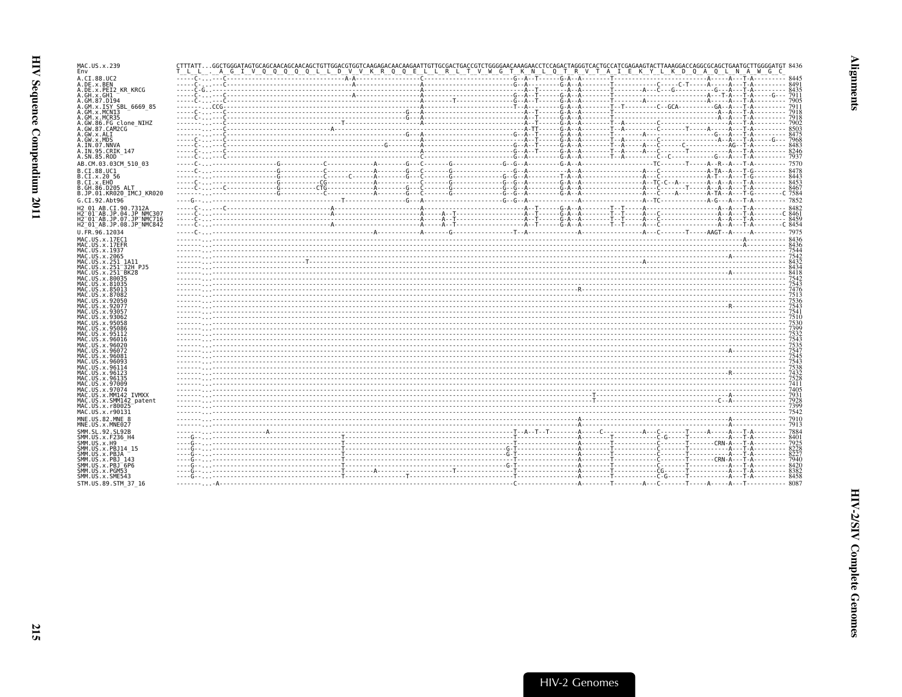```
MAC.US.x.239              CTTTATT...GGCTGGGATAGTGCAGCAACAGCAACAGCTGTTGGACGTGGTCAAGAGACAACAAGAATTGTTGCGACTGACCGTCTGGGGAACAAAGAACCTCCAGACTAGGGTCACTGCCATCGAGAAGTACTTAAAGGACCAGGCGCAGCTGAATGCTTGGGGATGT 8436
Env                       T  L  L  .  A  G  I  V  Q  Q  Q  Q  Q  L  L  D  V  V  K  R  Q  Q  E  L  L  R  L  T  V  W  G  T  K  N  L  Q  T  R  V  T  A  I  E  K  Y  L  K  D  Q  A  Q  L  N  A  W  G  C
A.CI.88.UC2               -----C-...---C------------------------------A-A------------------C-------------------------G--A--T------G-A--A--------T--------------------------A------A---T-A--------- 8445
A.DE.x.BEN                -----C-...---C--------------------------------A-----------------A-------------------------G--A--------G-A--A--------T------------C------C-T-----A-----A---T-A--------- 8491
A.DE.x.PEI2_KR_KRCG       -----C-G.-----------------------------------------------------A-------------------------A--T--------A--A--------T--------A---C---G-----------G---A---T-A--------- 8435
A.GH.x.GH1                -----C-...---C--------------------------------A----------------A-------------------------G--A--T------G-A--A--------T--------------------------A---T-A---T-A------G--- 7911
A.GM.87.D194              -----C-...---C------------------------------------------------A--------T-----------------G--A--T------G-A--A--------T---------A--------------A------A---T-A--------- 7905
A.GM.x.ISY_SBL_6669_85    --------.CCG--------------------------------------------------A-------------------------T--A--------G-A--A--------T--T---------C--GCA---------GA--A---T-A--------- 7911
A.GM.x.MCN13              -----C-...---C----------------------------------------G---A----A-----------------------------A--T------G-A--A--------T------------------------------A--A---T-A--------- 7918
A.GM.x.MCR35              -----C-...---C----------------------------------------G---A----A-----------------------------A--T------G-A--A--------T------------------------------A--A---T-A--------- 7918
A.GW.86.FG_clone_NIHZ     -----------C-----------------------------T-----------------------A--------------------------A--T------G-A--A--------T--A--------C---------------------A---T-A--------- 7902
A.GW.87.CAM2CG            -----------C---------------------A----------------------------A--------------------------A-TT------G-A--A--------T--A---------C-------T-----A------A---T-A--------- 8503
A.GW.x.ALI                -----------C----------------------------------------G---A----A-------------------------G--A--T------G-A--A--------T--------A-----------------G--A---A---T-A--------- 8475
A.GW.x.MDS                -----C-...---C------------------------------------------------A-----------------------------A--T------G-A--A--------T--A--------C---------------A--A---T-A-----G--- 7968
A.IN.07.NNVA              -----C-...---C-------------------------------G---------A--------------------------G--A--T------G-A--A--------T--A----A---C------C-------------AG--T-A--------- 8483
A.IN.95.CRIK_147          -----C-...---C------------------------------------------------A-------------------------G--A--T------G-A--A--------T--A----A---C--------T---------A---T-A--------- 8246
A.SN.85.ROD               -----C-...---C------------------------------------------------C-------------------------G--A--------G-A--A--------T--A--------C--C----------G---A---T-A--------- 7937
AB.CM.03.03CM_510_03      -----C-...-------------G-----------C-----------A--------G---C-------G-------------G--G--A--------G-A--A---------------------TC-------T-----A--R--A---T-A--------- 7570
B.CI.88.UC1               -----C-...-------------G-----------C-----------A--------G---C-------G------------------G--A------------A--A--------------------A---C-------------A-TA--A---T-G--------- 8478
B.CI.x.20_56              -----C-...-------------G-----------C----C-----A--------G---C-------G--------------G--G--A--------T-A--A--------------------A---C-------------A-T---A---T-G--------- 8443
B.CI.x.EHO                -----C-...-------------G-----------CG----------A--------G---C-------G--------------G--G--A--------G-A--A------------------A--TC-C--A-------A--A--A---T-A--------- 8453
B.GH.86.D205_ALT          -----C-...---C---------G----------CTG----------A-------G---C-------G--------------G--G--A--------G-A--A--------------------A---C------T-----A--A--A---T-A--------- 8467
B.JP.01.KR020_IMCJ_KR020  -----C-...-------------G-----------C-----------A-------G---C-------G--------------G--G--A--------G-A--A--------------------A---C----A-------A-TA--A---T-G--------C 7584
G.CI.92.Abt96             -----G-...------------------------------T-----------------G---A--------------------------G--G--A-----------------------------------------A--TC-------------A-G---A---T-A--------- 7852
H2_01_AB.CI.90.7312A      -----C-...---C-------------------A-----------------A-------------------------A--T------G-A--A--------T--T-----A--------------------A--A---T-A--------- 8482
H2_01_AB.JP.04.JP_NMC307  -----C-...-----------------------A-----------------A-----A--T-------------------A--T------G-A--A--------T--T-----A---C------------------A--A---T-A--------C 8461
H2_01_AB.JP.07.JP_NMC716  -----C-...-----------------------A-----------------A-----A--T-------------------A--T------G-A--A--------T--T-----A---C------------------A--A---T-A--------- 8459
H2_01_AB.JP.08.JP_NMC842  -----C-...-----------------------A-----------------A-----A--T-------------------A--T------G-A--A--------T--T-----A---C------------------A--A---T-A--------C 8454
U.FR.96.12034             -----C-...----------------------------------A-------------A--------G----------------T--A------------------A--------------------A---C-------T-----AAGT--A------A--------- 7975
MAC.US.x.17EC1            --------.-------------------------------------------------------------------------------------------------------------------------------------------A---------- 8436
MAC.US.x.17EFR            --------.-------------------------------------------------------------------------------------------------------------------------------------------A---------- 8436
MAC.US.x.1937             --------.------------------------------------------------------------------------------------------------------------------------------------------------------ 7544
MAC.US.x.2065             --------.----------------------------------------------------------------------------------------------------------------------------------------A------------ 7542
MAC.US.x.251_1A11         --------.--------------------T------------------------------------------------------------------A----------------------------------------------------------- 8432
MAC.US.x.251_32H_PJ5      --------.------------------------------------------------------------------------------------------------------------------------------------------------------ 8434
MAC.US.x.251_BK28         --------.----------------------------------------------------------------------------------------------------------------------------------------A------------ 8418
MAC.US.x.80035            --------.------------------------------------------------------------------------------------------------------------------------------------------------------ 7542
MAC.US.x.81035            --------.------------------------------------------------------------------------------------------------------------------------------------------------------ 7543
MAC.US.x.85013            --------.------------------------------------------------------------------------R----------------------------------------------------------------------------- 7476
MAC.US.x.87082            --------.------------------------------------------------------------------------------------------------------------------------------------------------------ 7513
MAC.US.x.92050            --------.------------------------------------------------------------------------------------------------------------------------------------------------------ 7536
MAC.US.x.92077            --------.----------------------------------------------------------------------------------------------------------------------------------------R------------ 7543
MAC.US.x.93057            --------.------------------------------------------------------------------------------------------------------------------------------------------------------ 7541
MAC.US.x.93062            --------.------------------------------------------------------------------------------------------------------------------------------------------------------ 7510
MAC.US.x.95058            --------.------------------------------------------------------------------------------------------------------------------------------------------------------ 7530
MAC.US.x.95086            --------.------------------------------------------------------------------------------------------------------------------------------------------------------ 7399
MAC.US.x.95112            --------.------------------------------------------------------------------------------------------------------------------------------------------------------ 7532
MAC.US.x.96016            --------.------------------------------------------------------------------------------------------------------------------------------------------------------ 7543
MAC.US.x.96020            --------.------------------------------------------------------------------------------------------------------------------------------------------------------ 7535
MAC.US.x.96072            --------.----------------------------------------------------------------------------------------------------------------------------------------A------------ 7547
MAC.US.x.96081            --------.------------------------------------------------------------------------------------------------------------------------------------------------------ 7545
MAC.US.x.96093            --------.------------------------------------------------------------------------------------------------------------------------------------------------------ 7543
MAC.US.x.96114            --------.------------------------------------------------------------------------------------------------------------------------------------------------------ 7538
MAC.US.x.96123            --------.----------------------------------------------------------------------------------------------------------------------------------------R------------ 7432
MAC.US.x.96135            --------.------------------------------------------------------------------------------------------------------------------------------------------------------ 7528
MAC.US.x.97009            --------.------------------------------------------------------------------------------------------------------------------------------------------------------ 7411
MAC.US.x.97074            --------.------------------------------------------------------------------------------------------------------------------------------------------------------ 7405
MAC.US.x.MM142_IVMXX      --------.----------------------------------------------------------------------------------T-----------------------------------------------------A------------ 7931
MAC.US.x.SMM142_patent    --------.----------------------------------------------------------------------------------T-------------------------------------------------C--A------------ 7928
MAC.US.x.r80025           --------.------------------------------------------------------------------------------------------------------------------------------------------------------ 7399
MAC.US.x.r90131           --------.------------------------------------------------------------------------------------------------------------------------------------------------------ 7542
MNE.US.82.MNE_8           --------.-------------------------------------------------------------------------A-----------------------------------------------------------A------------ 7910
MNE.US.x.MNE027           --------.-------------------------------------------------------------------------A-----------------------------------------------------------A------------ 7913
SMM.SL.92.SL92B           --------.------------A------------------------------------------------------T--A--T--T--------A-----C-----------A---C-------T-----A-----A---T-A--------- 7884
SMM.US.x.F236_H4          ----G---.--------------------------T-----------------------------------------T---------------A--------T----------C-G------T---------A---T-A--------- 8401
SMM.US.x.H9               ----G---.--------------------------T-----------------------------------------T---------------A--------T-----------C-------T-------CRN-A---T-A--------- 7925
SMM.US.x.PBJ14_15         ----G---.--------------------------T---------------------------------------G-T---------------A--------T-----------C-------T-----------A---T-A--------- 8228
SMM.US.x.PBJA             ----G---.--------------------------T---------------------------------------G-T---------------A--------T-----------C-------T-----------A---T-A--------- 8227
SMM.US.x.PBJ_143          ----G---.--------------------------T-----------------------------------------T---------------A--------T-----------C-------T-------CRN-A---T-A--------- 7940
SMM.US.x.PBJ_6P6          ----G---.--------------------------T---------------------------------------G-T---------------A--------T-----------C-------T-----------A---T-A--------- 8420
SMM.US.x.PGM53            ----G---.--------------------------T-----A-----------------T-----------------T---------------A--------T-----------CG------T-----------A---T-A--------- 8382
SMM.US.x.SME543           ----G---.--------------------------T---------T-----------------------------T---------------A--------T-----------C-G------T-----------A---T-A--------- 8458
STM.US.89.STM_37_16       ---------.A-----------------------------------------------------------------C------------------A--------T--------A---C-------T-----A-----A---T---------- 8087
```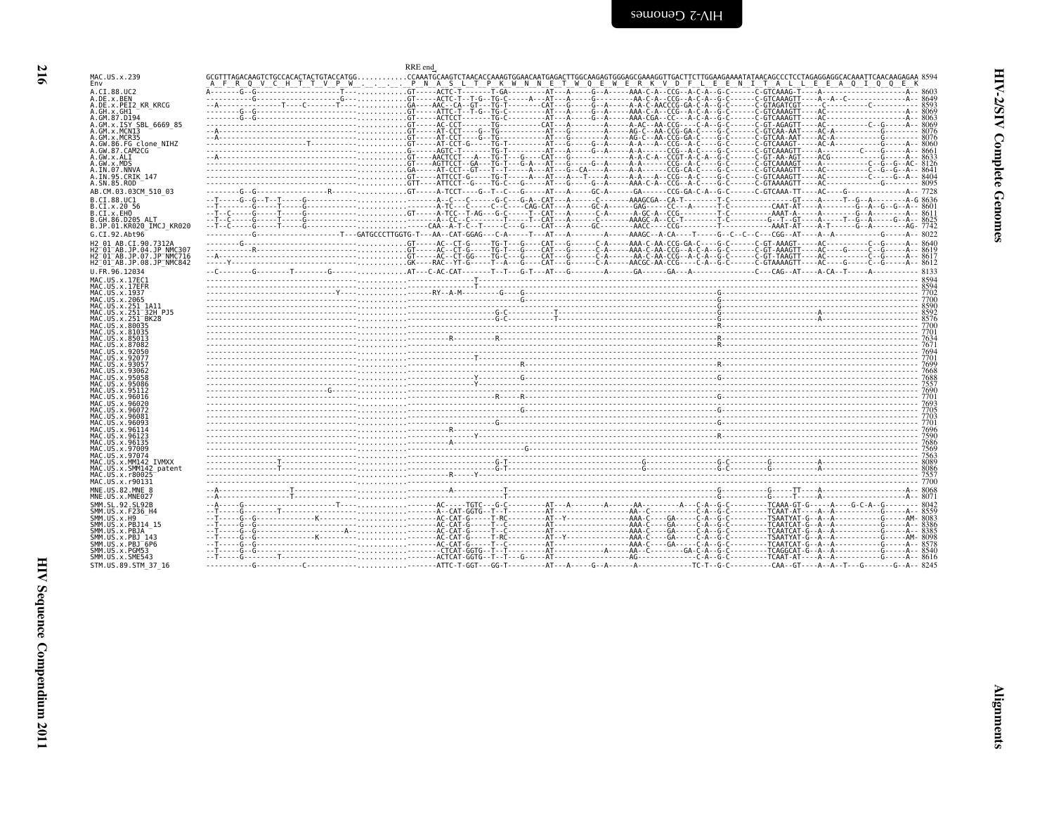```
                                                                                        RRE end
MAC.US.x.239            GCGTTTAGACAAGCTCTGCCACACTACTGTACCATGG...........CCAAATGCAAGTCTAACACCAAAGTGGAACAATGAGACTTGGCAAGAGTGGGAGCGAAAGGTTGACTTCTTGGAAGAAAATATAACAGCCCTCCTAGAGGAGGCACAAATTCAACAAGAGAA 8594
Env                      A  F  R  Q  V  C  H  T  T  V  P  W  .  .  .  .  P  N  A  S  L  T  P  K  W  N  N  E  T  W  Q  E  W  E  R  K  V  D  F  L  E  E  N  I  T  A  L  L  E  E  A  Q  I  Q  Q  E  K
```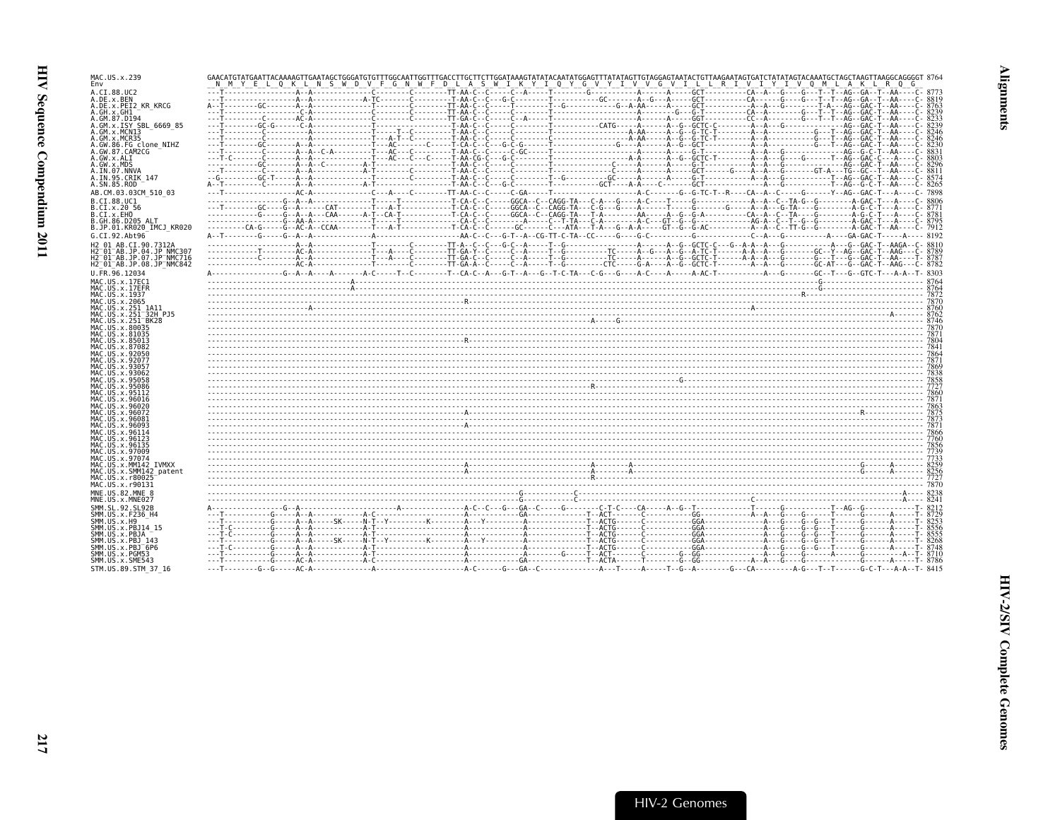```
MAC.US.x.239              GAACATGTATGAATTACAAAAGTTGAATAGCTGGGATGTGTTTGGCAATTGGTTTGACCTTGCTTCTTGGATAAAGTATATACAATATGGAGTTTATATAGTTGTAGGAGTAATACTGTTAAGAATAGTGATCTATATAGTACAAATGCTAGCTAAGTTAAGGCAGGGGT 8764
Env                        N  M  Y  E  L  Q  K  L  N  S  W  D  V  F  G  N  W  F  D  L  A  S  W  I  K  Y  I  Q  Y  G  V  Y  I  V  V  G  V  I  L  L  R  I  V  I  Y  I  V  Q  M  L  A  K  L  R  Q  G
A.CI.88.UC2               8773
A.DE.x.BEN                8819
A.DE.x.PEI2_KR_KRCG       8763
A.GH.x.GH1                8239
A.GM.87.D194              8233
A.GM.x.ISY_SBL_6669_85    8239
A.GM.x.MCN13              8246
A.GM.x.MCR35              8246
A.GW.86.FG_clone_NIHZ     8230
A.GW.87.CAM2CG            8831
A.GW.x.ALI                8803
A.GW.x.MDS                8296
A.IN.07.NNVA              8811
A.IN.95.CRIK_147          8574
A.SN.85.ROD               8265
AB.CM.03.03CM_510_03      7898
B.CI.88.UC1               8806
B.CI.x.20_56              8771
B.CI.x.EHO                8781
B.GH.86.D205_ALT          8795
B.JP.01.KR020_IMCJ_KR020  7912
G.CI.92.Abt96             8192
H2_01_AB.CI.90.7312A      8810
H2_01_AB.JP.04.JP_NMC307  8789
H2_01_AB.JP.07.JP_NMC716  8787
H2_01_AB.JP.08.JP_NMC842  8782
U.FR.96.12034             8303
MAC.US.x.17EC1            8764
MAC.US.x.17EFR            8764
MAC.US.x.1937             7872
MAC.US.x.2065             7870
MAC.US.x.251_1A11         8760
MAC.US.x.251_32H_PJ5      8762
MAC.US.x.251_BK28         8746
MAC.US.x.80035            7870
MAC.US.x.81035            7871
MAC.US.x.85013            7804
MAC.US.x.87082            7841
MAC.US.x.92050            7864
MAC.US.x.92077            7871
MAC.US.x.93057            7869
MAC.US.x.93062            7838
MAC.US.x.95058            7858
MAC.US.x.95086            7727
MAC.US.x.95112            7860
MAC.US.x.96016            7871
MAC.US.x.96020            7863
MAC.US.x.96072            7875
MAC.US.x.96081            7873
MAC.US.x.96093            7871
MAC.US.x.96114            7866
MAC.US.x.96123            7760
MAC.US.x.96135            7856
MAC.US.x.97009            7739
MAC.US.x.97074            7733
MAC.US.x.MM142_IVMXX      8259
MAC.US.x.SMM142_patent    8256
MAC.US.x.r80025           7727
MAC.US.x.r90131           7870
MNE.US.82.MNE_8           8238
MNE.US.x.MNE027           8241
SMM.SL.92.SL92B           8212
SMM.US.x.F236_H4          8729
SMM.US.x.H9               8253
SMM.US.x.PBJ14_15         8556
SMM.US.x.PBJA             8555
SMM.US.x.PBJ_143          8268
SMM.US.x.PBJ_6P6          8748
SMM.US.x.PGM53            8710
SMM.US.x.SME543           8786
STM.US.89.STM_37_16       8415
```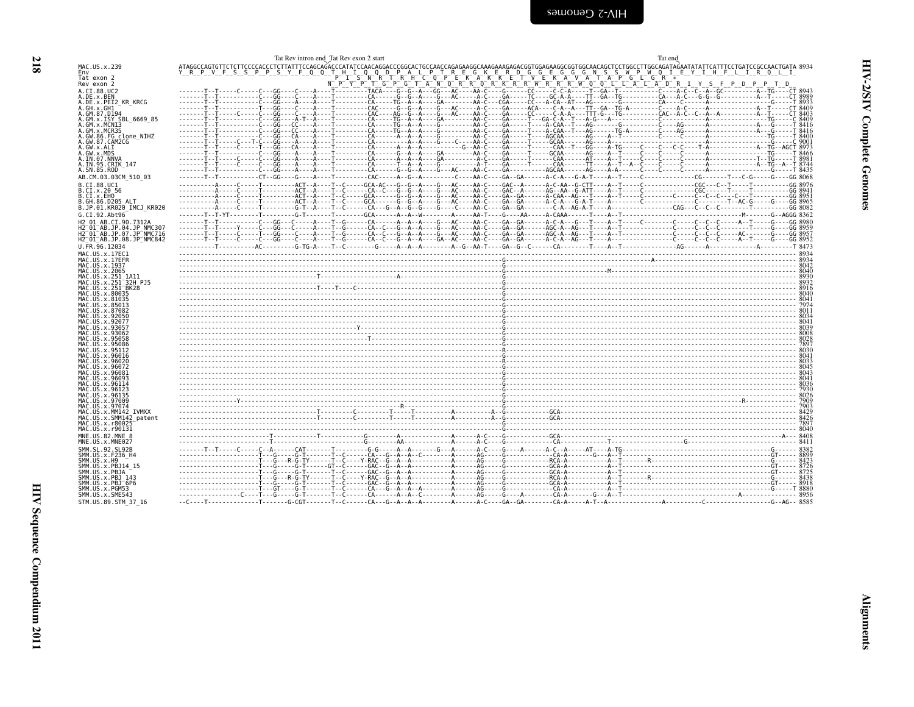```
                         Tat Rev intron end Tat Rev exon 2 start                                                                          Tat end
MAC.US.x.239             ATAGGCCAGTGTTCTTCCCCACCCTCTTATTTCCAGCAGACCCATATCCAACAGGACCCGGCACTGCCAACCAGAGAAGGCAAAGAAAAGAGACGGTGGAGAAGGCGGTGGCAACAGCTCCTGGCCTTGGCAGATAGAATATATTCATTTCCTGATCCGCCAACTGATA 8934
Env                      Y  R  P  V  F  S  S  P  P  S  Y  F  Q  Q  T  H  I  Q  Q  D  P  A  L  P  T  R  E  G  K  E  R  D  G  G  E  G  G  G  N  S  S  W  P  W  Q  I  E  Y  I  H  F  L  I  R  Q  L  I
Tat exon 2                                                          P  I  S  N  R  T  R  H  C  Q  P  E  K  A  K  K  E  T  V  E  K  A  V  A  T  A  P  G  L  G  R  *
Rev exon 2                                                         N  P  Y  P  T  G  P  G  T  A  N  Q  R  R  Q  R  K  R  R  W  R  R  R  W  Q  Q  L  L  A  L  A  D  R  I  Y  S  F  P  D  P  P  T  D
```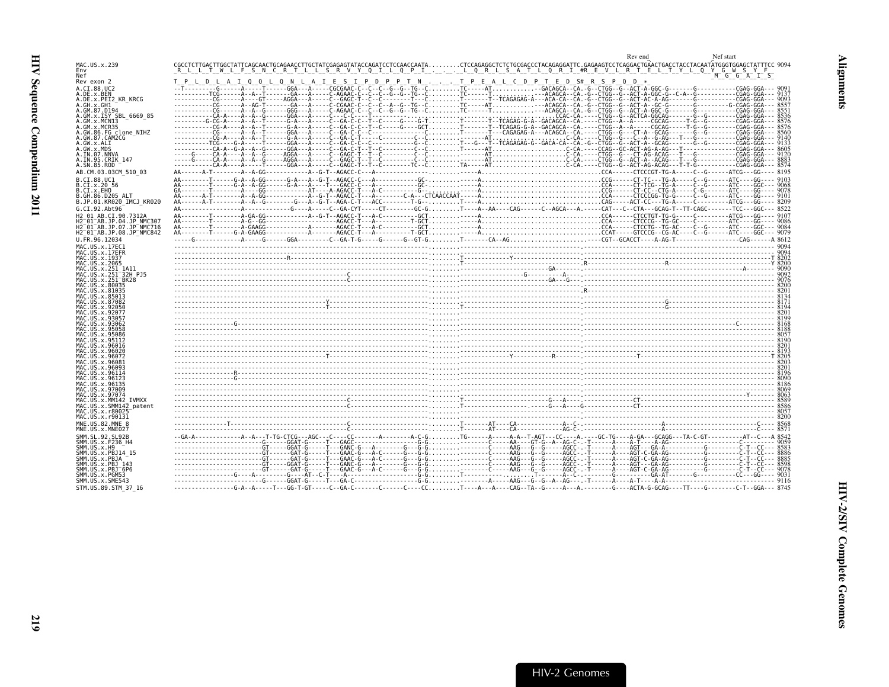```
                                                                                                                                                                Rev end                         Nef start
MAC.US.x.239            CGCCTCTTGACTTGGCTATTCAGCAACTGCAGAACCTTGCTATCGAGAGTATACCAGATCCTCCAACCAATA.........CTCCAGAGGCTCTCTGCGACCCTACAGAGGATTC.GAGAAGTCCTCAGGACTGAACTGACCTACCTACAATATGGGTGGAGCTATTTCC 9094
Env                      R  L  L  T  W  L  F  S  N  C  R  T  L  L  S  R  V  Y  Q  I  L  Q  P  I  .  .  .  L  Q  R  L  S  A  T  L  Q  R  I  #R  E  V  L  R  T  E  L  T  Y  L  Q  Y  G  W  S  Y  F
Nef                                                                                                                                                                                   M  G  G  A  I  S
Rev exon 2              T  P  L  D  L  A  I  Q  Q  L  Q  N  L  A  I  E  S  I  P  D  P  P  T  N  .  .  .  T  P  E  A  L  C  D  P  T  E  D  S# R  S  P  Q  D  *
A.CI.88.UC2             --T---------G------A-----T------GGA---A-----CGCGAAC-C--C--C--G--G--TG--C.........TC-----AT...........--GACAGCA--CA.-G--CTGG--G--ACT-A-GGC-G-------G-----------CGAG-GGA--- 9091
A.DE.x.BEN              ----------TCG------A--A--T------GA---A-----C-AGAAC-C--C--C--G--G--TG--C.........TC------T.............--ACAGCA--CA.-G--CTGG--G--ACT-A-GGC-G--C-A--G----------CGAG-GGA--- 9137
A.DE.x.PEI2_KR_KRCG     ----------CG------A----GT------AGGA---A-----C--GAGC-T--C--C---------T---C.........T-------T--TCAGAGAG-A---ACA-CA--CA.-G--CTGG--G--ACT-AC-A-AG--------G----------CGAG-GGA--- 9093
A.GH.x.GH1              ----------CG------A--AG-T-------GA---A-----C-CGAAC-C--C--C--A--G--TG--C.........TC-----AT...........--ACAGCA--CA.-G--CTGG--G--ACT-A--GC-G--------G---------G-CGAG-GGA--- 8557
A.GM.87.D194            ----------CG------A--A--G------GGG---A-----C-AGAAC-C--C--C--G--G--TG--C.........TC------T...........--ACAGCA--CA.-G--CTGG--G--ACT-A-GGC-G-------G-----------CGAG-GGA--- 8551
A.GM.x.ISY_SBL_6669_85  ----------CA-A----A--A--G------GGA---A-----C--C-C----T-----------------.........---------------------CCAC-CA.----CTGG--G--ACTCA-GGCAG-------G--G-----------CGAG-GGA--- 8536
A.GM.x.MCN13            ---------G-CG-A----A--A--T------G-A---A-----C--GA-C-C--T--C-----G---G-T.........T-------T--TCAGAG-G-A--GACAGCA--CA.----CTGG--A--A-----CGCAG-----T-G--G--------CGAG-GGA--- 8576
A.GM.x.MCR35            ----------CG-A----A--A--T------G-A---A-----C--GA-C-C--T--C-----G----GCT.........T-------T--TCAGAG-G-A--GACAGCA--CA.----CTGG--A--A-----CGCAG-----T-G--G--------CGAG-GGA--- 8576
A.GW.86.FG_clone_NIHZ   ----------CG------A--A--T------G-A---A-----C--GA-C-C--C--C-----------C.........T-------T--CAGAGAG-A---ACAGCA--CA.----CTGG--G---CT-A--GCAG-------G--G--------CGAG-GGA--- 8560
A.GW.87.CAM2CG          ----------CG-A----A--A--T------G-A---A-----C--GA-C-T--T--C-----------C--C.........--------AT.........................C-CA.----CTGG--G---C--A--G-AG---T---G---------CGAG-GGA--- 9140
A.GW.x.ALI              ---------TCG-----G-A-----T------GGA---A-----C--GA-C-C--C-----------G--C.........T---G---T--TCAGAGAG-G--GACA-CA--CA.-G--CTGG--G--ACT-A--GCAG--------G--G-------CGAG-GGA--- 9133
A.GW.x.MDS              ----------CA-A--G-A--A--G------GGA---A-----C--GA-C-T--T--C-----------C--C.........T------AT.........................C-CA.----CCAG--GC-ACT-AG-A-AG---T---------------CGAG-GGA--- 8605
A.IN.07.NNVA            -----G------CA-A----A--A--G-----AGGA---A-----C--GAGC-T--T--C-----------C--C.........-------AT.........................C-CA.----CTGG--G---CT-AG-ACAG---T---G---------CGAG-GGA--- 9120
A.IN.95.CRIK_147        -----G------CA-A----A--A--G-----AGGA---A-----C--GAGC-T--T--C-----------C--C.........-------AT.........................C-CA.----CTGG--G--ACT-A--ACAG---T---G---------CGAG-GGA--- 8883
A.SN.85.ROD             ----------CA-A----A-----T-------GGA---A-----C--GAGC-T--T--C---------TC--C.........TA-----AT.........................C-CA.----CTGG--G--ACT-AG-ACAG---T-T-G---------CGAG-GGA--- 8574
AB.CM.03.03CM_510_03    AA------A-T--------A--A-GG----------A--G-T--AGACC-C---A-----------------.........-----A.................................CCA-----CTCCCGT-TG-A-----C--G------ATCG---GG---- 8195
B.CI.88.UC1             AA-------T------G-A--A-GG-------G-A---A--G-T--AGACC-C---A-----------GC-.........-----A.................................CCG------CT-TC---TG-A-----C--G------ATC----GG---- 9103
B.CI.x.20_56            AA-------T------G-A--A-GG-------G-A---A----T--GACC-C---A-----------GC-.........-----A.................................CCA------CT-TCG--TG-A-----C--G------ATC----GGC--- 9068
B.CI.x.EHO              GA-------T---------A---GG-----------AT----A-AGACC-T---A-C-----------G--.........-----A.................................CCG------CT-CC--CTG-A-----C-G-------ATC----GG---- 9078
B.GH.86.D205_ALT        AA------A-T--------A--A-GG----------A--G-T--AGACC-T---A---------C-A---CTCAACCAAT-----A.................................CCA------CTCCCGG-TG-G-----C--G------ATC----GG---- 9101
B.JP.01.KR020_IMCJ_KR020 AA------A-T--------A--A--G---------G---A--G-T--AGA-C-T---ACC---------T-G-.........-----A.................................CAG------ACT-CC---TG-A-----C----------ATCG---GG---- 8209
G.CI.92.Abt96           AA----------------A---------------G----A-----C--GA-CYT-----CT---------GC-G.........T----A--AA----CAG------C--AGCA---A.-----CAT---C--CTA---GCAG-T--TT-CAGC-------TCC---GGC--- 8522
H2_01_AB.CI.90.7312A    AA-------T--------A-GA-GG-----------A--G-T--AGACC-T---A-C---------GCT.........-----A.................................CCA------CTCCTGT-TG-G-----C---------ATCG---GG---- 9107
H2_01_AB.JP.04.JP_NMC307 AA-------T--------A--G--GG------------A-------AGACC-T---A-------------T-GCT.........-----A.................................CCA------CTCCCG--TG-GC----C----------ATC----GG---- 9086
H2_01_AB.JP.07.JP_NMC716 AA-------T--------A-GAAGG-------------A-------AGACC-T---A-C----------GCT.........-----A.................................CCA------CTCCTG--TG-AC----C--G------ATC----GGC--- 9084
H2_01_AB.JP.08.JP_NMC842 AA-------T------G-A-GAAGG-------------A-------AGACC-T---A------------T-GCT.........-----A.................................CCAT-----GTCCCG--CG-AC----C--G------ATC----GGC--- 9079
U.FR.96.12034           ----G---------------A-----G-----GGA----------C--GA-T-G-----G------G--GT-G.........T-------CA--AG.........................-----CGT--GCACCT----A-AG-T-----------------CAG------A 8612
MAC.US.x.17EC1          --------------------------------------------------------------------------------.........------------------------------------------------------------------------------------------------------------------------------------------------------------------------------------------------------------------------------------------------------------------------------------------------------------------ 9094
MAC.US.x.17EFR          --------------------------------------------------------------------------------.........------------------------------------------------------------------------------------------------------------------------------------------------------------------------------------------------------------------------------------------------------------------------------------------------------------------ 9094
MAC.US.x.1937           ---------------------------------------------R--------------------------.........T------------Y--------------------------------------------------------------------------------------------------T 8202
MAC.US.x.2065           --------------------------------------------------------------------------------.........T-----------------------------------R----------------------------R--------------------------------------Y 8200
MAC.US.x.251_1A11       --------------------------------------------------------------------------------.........--------------------------------GA------------------------------------------------------------------A------- 9090
MAC.US.x.251_32H_PJ5    ----------------------------------------------------------C---------------------.........--------------------G-----------A----------------------------------------------------------------------- 9092
MAC.US.x.251_BK28       ----------------------------------------------------------C---------------------.........-------------------------------GA--G--------------------------------------------------------------------- 9076
MAC.US.x.80035          --------------------------------------------------------------------------------.........---------------------------------------------------------------------------------------------------------- 8200
MAC.US.x.81035          --------------------------------------------------------------------------------.........-----------------------------------R------------------------------------------------------------------------ 8201
MAC.US.x.85013          --------------------------------------------------------------------------------.........---------------------------------------------------------------------------------------------------------- 8134
MAC.US.x.87082          -----------------------------------------------------Y--------------------------.........--------------------------------------------------------------G------------------------------------------- 8171
MAC.US.x.92050          -----------------------------------------------------T--------------------------.........T-------------------------------------------------------------G------------------------------------------- 8194
MAC.US.x.92077          --------------------------------------------------------------------------------.........---------------------------------------------------------------------------------------------------------- 8201
MAC.US.x.93057          --------------------------------------------------------------------------------.........---------------------------------------------------------------------------------------------------------- 8199
MAC.US.x.93062          ----------------G---------------------------------------------------------------.........-------------------------------------------------------------------------------------------C-------------- 8168
MAC.US.x.95058          --------------------------------------------------------------------------------.........---------------------------------------------------------------------------------------------------------- 8188
MAC.US.x.95086          --------------------------------------------------------------------------------.........---------------------------------------------------------------------------------------------------------- 8057
MAC.US.x.95112          --------------------------------------------------------------------------------.........---------------------------------------------------------------------------------------------------------- 8190
MAC.US.x.96016          --------------------------------------------------------------------------------.........---------------------------------------------------------------------------------------------------------- 8201
MAC.US.x.96020          --------------------------------------------------------------------------------.........---------------------------------------------------------------------------------------------------------- 8193
MAC.US.x.96072          -----------------------------------------------------T--------------------------.........--------------Y--------------R----------------------T---------------------------------------------T 8205
MAC.US.x.96081          --------------------------------------------------------------------------------.........---------------------------------------------------------------------------------------------------------- 8203
MAC.US.x.96093          --------------------------------------------------------------------------------.........---------------------------------------------------------------------------------------------------------- 8201
MAC.US.x.96114          ---------------R----------------------------------------------------------------.........---------------------------------------------------------------------------------------------------------- 8196
MAC.US.x.96123          ----------------G---------------------------------------------------------------.........---------------------------------------------------------------------------------------------------------- 8090
MAC.US.x.96135          --------------------------------------------------------------------------------.........---------------------------------------------------------------------------------------------------------- 8186
MAC.US.x.97009          --------------------------------------------------------------------------------.........---------------------------------------------------------------------------------------------------------- 8069
MAC.US.x.97074          --------------------------------------------------------------------------------.........----------------------------------------------------------------------------------------Y------- 8063
MAC.US.x.MM142_IVMXX    ----------------------------------------------------------C---------------------.........T-------------------------G---A-------------CT---------------------------------------------------- 8589
MAC.US.x.SMM142_patent  ----------------------------------------------------------C---------------------.........T-------------------------G---A----G----------CT---------------------------------------------------- 8586
MAC.US.x.r80025         --------------------------------------------------------------------------------.........---------------------------------------------------------------------------------------------------------- 8057
MAC.US.x.r90131         --------------------------------------------------------------------------------.........---------------------------------------------------------------------------------------------------------- 8200
MNE.US.82.MNE_8         -------------T------------------------------------------C-----------------------.........T-------AT----CA------------A--C-.---------------------A-----------------------C---- 8568
MNE.US.x.MNE027         --------------------------------------------------------C-----------------------.........T-------AT----CA------------AG-C-.---------------------A-----------------------C---- 8571
SMM.SL.92.SL92B         --GA-A------------A--A---T-TG-CTCG---AGC---C-----CC-------A--------A-C-G.........TG-----A-----A-A--T-AGT---CC----A.----GC-TG----A-GA---GCAGG--TA-C-GT---------AT--C---A 8542
SMM.US.x.F236_H4        ----------------------G------GGAT-G-----T---GAGC----------------------G-G.........--------C-----AA----GT-G--A--AG-C--T--------A---A-T----A-AG-----------------C--------- 9059
SMM.US.x.H9             ----------------------GT-----GGAT-G-----T---GANC-G---A-C--------G---G-G.........--------C-----AAG---G--G-----AGCC---T-------A----AGT---GA-A-----------G---------C-T--CC--- 8583
SMM.US.x.PBJ14_15       ----------------------GT------GAT-G-----T---GAAC-G---A-C--------G---G-G.........--------C-----AAG---G--G-----AGCC---T-------A----AGT-C-GA-AG---------G---------C-T--CC--- 8886
SMM.US.x.PBJA           ----------------------GT------GAT-G-----T---GAAC-G---A-C--------G---G-G.........--------C-----AAG---G--G-----AGCC---T-------A----AGT-C-GA-AG---------G---------C-T--CC--- 8885
SMM.US.x.PBJ_143        ----------------------GT-----GGAT-G-----T---GANC-G---A-C--------G---G-G.........--------C-----AAG---G--G-----AGCC---T-------A----AGT---GA-AG---------G---------C-T--CC--- 8598
SMM.US.x.PBJ_6P6        ----------------------GT------GAT-G-----T---GAAC-G---A-C--------G---G-G.........--------C-----AAG---G--G-----AGCC---T-------A----AGT-C-GA-AG---------G---------C-T--CC--- 9078
SMM.US.x.PGM53          ----------------G-----A--------G-----AT--C-T----A----------------------G-G.........T-----------.......T--------A--C-.--------G----------GA-AT-------G-----------CC---GG---- 9031
SMM.US.x.SME543         ----------------------G------GGAT-G-----T---GA-C----------------------G-G.........--------A-----AAG---G--G--A--AG----T-------A----A-T----A-A----------------------------- 9116
STM.US.89.STM_37_16     ----------------G-A--A-----T---GG-T-GT-----C--GA-C-------C------C----CC.........T----A---A-----CAG--TA--G-----A---A.--------G-----ACTA-G-GCAG----TT----G---------C-T--GGA--- 8745
```

HIV-2 Genomes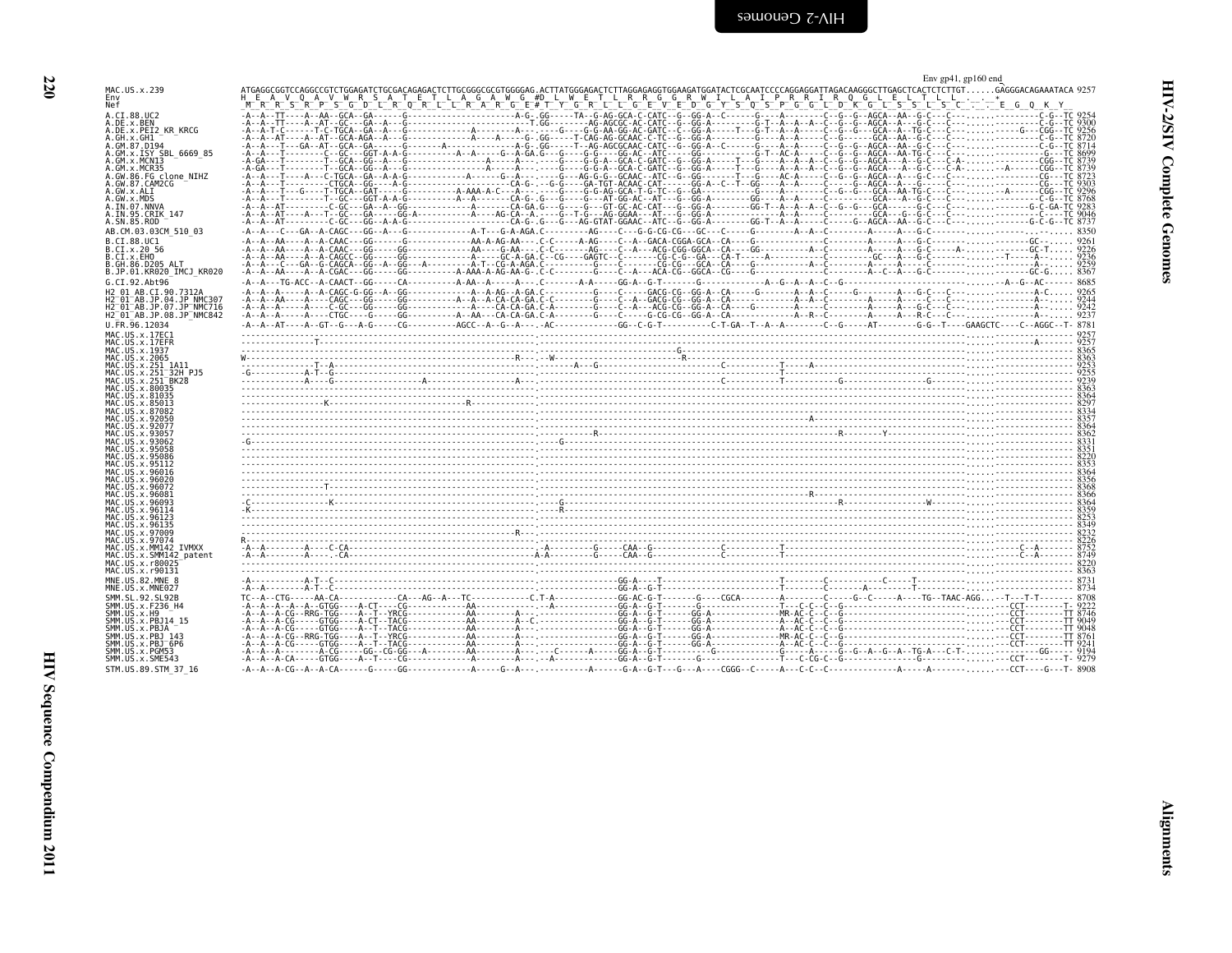```
                                                                                                                                   Env gp41, gp160 end
MAC.US.x.239          ATGAGGCGGTCCAGGCCGTCTGGAGATCTGCGACAGAGACTCTTGCGGGCGCGTGGGGAG.ACTTATGGGAGACTCTTAGGAGAGGTGGAAGATGGATACTCGCAATCCCCAGGAGGATTAGACAAGGGCTTGAGCTCACTCTCTTGT......GAGGGACAGAAATACA 9257
Env                   H  E  A  V  Q  A  V  W  R  S  A  T  E  T  L  A  G  A  W  G  #D  L  W  E  T  L  R  R  G  G  R  W  I  L  A  I  P  R  R  I  R  Q  G  L  E  L  T  L  L  .  .  *
Nef                   M  R  R  S  R  P  S  G  D  L  R  Q  R  L  L  R  A  R  G  E #T  Y  G  R  L  L  G  E  V  E  D  G  Y  S  Q  S  P  G  G  L  D  K  G  L  S  S  L  S  C  .  .  E  G  Q  K  Y
```

A.CI.88.UC2 ... STM.US.89.STM_37_16 (alignment rows; final positions:)

| Sequence | Position |
|---|---|
| A.CI.88.UC2 | 9254 |
| A.DE.x.BEN | 9300 |
| A.DE.x.PEI2_KR_KRCG | 9256 |
| A.GH.x.GH1 | 8720 |
| A.GM.87.D194 | 8714 |
| A.GM.x.ISY_SBL_6669_85 | 8699 |
| A.GM.x.MCN13 | 8739 |
| A.GM.x.MCR35 | 8739 |
| A.GW.86.FG_clone_NIHZ | 8723 |
| A.GW.87.CAM2CG | 9303 |
| A.GW.x.ALI | 9296 |
| A.GW.x.MDS | 8768 |
| A.IN.07.NNVA | 9283 |
| A.IN.95.CRIK_147 | 9046 |
| A.SN.85.ROD | 8737 |
| AB.CM.03.03CM_510_03 | 8350 |
| B.CI.88.UC1 | 9261 |
| B.CI.x.20_56 | 9226 |
| B.CI.x.EHO | 9236 |
| B.GH.86.D205_ALT | 9259 |
| B.JP.01.KR020_IMCJ_KR020 | 8367 |
| G.CI.92.Abt96 | 8685 |
| H2_01_AB.CI.90.7312A | 9265 |
| H2_01_AB.JP.04.JP_NMC307 | 9244 |
| H2_01_AB.JP.07.JP_NMC716 | 9242 |
| H2_01_AB.JP.08.JP_NMC842 | 9237 |
| U.FR.96.12034 | 8781 |
| MAC.US.x.17EC1 | 9257 |
| MAC.US.x.17EFR | 9257 |
| MAC.US.x.1937 | 8365 |
| MAC.US.x.2065 | 8363 |
| MAC.US.x.251_1A11 | 9253 |
| MAC.US.x.251_32H_PJ5 | 9255 |
| MAC.US.x.251_BK28 | 9239 |
| MAC.US.x.80035 | 8363 |
| MAC.US.x.81035 | 8364 |
| MAC.US.x.85013 | 8297 |
| MAC.US.x.87082 | 8334 |
| MAC.US.x.92050 | 8357 |
| MAC.US.x.92077 | 8364 |
| MAC.US.x.93057 | 8362 |
| MAC.US.x.93062 | 8331 |
| MAC.US.x.95058 | 8351 |
| MAC.US.x.95086 | 8220 |
| MAC.US.x.95112 | 8353 |
| MAC.US.x.96016 | 8364 |
| MAC.US.x.96020 | 8356 |
| MAC.US.x.96072 | 8368 |
| MAC.US.x.96081 | 8366 |
| MAC.US.x.96093 | 8364 |
| MAC.US.x.96114 | 8359 |
| MAC.US.x.96123 | 8253 |
| MAC.US.x.96135 | 8349 |
| MAC.US.x.97009 | 8232 |
| MAC.US.x.97074 | 8226 |
| MAC.US.x.MM142_IVMXX | 8752 |
| MAC.US.x.SMM142_patent | 8749 |
| MAC.US.x.r80025 | 8220 |
| MAC.US.x.r90131 | 8363 |
| MNE.US.82.MNE_8 | 8731 |
| MNE.US.x.MNE027 | 8734 |
| SMM.SL.92.SL92B | 8708 |
| SMM.US.x.F236_H4 | 9222 |
| SMM.US.x.H9 | 8746 |
| SMM.US.x.PBJ14_15 | 9049 |
| SMM.US.x.PBJA | 9048 |
| SMM.US.x.PBJ_143 | 8761 |
| SMM.US.x.PBJ_6P6 | 9241 |
| SMM.US.x.PGM53 | 9194 |
| SMM.US.x.SME543 | 9279 |
| STM.US.89.STM_37_16 | 8908 |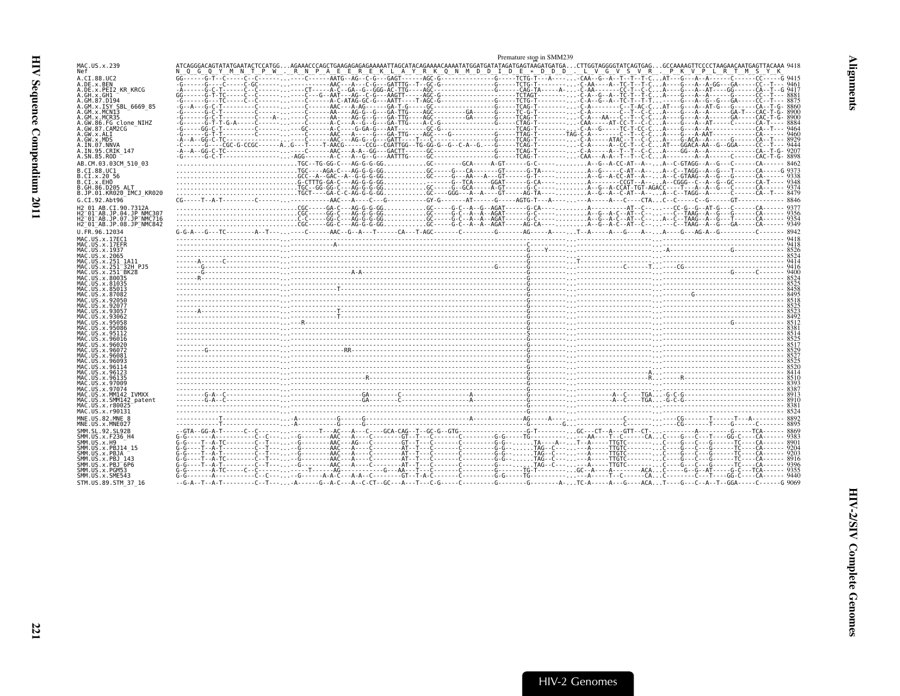```
                                                                                                   Premature stop in SMM239
MAC.US.x.239              ATCAGGGACAGTATATGAATACTCCATGG...AGAAACCCAGCTGAAGAGAGAGAAAAATTAGCATACAGAAAACAAAATATGGATGATATAGATGAGTAAGATGATGA...CTTGGTAGGGGTATCAGTGAG...GCCAAAAGTTCCCCTAAGAACAATGAGTTACAAA 9418
Nef                       N  Q  G  Q  Y  M  N  T  P  W  .  R  N  P  A  E  E  R  E  K  L  A  Y  R  K  Q  N  M  D  D  I  D  E  *  D  D  D  .  L  V  G  V  S  V  R  .  P  K  V  P  L  R  T  M  S  Y  K
A.CI.88.UC2               GG------G-T--C-----C--C-------..----C------AATG--AG--C-G---GAGT------AGC-G---------------G-----TCTG-T---A-----..-CAA--G--A--T--T--T-C...AT---G---A--A------C------CC-----G 9415
A.DE.x.BEN                -G-------G-----C-----C-GC-------..----------AAC---A---C-G---GATTTG--T--GC-G--------------G-----TCTG-T--------..-C-AA-----A--TC-T--T-C...A----G---A--A-GG---GA-----CC--T--- 9461
A.DE.x.PEI2_KR_KRCG       -A------G-C-T------C--C-------..----CT------A-C--GA--G--GGG-AC-TTG----AGC------------------G-----CAG-TA-----A-..-C-AA-------CC-T--C-C...A----G---A--AT-----GG------CA--T--G 9417
A.GH.x.GH1                GG------G-T-TC-----C--C-------..----C---G--AAT---AG--C-G---AAGTT------AGC-G-----------------------TCTAGT-----------..-C-A--G--A--TC-T--T-C...A----G---A--A------G------CC--T--- 8881
A.GM.87.D194              -G------G---TC-----C--C-------..----------A-C-ATAG-GC-G----AATT-----T-AGC-G--------------G-----TCTG-T---------..-C-A--G--A--TC-T--T-T...A----G---A--G--G---GA------CC--T--- 8875
A.GM.x.ISY_SBL_6669_85    -G--A---G-C-T------C----------..----C------AAC---A-AG------GA-T-G-----GC-----------------G-----TCAG-T---------..-C-A---------C--T-AC-C...AT---G---A--AT-G---G------CA--T-G- 8860
A.GM.x.MCN13              -G------G-C-T------C----------..----C------AA----AG-G--G---GA-TTG----AGC----------GA------G-----TC-G-T---------..-C-A---------C--T--C-C...A----G---A--A---------GA-T---CAC-T-G- 8900
A.GM.x.MCR35              -G------G-C-T------C------A---..----C------AA----AG-G--G---GA-TTG----AGC----------GA------G-----TCAG-T---------..-C-A---AA----C--T--C-C...A----G---A--A---------GA-----CAC-T-G- 8900
A.GW.86.FG_clone_NIHZ     -G------G-T-T-G-A-----C-------..----C------A-C---A-G--G---GA-TTG----A-C-G--------------G-----CTAG-T---------..-CAA------AT-CC-T--C-C...A----G---A--AT-----C------CA--T--G 8884
A.GW.87.CAM2CG            -G-----GG-C-T------C----------..---GC------A-C---G-GA-G---AAT---------GC-G-------------------TCAG-T---------..-C-A--G-----TC-T-CC-C...A----G---A--A-------------CA--T--- 9464
A.GW.x.ALI                -G------G-T-T------C----------..----C------AAC---A-----G---GA-TTG----AGC-----G-----------G-----TTAG-T-------TAG-C-A--------C--T--C-C...A----G---A-AAT-----------CA------ 9460
A.GW.x.MDS                -A--A--GG-C-TC----------------..----C------AAC---AG-G--G---GATT----T----C----------------G-----TCAG-T---------..-C-A-----ATAC--T--C-C...A----G-ACA--A-------G------CA--T--- 8929
A.IN.07.NNVA              -C------G----CGC-G-CCGC-------A..G---T----T-AACG------CCG--CGATTGG--TG-GG-G--G--C-A--G.---G-----TCAG-T---------..-C-A-----A--CC-T--C-C...AT---GGACA-AA--G--GGA-----CC--T--- 9444
A.IN.95.CRIK_147          -A--A--GG-C-TC----------------..----C------AAC---A-A---GG---GACTT------GC----------------G-----TCAG-T---------..-C-A------A--T--T--C-C...A----GG--A--A-----------CA--T-G- 9207
A.SN.85.ROD               -G------G-C-T-----------------..-AGG-------A-C---A--G--G---AATTTG-----GC-----------------G-----TCAG-T---------..-CAA---A-A--T--T--C-C...A--------A--A-------C------CAC-T-G- 8898
AB.CM.03.03CM_510_03      ...............................TGC--TG-GG-C---AG-G-G-GG...........GC--------GCA-----A-GT------G-C-------------..A--G--A-CC-AT--A--...A--C-GTAGG--A--G---C------CA------ 8462
B.CI.88.UC1               ...............................TGC----AGA-C---AG-G-G-GG...........GC------G---CA-------GT------G-TA-----------..A--G-----C-AT--A--...A--C--TAGG--A--G---T------CA------G 9373
B.CI.x.20_56              ...............................GCC--A--GAC--A--G-G-G-GG...........GC------G---AA---A---GT------G-T------------..A--G--A-CC-AT--A--...A--C-GTAAG--A--G---G------CA------ 9338
B.CI.x.EHO                ...............................G-CTTTG-GA-C---AG-G-G-GG...........---------G--TCA------GGAT------G-CA-----------..A-----------CCGT--A--...A--CGGG---C--A--G--GC------CA-T---- 9348
B.GH.86.D205_ALT          ...............................TGC--GG-GG-C---AG-G-G-GG...........GC------G--GCA------A-GT------G-C------------..A--G--A-CCAT-TGT-AGACC----T---A--A--G---C------CA------ 9374
B.JP.01.KR020_IMCJ_KR020  ...............................TGCT-----GA-C-C-AG-G-G-GG...........GC-----GGG---A--A---GT------AG-TA-----------..A--G--A--C-AT--A--...A--C--TAGG--A--G---C------CA--T--- 8479
G.CI.92.Abt96             CG-----T--A-T---------C-------..---------AAC---A----C---G-----------GY-G--------AT------G-----AGTG-T---A-----..A----A---A---C---CTA...C--C------C--G------GT--------- 8846
H2_01_AB.CI.90.7312A      ...............................CGC-----GA-C---AG-G-G-GG...........GC------G-C--A--G--AGAT-------G-CA-----------..A------------AT--C--.....CC-G--G--AT-G---C------CA------ 9377
H2_01_AB.JP.04.JP_NMC307  ...............................CGC-----GG-C---AG-G-G-GG...........GC------G-C--A--A--AGAT-------G-C------------..A--G--A-C--AT--C--.....C--TAAG--A--G---G------CA------ 9356
H2_01_AB.JP.07.JP_NMC716  ...............................C-C-----GG-C---AG-G-G-GG...........GC------G-C--A--A--AGAT-------G-C------------..A--G--A-C--AT--C--..A--C--TAAG--A--G---T------CA------ 9354
H2_01_AB.JP.08.JP_NMC842  ...............................CGC-----GG-C---AG-G-G-GG...........GC------G-C--A--A--AGAT-------G-C------------..A--G--A-C--AT--C--.....C--TAAG--A--G---GA-----CA------ 9349
U.FR.96.12034             G-G-A---G---TC---------A--T---..----C------AAC--G--A---T------CA---T-AGC-------C----------G-------AG-----A-----..T--A---A---G----A--...A----G---AG-A--G----------C------ 8942
MAC.US.x.17EC1            ------------------------------..------------------------------------------------------------------------------..----------------------------------------------------- 9418
MAC.US.x.17EFR            ------------------------------..--------------A-------------------------------------------C-------------------..----------------------------------------------------- 9418
MAC.US.x.1937             ------------------------------..------------------------------------------------------------------G----Y------..----------------------------A-----------------G------ 8526
MAC.US.x.2065             ------------------------------..------------------------------------------------------------------G-----------..----------------------------------------------------- 8524
MAC.US.x.251_1A11         ------A-------C---------------..------------------------------------------------------------------G-----------.T---------------------------------------------------- 9414
MAC.US.x.251_32H_PJ5      -------G----------------------..------------------------------------------------------------------G-----------..--------------------C------T-----CG--------------------- 9416
MAC.US.x.251_BK28         -------G----------------------..--------------A-A-------------------------------------------------------------..-----------------------------------------------G------C------ 9400
MAC.US.x.80035            -------R----------------------..------------------------------------------------------------------G-----------..----------------------------------------------------- 8524
MAC.US.x.81035            ------------------------------..------------------------------------------------------------------G-----------..----------------------------------------------------- 8525
MAC.US.x.85013            ------------------------------..-------------------T----------------------------------------------G-----------..----------------------------------------------------- 8458
MAC.US.x.87082            ------------------------------..------------------------------------------------------------------G-----------..--------------------------G------------------------ 8495
MAC.US.x.92050            ------------------------------..------------------------------------------------------------------G-----------..----------------------------------------------------- 8518
MAC.US.x.92077            ------------------------------..------------------------------------------------------------------G-----------..----------------------------------------------------- 8525
MAC.US.x.93057            ------A-----------------------..-------------------T----------------------------------------------G-----------..----------------------------------------------------- 8523
MAC.US.x.93062            ------------------------------..-------------------T----------------------------------------------G-----------..----------------------------------------------------- 8492
MAC.US.x.95058            ------------------------------..---R----------------------------------------------------------------G-----------..-----------------------------------------------G------ 8512
MAC.US.x.95086            ------------------------------..------------------------------------------------------------------G-----------..----------------------------------------------------- 8381
MAC.US.x.95112            ------------------------------..------------------------------------------------------------------G-----------..----------------------------------------------------- 8514
MAC.US.x.96016            ------------------------------..------------------------------------------------------------------G-----------..----------------------------------------------------- 8525
MAC.US.x.96020            ------------------------------..------------------------------------------------------------------G-----------..----------------------------------------------------- 8517
MAC.US.x.96072            -------G----------------------..------------------RR----------------------------------------------G-----------..----------------------------------------------------- 8529
MAC.US.x.96081            ------------------------------..------------------------------------------------------------------G-----------..----------------------------------------------------- 8527
MAC.US.x.96093            ------------------------------..------------------------------------------------------------------G-----------..----------------------------------------------------- 8525
MAC.US.x.96114            ------------------------------..------------------------------------------------------------------G-----------..----------------------------------------------------- 8520
MAC.US.x.96123            ------------------------------..------------------------------------------------------------------G-----------..-----------------A----------------------------------- 8414
MAC.US.x.96135            ------------------------------..-----------------------R-------------------------------------------G-----------..-----------------R-------R------------------------- 8510
MAC.US.x.97009            ------------------------------..------------------------------------------------------------------G-----------..----------------------------------------------------- 8393
MAC.US.x.97074            ------------------------------..------------------------------------------------------------------G-----------..----------------------------------------------------- 8387
MAC.US.x.MM142_IVMXX      --------G-A--C----------------..-------------------GA--------C------------------A-----------------G-----------..----------A--C----TGA...-G-C-G------------------------- 8913
MAC.US.x.SMM142_patent    --------G-A--C----------------..-------------------GA--------C------------------A-----------------G-----------..----------A--C----TGA...-G-C-G------------------------- 8910
MAC.US.x.r80025           ------------------------------..------------------------------------------------------------------G-----------..----------------------------------------------------- 8381
MAC.US.x.r90131           ------------------------------..------------------------------------------------------------------G-----------..----------------------------------------------------- 8524
MNE.US.82.MNE_8           -----------T------------------..-A-----------G------G------------------------A------------------AG-----A-----..-------------C---------CG-------T------T---A--------- 8892
MNE.US.x.MNE027           -----------T------------------..-A-----------G------G--------------------------------------------G--------G.--------------C---------CG-------T------G------C------ 8895
SMM.SL.92.SL92B           --GTA--GG-A-T------C--C-------..-------T---AC---A---C----GCA-CAG--T--GC-G--GTG-----------------G-T----------..GC---CT--A---GTT--CT-...........A-----------G------TCA------ 8869
SMM.US.x.F236_H4          G-G------A---------C--C-------..-G-------AAC---A----C--------GT--T---C-------C----------G-G-------TG----------..---AA----T--C------CA...C----G---C---T-----GG-C----CA------ 9383
SMM.US.x.H9               G-G----T--A-TC---------C--T---..-G-------AAC---AG---C--------GT--T---C-------C----------G-G-------.TA-----A---..T--A-----TTGTC-------..C----G---C---G------TC-----CA------ 8901
SMM.US.x.PBJ14_15         G-G----T--A-T----------C--T---..-G-------AAC---A----C--------AT--T---C-------C----------G-G-------TAG--C-----..---A-----TTGTC-------..C----G---C---G------TC-----CA------ 9204
SMM.US.x.PBJA             G-G----T--A-T----------C--T---..-G-------AAC---A----C--------AT--T---C-------C----------G-G-------TAG--C-----..---A-----TTGTC-------..C----G---C---G------TC-----CA------ 9203
SMM.US.x.PBJ_143          G-G----T--A-TC---------C--T---..-G-------AAC---A----C--------AT--T---C-------C----------G-G-------TAG--C-----..---A-----TTGTC-------..C----G---C---G------TC-----CA------ 8916
SMM.US.x.PBJ_6P6          G-G----T--A-T----------C--T---..-G-------AAC---A----C--------AT--T---C-------C----------G-G-------TAG--C-----..---A-----TTGTC-------..C----G---C---G------TC-----CA------ 9396
SMM.US.x.PGM53            G-G------A-TC----C--C---------..-----T-----AG-----------G---AA---T---C-------C----------G-----TG-T---------..GC--A-----A--------ACA..C------G--AT-----G-C---TCA------ 9355
SMM.US.x.SME543           G-G------A---------C--C-------..-G-------A-A-C---A-A--C------GT--T-A-C-------C----------G-G-------TG----------..---A------T--C------CA...C---------C---T----GG-C----CA------ 9440
STM.US.89.STM_37_16       --G-A--T--A-T---------C--T----..-A------G--A-C---A--C-CT--GC---A---T---C-G-----C---------G--------G--------A...TC-A-----A---G----ACA...T----G---C--A--T--GGA-----C------G 9069
```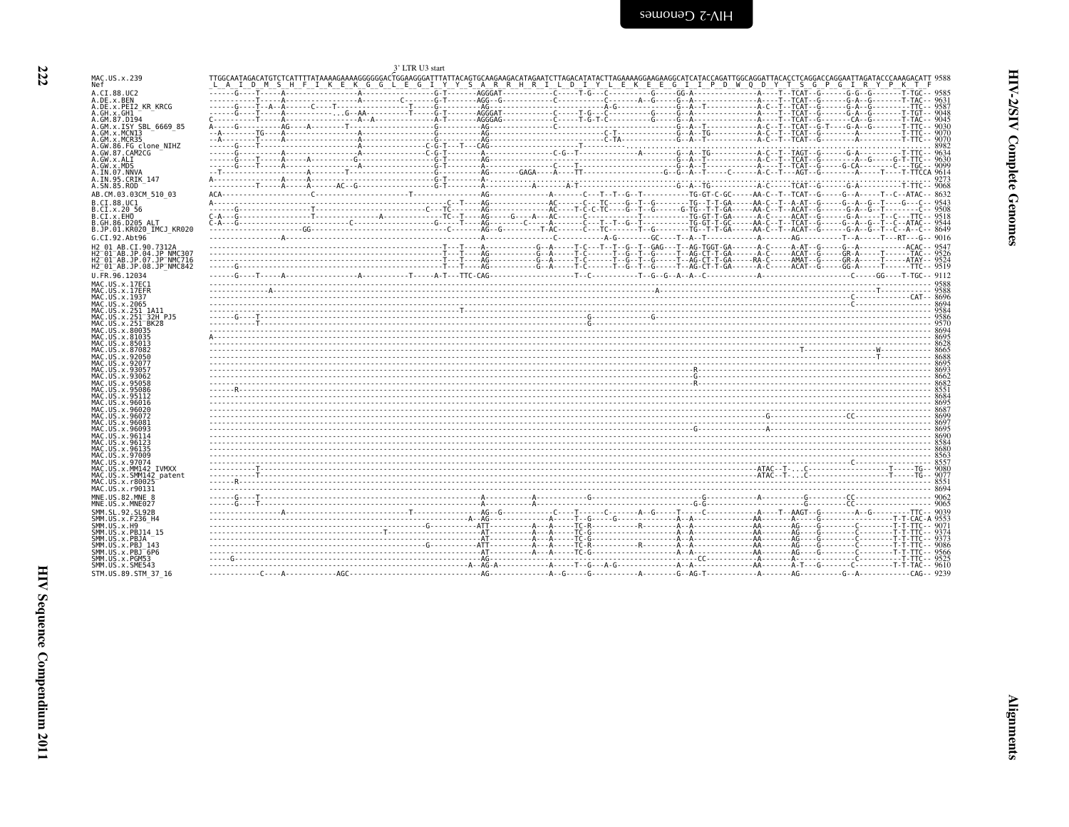3' LTR U3 start

```
MAC.US.x.239              TTGGCAATAGACATGTCTCATTTTATAAAAGAAAAGGGGGGACTGGAAGGGATTTATTACAGTGCAAGAAGACATAGAATCTTAGACATATACTTAGAAAAGGAAGAAGGCATCATACCAGATTGGCAGGATTACACCTCAGGACCAGGAATTAGATACCCAAAGACATT 9588
Nef                       _L__A__I__D__M__S__H__F__I__K__E__K__G__G__L__E__G__I__Y__Y__S__A__R__R__H__R__I__L__D__I__Y__L__E__K__E__E__G__I__I__P__D__W__Q__D__Y__T__S__G__P__G__I__R__Y__P__K__T__F
A.CI.88.UC2                                                                                                                                                                                  9585
A.DE.x.BEN                                                                                                                                                                                   9631
A.DE.x.PEI2_KR_KRCG                                                                                                                                                                          9587
A.GH.x.GH1                                                                                                                                                                                   9048
A.GM.87.D194                                                                                                                                                                                 9045
A.GM.x.ISY_SBL_6669_85                                                                                                                                                                       9030
A.GM.x.MCN13                                                                                                                                                                                 9070
A.GM.x.MCR35                                                                                                                                                                                 9070
A.GW.86.FG_clone_NIHZ                                                                                                                                                                        8982
A.GW.87.CAM2CG                                                                                                                                                                               9634
A.GW.x.ALI                                                                                                                                                                                   9630
A.GW.x.MDS                                                                                                                                                                                   9099
A.IN.07.NNVA                                                                                                                                                                                 9614
A.IN.95.CRIK_147                                                                                                                                                                             9273
A.SN.85.ROD                                                                                                                                                                                  9068
AB.CM.03.03CM_510_03                                                                                                                                                                         8632
B.CI.88.UC1                                                                                                                                                                                  9543
B.CI.x.20_56                                                                                                                                                                                 9508
B.CI.x.EHO                                                                                                                                                                                   9518
B.GH.86.D205_ALT                                                                                                                                                                             9544
B.JP.01.KR020_IMCJ_KR020                                                                                                                                                                     9649
G.CI.92.Abt96                                                                                                                                                                                9016
H2_01_AB.CI.90.7312A                                                                                                                                                                         9547
H2_01_AB.JP.04.JP_NMC307                                                                                                                                                                     9526
H2_01_AB.JP.07.JP_NMC716                                                                                                                                                                     9524
H2_01_AB.JP.08.JP_NMC842                                                                                                                                                                     9519
U.FR.96.12034                                                                                                                                                                                9112
MAC.US.x.17EC1                                                                                                                                                                               9588
MAC.US.x.17EFR                                                                                                                                                                               9588
MAC.US.x.1937                                                                                                                                                                                8696
MAC.US.x.2065                                                                                                                                                                                8694
MAC.US.x.251_1A11                                                                                                                                                                            9584
MAC.US.x.251_32H_PJ5                                                                                                                                                                         9586
MAC.US.x.251_BK28                                                                                                                                                                            9570
MAC.US.x.80035                                                                                                                                                                               8694
MAC.US.x.81035                                                                                                                                                                               8695
MAC.US.x.85013                                                                                                                                                                               8628
MAC.US.x.87082                                                                                                                                                                               8665
MAC.US.x.92050                                                                                                                                                                               8688
MAC.US.x.92077                                                                                                                                                                               8695
MAC.US.x.93057                                                                                                                                                                               8693
MAC.US.x.93062                                                                                                                                                                               8662
MAC.US.x.95058                                                                                                                                                                               8682
MAC.US.x.95086                                                                                                                                                                               8551
MAC.US.x.95112                                                                                                                                                                               8684
MAC.US.x.96016                                                                                                                                                                               8695
MAC.US.x.96020                                                                                                                                                                               8687
MAC.US.x.96072                                                                                                                                                                               8699
MAC.US.x.96081                                                                                                                                                                               8697
MAC.US.x.96093                                                                                                                                                                               8695
MAC.US.x.96114                                                                                                                                                                               8690
MAC.US.x.96123                                                                                                                                                                               8584
MAC.US.x.96135                                                                                                                                                                               8680
MAC.US.x.97009                                                                                                                                                                               8563
MAC.US.x.97074                                                                                                                                                                               8557
MAC.US.x.MM142_IVMXX                                                                                                                                                                         9080
MAC.US.x.SMM142_patent                                                                                                                                                                       9077
MAC.US.x.r80025                                                                                                                                                                              8551
MAC.US.x.r90131                                                                                                                                                                              8694
MNE.US.82.MNE_8                                                                                                                                                                              9062
MNE.US.x.MNE027                                                                                                                                                                              9065
SMM.SL.92.SL92B                                                                                                                                                                              9039
SMM.US.x.F236_H4                                                                                                                                                                             9553
SMM.US.x.H9                                                                                                                                                                                  9071
SMM.US.x.PBJ14_15                                                                                                                                                                            9374
SMM.US.x.PBJA                                                                                                                                                                                9373
SMM.US.x.PBJ_143                                                                                                                                                                             9086
SMM.US.x.PBJ_6P6                                                                                                                                                                             9566
SMM.US.x.PGM53                                                                                                                                                                               9525
SMM.US.x.SME543                                                                                                                                                                              9610
STM.US.89.STM_37_16                                                                                                                                                                          9239
```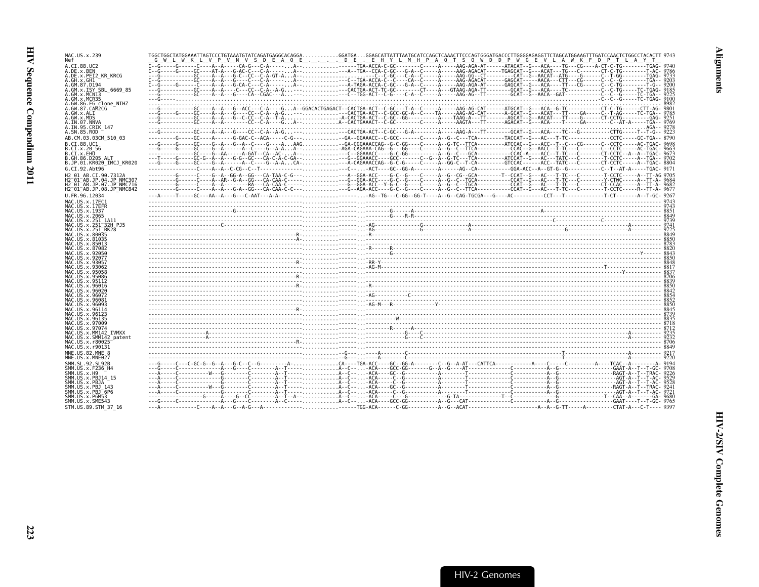```
MAC.US.x.239              TGGCTGGCTATGGAAATTAGTCCCTGTAAATGTATCAGATGAGGCACAGGA...........GGATGA...GGAGCATTATTTAATGCATCCAGCTCAAACTTCCCAGTGGGATGACCCTTGGGGAGAGGTTCTAGCATGGAAGTTTGATCCAACTCTGGCCTACACTT 9743
Nef                       _G_W_L_W_K_L_V_P_V_N_V_S_D_E_A_Q_E_._._._._D_E_._E_H_Y_L_M_H_P_A_Q_T_S_Q_W_D_D_P_W_G_E_V_L_A_W_K_F_D_P_T_L_A_Y_T_
A.CI.88.UC2               C--G-----G------C----A--A-----CA-G---C-A-------.A-.............------TGA-ACCA-C-GC--------C-----A-----AAG-AGA-AT------ATACAT--G---ACA----TG---CG----A-CT-C-TG--------TGAG- 9740
A.DE.x.BEN                C--G-----G-----GC----AT-A---G-AC-C---C-A-------.A--............---A--TGA--CCA-C-GC----G-A--C-----A-----AAG-AGACAT-----TGAGCAT--G---ACAT---TG---C-------CT-C-TG--------T-AC- 9786
A.DE.x.PEI2_KR_KRCG       --G----------GC----A--A---G-C--CC--C-A-GT-A...A--..............------C--C-GC----C-A--C-----A-----AAG-GG--CT---------CAT--G--AACAT--ATG----G------C--T-GG--------TGAG- 9733
A.GH.x.GH1                C--G----------GC----A--A---G----C---C-A-------.A--.............---C--TGA-ACCA-C--C----CA--C-----A-----AAG-AGACAT------GAGCAT-----AACA---CTT---CG------C--C--G--------TGA-- 9203
A.GM.87.D194              C--G-----G-----C----A--A---G-CA-C---C-A-------.A--.............---C-TAGA-ACCA-C-GC----G-A--C-----A-----AAG-AGA-AT-------GAGCAT--G---ACA----TT---CG------C--C-TG--------T-G-- 9200
A.GM.x.ISY_SBL_6669_85    ---G----------GC----A--A----C---CC--C-A--A-G.....--............CACTGA-ACT-TC-GC--------CT----A---GTAAG-AGA-TT--------GCAT--G---ACA----TC---------------C--C-TG-----TC-TGAG- 9185
A.GM.x.MCN13              ---G----------GC----A--A---G----CA--CGAC---A...--..............---C--TGG-ACT--C-G----C-A--C-----A-----AAG-AG--TT---------GCAT--G--AACA--GAT-------------C--C--G-----TC-TGA-- 9225
A.GM.x.MCR35              ---G--...................................................................................................................................................-C--C--G-----TC-TGAG- 9100
A.GW.86.FG_clone_NIHZ     ......................................................................................................................................................................... 8982
A.GW.87.CAM2CG            ---G----------GC----A--A---G--ACC---C-A----G...A--GGACACTGAGACT--CACTGA-ACT--C-GC----T-A--C-----A-----AAG-AG-CAT------ATGCAT--G---ACA--G-TC------------CT-C-TG-------CTT-AG- 9801
A.GW.x.ALI                ---G-----G----GC----A--A---G----CC--C-A--A-G...--..............---CACTGA-ACT--C-GCC-GC-A--C----TA-----AAG-AG-CAT------A-GCAT--G---ACAT---TT-----GA------C--T-AG-------TC-TGA-- 9235
A.GW.x.MDS                ---G----------GC----A--A---G-C-CC--C-A--T-A..............-A-CACTGA-ACT--C-GC--GG---------A-----TAAG-A---TT--------AGCAT--G--AACAT---TT-----G------CT-CCTG---------GAG- 9251
A.IN.07.NNVA              ---G----------GC----A--A---------CC--C-A----G...A--.............A--CACTGAAACT--C-GC--------C-----A-----AAGTA---TT-------AGACAT--G---ACA----T-----GA---------C--AT-A------TGA-- 9769
A.IN.95.CRIK_147          ...............................................................................................................................................................AGA-- 9278
A.SN.85.ROD               ---G----------GC----A--A---G-----CC--C-A--A-G..A..............CACTGA-ACT--C-GC----G-A--------A-----AAG-A---TT--------GCAT--G---ACA----TC----G----------CTTG-----T--T-G-- 9223
AB.CM.03.03CM_510_03      ---------G-----GC----A------G-GAC-C--ACA-----C-G--............--GA--GGAAACC--C-GCC-------C-----A--G--C---TCA---------TACCAT--G---AC---T-TC-------------CCTC------GC-TGA-- 8790
B.CI.88.UC1               ---G-----G-----GC----G--A---G--A--C----G---A..AAG..........--GA-CGGAAACCAG--G-C-GG----C-----A--G-TC--TTCA---------ATCCAC--G---ACC--T--C---CG-----C--CCTC-----AC-TGAC- 9698
B.CI.x.20_56              ---G-----G-----GC----G--A-------A--C----G--A-A..A--..........-AGA-CAGAAA-CAG--G-C-GG----C-----A--G--C--TTCA---------CCAC--G--AACC--T-TC---C-------C--CCTC-----AC-TGAC- 9663
B.CI.x.EHO                -------------GC----G--AA-----A-GAT--CA--AC-..A--.............--C--GGAAACC----G-C-GG--------A--G--C---GCA-----------CCAC-A----ACC--T-TC---C-------CT-CCTC--A--A-TGAC- 9673
B.GH.86.D205_ALT          ---T-----G----GC-G--A--A---G-G--GC---CA-C-A-C-GA-.............--G--GGAAACC----GCC------C--G--A--G-TC---TCA---------ATCCAT--G---AC---TATC---C-------T-CCTC-----A--TGA-- 9702
B.JP.01.KR020_IMCJ_KR020  ---G-----G-----GC----G--A-------A--C----G--A-A...CA-..........-A-CAGAAACCAG--G-C-G-----C-----A--GG-C--T-CA---------GTCCAC-------ACC--TATC---C-------CT-CCTC-----A--TGAC- 8804
G.CI.92.Abt96             ---------------C----A--A--C-CG--C--T----..........................--C-...-ACT----GC-GG-A--------A-------AG--CA-----------GGA-ACC--A--GT-G---G---------C--T--AT-A------TGAC- 9171
H2_01_AB.CI.90.7312A      ---------G------C----G--A--GG-A--GG---CA-TAA-C-G--...........--A--GGA-ACC----G-C--G-----C-----A--G--CG--GCA---------T--CCAT--G---AC---T-TC---C---------T-CCTC------A--TT-AG 9705
H2_01_AB.JP.04.JP_NMC307  ---------G-----C----A--AR--G-A--GG---CA-CAA-C-----...........--G--GGA-ACC----G-C--G-----C-----A--G--C--TGCA-----------CCAT--G---AC---T-TC---C--------Y-CTWC------A--TT-A- 9684
H2_01_AB.JP.07.JP_NMC716  ---------G-----C----A--A--------RA---CA-CAA-C-----...........--G--GGA-ACC---Y-G-C--G----C-----A--G--C--TGCA-----------CCAT--G---AC---T-TC---C--------CT-CCAC------A--TT-A- 9682
H2_01_AB.JP.08.JP_NMC842  ---------G-----C----A--A----G-A--GG---CA-CAA-C-C--...........--G--AGA-ACC----G-C--G-----C-----A--GG-C--TTCA-----------CCAT--G---AC---T-TC---C---------T-CCTC------R--TT-A- 9677
U.FR.96.12034             ---A-----T-----GC---AA--A---G---C-AAT---A-A--------.........------...-AG--TG---C-GG--GG-T----A--G--CAG-TGCGA---G----AC----------CCT---T-------------T-CT-------A--T-GC- 9267
MAC.US.x.17EC1            ...................................................................................................................................................................... 9743
MAC.US.x.17EFR            ...................................................................................................................................................................... 9743
MAC.US.x.1937             ---------------------G-------------------------..........---..------------G------A------------------------------------------------A------------------------------------ 8851
MAC.US.x.2065             ------------------------------------------------..........---..-----------G----R-R--------------------------------------------------------------------------------------- 8849
MAC.US.x.251_1A11         ------------------------------------------------..........---..--------------------------------------------------------------C---------------------------C--------------- 9739
MAC.US.x.251_32H_PJ5      ---------------C--------------------------------..........---..-AG--------------G------------------A-------------------------------------------------------A--------- 9741
MAC.US.x.251_BK28         ------------------------------------------------..........---..-AG--------------G------------------A------------------------------------G-----------------A--------- 9725
MAC.US.x.80035            ---------------------------------------------R--..........---..-R--------------------------------------------------------------------------------------------------- 8849
MAC.US.x.81035            ---------------------------------------------A--..........---..------------------------------------------------------------------------------------------------------ 8850
MAC.US.x.85013            ------------------------------------------------..........---..------------------------------------------------------------------------------------------------------ 8783
MAC.US.x.87082            ------------------------------------------------..........---..-R------R----------------------------------------------------------------------------------------------- 8820
MAC.US.x.92050            ------------------------------------------------..........---..-------G------------------------------------------------------------------------------------Y--------- 8843
MAC.US.x.92077            ------------------------------------------------..........---..------------------------------------------------------------------------------------------------------ 8850
MAC.US.x.93057            ---------------------------------------------R--..........---..-RR-Y------------------------------------------------------------------------------------------------- 8848
MAC.US.x.93062            ------------------------------------------------..........---..-AG-M------------------------------------------------------------------T---------------------------- 8817
MAC.US.x.95058            ------------------------------------------------..........---..--------------------------------------------------------------------------------------Y------------- 8837
MAC.US.x.95086            ---------------------------------------------R--..........---..------------------------------------------------------------------------------------------------------ 8706
MAC.US.x.95112            ------------------------------------------------..........---..------------------------------------------------------------------------------------------------------ 8839
MAC.US.x.96016            ---------------------------------------------R--..........---..-R--------------------------------------------------------------------------------------------------- 8850
MAC.US.x.96020            ------------------------------------------------..........---..------------------------------------------------------------------------------------------------------ 8842
MAC.US.x.96072            ------------------------------------------------..........---..-AG----------C--------------------------------------------------------------------------------------- 8854
MAC.US.x.96081            ------------------------------------------------..........---..------------------------------------------------------------------------------------------------------ 8852
MAC.US.x.96093            ------------------------------------------------..........---..-AG-M---R------------Y----------------------------------------------------------------------------- 8850
MAC.US.x.96114            ---------------------------------------------R--..........---..------------------------------------------------------------------------------------------------------ 8845
MAC.US.x.96123            ------------------------------------------------..........---..------------------------------------------------------------------------------------------------------ 8739
MAC.US.x.96135            ------------------------------------------------..........---..-----------W------------------------------------------------------------------------------------------ 8835
MAC.US.x.97009            ------------------------------------------------..........---..------------------------------------------------------------------------------------------------------ 8718
MAC.US.x.97074            ------------------------------------------------..........---..---------R-----A------------------------------------------------------------------------------------- 8712
MAC.US.x.MM142_IVMXX      ------------A-----------------------------------..........---..------------G----C-----------------------------------------------------------------------A--------- 9235
MAC.US.x.SMM142_patent    ------------A-----------------------------------..........---..------------G----C-----------------------------------------------------------------------A--------- 9232
MAC.US.x.r80025           ---------------------------------------------R--..........---..------------------------------------------------------------------------------------------------------ 8706
MAC.US.x.r90131           ------------------------------------------------..........---..------------------------------------------------------------------------------------------------------ 8849
MNE.US.82.MNE_8           ------------------------------------------------..........--G--...----A-------C---------------------------------------------T--------------------------A--------- 9217
MNE.US.x.MNE027           ------------------------------------------------..........--G--...----A-------C---------------------------------------------T--------------------------A--------- 9220
SMM.SL.92.SL92B           ---G-----C---C-GC-G--G--A---G-C--C--G---------A-.............CA----TGA-ACC----GC--GG-A--------C--G--A-AT---CATTCA------------A-----C-----C---------A----TCAC--A-------A- 9194
SMM.US.x.F236_H4          ---G-----C------------A------G-----C--------A--T-----..........A--C--...-ACA----GCC-GG-------G--A--G----AT------------------A--G-----------------GAAT-A--T--TGAC- 9708
SMM.US.x.H9               ---A-----C---------W---G--------C----------A--T-----..........A--C--...-ACA----GC--G-----------A---------T-------------C-----------A--G-----------------RAGT-A--T--TRAC- 9226
SMM.US.x.PBJ14_15         ---A-----C-------------G--------C----------A--T-----..........A--C--...-ACA----C--G-----------A---------T-------------C-----------A--G-----------------AGT-A--T--T-AC- 9529
SMM.US.x.PBJA             ---A-----C-------------G--------C----------A--T-----..........A--C--...-ACA----C--G-----------A---------T-------------C-----------A--G-----------------AGT-A--T--T-AC- 9528
SMM.US.x.PBJ_143          ---A-----C---------W---G--------C----------A--T-----..........A--C--...-ACA----GC--G-----------A---------T-------------C-----------A--G-----------------RAGT-A--T--TRAC- 9241
SMM.US.x.PBJ_6P6          ---A-----C-------------G--------C----------A--T-----..........A--C--...-ACA----C--G-----------A---------T-------------C-----------A--G-----------------AGT-A--T--T-AC- 9721
SMM.US.x.PGM53            ---G-------------G-----A---G--CC--------A--T--A-............A--C--...-ACA----C--G-----------A--G-TA-----------T--C------------G-----------------T--CAA--A------GA- 9680
SMM.US.x.SME543           ---G-----C-------------A---G----C---------A--C-----..........A--C--...-ACA----GCC-GG---------A--G---CAT-------------C-----------A--G-----------------GAAT----T--T-GC- 9765
STM.US.89.STM_37_16       ---A-----------C----A--A---G--A-G---A--------------.........------TGG-ACA------C-GG----------A--G--ACAT-----------------------A--A--G-TT-----A---------CTAT-A---C-T---- 9397
```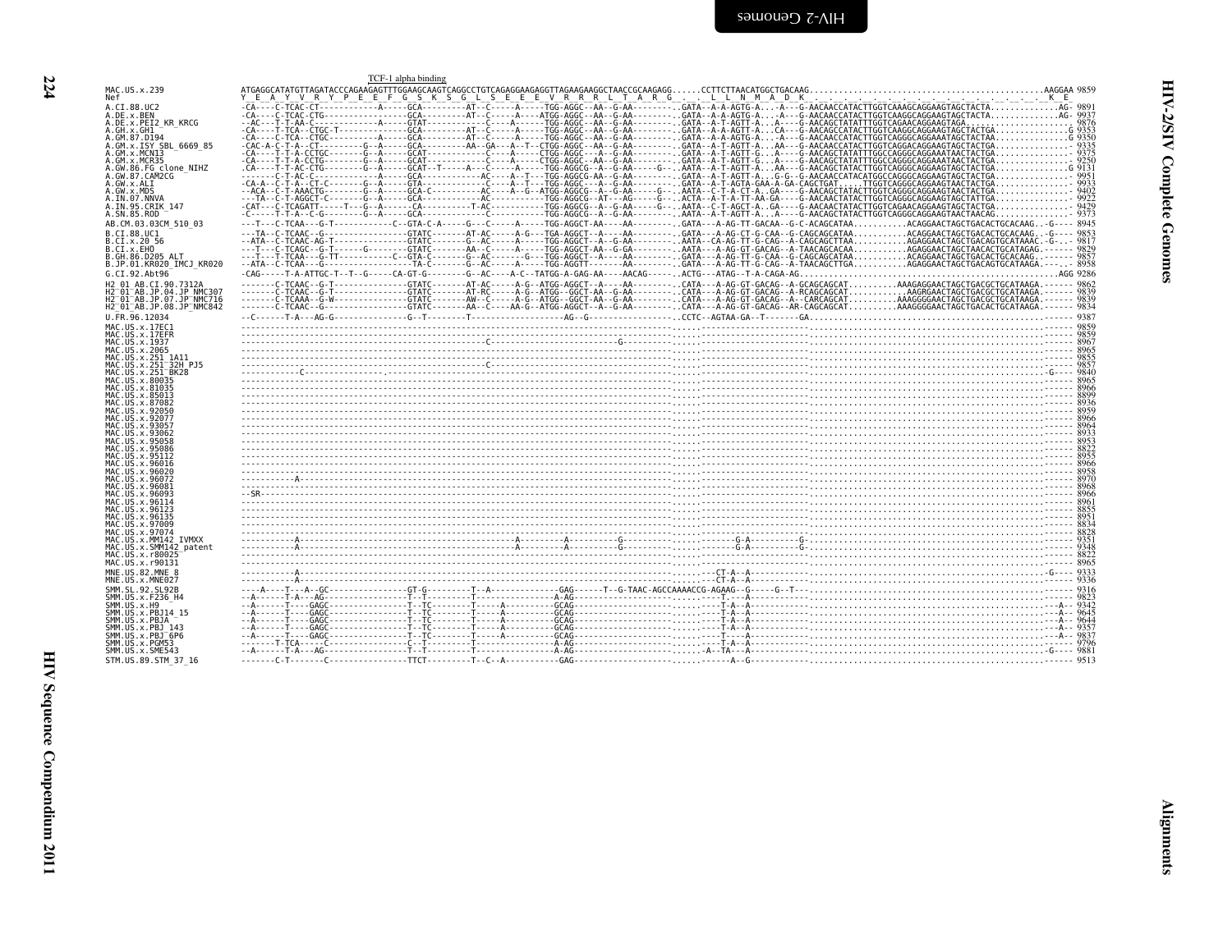TCF-1 alpha binding

```
MAC.US.x.239              ATGAGGCATATGTTAGATACCCAGAAGAGTTTGGAAGCAAGTCAGGCCTGTCAGAGGAAGAGGTTAGAAGAAGGCTAACCGCAAGAGG......CCTTCTTAACATGGCTGACAAG...............................................AAGGAA 9859
Nef                       Y  E  A  Y  V  R  Y  P  E  E  F  G  S  K  S  G  L  S  E  E  E  V  R  R  R  L  T  A  R  G  .  .  L  L  N  M  A  D  K  .  .  .  .  .  .  .  .  .  .  .  .  .  .  .  .  K  E
A.CI.88.UC2               -CA----C-TCAC-CT-----------A-----GCA---------AT--C-----A-----TGG-AGGC--AA--G-AA--------.GATA--A-A-AGTG-A...-A---G-AACAACCATACTTGGTCAAAGCAGGAAGTAGCTACTA.............AG- 9891
A.DE.x.BEN                -CA----C-TCAC-CTG----------------GCA---------AT--C-----A----ATGG-AGGC--AA--G-AA--------.GATA--A-A-AGTG-A...-A---G-AACAACCATACTTGGTCAAGGCAGGAAGTAGCTACTA.............AG- 9937
A.DE.x.PEI2_KR_KRCG       --AC---T-T-AA-C-----------A-----GTAT-----------C-----A-----TGG-AGGC--AA--G-AA--------.GATA--A-T-AGTT-A...A----G-AACAGCTATATTTGGTCAGAACAGGAAGTAGA.......................... 9876
A.GH.x.GH1                -CA----T-TCA--CTGC-T------------GCA---------AT--C-----A-----TGG-AGGC--AA--G-AA--------.GATA--A-A-AGTT-A...CA---G-AACAGCCATACTTGGTCAAGGCAGGAAGTAGCTACTGA..............G 9353
A.GM.87.D194              -CA----C-TCA--CTGC--------------GCA---------AT--C-----A-----TGG-AGGC--AA--G-AA--------.GATA--A-A-AGTG-A...-A---G-AACAACCATACTTGGTCAGGGCAGGAAATAGCTACTAA.............G 9350
A.GM.x.ISY_SBL_6669_85    -CAC-A-C-T-A--CT---------G--A-----GCA---------AA--GA---A--T--CTGG-AGGC--AA--G-AA--------.GATA--A-T-AGTT-A...AA---G-AACAACCATACTTGGTCAGGACAGGAAGTAGCTACTGA............... 9335
A.GM.x.MCN13              -CA----T-T-A-CCTGC-------G--A-----GCAT-----------C-----A-----CTGG-AGGC--A---G-AA--------.GATA--A-T-AGTT-G...A----G-AACAGCTATATTTGGCCAGGGCAGGAAATAACTACTGA............... 9375
A.GM.x.MCR35              -CA----T-T-A-CCTG--------G--A-----GCAT-----------C-----A-----CTGG-AGGC--AA--G-AA--------.GATA--A-T-AGTT-G...A----G-AACAGCTATATTTGGCCAGGGCAGGAAATAACTACTGA............... 9250
A.GW.86.FG_clone_NIHZ     -CA----T-T-AC-CTG--------G--A-----GCAT--T-----A---C-----A-----TGG-AGGCG--A--G-AA-----G--.AATA--A-T-AGTT-A...AA---G-AACAGCTATACTTGGTCAGGGCAGGAAGTAGCTACTGA..............G 9131
A.GW.87.CAM2CG            ------C-T-AC-C-------------A-----GCA-----------AC----A--T---TGG-AGGCG-AA--G-AA--------.GATA--A-T-AGTT-A...G-G--G-AACAACCATACATGGCCAGGGCAGGAAGTAGCTACTGA............... 9951
A.GW.x.ALI                -CA-A--C-T-A--CT-C-------G--A-----GTA-------------C-----A--T----TGG-AGGC--A---G-AA--------.GATA--A-T-AGTA-GAA-A-GA-CAGCTGAT.....TTGGTCAGGGCAGGAAGTAGCTACTGA............... 9933
A.GW.x.MDS                --ACA--C-T-AAACTG--------G--A-----GCA-C-----------AC----A--G--ATGG-AGGCG--A--G-AA-----G--.AATA--C-T-A-CT-A..GA----G-AACAGCTATACTTGGTCAGGGCAGGAAGTAGCTACTGA............... 9402
A.IN.07.NNVA              ---TA--C-T-AGGCT-C-------G--A-----GCA-----------AC-----------TGG-AGGCG--AT---AG-----G--.ACTA--A-T-A-TT-AA-GA----G-AACAACTATACTTGGTCAGGGCAGGAAGTAGCTATTGA............... 9922
A.IN.95.CRIK_147          -CAT---C-TCAGATT-----T---G--A-----CA-----------T-AC----------TGG-AGGCG--A--G-AA-----G--.AATA--C-T-AGCT-A..GA----G-AACAACTATACTTGGTCAGAACAGGAAGTAGCTACTGA............... 9429
A.SN.85.ROD               -C-----T-T-A--C-G--------G--A-----GCA------------C-----------TGG-AGGCG--A--G-AA--------.AATA--A-T-AGTT-A...A----G-AACAGCTATACTTGGTCAGGGCAGGAAGTAACTAACAG.............. 9373
AB.CM.03.03CM_510_03      ---T---C-TCAA---G-T-----------C--GTA-C-A-----G---C-----A-----TGG-AGGCT-AA----AA--------.GATA---A-AG-TT-GACAA--G-C-ACAGCATAA...........ACAGGAACTAGCTGACACTGCACAAG..-G---- 8945
B.CI.88.UC1               ---TA--C-TCAAC--G--------------GTATC-------AT-AC-----A-G---TGA-AGGCT--A----AA--------.GATA---A-AG-CT-G-CAA--G-CAGCAGCATAA...........ACAGGAACTAGCTGACACTGCACAAG..-G---- 9853
B.CI.x.20_56              --ATA--C-TCAAC-AG-T------------GTATC-------G--AC-----A-----TGG-AGGCT--A--G-AA--------.AATA---CA-AG-TT-G-CAG--A-CAGCAGCTTAA...........AGAGGAACTAGCTGACAGTGCATAAAC.-G--- 9817
B.CI.x.EHO                ---T---C-TCAGC--G-T------G------GTATC-------AA--C-----A-----TGG-AGGCT-AA--G-GA--------.GATA---A-AG-GT-GACAG--A-TAACAGCACAA...........AGAGGAACTAGCTAACACTGCATAGAG.------ 9829
B.GH.86.D205_ALT          ---T---T-TCAA---G-TT-----------C--GTA-C-------G--AC-----G---TGG-AGGCT--A----AA--------.GATA---A-AG-TT-G-CAA--G-CAGCAGCATAA...........ACAGGAACTAGCTGACACTGCACAAG..------ 9857
B.JP.01.KR020_IMCJ_KR020  -ATA---C-TCAA---G------------TA-C-------G--AC-----A-----TGG-AGGTT-----AA--------.GATA---A-AG-TT-G-CAG--A-TAACAGCTTGA...........AGAGGAACTAGCTGACAGTGCATAAGA.------ 8958
G.CI.92.Abt96             -CAG-----T-A-ATTGC-T--T--G-----CA-GT-G--------G--AC----A-C--TATGG-A-GAG-AA----AACAG-----.ACTG---ATAG--T-A-CAGA-AG...............................................AGG 9286
H2_01_AB.CI.90.7312A      -------C-TCAAC--G-T--------------GTATC-------AT-AC-----A-G--ATGG-AGGCT--A----AA--------.CATA---A-AG-GT-GACAG--A-GCAGCAGCAT..........AAAGAGGAACTAGCTGACGCTGCATAAGA.------ 9862
H2_01_AB.JP.04.JP_NMC307  -------C-TCAAC--G-T--------------GTATC-------AT-RC-----A-G--ATGG--GGCT-AA--G-AA--------.CATA---A-AG-GT-GACAG--A-RCAGCAGCAT...........AAGRGAACTAGCTGACGCTGCATAAGA.------ 9839
H2_01_AB.JP.07.JP_NMC716  -------C-TCAAA--G-W--------------GTATC-------AW--C-----A-G--ATGG--GGCT-AA--G-AA--------.CATA---A-AG-GT-GACAG--A--CARCAGCAT..........AAAGGGGAACTAGCTGACGCTGCATAAGA.------ 9839
H2_01_AB.JP.08.JP_NMC842  -------C-TCAAC--G----------------GTATC-------AA--C-----AA-G--ATGG-AGGCT--A--G-AA--------.CATA---A-AG-GT-GACAG--AR-CAGCAGCAT..........AAAGGGGAACTAGCTGACACTGCATAAGA.------ 9834
U.FR.96.12034             --C------T-A---AG-G-------------G--T-------T-----------------AG--G------------------.CCTC--AGTAA-GA--T------GA.................................................------ 9387
MAC.US.x.17EC1            ------------------------------------------------------------------------------------------.----------------------.............................................------ 9859
MAC.US.x.17EFR            ------------------------------------------------------------------------------------------.----------------------.............................................------ 9859
MAC.US.x.1937             ------------------------------------------------C---------------------G-------------------.----------------------.............................................------ 8967
MAC.US.x.2065             ------------------------------------------------------------------------------------------.----------------------.............................................------ 8965
MAC.US.x.251_1A11         ------------------------------------------------------------------------------------------.----------------------.............................................------ 9855
MAC.US.x.251_32H_PJ5      ------------------------------------------------C-----------------------------------------.----------------------.............................................------ 9857
MAC.US.x.251_BK28         ------------C-----------------------------------------------------------------------------.----------------------.............................................-G---- 9840
MAC.US.x.80035            ------------------------------------------------------------------------------------------.----------------------.............................................------ 8965
MAC.US.x.81035            ------------------------------------------------------------------------------------------.----------------------.............................................------ 8966
MAC.US.x.85013            ------------------------------------------------------------------------------------------.----------------------.............................................------ 8899
MAC.US.x.87082            ------------------------------------------------------------------------------------------.----------------------.............................................------ 8936
MAC.US.x.92050            ------------------------------------------------------------------------------------------.----------------------.............................................------ 8959
MAC.US.x.92077            ------------------------------------------------------------------------------------------.----------------------.............................................------ 8966
MAC.US.x.93057            ------------------------------------------------------------------------------------------.----------------------.............................................------ 8964
MAC.US.x.93062            ------------------------------------------------------------------------------------------.----------------------.............................................------ 8933
MAC.US.x.95058            ------------------------------------------------------------------------------------------.----------------------.............................................------ 8953
MAC.US.x.95086            ------------------------------------------------------------------------------------------.----------------------.............................................------ 8822
MAC.US.x.95112            ------------------------------------------------------------------------------------------.----------------------.............................................------ 8955
MAC.US.x.96016            ------------------------------------------------------------------------------------------.----------------------.............................................------ 8966
MAC.US.x.96020            ------------------------------------------------------------------------------------------.----------------------.............................................------ 8958
MAC.US.x.96072            -----------A------------------------------------------------------------------------------.----------------------.............................................------ 8970
MAC.US.x.96081            ------------------------------------------------------------------------------------------.----------------------.............................................------ 8968
MAC.US.x.96093            --SR--------------------------------------------------------------------------------------.----------------------.............................................------ 8966
MAC.US.x.96114            ------------------------------------------------------------------------------------------.----------------------.............................................------ 8961
MAC.US.x.96123            ------------------------------------------------------------------------------------------.----------------------.............................................------ 8855
MAC.US.x.96135            ------------------------------------------------------------------------------------------.----------------------.............................................------ 8951
MAC.US.x.97009            ------------------------------------------------------------------------------------------.----------------------.............................................------ 8834
MAC.US.x.97074            ------------------------------------------------------------------------------------------.----------------------.............................................------ 8828
MAC.US.x.MM142_IVMXX      -----------A-----------------------------------A---------A----------G---------------------.-------------G-A---------G-...........................................------ 9351
MAC.US.x.SMM142_patent    -----------A-----------------------------------A---------A----------G---------------------.-------------G-A---------G-...........................................------ 9348
MAC.US.x.r80025           ------------------------------------------------------------------------------------------.----------------------.............................................------ 8822
MAC.US.x.r90131           ------------------------------------------------------------------------------------------.----------------------.............................................------ 8965
MNE.US.82.MNE_8           -----------A------------------------------------------------------------------------------.--------CT-A--A-------.............................................-G---- 9333
MNE.US.x.MNE027           -----------A------------------------------------------------------------------------------.--------CT-A--A-------.............................................------ 9336
SMM.SL.92.SL92B           ----A----T---A--GC--------------GT-G---------T--A-------------GAG------T--G-TAAC-AGCCAAAACCG-AGAAG--G-----G--T--..............................................------ 9316
SMM.US.x.F236_H4          --A------T-A---AG---------------T--T---------T----------------A-AG--------------------.--------T---A-------------.............................................------ 9823
SMM.US.x.H9               --A------T----GAGC--------------T--TC--------T-----A----------GCAG--------------------.--------T-A--A------------.............................................--A-- 9342
SMM.US.x.PBJ14_15         --A------T----GAGC--------------T--TC--------T-----A----------GCAG--------------------.--------T-A--A------------.............................................--A-- 9645
SMM.US.x.PBJA             --A------T----GAGC--------------T--TC--------T-----A----------GCAG--------------------.--------T-A--A------------.............................................--A-- 9644
SMM.US.x.PBJ_143          --A------T----GAGC--------------T--TC--------T-----A----------GCAG--------------------.--------T-A--A------------.............................................--A-- 9357
SMM.US.x.PBJ_6P6          --A------T----GAGC--------------T--TC--------T-----A----------GCAG--------------------.--------T---A------------.............................................--A-- 9837
SMM.US.x.PGM53            ---------T-TCA------C-----------C--T---------T----------------A-AG--------------------.--------T-A--A------------.............................................------ 9796
SMM.US.x.SME543           --A------T-A---AG---------------T--T---------T----------------A-AG--------------------.-A--TA--A-----------------.............................................-G---- 9881
STM.US.89.STM_37_16       -------C-T-------C--------------TTCT---------T--C--A-----------GAG--------------------.--------A--G--------------.............................................------ 9513
```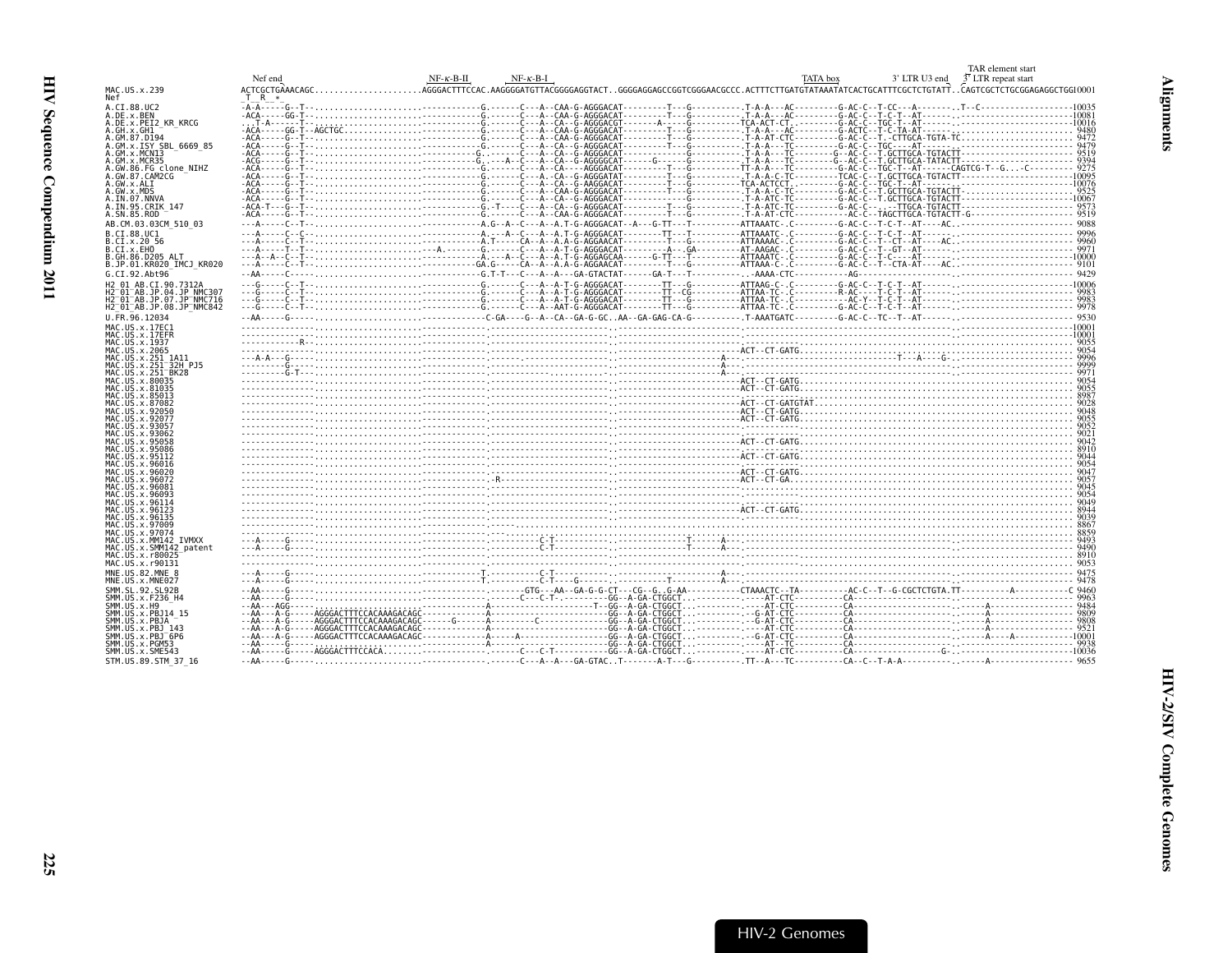```
                        Nef end                     NF-κ-B-II      NF-κ-B-I                                                        TATA box      3' LTR U3 end   TAR element start
                                                                                                                                                               3' LTR repeat start
MAC.US.x.239            ACTCGCTGAAACAGC.....................AGGGACTTTCCAC.AAGGGGATGTTACGGGGAGGTACT..GGGGAGGAGCCGGTCGGGAACGCCC.ACTTTCTTGATGTATAAATATCACTGCATTTCGCTCTGTATT..CAGTCGCTCTGCGGAGAGGCTGG10001
Nef                      T  R  *

A.CI.88.UC2             -A-A-----G--T--......................-----------G.------C---A--CAA-G-AGGGACAT---------T---G----------.T-A-A---AC---------G-AC-C--T-CC---A--------.T--C-------------------10035
A.DE.x.BEN              -ACA-----GG-T--......................-----------G.------C---A--CAA-G-AGGGACAT---------T---G----------.T-A-A---AC---------G-AC-C--T-C-T--AT------.-----------------------10081
A.DE.x.PEI2_KR_KRCG     ...T-A-----T--......................-----------G.------C---A--CA--G-AGGGACGT-------A-----G---------TCA-ACT-CT.--------G-AC-C--TGC-T--AT------.-----------------------10016
A.GH.x.GH1              -ACA-----GG-T--AGCTGC...............-----------G.------C---A--CAA-G-AGGGACAT---------T---G----------.T-A-A---AC---------G-ACTC--T-C-TA-AT------.----------------------- 9480
A.GM.87.D194            -ACA-----G--T--......................-----------G.------C---A--CAA-G-AGGGACAT---------T---G----------.T-A-AT-CTC--------G-AC-C--T--CTTGCA-TGTA-TC.---------------------- 9472
A.GM.x.ISY_SBL_6669_85  -ACA-----G--T--......................-----------G.------C---A--CA--G-AGGGACAT---------T---G----------.T-A-A---TC---------G-AC-C--TGC----AT------.----------------------- 9479
A.GM.x.MCN13            -ACA-----G--T--......................----------G.------C---A--CA--G-AGGGACAT-------------G----------.T-A-A---TC--------G--AC-C--T.GCTTGCA-TGTACTT-----------------------9519
A.GM.x.MCR35            -ACG-----G--T--......................-----------G.---A--C---A--CA--G-AGGGGCAT-------G-----G----------.T-A-A---TC--------G--AC-C--T.GCTTGCA-TATACTT----------------------- 9394
A.GW.86.FG_clone_NIHZ   -ACA-----G--T--......................-----------G.------C---A--CA----AGGGACAT---------T---G---------TT-A-A---TC---------G-AC-C--TGC-T--AT------CAGTCG-T--G...-C-------- 9275
A.GW.87.CAM2CG          -ACA-----G--T--......................-----------G.------C---A--CA--G-AGGGATAT---------T---G----------.T-A-A-C-TC---------TCAC-C--T.GCTTGCA-TGTACTT---------------------10095
A.GW.x.ALI              -ACA-----G--T--......................-----------G.------C---A--CA--G-AAGGACAT---------T---G---------TCA-ACTCCT.--------G-AC-C--TGC-T--AT------.---------------------10076
A.GW.x.MDS              -ACA-----G--T--......................-----------G.------C---A--CAA-G-AGGGACAT---------T---G----------.T-A-A-C-TC---------G-AC-C--T.GCTTGCA-TGTACTT---------------------- 9525
A.IN.07.NNVA            -ACA-----G--T--......................-----------G.------C---A--CA--G-AGGGACAT-------------G----------.T-A-ATC-TC---------G-AC-C--T.GCTTGCA-TGTACTT---------------------10067
A.IN.95.CRIK_147        -ACA-T---G--T--......................-----------G.-T----C---A--CA--G-AGGGACAT---------T---G----------.T-A-ATC-TC---------G-AC-C-----TTGCA-TGTACTT--------------------- 9573
A.SN.85.ROD             -ACA-----G--T--......................-----------G.------C---A--CAA-G-AGGGACAT---------T---G----------.T-A-AT-CTC---------AC-C--TAGCTTGCA-TGTACTT-G------------------- 9519
AB.CM.03.03CM_510_03    ---A-----C--T--......................-----------A.G--A--C---A--A.T-G-AGGGACAT--A---G-TT---T----------ATTAAATC-.C---------G-AC-C--T-C-T--AT----AC..--------------------- 9088
B.CI.88.UC1             ---A-----C--C--......................-----------A.---A--C---A--A.T-G-AGGGACAT---------TT---T----------ATTAAATC-.C---------G-AC-C--T-C-T--AT------.---------------------- 9996
B.CI.x.20_56            ---A-----C--T--......................-----------A.T-----CA--A--A.A-G-AGGAACAT---------T---G----------ATTAAAAC-.C---------G-AC-C--T--CT--AT----AC..--------------------- 9960
B.CI.x.EHO              ---A-----T--T--......................---A.------G.------C---A--A.T-G-AGGGACAT---------A---GA---------AT-AAGAC-.C---------G-AC-C--T--GT--AT------.---------------------- 9971
B.GH.86.D205_ALT        ---A--A--C--T--......................-----------A.---A--C---A--A.T-G-AGGAGCAA------G-TT---T----------ATTAAATC-.C---------G-AC-C--T-C---AT------.---------------------10000
B.JP.01.KR020_IMCJ_KR020 --A-----C--T--......................-----------GA.G-----CA--A--A.A-G-AGGAACAT---------T---G----------ATTAAA-C-.C---------G-AC-C--T--CTA-AT----AC..--------------------- 9101
G.CI.92.Abt96           --AA-----C-----......................-----------G.T-T---C---A--A----GA-GTACTAT-------GA-T---T----------.AAAA-CTC---------AG------------------------------------------------ 9429
H2_01_AB.CI.90.7312A    ---G-----C--T--......................-----------G.------C---A--A.T-G-AGGGACAT---------TT---G----------ATTAAG-C-.C---------G-AC-C--T-C-T--AT------.---------------------10006
H2_01_AB.JP.04.JP_NMC307 --G-----C--T--......................-----------G.------C---A--A.T-G-AGGGACAT---------TT--CG---------ATTAA-TC-.C---------R-AC----T-C-T--AT------.---------------------- 9983
H2_01_AB.JP.07.JP_NMC716 --G-----C--T--......................-----------G.------C---A--A.T-G-AGGGACAT---------TT---G----------ATTAA-TC-.C---------G-AC-Y--T-C-T--AT------.---------------------- 9983
H2_01_AB.JP.08.JP_NMC842 --G-----C--T--......................-----------G.------C---A--A.T-G-AGGGACAT---------TT---G----------ATTAA-TC-.C---------G-AC-C--T-C-T--AT------.---------------------- 9978
U.FR.96.12034           --AA-----G-----......................------------C-GA----G--A--CA--GA-G-GC..AA--GA-GAG-CA-G----------.T-AAATGATC---------G-AC-C--TC--T--AT------.---------------------- 9530
MAC.US.x.17EC1          ---------------......................--------------.----------------------..----------------------------.-----------------------------------------------.---------------------10001
MAC.US.x.17EFR          ---------------......................--------------.----------------------..----------------------------.-----------------------------------------------.---------------------10001
MAC.US.x.1937           ------------R--......................--------------.----------------------..----------------------------.-----------------------------------------------.---------------------- 9055
MAC.US.x.2065           ---------------......................--------------.----------------------..----------------------------ACT--CT-GATG.................................................. 9054
MAC.US.x.251_1A11       ---A-A---G-----......................--------------.----------------------..----------------------------A---.---------------------T----A----G--.---------------------- 9996
MAC.US.x.251_32H_PJ5    ---------G-----......................--------------.----------------------..----------------------------A---.-----------------------------------------------.---------------------- 9999
MAC.US.x.251_BK28       ---------G-T---......................--------------.----------------------..----------------------------A---.-----------------------------------------------.---------------------- 9971
MAC.US.x.80035          ---------------......................--------------.----------------------..----------------------------ACT--CT-GATG.................................................. 9054
MAC.US.x.81035          ---------------......................--------------.----------------------..----------------------------ACT--CT-GATG.................................................. 9055
MAC.US.x.85013          ---------------......................--------------.----------------------..----------------------------.-----------------------------------------------.---------------------- 8987
MAC.US.x.87082          ---------------......................--------------.----------------------..----------------------------ACT--CT-GATGTAT............................................... 9028
MAC.US.x.92050          ---------------......................--------------.----------------------..----------------------------ACT--CT-GATG.................................................. 9048
MAC.US.x.92077          ---------------......................--------------.----------------------..----------------------------ACT--CT-GATG.................................................. 9055
MAC.US.x.93057          ---------------......................--------------.----------------------..----------------------------.-----------------------------------------------.---------------------- 9052
MAC.US.x.93062          ---------------......................--------------.----------------------..----------------------------.-----------------------------------------------.---------------------- 9021
MAC.US.x.95058          ---------------......................--------------.----------------------..----------------------------ACT--CT-GATG.................................................. 9042
MAC.US.x.95086          ---------------......................--------------.----------------------..----------------------------.-----------------------------------------------.---------------------- 8910
MAC.US.x.95112          ---------------......................--------------.----------------------..----------------------------ACT--CT-GATG.................................................. 9044
MAC.US.x.96016          ---------------......................--------------.----------------------..----------------------------.-----------------------------------------------.---------------------- 9054
MAC.US.x.96020          ---------------......................--------------.----------------------..----------------------------ACT--CT-GATG.................................................. 9047
MAC.US.x.96072          ---------------......................-------------R.----------------------..----------------------------ACT--CT-GA.................................................... 9057
MAC.US.x.96081          ---------------......................--------------.----------------------..----------------------------.-----------------------------------------------.---------------------- 9045
MAC.US.x.96093          ---------------......................--------------.----------------------..----------------------------.-----------------------------------------------.---------------------- 9054
MAC.US.x.96114          ---------------......................--------------.----------------------..----------------------------.-----------------------------------------------.---------------------- 9049
MAC.US.x.96123          ---------------......................--------------.----------------------..----------------------------ACT--CT-GATG.................................................. 8944
MAC.US.x.96135          ---------------......................--------------.----------------------..----------------------------.-----------------------------------------------.---------------------- 9039
MAC.US.x.97009          ---------------......................--------------.----------------------..----------------------------.-----------------------------------------------.---------------------- 8867
MAC.US.x.97074          ---------------......................--------------.----------------------..----------------------------.-----------------------------------------------.---------------------- 8859
MAC.US.x.MM142_IVMXX    ---A-----G-----......................--------------.--C-T-----------------..-----T----------A---.-----------------------------------------------.---------------------- 9493
MAC.US.x.SMM142_patent  ---A-----G-----......................--------------.--C-T-----------------..-----T----------A---.-----------------------------------------------.---------------------- 9490
MAC.US.x.r80025         ---------------......................--------------.----------------------..----------------------------.-----------------------------------------------.---------------------- 8910
MAC.US.x.r90131         ---------------......................--------------.----------------------..----------------------------.-----------------------------------------------.---------------------- 9053
MNE.US.82.MNE_8         ---A-----G-----......................-----------T.----------C-T-----------..-----T----------A---.-----------------------------------------------.---------------------- 9475
MNE.US.x.MNE027         ---A-----G-----......................-----------T.----------C-T----G-------..-----T----------A---.-----------------------------------------------.---------------------- 9478
SMM.SL.92.SL92B         --AA-----G-----......................-----------.------GTG---AA--GA-G-G-CT---CG--G..G-AA----------CTAAACTC--TA---------AC-C--T--G-CGCTCTGTA.TT----------A-----------C 9460
SMM.US.x.F236_H4        --AA-----G-----......................-----------.------C---C-T----------GG--A-GA-CTGGCT..----------AT-CTC---------CA--------------------.------------------------ 9963
SMM.US.x.H9             --AA---AGG-----......................-----------A-----------------------T--GG--A-GA-CTGGCT..----------AT-CTC---------CA--------------------.------A---------------- 9484
SMM.US.x.PBJ14_15       --AA---A-G-----AGGGACTTTCCACAAAGACAGC-----------A-----------------------GG--A-GA-CTGGCT..-----------G-AT-CTC---------CA--------------------.------A---------------- 9809
SMM.US.x.PBJA           --AA---A-G-----AGGGACTTTCCACAAAGACAGC-----G----A-------C----------------GG--A-GA-CTGGCT..-----------G-AT-CTC---------CA--------------------.------A---------------- 9808
SMM.US.x.PBJ_143        --AA---A-G-----AGGGACTTTCCACAAAGACAGC-----------A-----------------------GG--A-GA-CTGGCT..----------AT-CTC---------CA--------------------.------A---------------- 9521
SMM.US.x.PBJ_6P6        --AA---A-G-----AGGGACTTTCCACAAAGACAGC-----------A-----A-----------------GG--A-GA-CTGGCT..-----------G-AT-CTC---------CA--------------------.------A----A----------10001
SMM.US.x.PGM53          --AA-----G-----......................-----------.-----------------------GG--A-GA-CTGGCT..----------AT--TC---------CA--------------------.------A---------------- 9938
SMM.US.x.SME543         --AA-----G-----AGGGACTTTCACA.........-----------.-----C-T--------------GG--A-GA-CTGGCT..----------AT-CTC---------CA---------------G-.------A----------------10036
STM.US.89.STM_37_16     --AA-----G-----......................-----------.------C---A---A---GA-GTAC..T-------A-T---G----------.TT--A---TC---------CA--C--T-A-A-----------.------A---------------- 9655
```

HIV-2 Genomes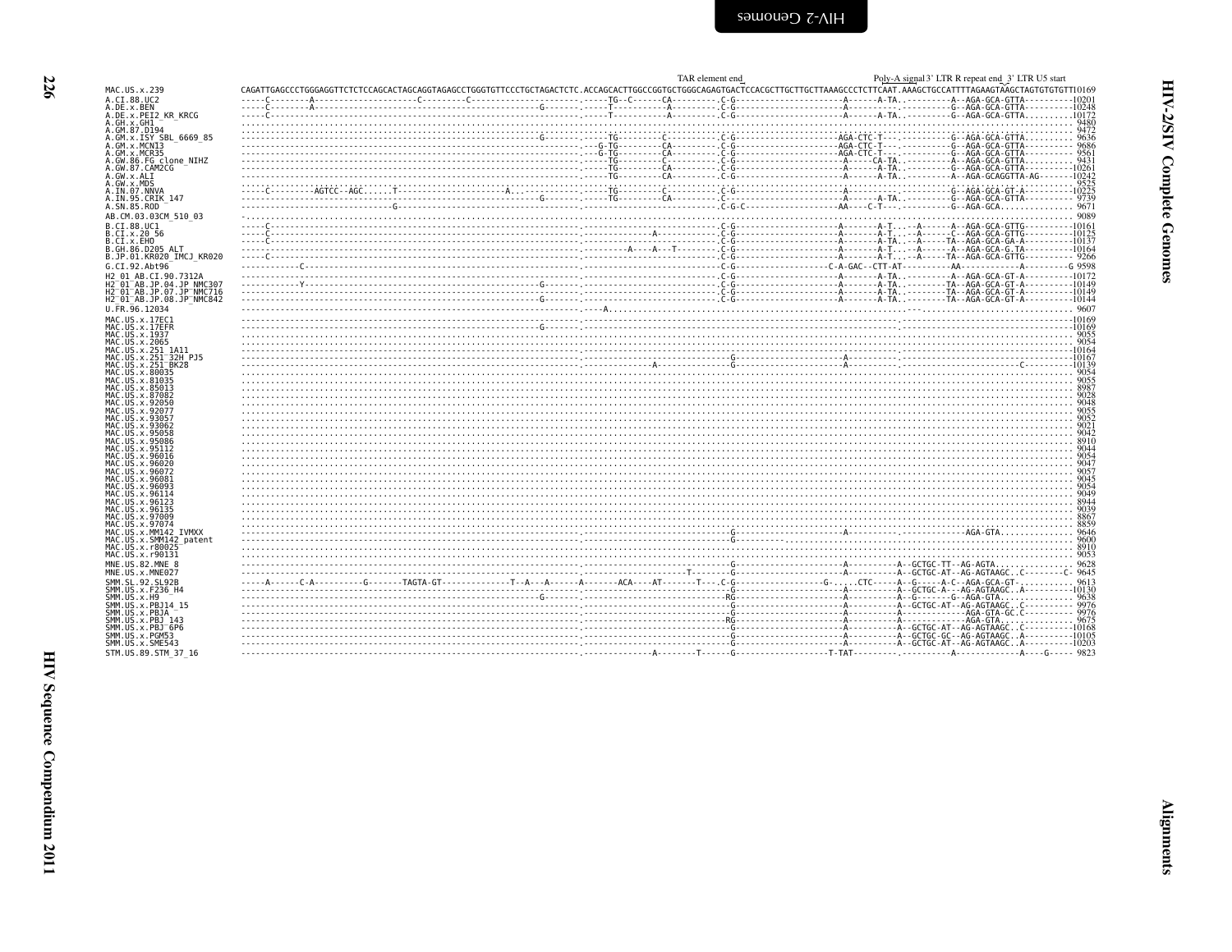TAR element end | Poly-A signal 3' LTR R repeat end 3' LTR U5 start

```
MAC.US.x.239              CAGATTGAGCCCTGGGAGGTTCTCTCCAGCACTAGCAGGTAGAGCCTGGGTGTTCCCTGCTAGACTCTC.ACCAGCACTTGGCCGGTGCTGGGCAGAGTGACTCCACGCTTGCTTGCTTAAAGCCCTCTTCAAT.AAAGCTGCCATTTTAGAAGTAAGCTAGTGTGTGTT10169
A.CI.88.UC2               -----C--------A--------------------C---------C--------------------------.------TG--C------CA---------.C-G--------------------A-------A-TA.-----------A--AGA-GCA-GTTA---------10201
A.DE.x.BEN                -----C--------A-----------------------------------------G--------.------T-----------A---------.C-G--------------------A-----------.----------G--AGA-GCA-GTTA---------10248
A.DE.x.PEI2_KR_KRCG       -----C----------------------------------------------------------------.------T-----------A---------.C-G--------------------A-------A-TA.-----------G--AGA-GCA-GTTA.........10172
A.GH.x.GH1                .......................................................................................................................................................  9480
A.GM.87.D194              .......................................................................................................................................................  9472
A.GM.x.ISY_SBL_6669_85    --------------------------------------------------G--------.------TG---------C---------.C-G-----------------AGA-CTC-T----.----------G--AGA-GCA-GTTA.........  9636
A.GM.x.MCN13              ---------------------------------------------------------------------.----G-TG---------CA---------.C-G-----------------AGA-CTC-T----.----------G--AGA-GCA-GTTA---------  9686
A.GM.x.MCR35              ---------------------------------------------------------------------.----G-TG---------CA---------.C-G-----------------AGA-CTC-T----.----------G--AGA-GCA-GTTA---------  9561
A.GW.86.FG_clone_NIHZ     ---------------------------------------------------------------------.------TG---------C----------.C-G--------------------A------CA-TA.-----------A--AGA-GCA-GTTA.........  9431
A.GW.87.CAM2CG            ---------------------------------------------------------------------.------TG---------CA---------.C-G--------------------A-------A-TA.-----------G--AGA-GCA-GTTA---------10261
A.GW.x.ALI                ---------------------------------------------------------------------.------TG---------CA---------.C-G--------------------A-------A-TA.-----------A--AGA-GCAGGTTA-AG-------10242
A.GW.x.MDS                .......................................................................................................................................................  9525
A.IN.07.NNVA              -----C---------AGTCC--AGC.....T----------------------A.----------------.------TG---------C----------.C-G--------------------A-----------.-----------G--AGA-GCA-GT-A---------10225
A.IN.95.CRIK_147          --------------------------------------------------G--------.------TG---------CA---------.C--------------------A-------A-TA.-----------G--AGA-GCA-GTTA---------  9739
A.SN.85.ROD               ---------------------------G------------------------------------------.--------------------------.C-G-C-------------------AA----C-T---.-----------G--AGA-GCA.........  9671
AB.CM.03.03CM_510_03      .......................................................................................................................................................  9089
B.CI.88.UC1               -----C----------------------------------------------------------------.--------------------------.C-G--------------------A-------A-T.---A------A--AGA-GCA-GTTG---------10161
B.CI.x.20_56              -----C----------------------------------------------------------------.-----------------A---------.C-G--------------------A-------A-T.---A------C--AGA-GCA-GTTG---------10125
B.CI.x.EHO                -----C----------------------------------------------------------------.--------------------------.C-G--------------------A-------A-TA.---A------TA--AGA-GCA-GA-A--------10137
B.GH.86.D205_ALT          ---------------------------------------------------------------------.-----------A---A---T--------.C-G--------------------A-------A-T.---A------A--AGA-GCA-G.TA---------10164
B.JP.01.KR020_IMCJ_KR020  -----C----------------------------------------------------------------.--------------------------.C-G--------------------A-------A-T.---A-----TA--AGA-GCA-GTTG---------  9266
G.CI.92.Abt96             -----------C----------------------------------------------------------.--------------------------.C-G-------------------C-A-GAC--CTT-AT----------AA------------A---------G 9598
H2_01_AB.CI.90.7312A      ---------------------------------------------------------------------.--------------------------.C-G--------------------A-------A-TA.-----------A--AGA-GCA-GT-A---------10172
H2_01_AB.JP.04.JP_NMC307  ----------Y-------------------------------------------G--------.--------------------------.C-G--------------------A-------A-TA.----------TA--AGA-GCA-GT-A---------10149
H2_01_AB.JP.07.JP_NMC716  ---------------------------------------------------------------------.--------------------------.C-G--------------------A-------A-TA.----------TA--AGA-GCA-GT-A---------10149
H2_01_AB.JP.08.JP_NMC842  --------------------------------------------------G--------.--------------------------.C-G--------------------A-------A-TA.----------TA--AGA-GCA-GT-A---------10144
U.FR.96.12034             ---------------------------------------------------------------------.----A.............................................................................................  9607
MAC.US.x.17EC1            ---------------------------------------------------------------------.-----------------------------------------------------------------.--------------------------------10169
MAC.US.x.17EFR            --------------------------------------------------G--------.-----------------------------------------------------------------.--------------------------------10169
MAC.US.x.1937             .......................................................................................................................................................  9055
MAC.US.x.2065             .......................................................................................................................................................  9054
MAC.US.x.251_1A11         ---------------------------------------------------------------------.-----------------------------------------------------------------.--------------------------------10164
MAC.US.x.251_32H_PJ5      ---------------------------------------------------------------------.-------------------------G----------------------A-----------.--------------------------------10167
MAC.US.x.251_BK28         ---------------------------------------------------------------------.-----------A-------------G----------------------A-----------.-------------------------C-------10139
MAC.US.x.80035            .......................................................................................................................................................  9054
MAC.US.x.81035            .......................................................................................................................................................  9055
MAC.US.x.85013            .......................................................................................................................................................  8987
MAC.US.x.87082            .......................................................................................................................................................  9028
MAC.US.x.92050            .......................................................................................................................................................  9048
MAC.US.x.92077            .......................................................................................................................................................  9055
MAC.US.x.93057            .......................................................................................................................................................  9052
MAC.US.x.93062            .......................................................................................................................................................  9021
MAC.US.x.95058            .......................................................................................................................................................  9042
MAC.US.x.95086            .......................................................................................................................................................  8910
MAC.US.x.95112            .......................................................................................................................................................  9044
MAC.US.x.96016            .......................................................................................................................................................  9054
MAC.US.x.96020            .......................................................................................................................................................  9047
MAC.US.x.96072            .......................................................................................................................................................  9057
MAC.US.x.96081            .......................................................................................................................................................  9045
MAC.US.x.96093            .......................................................................................................................................................  9054
MAC.US.x.96114            .......................................................................................................................................................  9049
MAC.US.x.96123            .......................................................................................................................................................  8944
MAC.US.x.96135            .......................................................................................................................................................  9039
MAC.US.x.97009            .......................................................................................................................................................  8867
MAC.US.x.97074            .......................................................................................................................................................  8859
MAC.US.x.MM142_IVMXX      ---------------------------------------------------------------------.-------------------------G----------------------A-----------.---------------AGA-GTA.............  9646
MAC.US.x.SMM142_patent    ---------------------------------------------------------------------.-------------------------G..............................................................  9600
MAC.US.x.r80025           .......................................................................................................................................................  8910
MAC.US.x.r90131           .......................................................................................................................................................  9053
MNE.US.82.MNE_8           ---------------------------------------------------------------------.-------------------------G----------------------A----------A--GCTGC-TT--AG-AGTA...............  9628
MNE.US.x.MNE027           ---------------------------------------------------------------------.-------------------T-----G----------------------A----------A--GCTGC-AT--AG-AGTAAGC..C--------C-  9645
SMM.SL.92.SL92B           -----A------C-A----------G-------TAGTA-GT-------------T--A---A------A-------ACA----AT-------T---.C-G-----------------G-.....CTC-----A--G-----A-C--AGA-GCA-GT-..........  9613
SMM.US.x.F236_H4          ---------------------------------------------------------------------.-------------------------G----------------------A----------A--GCTGC-A---AG-AGTAAGC..A---------10130
SMM.US.x.H9               --------------------------------------------------G--------.-------------------------RG---------------------A----------A--G-------G--AGA-GTA..........  9638
SMM.US.x.PBJ14_15         ---------------------------------------------------------------------.-------------------------G----------------------A----------A--GCTGC-AT--AG-AGTAAGC..C---------  9976
SMM.US.x.PBJA             ---------------------------------------------------------------------.-------------------------G----------------------A----------A---------------AGA-GTA-GC.C---------  9976
SMM.US.x.PBJ_143          ---------------------------------------------------------------------.-------------------------RG---------------------A----------A---------------AGA-GTA..............  9675
SMM.US.x.PBJ_6P6          ---------------------------------------------------------------------.-------------------------G----------------------A----------A--GCTGC-AT--AG-AGTAAGC..C---------10168
SMM.US.x.PGM53            ---------------------------------------------------------------------.-------------------------G----------------------A----------A--GCTGC-GC--AG-AGTAAGC..A---------10105
SMM.US.x.SME543           ---------------------------------------------------------------------.-------------------------G----------------------A----------A--GCTGC-AT--AG-AGTAAGC..A---------10203
STM.US.89.STM_37_16       ---------------------------------------------------------------------.-------------A---------T------G-------------------T-TAT----------.----------A------------A----G-----  9823
```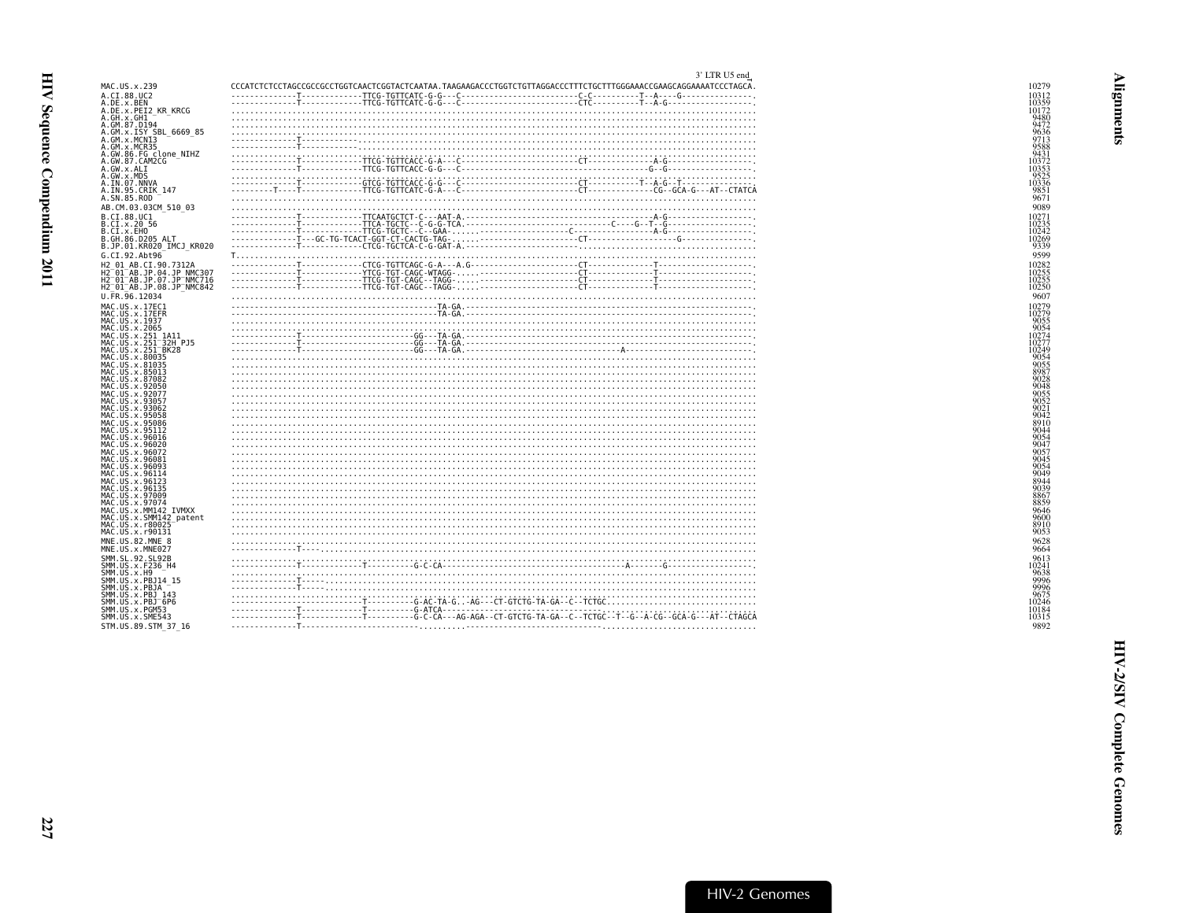3' LTR U5 end

```
MAC.US.x.239                 CCCATCTCTCCTAGCCGCCGCCTGGTCAACTCGGTACTCAATAA.TAAGAAGACCCTGGTCTGTTAGGACCCTTTCTGCTTTGGGAAACCGAAGCAGGAAAATCCCTAGCA.   10279
A.CI.88.UC2                  --------------T-------------TTCG-TGTTCATC-G-G---C------------------------C-C----------T--A----G---------------.   10312
A.DE.x.BEN                   --------------T-------------TTCG-TGTTCATC-G-G---C------------------------CTC----------T--A-G-----------------.   10359
A.DE.x.PEI2_KR_KRCG          ...............................................................................................................   10172
A.GH.x.GH1                   ...............................................................................................................   9480
A.GM.87.D194                 ...............................................................................................................   9472
A.GM.x.ISY_SBL_6669_85       ...............................................................................................................   9636
A.GM.x.MCN13                 --------------T................................................................................................   9713
A.GM.x.MCR35                 --------------T-----------.....................................................................................   9588
A.GW.86.FG_clone_NIHZ        ...............................................................................................................   9431
A.GW.87.CAM2CG               --------------T-------------TTCG-TGTTCACC-G-A---C------------------------CT-------------A-G-----------------.   10372
A.GW.x.ALI                   --------------T-------------TTCG-TGTTCACC-G-G---C---------------------------------------G--G-----------------.   10353
A.GW.x.MDS                   ...............................................................................................................   9525
A.IN.07.NNVA                 --------------T-------------GTCG-TGTTCACC-G-G---C------------------------CT----------T--A-G--T--------------.   10336
A.IN.95.CRIK_147             ---------T----T-------------TTCG-TGTTCATC-G-A---C------------------------CT--------------CG--GCA-G---AT--CTATCA   9851
A.SN.85.ROD                  ...............................................................................................................   9671
AB.CM.03.03CM_510_03         ...............................................................................................................   9089
B.CI.88.UC1                  --------------T-------------TTCAATGCTCT-C---AAT-A.------------------------------------A-G-----------------.   10271
B.CI.x.20_56                 --------------T-------------TTCA-TGCTC--C-G-G-TCA.-----------------------------C----G--T--G-----------------.   10235
B.CI.x.EHO                   --------------T-------------TTCG-TGCTC--C--GAA-......-------------------C---------------A-G-----------------.   10242
B.GH.86.D205_ALT             --------------T---GC-TG-TCACT-GGT-CT-CACTG-TAG-......--------------------CT-------------------G-------------.   10269
B.JP.01.KR020_IMCJ_KR020     --------------T-------------CTCG-TGCTCA-C-G-GAT-A.......................................................   9339
G.CI.92.Abt96                T..............................................................................................................   9599
H2_01_AB.CI.90.7312A         --------------T-------------CTCG-TGTTCAGC-G-A---A.G---------------------CT-------------T------------------.   10282
H2_01_AB.JP.04.JP_NMC307     --------------T-------------YTCG-TGT-CAGC-WTAGG-.....-------------------CT-------------T------------------.   10255
H2_01_AB.JP.07.JP_NMC716     --------------T-------------TTCG-TGT-CAGC--TAGG-.....-------------------CT-------------T------------------.   10255
H2_01_AB.JP.08.JP_NMC842     --------------T-------------TTCG-TGT-CAGC--TAGG-.....-------------------CT-------------T------------------.   10250
U.FR.96.12034                ...............................................................................................................   9607
MAC.US.x.17EC1               ---------------------------------------------TA-GA.---------------------------------------------------------.   10279
MAC.US.x.17EFR               ---------------------------------------------TA-GA.---------------------------------------------------------.   10279
MAC.US.x.1937                ...............................................................................................................   9055
MAC.US.x.2065                ...............................................................................................................   9054
MAC.US.x.251_1A11            --------------T-------------------------GG---TA-GA.---------------------------------------------------------.   10274
MAC.US.x.251_32H_PJ5         --------------T-------------------------GG---TA-GA.---------------------------------------------------------.   10277
MAC.US.x.251_BK28            --------------T-------------------------GG---TA-GA.--------------------------------A------------------------.   10249
MAC.US.x.80035               ...............................................................................................................   9054
MAC.US.x.81035               ...............................................................................................................   9055
MAC.US.x.85013               ...............................................................................................................   8987
MAC.US.x.87082               ...............................................................................................................   9028
MAC.US.x.92050               ...............................................................................................................   9048
MAC.US.x.92077               ...............................................................................................................   9055
MAC.US.x.93057               ...............................................................................................................   9052
MAC.US.x.93062               ...............................................................................................................   9021
MAC.US.x.95058               ...............................................................................................................   9042
MAC.US.x.95086               ...............................................................................................................   8910
MAC.US.x.95112               ...............................................................................................................   9044
MAC.US.x.96016               ...............................................................................................................   9054
MAC.US.x.96020               ...............................................................................................................   9047
MAC.US.x.96072               ...............................................................................................................   9057
MAC.US.x.96081               ...............................................................................................................   9045
MAC.US.x.96093               ...............................................................................................................   9054
MAC.US.x.96114               ...............................................................................................................   9049
MAC.US.x.96123               ...............................................................................................................   8944
MAC.US.x.96135               ...............................................................................................................   9039
MAC.US.x.97009               ...............................................................................................................   8867
MAC.US.x.97074               ...............................................................................................................   8859
MAC.US.x.MM142_IVMXX         ...............................................................................................................   9646
MAC.US.x.SMM142_patent       ...............................................................................................................   9600
MAC.US.x.r80025              ...............................................................................................................   8910
MAC.US.x.r90131              ...............................................................................................................   9053
MNE.US.82.MNE_8              ...............................................................................................................   9628
MNE.US.x.MNE027              --------------T................................................................................................   9664
SMM.SL.92.SL92B              ...............................................................................................................   9613
SMM.US.x.F236_H4             --------------T-------------T----------G-C-CA--------------------------------------A-------G-----------------.   10241
SMM.US.x.H9                  ...............................................................................................................   9638
SMM.US.x.PBJ14_15            --------------T................................................................................................   9996
SMM.US.x.PBJA                --------------T-----...........................................................................................   9996
SMM.US.x.PBJ_143             ...............................................................................................................   9675
SMM.US.x.PBJ_6P6             ----------------------------T----------G-AC-TA-G...AG---CT-GTCTG-TA-GA--C--TCTGC...............................   10246
SMM.US.x.PGM53               --------------T-------------T----------G-ATCA---------------------------------------..........................   10184
SMM.US.x.SME543              --------------T-------------T----------G-C-CA---AG-AGA--CT-GTCTG-TA-GA--C--TCTGC--T--G--A-CG--GCA-G---AT--CTAGCA   10315
STM.US.89.STM_37_16          --------------T-----------------------.........----------------------------...............................   9892
```